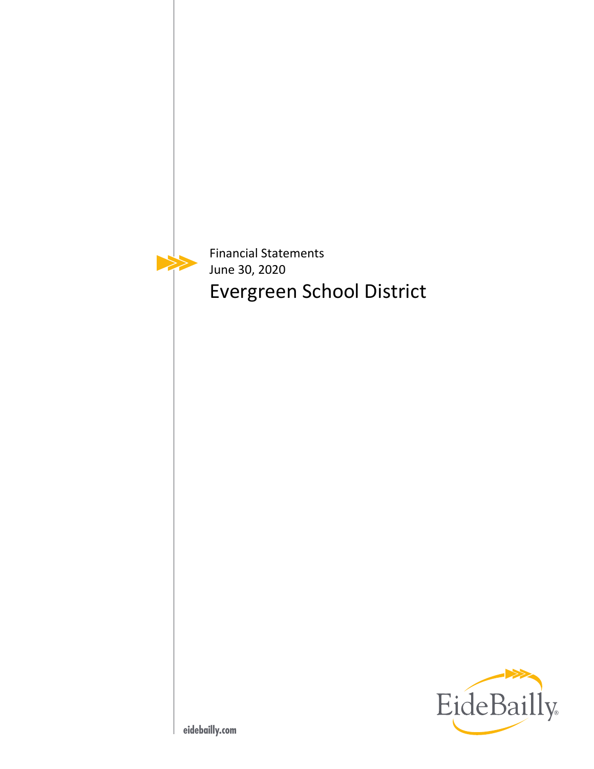Financial Statements

June 30, 2020

# Evergreen School District

EideBailly

eidebailly.com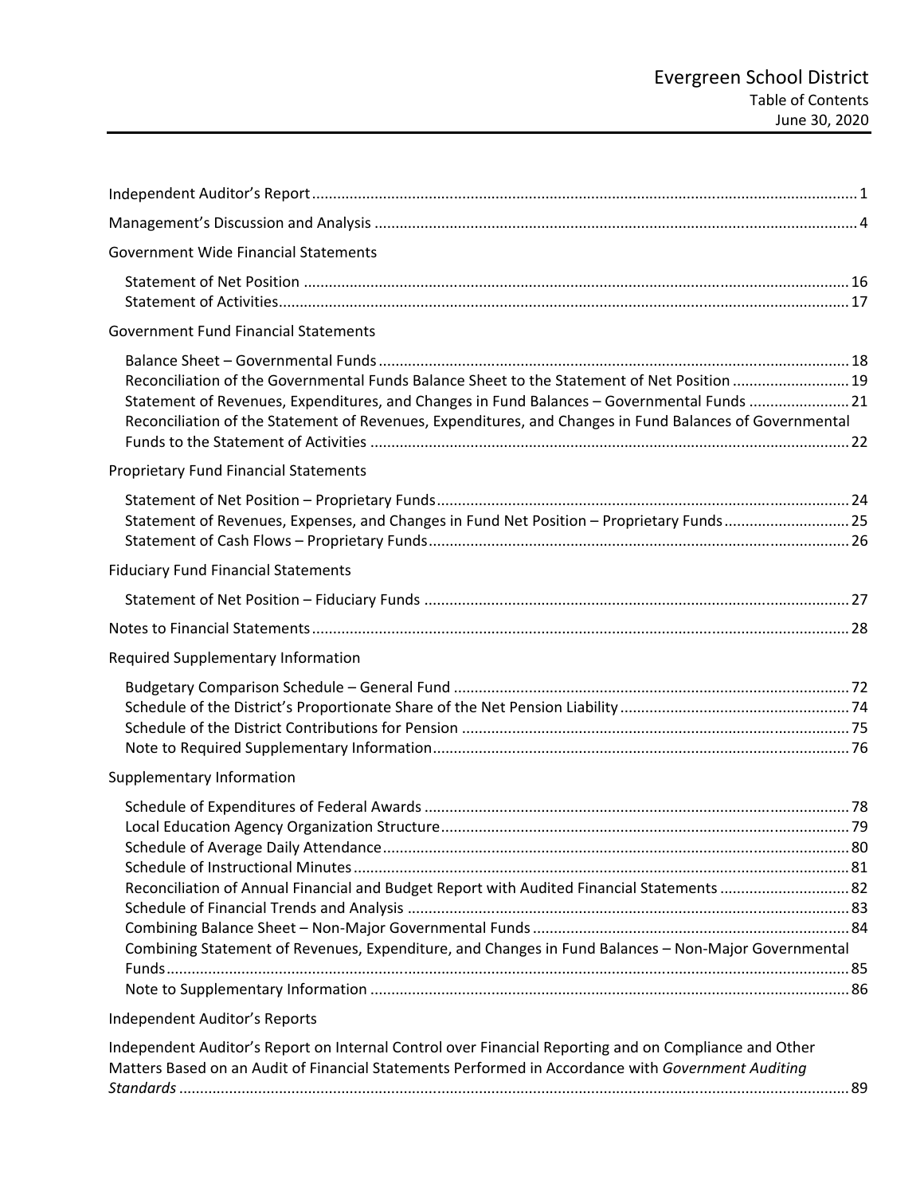# Evergreen School District

## Table of Contents

## June 30, 2020

| | |
|---|---|
| Independent Auditor's Report | 1 |
| Management's Discussion and Analysis | 4 |
| **Government Wide Financial Statements** | |
| Statement of Net Position | 16 |
| Statement of Activities | 17 |
| **Government Fund Financial Statements** | |
| Balance Sheet – Governmental Funds | 18 |
| Reconciliation of the Governmental Funds Balance Sheet to the Statement of Net Position | 19 |
| Statement of Revenues, Expenditures, and Changes in Fund Balances – Governmental Funds | 21 |
| Reconciliation of the Statement of Revenues, Expenditures, and Changes in Fund Balances of Governmental Funds to the Statement of Activities | 22 |
| **Proprietary Fund Financial Statements** | |
| Statement of Net Position – Proprietary Funds | 24 |
| Statement of Revenues, Expenses, and Changes in Fund Net Position – Proprietary Funds | 25 |
| Statement of Cash Flows – Proprietary Funds | 26 |
| **Fiduciary Fund Financial Statements** | |
| Statement of Net Position – Fiduciary Funds | 27 |
| Notes to Financial Statements | 28 |
| **Required Supplementary Information** | |
| Budgetary Comparison Schedule – General Fund | 72 |
| Schedule of the District's Proportionate Share of the Net Pension Liability | 74 |
| Schedule of the District Contributions for Pension | 75 |
| Note to Required Supplementary Information | 76 |
| **Supplementary Information** | |
| Schedule of Expenditures of Federal Awards | 78 |
| Local Education Agency Organization Structure | 79 |
| Schedule of Average Daily Attendance | 80 |
| Schedule of Instructional Minutes | 81 |
| Reconciliation of Annual Financial and Budget Report with Audited Financial Statements | 82 |
| Schedule of Financial Trends and Analysis | 83 |
| Combining Balance Sheet – Non-Major Governmental Funds | 84 |
| Combining Statement of Revenues, Expenditure, and Changes in Fund Balances – Non-Major Governmental Funds | 85 |
| Note to Supplementary Information | 86 |
| **Independent Auditor's Reports** | |
| Independent Auditor's Report on Internal Control over Financial Reporting and on Compliance and Other Matters Based on an Audit of Financial Statements Performed in Accordance with *Government Auditing Standards* | 89 |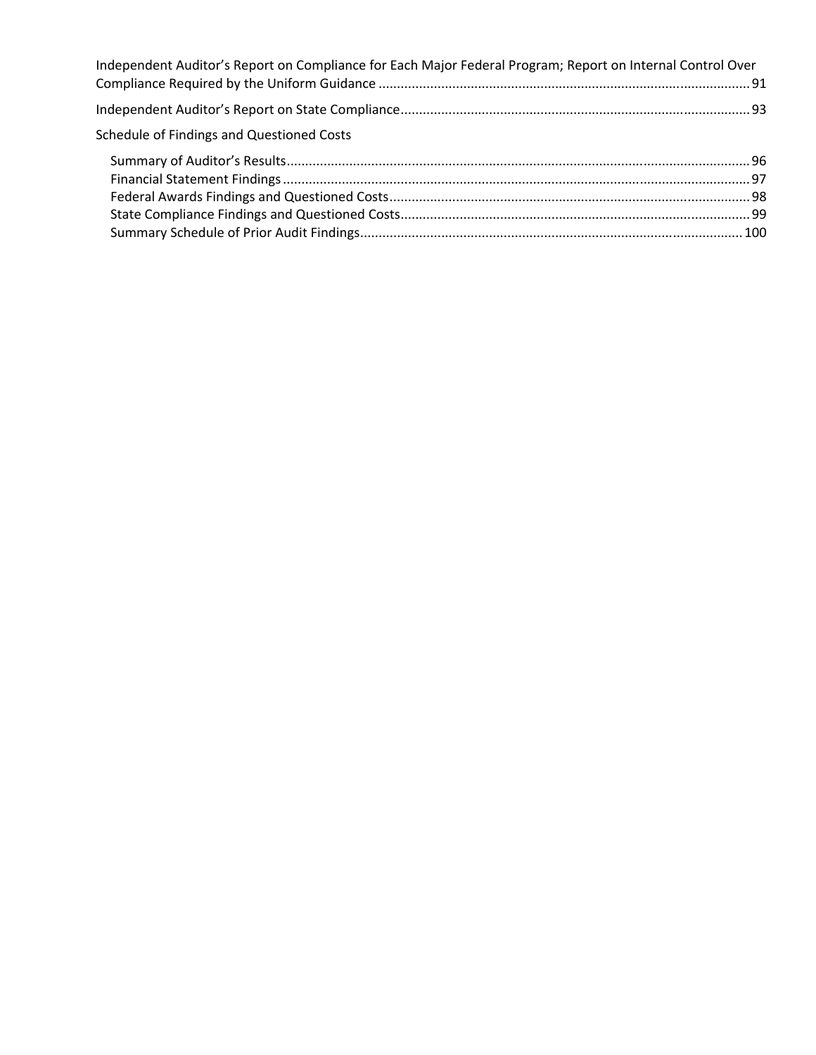Independent Auditor's Report on Compliance for Each Major Federal Program; Report on Internal Control Over Compliance Required by the Uniform Guidance .................................................................................................... 91

Independent Auditor's Report on State Compliance ............................................................................................ 93

Schedule of Findings and Questioned Costs

- Summary of Auditor's Results ............................................................................................................................ 96
- Financial Statement Findings ............................................................................................................................. 97
- Federal Awards Findings and Questioned Costs ................................................................................................ 98
- State Compliance Findings and Questioned Costs ............................................................................................. 99
- Summary Schedule of Prior Audit Findings ...................................................................................................... 100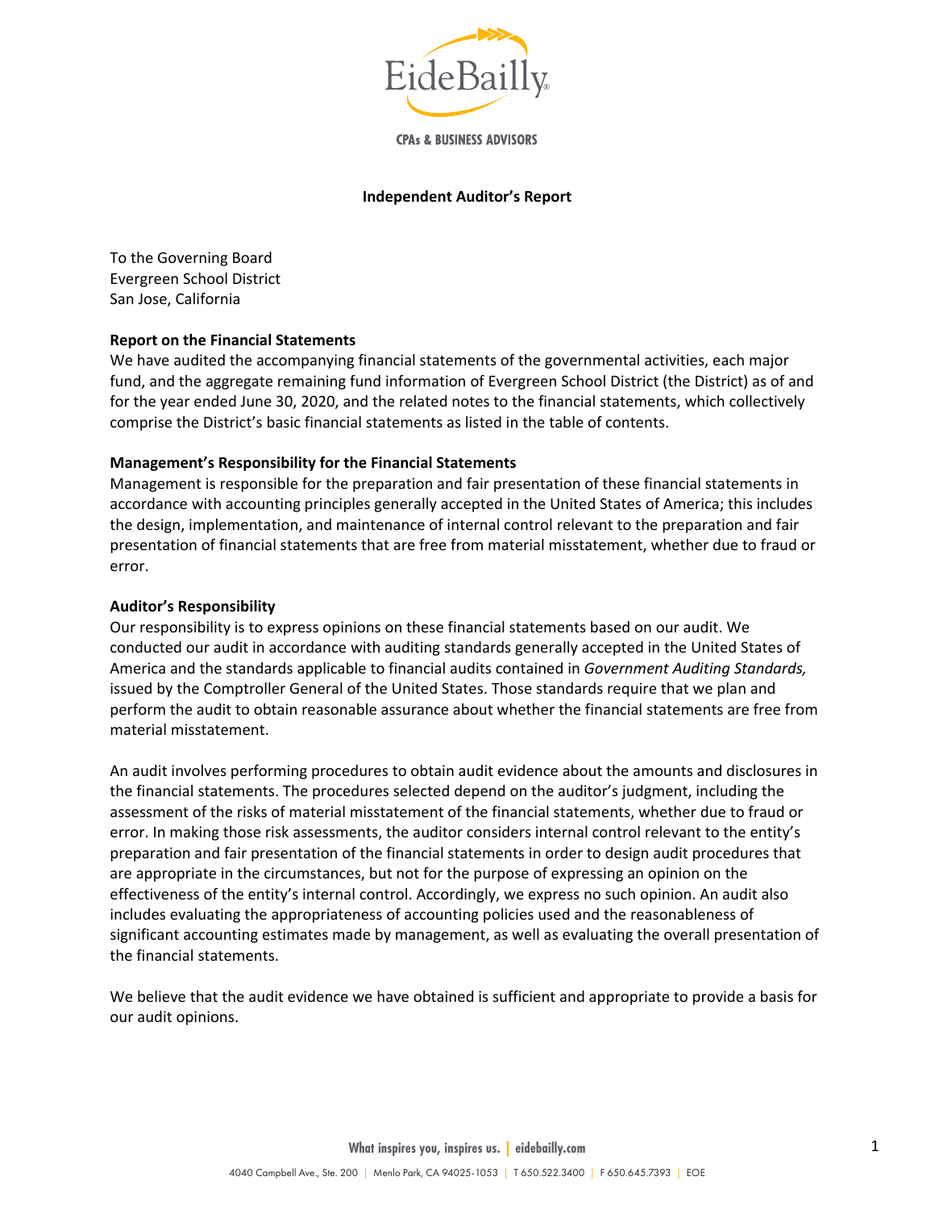## Independent Auditor's Report

To the Governing Board
Evergreen School District
San Jose, California

**Report on the Financial Statements**
We have audited the accompanying financial statements of the governmental activities, each major fund, and the aggregate remaining fund information of Evergreen School District (the District) as of and for the year ended June 30, 2020, and the related notes to the financial statements, which collectively comprise the District's basic financial statements as listed in the table of contents.

**Management's Responsibility for the Financial Statements**
Management is responsible for the preparation and fair presentation of these financial statements in accordance with accounting principles generally accepted in the United States of America; this includes the design, implementation, and maintenance of internal control relevant to the preparation and fair presentation of financial statements that are free from material misstatement, whether due to fraud or error.

**Auditor's Responsibility**
Our responsibility is to express opinions on these financial statements based on our audit. We conducted our audit in accordance with auditing standards generally accepted in the United States of America and the standards applicable to financial audits contained in *Government Auditing Standards,* issued by the Comptroller General of the United States. Those standards require that we plan and perform the audit to obtain reasonable assurance about whether the financial statements are free from material misstatement.

An audit involves performing procedures to obtain audit evidence about the amounts and disclosures in the financial statements. The procedures selected depend on the auditor's judgment, including the assessment of the risks of material misstatement of the financial statements, whether due to fraud or error. In making those risk assessments, the auditor considers internal control relevant to the entity's preparation and fair presentation of the financial statements in order to design audit procedures that are appropriate in the circumstances, but not for the purpose of expressing an opinion on the effectiveness of the entity's internal control. Accordingly, we express no such opinion. An audit also includes evaluating the appropriateness of accounting policies used and the reasonableness of significant accounting estimates made by management, as well as evaluating the overall presentation of the financial statements.

We believe that the audit evidence we have obtained is sufficient and appropriate to provide a basis for our audit opinions.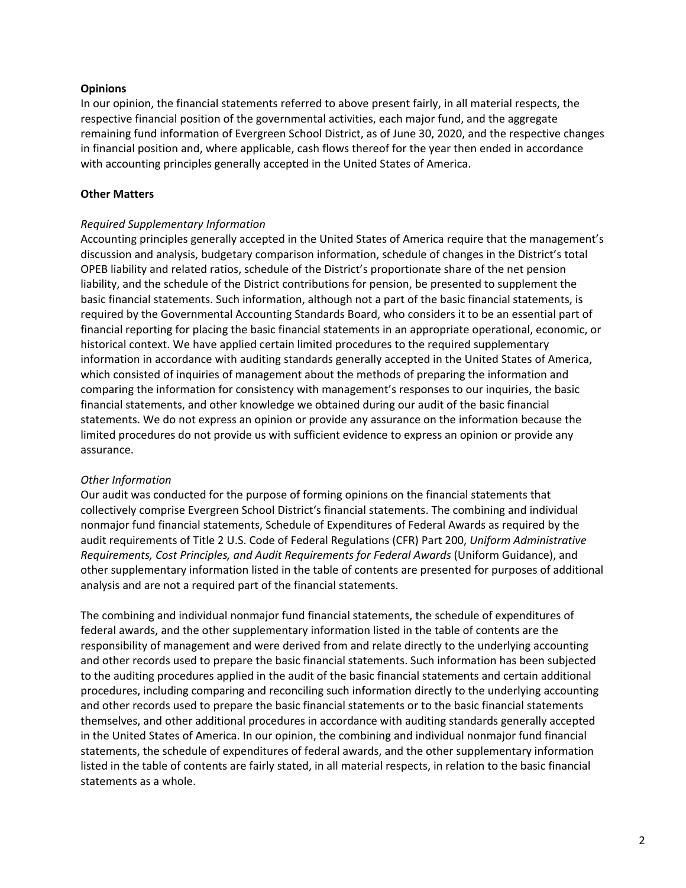**Opinions**

In our opinion, the financial statements referred to above present fairly, in all material respects, the respective financial position of the governmental activities, each major fund, and the aggregate remaining fund information of Evergreen School District, as of June 30, 2020, and the respective changes in financial position and, where applicable, cash flows thereof for the year then ended in accordance with accounting principles generally accepted in the United States of America.

**Other Matters**

*Required Supplementary Information*

Accounting principles generally accepted in the United States of America require that the management's discussion and analysis, budgetary comparison information, schedule of changes in the District's total OPEB liability and related ratios, schedule of the District's proportionate share of the net pension liability, and the schedule of the District contributions for pension, be presented to supplement the basic financial statements. Such information, although not a part of the basic financial statements, is required by the Governmental Accounting Standards Board, who considers it to be an essential part of financial reporting for placing the basic financial statements in an appropriate operational, economic, or historical context. We have applied certain limited procedures to the required supplementary information in accordance with auditing standards generally accepted in the United States of America, which consisted of inquiries of management about the methods of preparing the information and comparing the information for consistency with management's responses to our inquiries, the basic financial statements, and other knowledge we obtained during our audit of the basic financial statements. We do not express an opinion or provide any assurance on the information because the limited procedures do not provide us with sufficient evidence to express an opinion or provide any assurance.

*Other Information*

Our audit was conducted for the purpose of forming opinions on the financial statements that collectively comprise Evergreen School District's financial statements. The combining and individual nonmajor fund financial statements, Schedule of Expenditures of Federal Awards as required by the audit requirements of Title 2 U.S. Code of Federal Regulations (CFR) Part 200, *Uniform Administrative Requirements, Cost Principles, and Audit Requirements for Federal Awards* (Uniform Guidance), and other supplementary information listed in the table of contents are presented for purposes of additional analysis and are not a required part of the financial statements.

The combining and individual nonmajor fund financial statements, the schedule of expenditures of federal awards, and the other supplementary information listed in the table of contents are the responsibility of management and were derived from and relate directly to the underlying accounting and other records used to prepare the basic financial statements. Such information has been subjected to the auditing procedures applied in the audit of the basic financial statements and certain additional procedures, including comparing and reconciling such information directly to the underlying accounting and other records used to prepare the basic financial statements or to the basic financial statements themselves, and other additional procedures in accordance with auditing standards generally accepted in the United States of America. In our opinion, the combining and individual nonmajor fund financial statements, the schedule of expenditures of federal awards, and the other supplementary information listed in the table of contents are fairly stated, in all material respects, in relation to the basic financial statements as a whole.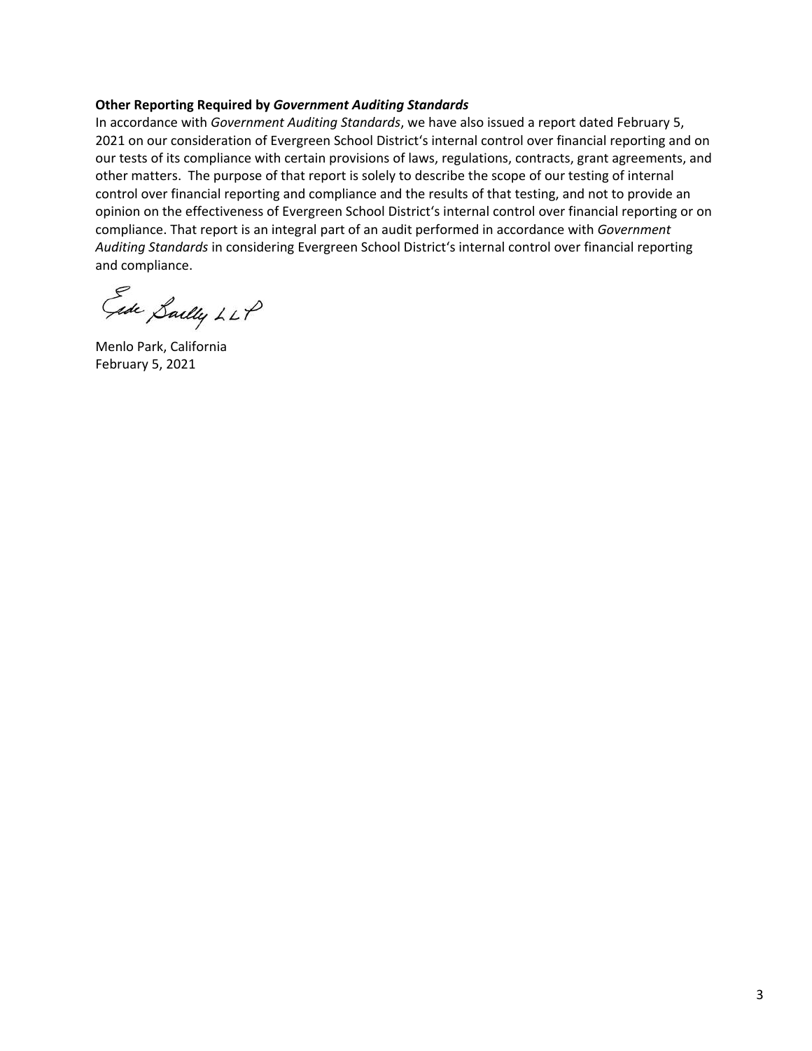**Other Reporting Required by *Government Auditing Standards***

In accordance with *Government Auditing Standards*, we have also issued a report dated February 5, 2021 on our consideration of Evergreen School District's internal control over financial reporting and on our tests of its compliance with certain provisions of laws, regulations, contracts, grant agreements, and other matters. The purpose of that report is solely to describe the scope of our testing of internal control over financial reporting and compliance and the results of that testing, and not to provide an opinion on the effectiveness of Evergreen School District's internal control over financial reporting or on compliance. That report is an integral part of an audit performed in accordance with *Government Auditing Standards* in considering Evergreen School District's internal control over financial reporting and compliance.

Eide Bailly LLP

Menlo Park, California
February 5, 2021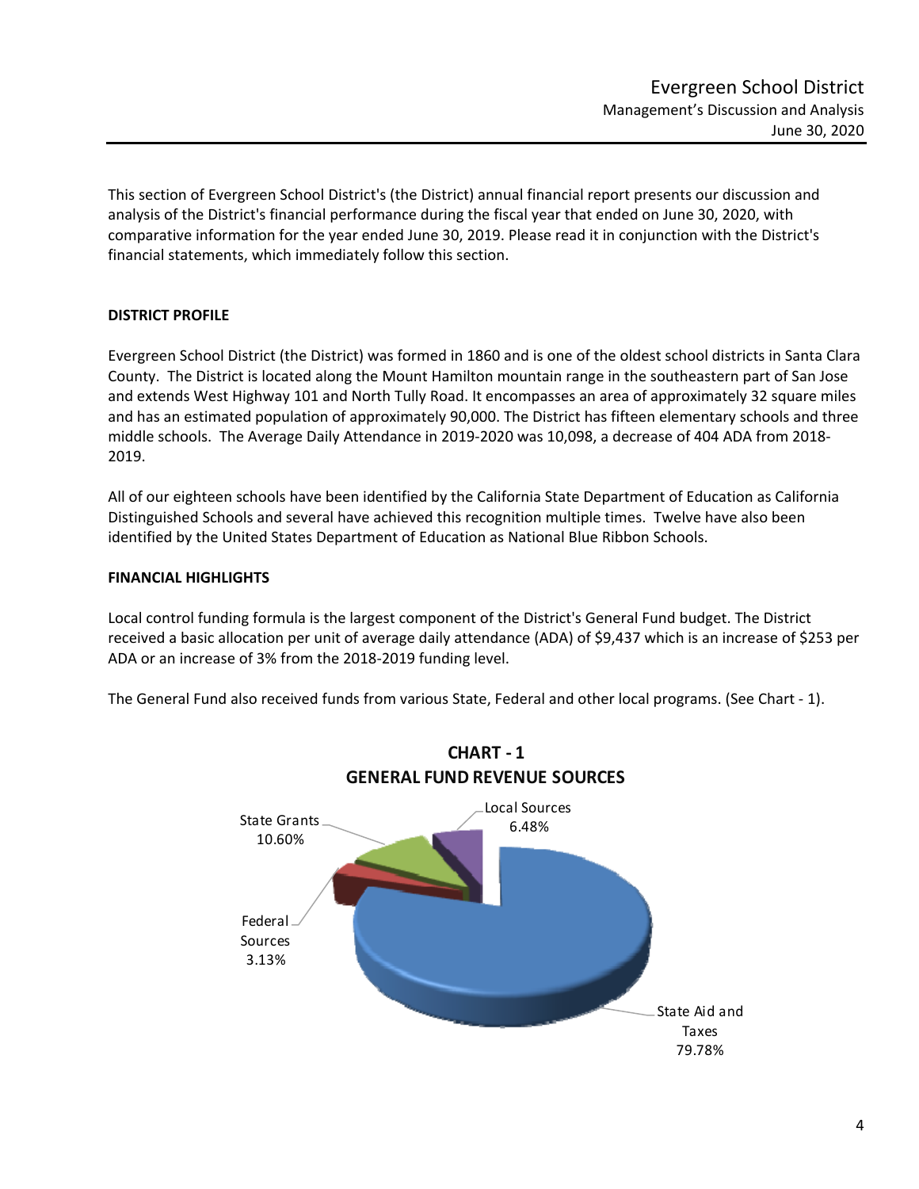This section of Evergreen School District's (the District) annual financial report presents our discussion and analysis of the District's financial performance during the fiscal year that ended on June 30, 2020, with comparative information for the year ended June 30, 2019. Please read it in conjunction with the District's financial statements, which immediately follow this section.

## DISTRICT PROFILE

Evergreen School District (the District) was formed in 1860 and is one of the oldest school districts in Santa Clara County. The District is located along the Mount Hamilton mountain range in the southeastern part of San Jose and extends West Highway 101 and North Tully Road. It encompasses an area of approximately 32 square miles and has an estimated population of approximately 90,000. The District has fifteen elementary schools and three middle schools. The Average Daily Attendance in 2019-2020 was 10,098, a decrease of 404 ADA from 2018-2019.

All of our eighteen schools have been identified by the California State Department of Education as California Distinguished Schools and several have achieved this recognition multiple times. Twelve have also been identified by the United States Department of Education as National Blue Ribbon Schools.

## FINANCIAL HIGHLIGHTS

Local control funding formula is the largest component of the District's General Fund budget. The District received a basic allocation per unit of average daily attendance (ADA) of $9,437 which is an increase of $253 per ADA or an increase of 3% from the 2018-2019 funding level.

The General Fund also received funds from various State, Federal and other local programs. (See Chart - 1).

**CHART - 1**
**GENERAL FUND REVENUE SOURCES**

| Source | Percentage |
|---|---|
| State Aid and Taxes | 79.78% |
| State Grants | 10.60% |
| Local Sources | 6.48% |
| Federal Sources | 3.13% |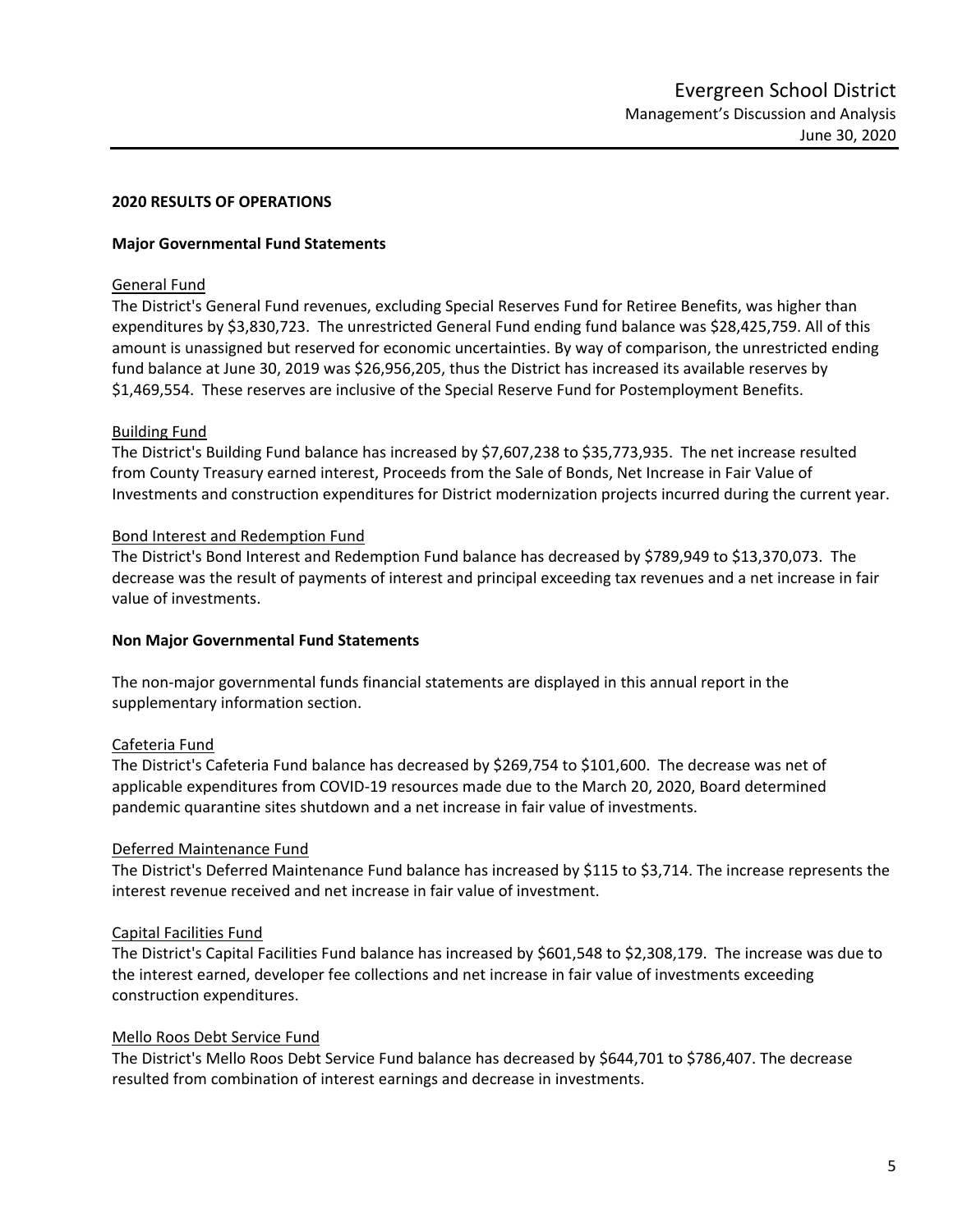## 2020 RESULTS OF OPERATIONS

### Major Governmental Fund Statements

General Fund

The District's General Fund revenues, excluding Special Reserves Fund for Retiree Benefits, was higher than expenditures by $3,830,723. The unrestricted General Fund ending fund balance was $28,425,759. All of this amount is unassigned but reserved for economic uncertainties. By way of comparison, the unrestricted ending fund balance at June 30, 2019 was $26,956,205, thus the District has increased its available reserves by $1,469,554. These reserves are inclusive of the Special Reserve Fund for Postemployment Benefits.

Building Fund

The District's Building Fund balance has increased by $7,607,238 to $35,773,935. The net increase resulted from County Treasury earned interest, Proceeds from the Sale of Bonds, Net Increase in Fair Value of Investments and construction expenditures for District modernization projects incurred during the current year.

Bond Interest and Redemption Fund

The District's Bond Interest and Redemption Fund balance has decreased by $789,949 to $13,370,073. The decrease was the result of payments of interest and principal exceeding tax revenues and a net increase in fair value of investments.

### Non Major Governmental Fund Statements

The non-major governmental funds financial statements are displayed in this annual report in the supplementary information section.

Cafeteria Fund

The District's Cafeteria Fund balance has decreased by $269,754 to $101,600. The decrease was net of applicable expenditures from COVID-19 resources made due to the March 20, 2020, Board determined pandemic quarantine sites shutdown and a net increase in fair value of investments.

Deferred Maintenance Fund

The District's Deferred Maintenance Fund balance has increased by $115 to $3,714. The increase represents the interest revenue received and net increase in fair value of investment.

Capital Facilities Fund

The District's Capital Facilities Fund balance has increased by $601,548 to $2,308,179. The increase was due to the interest earned, developer fee collections and net increase in fair value of investments exceeding construction expenditures.

Mello Roos Debt Service Fund

The District's Mello Roos Debt Service Fund balance has decreased by $644,701 to $786,407. The decrease resulted from combination of interest earnings and decrease in investments.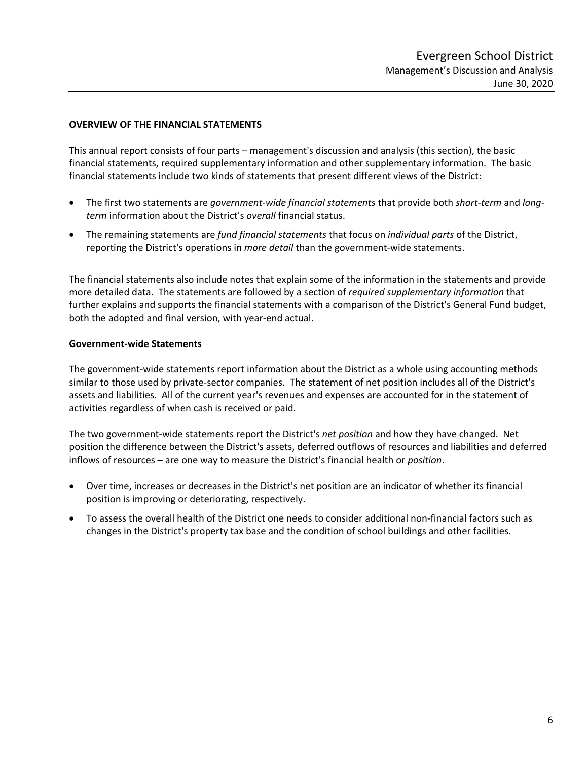## OVERVIEW OF THE FINANCIAL STATEMENTS

This annual report consists of four parts – management's discussion and analysis (this section), the basic financial statements, required supplementary information and other supplementary information. The basic financial statements include two kinds of statements that present different views of the District:

- The first two statements are *government-wide financial statements* that provide both *short-term* and *long-term* information about the District's *overall* financial status.
- The remaining statements are *fund financial statements* that focus on *individual parts* of the District, reporting the District's operations in *more detail* than the government-wide statements.

The financial statements also include notes that explain some of the information in the statements and provide more detailed data. The statements are followed by a section of *required supplementary information* that further explains and supports the financial statements with a comparison of the District's General Fund budget, both the adopted and final version, with year-end actual.

### Government-wide Statements

The government-wide statements report information about the District as a whole using accounting methods similar to those used by private-sector companies. The statement of net position includes all of the District's assets and liabilities. All of the current year's revenues and expenses are accounted for in the statement of activities regardless of when cash is received or paid.

The two government-wide statements report the District's *net position* and how they have changed. Net position the difference between the District's assets, deferred outflows of resources and liabilities and deferred inflows of resources – are one way to measure the District's financial health or *position*.

- Over time, increases or decreases in the District's net position are an indicator of whether its financial position is improving or deteriorating, respectively.
- To assess the overall health of the District one needs to consider additional non-financial factors such as changes in the District's property tax base and the condition of school buildings and other facilities.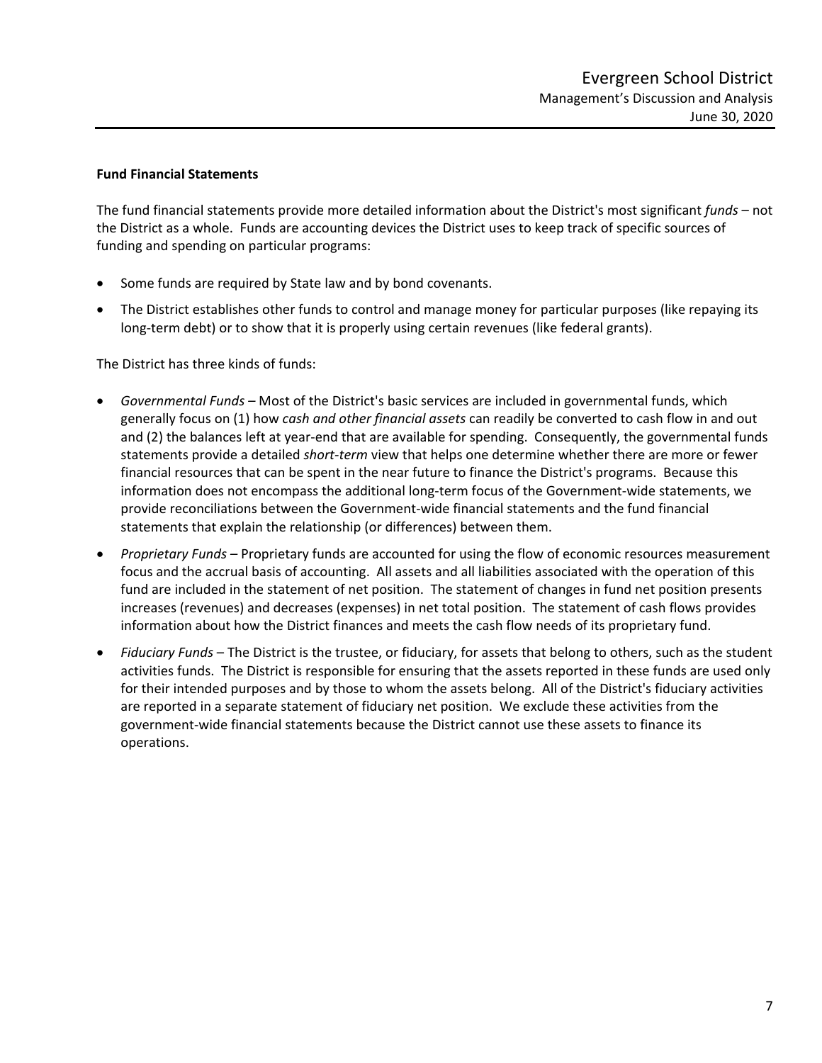### Fund Financial Statements

The fund financial statements provide more detailed information about the District's most significant *funds* – not the District as a whole. Funds are accounting devices the District uses to keep track of specific sources of funding and spending on particular programs:

- Some funds are required by State law and by bond covenants.
- The District establishes other funds to control and manage money for particular purposes (like repaying its long-term debt) or to show that it is properly using certain revenues (like federal grants).

The District has three kinds of funds:

- *Governmental Funds* – Most of the District's basic services are included in governmental funds, which generally focus on (1) how *cash and other financial assets* can readily be converted to cash flow in and out and (2) the balances left at year-end that are available for spending. Consequently, the governmental funds statements provide a detailed *short-term* view that helps one determine whether there are more or fewer financial resources that can be spent in the near future to finance the District's programs. Because this information does not encompass the additional long-term focus of the Government-wide statements, we provide reconciliations between the Government-wide financial statements and the fund financial statements that explain the relationship (or differences) between them.
- *Proprietary Funds* – Proprietary funds are accounted for using the flow of economic resources measurement focus and the accrual basis of accounting. All assets and all liabilities associated with the operation of this fund are included in the statement of net position. The statement of changes in fund net position presents increases (revenues) and decreases (expenses) in net total position. The statement of cash flows provides information about how the District finances and meets the cash flow needs of its proprietary fund.
- *Fiduciary Funds* – The District is the trustee, or fiduciary, for assets that belong to others, such as the student activities funds. The District is responsible for ensuring that the assets reported in these funds are used only for their intended purposes and by those to whom the assets belong. All of the District's fiduciary activities are reported in a separate statement of fiduciary net position. We exclude these activities from the government-wide financial statements because the District cannot use these assets to finance its operations.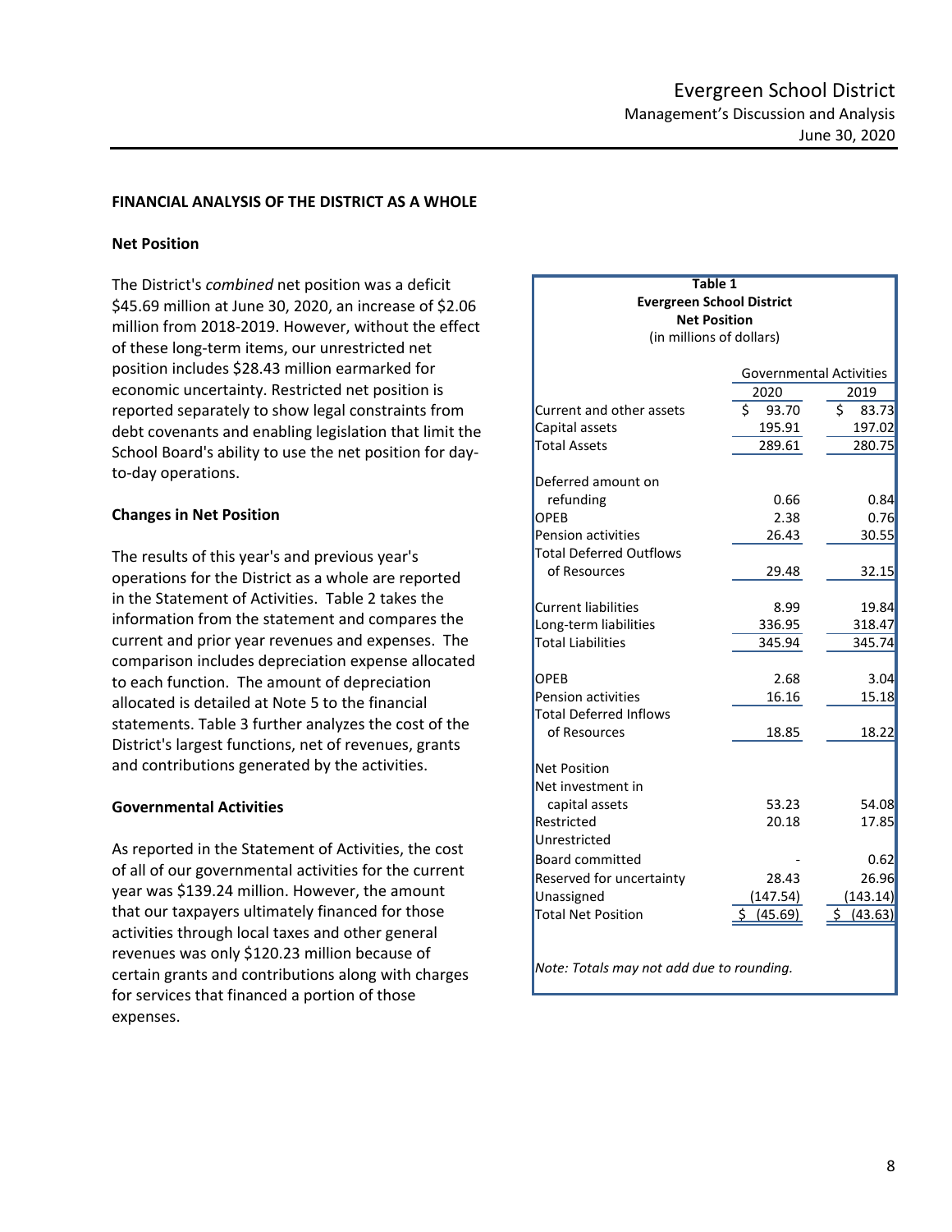## FINANCIAL ANALYSIS OF THE DISTRICT AS A WHOLE

### Net Position

The District's *combined* net position was a deficit \$45.69 million at June 30, 2020, an increase of \$2.06 million from 2018-2019. However, without the effect of these long-term items, our unrestricted net position includes \$28.43 million earmarked for economic uncertainty. Restricted net position is reported separately to show legal constraints from debt covenants and enabling legislation that limit the School Board's ability to use the net position for day-to-day operations.

**Table 1**
**Evergreen School District**
**Net Position**
(in millions of dollars)

| | Governmental Activities | |
|---|---|---|
| | 2020 | 2019 |
| Current and other assets | \$ 93.70 | \$ 83.73 |
| Capital assets | 195.91 | 197.02 |
| Total Assets | 289.61 | 280.75 |
| Deferred amount on refunding | 0.66 | 0.84 |
| OPEB | 2.38 | 0.76 |
| Pension activities | 26.43 | 30.55 |
| Total Deferred Outflows of Resources | 29.48 | 32.15 |
| Current liabilities | 8.99 | 19.84 |
| Long-term liabilities | 336.95 | 318.47 |
| Total Liabilities | 345.94 | 345.74 |
| OPEB | 2.68 | 3.04 |
| Pension activities | 16.16 | 15.18 |
| Total Deferred Inflows of Resources | 18.85 | 18.22 |
| Net Position | | |
| Net investment in capital assets | 53.23 | 54.08 |
| Restricted | 20.18 | 17.85 |
| Unrestricted | | |
| Board committed | - | 0.62 |
| Reserved for uncertainty | 28.43 | 26.96 |
| Unassigned | (147.54) | (143.14) |
| Total Net Position | \$ (45.69) | \$ (43.63) |

*Note: Totals may not add due to rounding.*

### Changes in Net Position

The results of this year's and previous year's operations for the District as a whole are reported in the Statement of Activities. Table 2 takes the information from the statement and compares the current and prior year revenues and expenses. The comparison includes depreciation expense allocated to each function. The amount of depreciation allocated is detailed at Note 5 to the financial statements. Table 3 further analyzes the cost of the District's largest functions, net of revenues, grants and contributions generated by the activities.

### Governmental Activities

As reported in the Statement of Activities, the cost of all of our governmental activities for the current year was \$139.24 million. However, the amount that our taxpayers ultimately financed for those activities through local taxes and other general revenues was only \$120.23 million because of certain grants and contributions along with charges for services that financed a portion of those expenses.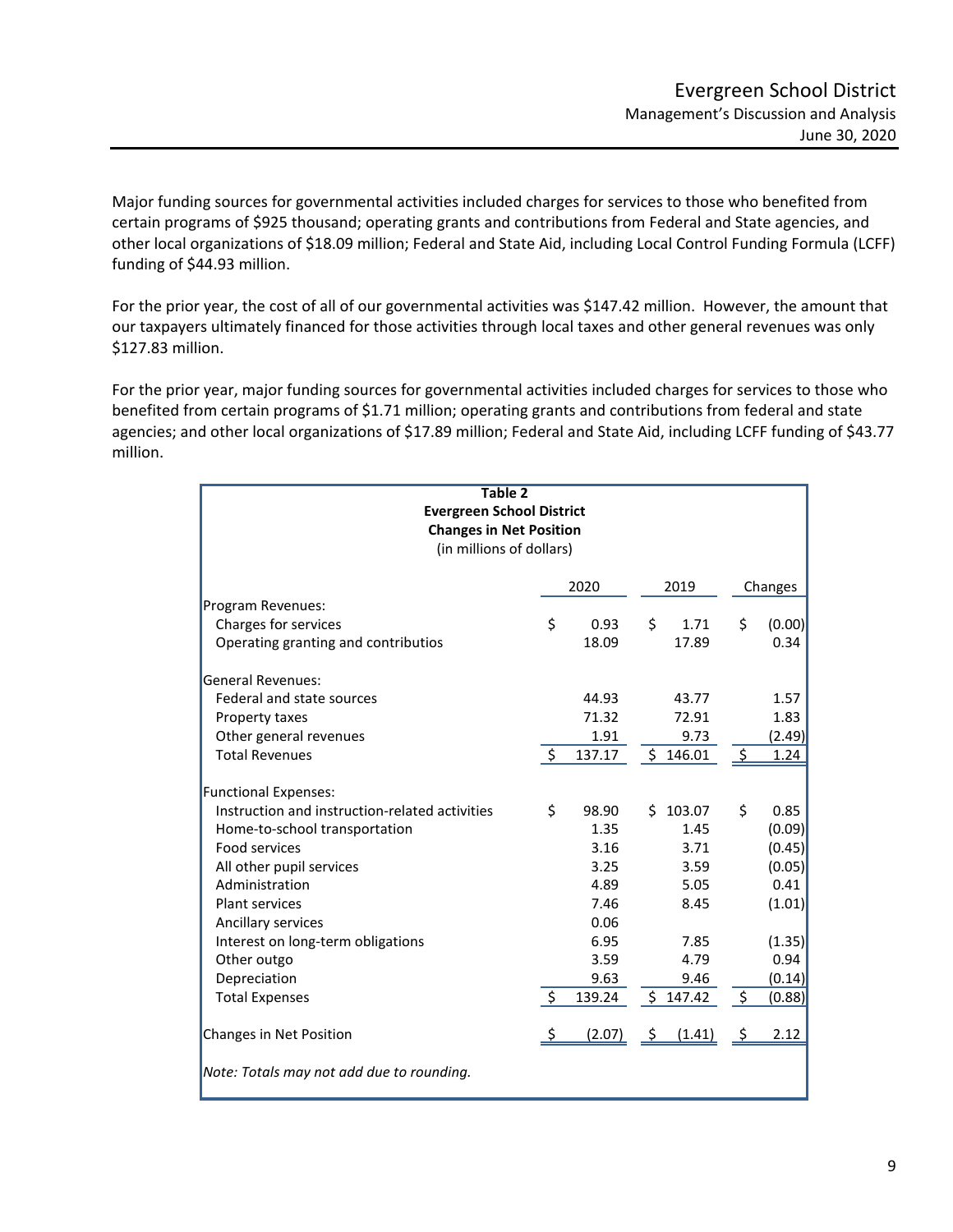Major funding sources for governmental activities included charges for services to those who benefited from certain programs of $925 thousand; operating grants and contributions from Federal and State agencies, and other local organizations of $18.09 million; Federal and State Aid, including Local Control Funding Formula (LCFF) funding of $44.93 million.

For the prior year, the cost of all of our governmental activities was $147.42 million. However, the amount that our taxpayers ultimately financed for those activities through local taxes and other general revenues was only $127.83 million.

For the prior year, major funding sources for governmental activities included charges for services to those who benefited from certain programs of $1.71 million; operating grants and contributions from federal and state agencies; and other local organizations of $17.89 million; Federal and State Aid, including LCFF funding of $43.77 million.

**Table 2**
**Evergreen School District**
**Changes in Net Position**
(in millions of dollars)

| | 2020 | 2019 | Changes |
|---|---|---|---|
| Program Revenues: | | | |
| Charges for services | $ 0.93 | $ 1.71 | $ (0.00) |
| Operating granting and contributios | 18.09 | 17.89 | 0.34 |
| General Revenues: | | | |
| Federal and state sources | 44.93 | 43.77 | 1.57 |
| Property taxes | 71.32 | 72.91 | 1.83 |
| Other general revenues | 1.91 | 9.73 | (2.49) |
| Total Revenues | $ 137.17 | $ 146.01 | $ 1.24 |
| Functional Expenses: | | | |
| Instruction and instruction-related activities | $ 98.90 | $ 103.07 | $ 0.85 |
| Home-to-school transportation | 1.35 | 1.45 | (0.09) |
| Food services | 3.16 | 3.71 | (0.45) |
| All other pupil services | 3.25 | 3.59 | (0.05) |
| Administration | 4.89 | 5.05 | 0.41 |
| Plant services | 7.46 | 8.45 | (1.01) |
| Ancillary services | 0.06 | | |
| Interest on long-term obligations | 6.95 | 7.85 | (1.35) |
| Other outgo | 3.59 | 4.79 | 0.94 |
| Depreciation | 9.63 | 9.46 | (0.14) |
| Total Expenses | $ 139.24 | $ 147.42 | $ (0.88) |
| Changes in Net Position | $ (2.07) | $ (1.41) | $ 2.12 |

*Note: Totals may not add due to rounding.*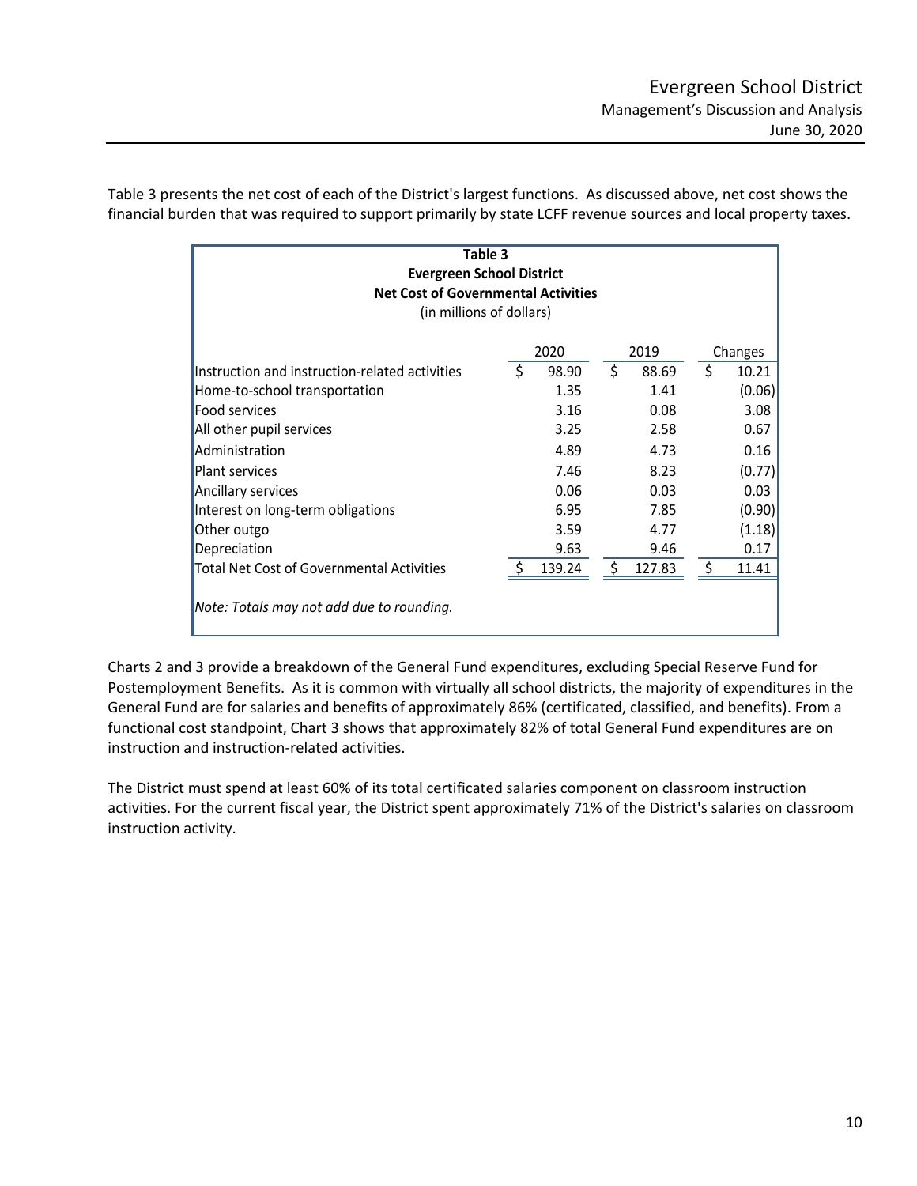Table 3 presents the net cost of each of the District's largest functions. As discussed above, net cost shows the financial burden that was required to support primarily by state LCFF revenue sources and local property taxes.

**Table 3**
**Evergreen School District**
**Net Cost of Governmental Activities**
(in millions of dollars)

| | 2020 | 2019 | Changes |
|---|---|---|---|
| Instruction and instruction-related activities | $ 98.90 | $ 88.69 | $ 10.21 |
| Home-to-school transportation | 1.35 | 1.41 | (0.06) |
| Food services | 3.16 | 0.08 | 3.08 |
| All other pupil services | 3.25 | 2.58 | 0.67 |
| Administration | 4.89 | 4.73 | 0.16 |
| Plant services | 7.46 | 8.23 | (0.77) |
| Ancillary services | 0.06 | 0.03 | 0.03 |
| Interest on long-term obligations | 6.95 | 7.85 | (0.90) |
| Other outgo | 3.59 | 4.77 | (1.18) |
| Depreciation | 9.63 | 9.46 | 0.17 |
| Total Net Cost of Governmental Activities | $ 139.24 | $ 127.83 | $ 11.41 |

*Note: Totals may not add due to rounding.*

Charts 2 and 3 provide a breakdown of the General Fund expenditures, excluding Special Reserve Fund for Postemployment Benefits. As it is common with virtually all school districts, the majority of expenditures in the General Fund are for salaries and benefits of approximately 86% (certificated, classified, and benefits). From a functional cost standpoint, Chart 3 shows that approximately 82% of total General Fund expenditures are on instruction and instruction-related activities.

The District must spend at least 60% of its total certificated salaries component on classroom instruction activities. For the current fiscal year, the District spent approximately 71% of the District's salaries on classroom instruction activity.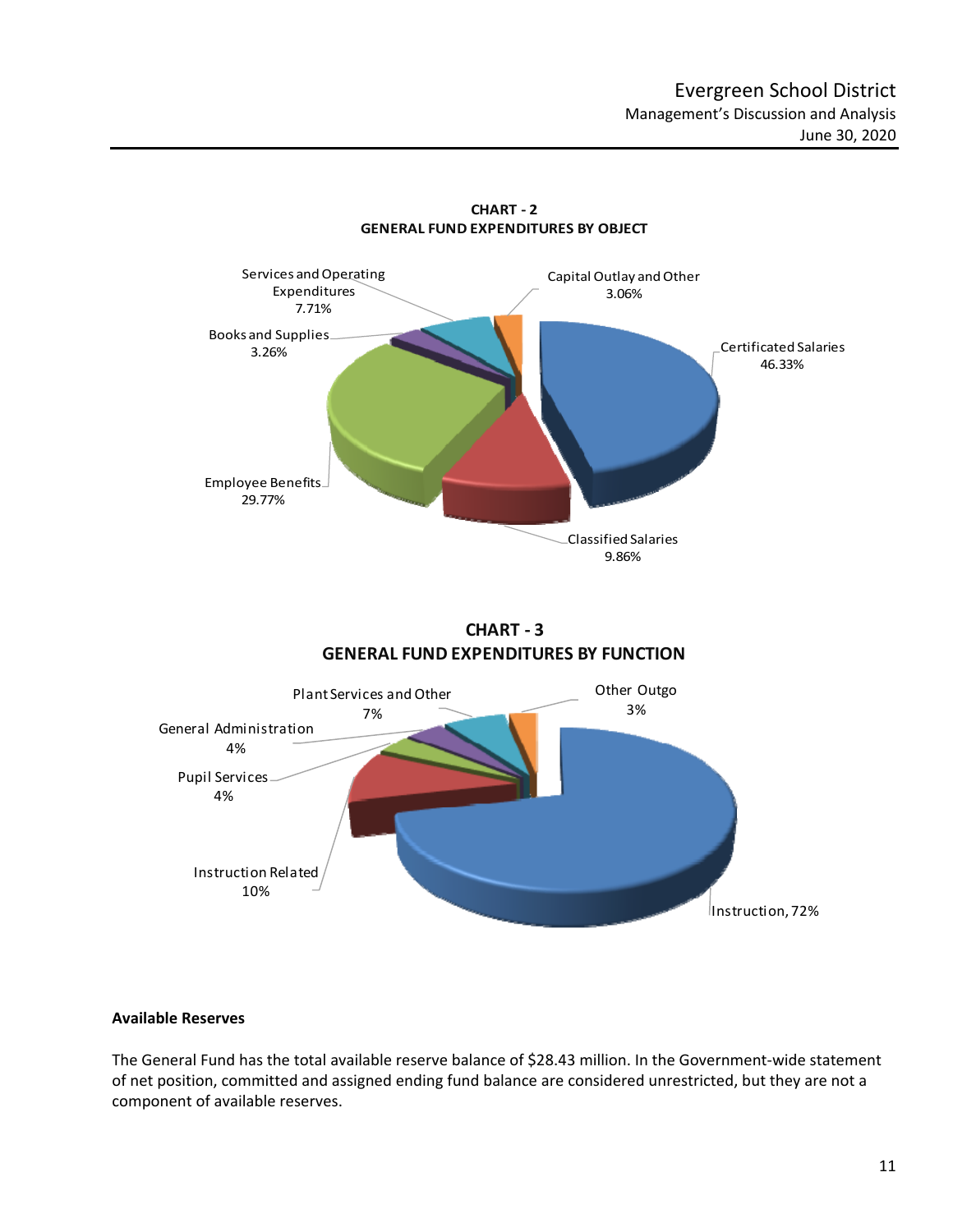**CHART - 2**
**GENERAL FUND EXPENDITURES BY OBJECT**

Services and Operating Expenditures 7.71%

Capital Outlay and Other 3.06%

Books and Supplies 3.26%

Certificated Salaries 46.33%

Employee Benefits 29.77%

Classified Salaries 9.86%

**CHART - 3**
**GENERAL FUND EXPENDITURES BY FUNCTION**

Plant Services and Other 7%

Other Outgo 3%

General Administration 4%

Pupil Services 4%

Instruction Related 10%

Instruction, 72%

**Available Reserves**

The General Fund has the total available reserve balance of $28.43 million. In the Government-wide statement of net position, committed and assigned ending fund balance are considered unrestricted, but they are not a component of available reserves.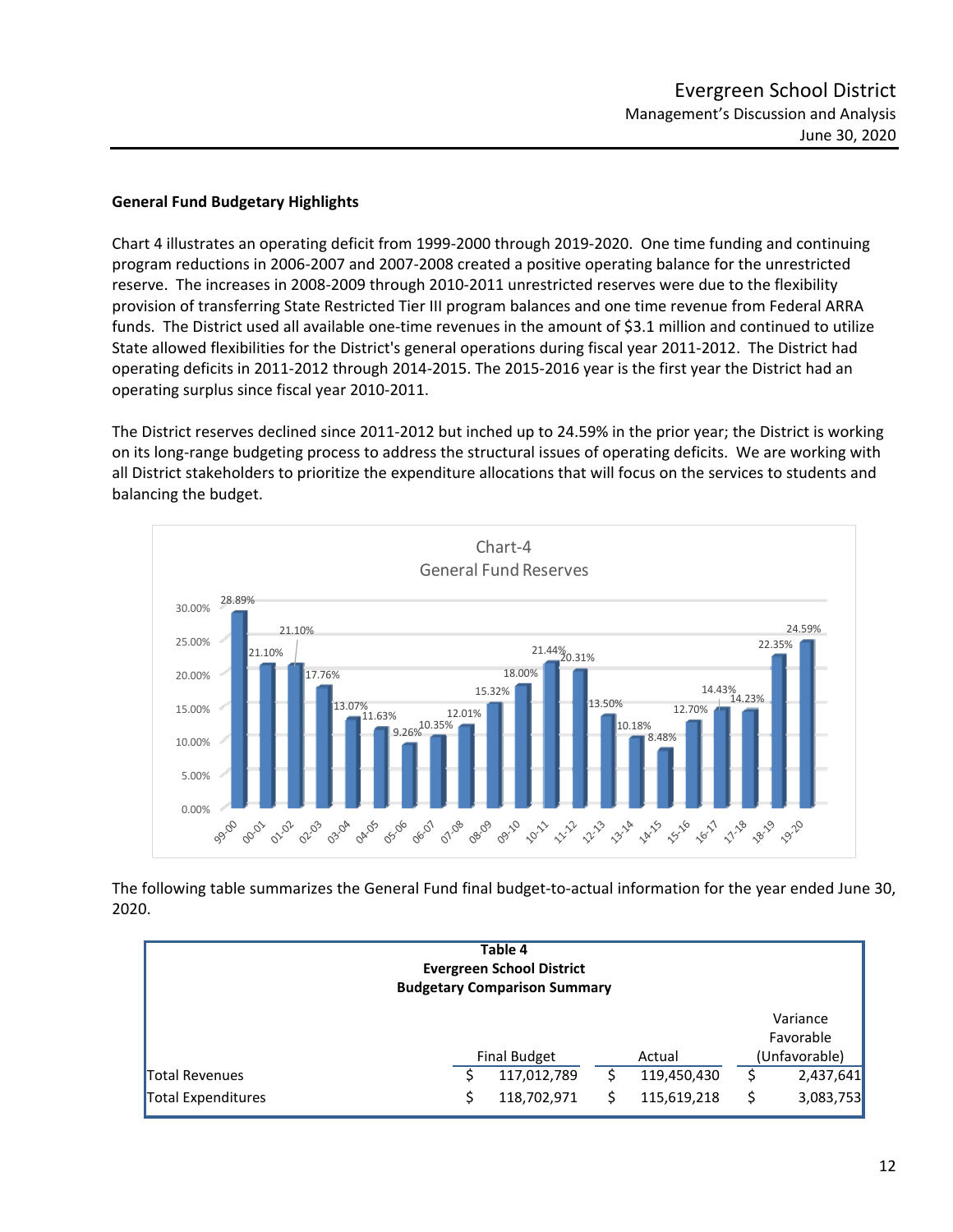## General Fund Budgetary Highlights

Chart 4 illustrates an operating deficit from 1999-2000 through 2019-2020. One time funding and continuing program reductions in 2006-2007 and 2007-2008 created a positive operating balance for the unrestricted reserve. The increases in 2008-2009 through 2010-2011 unrestricted reserves were due to the flexibility provision of transferring State Restricted Tier III program balances and one time revenue from Federal ARRA funds. The District used all available one-time revenues in the amount of $3.1 million and continued to utilize State allowed flexibilities for the District's general operations during fiscal year 2011-2012. The District had operating deficits in 2011-2012 through 2014-2015. The 2015-2016 year is the first year the District had an operating surplus since fiscal year 2010-2011.

The District reserves declined since 2011-2012 but inched up to 24.59% in the prior year; the District is working on its long-range budgeting process to address the structural issues of operating deficits. We are working with all District stakeholders to prioritize the expenditure allocations that will focus on the services to students and balancing the budget.

**Chart-4**
**General Fund Reserves**

| Year | 99-00 | 00-01 | 01-02 | 02-03 | 03-04 | 04-05 | 05-06 | 06-07 | 07-08 | 08-09 | 09-10 | 10-11 | 11-12 | 12-13 | 13-14 | 14-15 | 15-16 | 16-17 | 17-18 | 18-19 | 19-20 |
|---|---|---|---|---|---|---|---|---|---|---|---|---|---|---|---|---|---|---|---|---|---|
| Reserve | 28.89% | 21.10% | 21.10% | 17.76% | 13.07% | 11.63% | 9.26% | 10.35% | 12.01% | 15.32% | 18.00% | 21.44% | 20.31% | 13.50% | 10.18% | 8.48% | 12.70% | 14.43% | 14.23% | 22.35% | 24.59% |

The following table summarizes the General Fund final budget-to-actual information for the year ended June 30, 2020.

**Table 4**
**Evergreen School District**
**Budgetary Comparison Summary**

| | Final Budget | Actual | Variance Favorable (Unfavorable) |
|---|---|---|---|
| Total Revenues | $ 117,012,789 | $ 119,450,430 | $ 2,437,641 |
| Total Expenditures | $ 118,702,971 | $ 115,619,218 | $ 3,083,753 |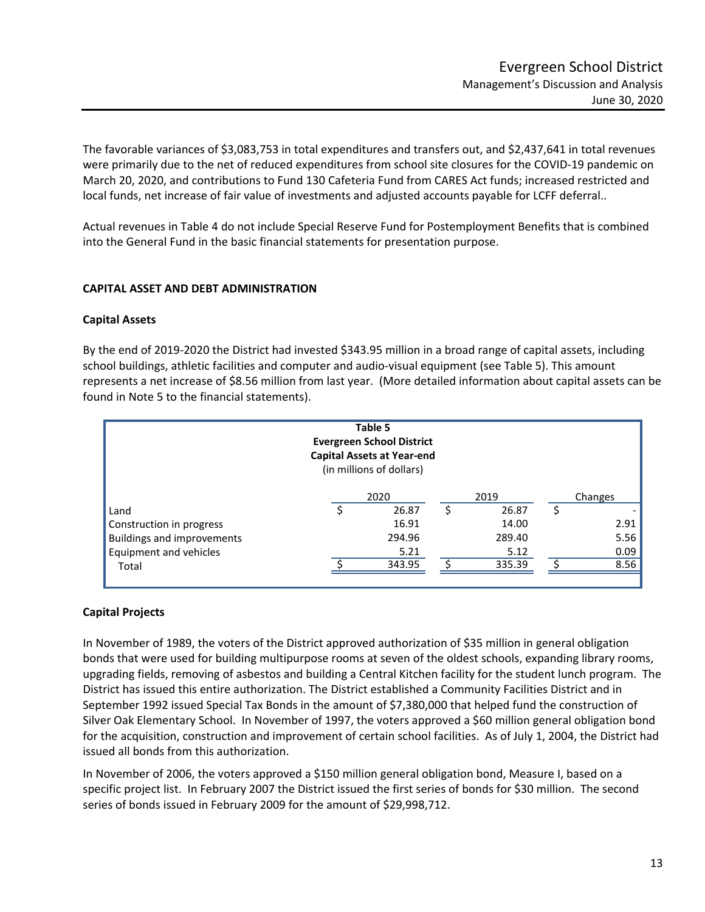The favorable variances of $3,083,753 in total expenditures and transfers out, and $2,437,641 in total revenues were primarily due to the net of reduced expenditures from school site closures for the COVID-19 pandemic on March 20, 2020, and contributions to Fund 130 Cafeteria Fund from CARES Act funds; increased restricted and local funds, net increase of fair value of investments and adjusted accounts payable for LCFF deferral..

Actual revenues in Table 4 do not include Special Reserve Fund for Postemployment Benefits that is combined into the General Fund in the basic financial statements for presentation purpose.

## CAPITAL ASSET AND DEBT ADMINISTRATION

### Capital Assets

By the end of 2019-2020 the District had invested $343.95 million in a broad range of capital assets, including school buildings, athletic facilities and computer and audio-visual equipment (see Table 5). This amount represents a net increase of $8.56 million from last year. (More detailed information about capital assets can be found in Note 5 to the financial statements).

**Table 5**
**Evergreen School District**
**Capital Assets at Year-end**
(in millions of dollars)

| | 2020 | 2019 | Changes |
|---|---|---|---|
| Land | $ 26.87 | $ 26.87 | $ - |
| Construction in progress | 16.91 | 14.00 | 2.91 |
| Buildings and improvements | 294.96 | 289.40 | 5.56 |
| Equipment and vehicles | 5.21 | 5.12 | 0.09 |
| Total | $ 343.95 | $ 335.39 | $ 8.56 |

### Capital Projects

In November of 1989, the voters of the District approved authorization of $35 million in general obligation bonds that were used for building multipurpose rooms at seven of the oldest schools, expanding library rooms, upgrading fields, removing of asbestos and building a Central Kitchen facility for the student lunch program. The District has issued this entire authorization. The District established a Community Facilities District and in September 1992 issued Special Tax Bonds in the amount of $7,380,000 that helped fund the construction of Silver Oak Elementary School. In November of 1997, the voters approved a $60 million general obligation bond for the acquisition, construction and improvement of certain school facilities. As of July 1, 2004, the District had issued all bonds from this authorization.

In November of 2006, the voters approved a $150 million general obligation bond, Measure I, based on a specific project list. In February 2007 the District issued the first series of bonds for $30 million. The second series of bonds issued in February 2009 for the amount of $29,998,712.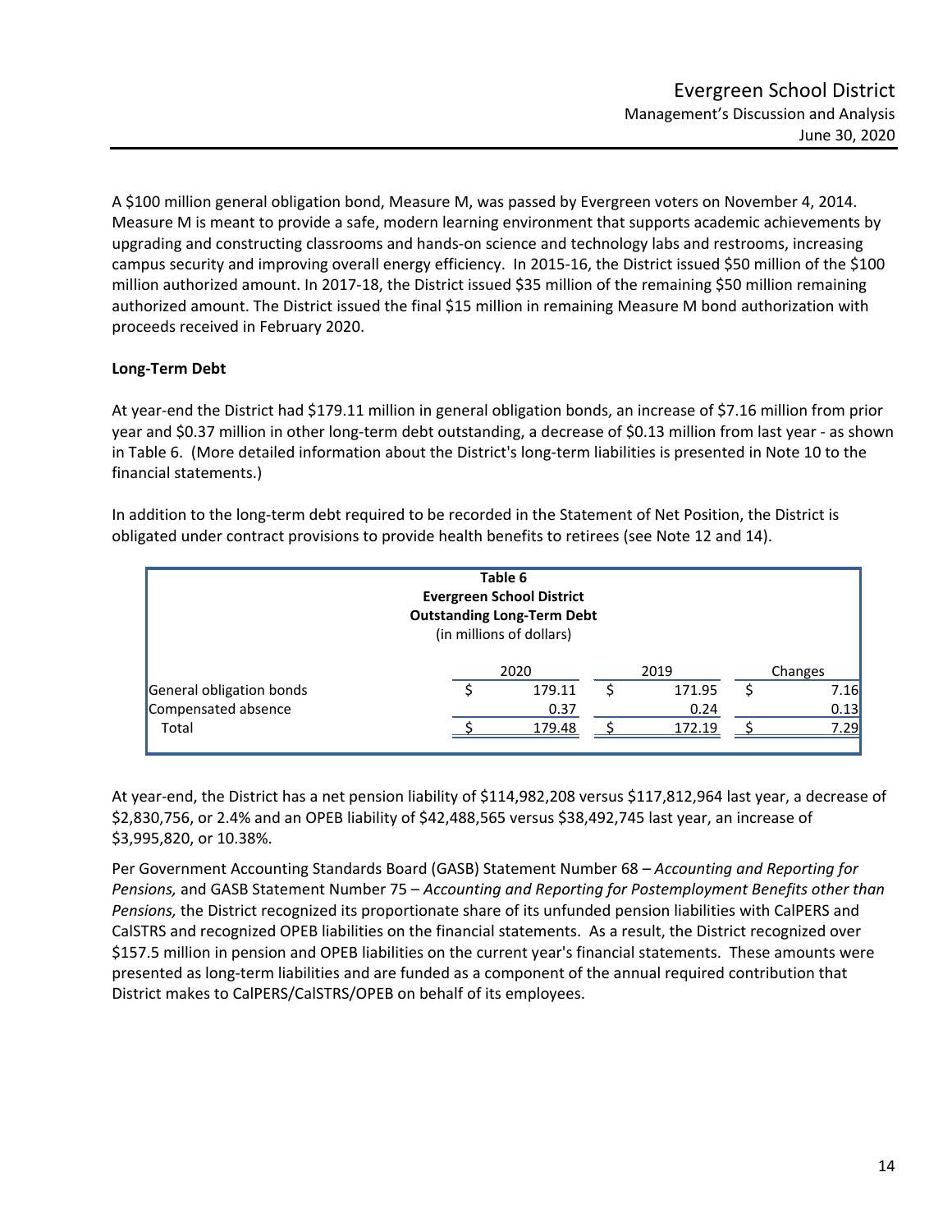A $100 million general obligation bond, Measure M, was passed by Evergreen voters on November 4, 2014. Measure M is meant to provide a safe, modern learning environment that supports academic achievements by upgrading and constructing classrooms and hands-on science and technology labs and restrooms, increasing campus security and improving overall energy efficiency. In 2015-16, the District issued $50 million of the $100 million authorized amount. In 2017-18, the District issued $35 million of the remaining $50 million remaining authorized amount. The District issued the final $15 million in remaining Measure M bond authorization with proceeds received in February 2020.

**Long-Term Debt**

At year-end the District had $179.11 million in general obligation bonds, an increase of $7.16 million from prior year and $0.37 million in other long-term debt outstanding, a decrease of $0.13 million from last year - as shown in Table 6. (More detailed information about the District's long-term liabilities is presented in Note 10 to the financial statements.)

In addition to the long-term debt required to be recorded in the Statement of Net Position, the District is obligated under contract provisions to provide health benefits to retirees (see Note 12 and 14).

**Table 6**
**Evergreen School District**
**Outstanding Long-Term Debt**
(in millions of dollars)

| | 2020 | 2019 | Changes |
|---|---|---|---|
| General obligation bonds | $ 179.11 | $ 171.95 | $ 7.16 |
| Compensated absence | 0.37 | 0.24 | 0.13 |
| Total | $ 179.48 | $ 172.19 | $ 7.29 |

At year-end, the District has a net pension liability of $114,982,208 versus $117,812,964 last year, a decrease of $2,830,756, or 2.4% and an OPEB liability of $42,488,565 versus $38,492,745 last year, an increase of $3,995,820, or 10.38%.

Per Government Accounting Standards Board (GASB) Statement Number 68 – *Accounting and Reporting for Pensions,* and GASB Statement Number 75 – *Accounting and Reporting for Postemployment Benefits other than Pensions,* the District recognized its proportionate share of its unfunded pension liabilities with CalPERS and CalSTRS and recognized OPEB liabilities on the financial statements. As a result, the District recognized over $157.5 million in pension and OPEB liabilities on the current year's financial statements. These amounts were presented as long-term liabilities and are funded as a component of the annual required contribution that District makes to CalPERS/CalSTRS/OPEB on behalf of its employees.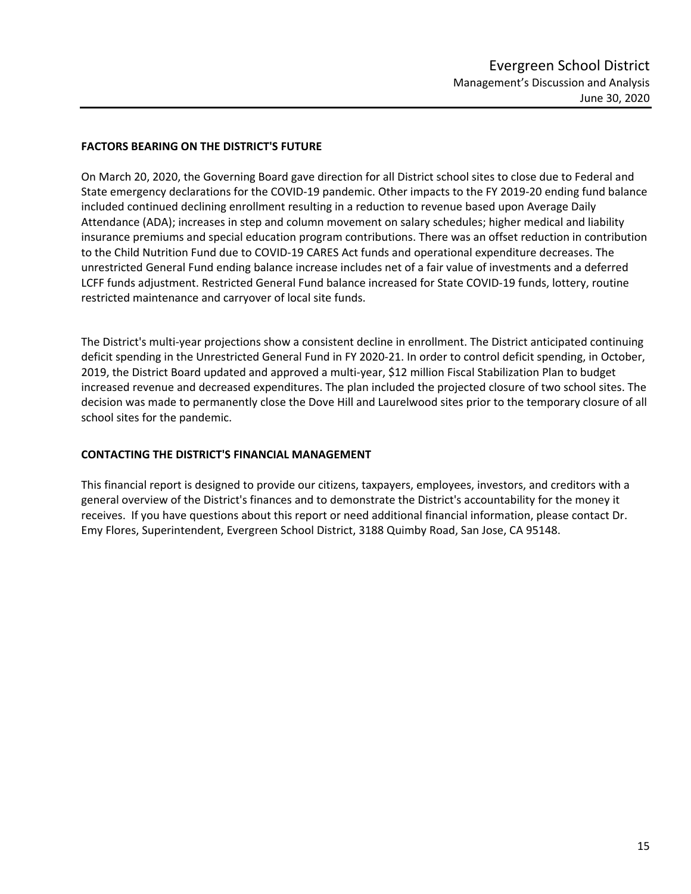## FACTORS BEARING ON THE DISTRICT'S FUTURE

On March 20, 2020, the Governing Board gave direction for all District school sites to close due to Federal and State emergency declarations for the COVID-19 pandemic. Other impacts to the FY 2019-20 ending fund balance included continued declining enrollment resulting in a reduction to revenue based upon Average Daily Attendance (ADA); increases in step and column movement on salary schedules; higher medical and liability insurance premiums and special education program contributions. There was an offset reduction in contribution to the Child Nutrition Fund due to COVID-19 CARES Act funds and operational expenditure decreases. The unrestricted General Fund ending balance increase includes net of a fair value of investments and a deferred LCFF funds adjustment. Restricted General Fund balance increased for State COVID-19 funds, lottery, routine restricted maintenance and carryover of local site funds.

The District's multi-year projections show a consistent decline in enrollment. The District anticipated continuing deficit spending in the Unrestricted General Fund in FY 2020-21. In order to control deficit spending, in October, 2019, the District Board updated and approved a multi-year, $12 million Fiscal Stabilization Plan to budget increased revenue and decreased expenditures. The plan included the projected closure of two school sites. The decision was made to permanently close the Dove Hill and Laurelwood sites prior to the temporary closure of all school sites for the pandemic.

## CONTACTING THE DISTRICT'S FINANCIAL MANAGEMENT

This financial report is designed to provide our citizens, taxpayers, employees, investors, and creditors with a general overview of the District's finances and to demonstrate the District's accountability for the money it receives. If you have questions about this report or need additional financial information, please contact Dr. Emy Flores, Superintendent, Evergreen School District, 3188 Quimby Road, San Jose, CA 95148.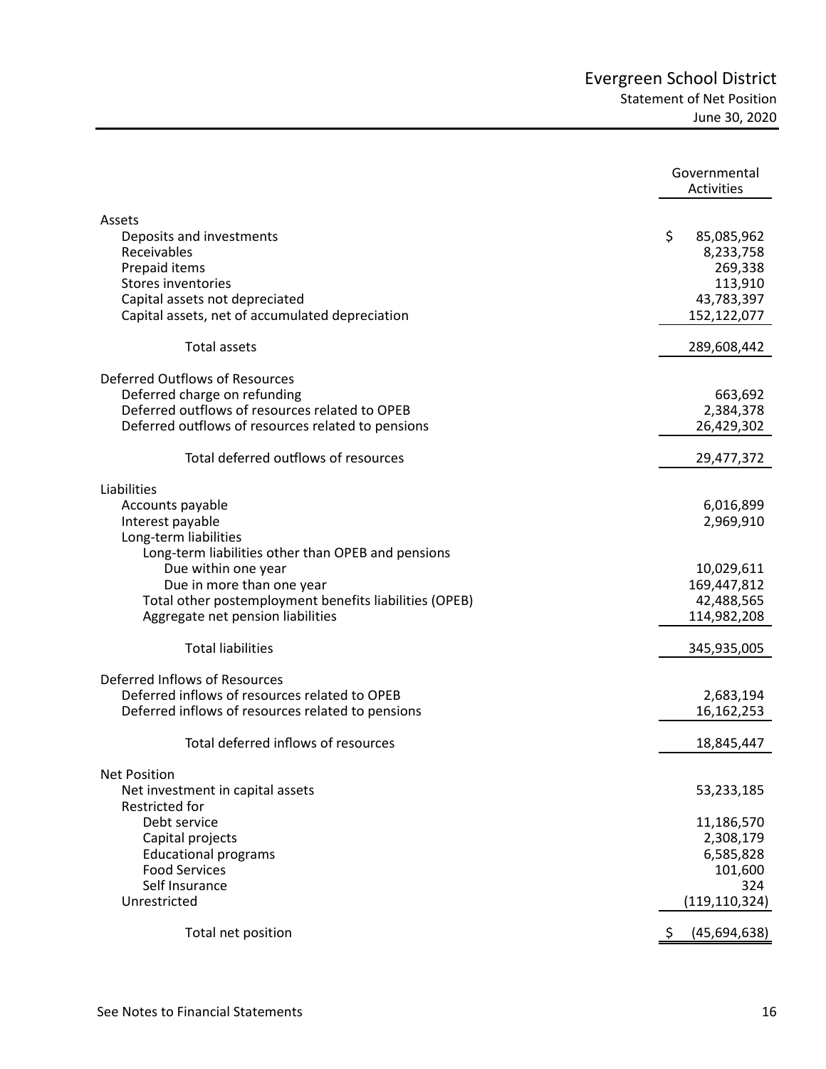# Evergreen School District

## Statement of Net Position

June 30, 2020

| | Governmental Activities |
|---|---|
| **Assets** | |
| Deposits and investments | $ 85,085,962 |
| Receivables | 8,233,758 |
| Prepaid items | 269,338 |
| Stores inventories | 113,910 |
| Capital assets not depreciated | 43,783,397 |
| Capital assets, net of accumulated depreciation | 152,122,077 |
| Total assets | 289,608,442 |
| **Deferred Outflows of Resources** | |
| Deferred charge on refunding | 663,692 |
| Deferred outflows of resources related to OPEB | 2,384,378 |
| Deferred outflows of resources related to pensions | 26,429,302 |
| Total deferred outflows of resources | 29,477,372 |
| **Liabilities** | |
| Accounts payable | 6,016,899 |
| Interest payable | 2,969,910 |
| Long-term liabilities | |
| Long-term liabilities other than OPEB and pensions | |
| Due within one year | 10,029,611 |
| Due in more than one year | 169,447,812 |
| Total other postemployment benefits liabilities (OPEB) | 42,488,565 |
| Aggregate net pension liabilities | 114,982,208 |
| Total liabilities | 345,935,005 |
| **Deferred Inflows of Resources** | |
| Deferred inflows of resources related to OPEB | 2,683,194 |
| Deferred inflows of resources related to pensions | 16,162,253 |
| Total deferred inflows of resources | 18,845,447 |
| **Net Position** | |
| Net investment in capital assets | 53,233,185 |
| Restricted for | |
| Debt service | 11,186,570 |
| Capital projects | 2,308,179 |
| Educational programs | 6,585,828 |
| Food Services | 101,600 |
| Self Insurance | 324 |
| Unrestricted | (119,110,324) |
| Total net position | $ (45,694,638) |

See Notes to Financial Statements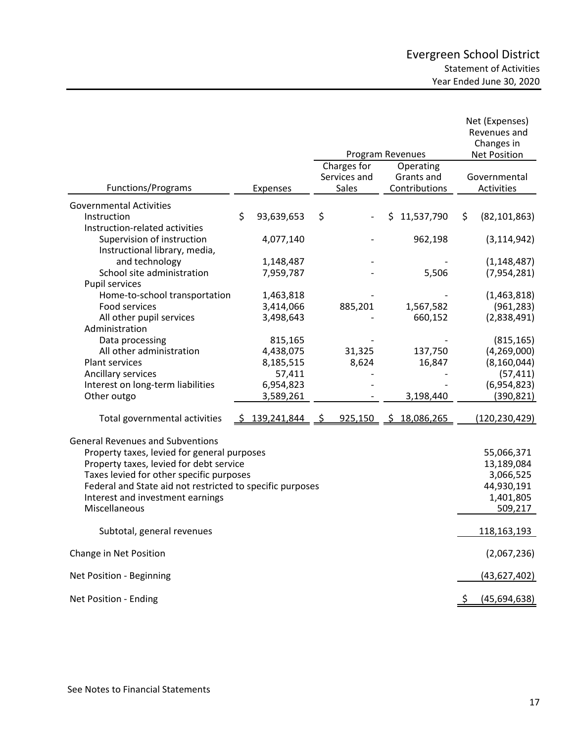# Evergreen School District

## Statement of Activities

### Year Ended June 30, 2020

| Functions/Programs | Expenses | Program Revenues | | Net (Expenses) Revenues and Changes in Net Position |
|---|---|---|---|---|
| | | Charges for Services and Sales | Operating Grants and Contributions | Governmental Activities |
| **Governmental Activities** | | | | |
| Instruction | $ 93,639,653 | $ - | $ 11,537,790 | $ (82,101,863) |
| Instruction-related activities | | | | |
| Supervision of instruction | 4,077,140 | - | 962,198 | (3,114,942) |
| Instructional library, media, and technology | 1,148,487 | - | - | (1,148,487) |
| School site administration | 7,959,787 | - | 5,506 | (7,954,281) |
| Pupil services | | | | |
| Home-to-school transportation | 1,463,818 | - | - | (1,463,818) |
| Food services | 3,414,066 | 885,201 | 1,567,582 | (961,283) |
| All other pupil services | 3,498,643 | - | 660,152 | (2,838,491) |
| Administration | | | | |
| Data processing | 815,165 | - | - | (815,165) |
| All other administration | 4,438,075 | 31,325 | 137,750 | (4,269,000) |
| Plant services | 8,185,515 | 8,624 | 16,847 | (8,160,044) |
| Ancillary services | 57,411 | - | - | (57,411) |
| Interest on long-term liabilities | 6,954,823 | - | - | (6,954,823) |
| Other outgo | 3,589,261 | - | 3,198,440 | (390,821) |
| Total governmental activities | $ 139,241,844 | $ 925,150 | $ 18,086,265 | (120,230,429) |
| **General Revenues and Subventions** | | | | |
| Property taxes, levied for general purposes | | | | 55,066,371 |
| Property taxes, levied for debt service | | | | 13,189,084 |
| Taxes levied for other specific purposes | | | | 3,066,525 |
| Federal and State aid not restricted to specific purposes | | | | 44,930,191 |
| Interest and investment earnings | | | | 1,401,805 |
| Miscellaneous | | | | 509,217 |
| Subtotal, general revenues | | | | 118,163,193 |
| Change in Net Position | | | | (2,067,236) |
| Net Position - Beginning | | | | (43,627,402) |
| Net Position - Ending | | | | $ (45,694,638) |

See Notes to Financial Statements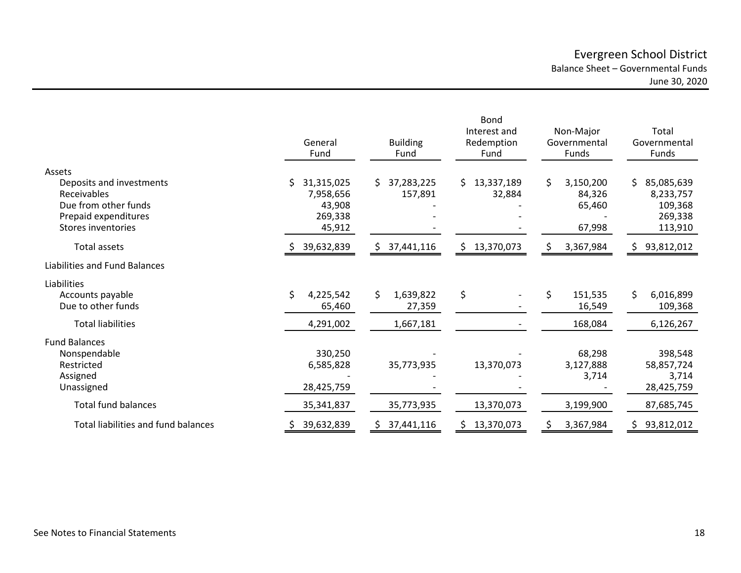# Evergreen School District

## Balance Sheet – Governmental Funds

June 30, 2020

| | General Fund | Building Fund | Bond Interest and Redemption Fund | Non-Major Governmental Funds | Total Governmental Funds |
|---|---|---|---|---|---|
| **Assets** | | | | | |
| Deposits and investments | $ 31,315,025 | $ 37,283,225 | $ 13,337,189 | $ 3,150,200 | $ 85,085,639 |
| Receivables | 7,958,656 | 157,891 | 32,884 | 84,326 | 8,233,757 |
| Due from other funds | 43,908 | - | - | 65,460 | 109,368 |
| Prepaid expenditures | 269,338 | - | - | - | 269,338 |
| Stores inventories | 45,912 | - | - | 67,998 | 113,910 |
| Total assets | $ 39,632,839 | $ 37,441,116 | $ 13,370,073 | $ 3,367,984 | $ 93,812,012 |
| **Liabilities and Fund Balances** | | | | | |
| **Liabilities** | | | | | |
| Accounts payable | $ 4,225,542 | $ 1,639,822 | $ - | $ 151,535 | $ 6,016,899 |
| Due to other funds | 65,460 | 27,359 | - | 16,549 | 109,368 |
| Total liabilities | 4,291,002 | 1,667,181 | - | 168,084 | 6,126,267 |
| **Fund Balances** | | | | | |
| Nonspendable | 330,250 | - | - | 68,298 | 398,548 |
| Restricted | 6,585,828 | 35,773,935 | 13,370,073 | 3,127,888 | 58,857,724 |
| Assigned | - | - | - | 3,714 | 3,714 |
| Unassigned | 28,425,759 | - | - | - | 28,425,759 |
| Total fund balances | 35,341,837 | 35,773,935 | 13,370,073 | 3,199,900 | 87,685,745 |
| Total liabilities and fund balances | $ 39,632,839 | $ 37,441,116 | $ 13,370,073 | $ 3,367,984 | $ 93,812,012 |

See Notes to Financial Statements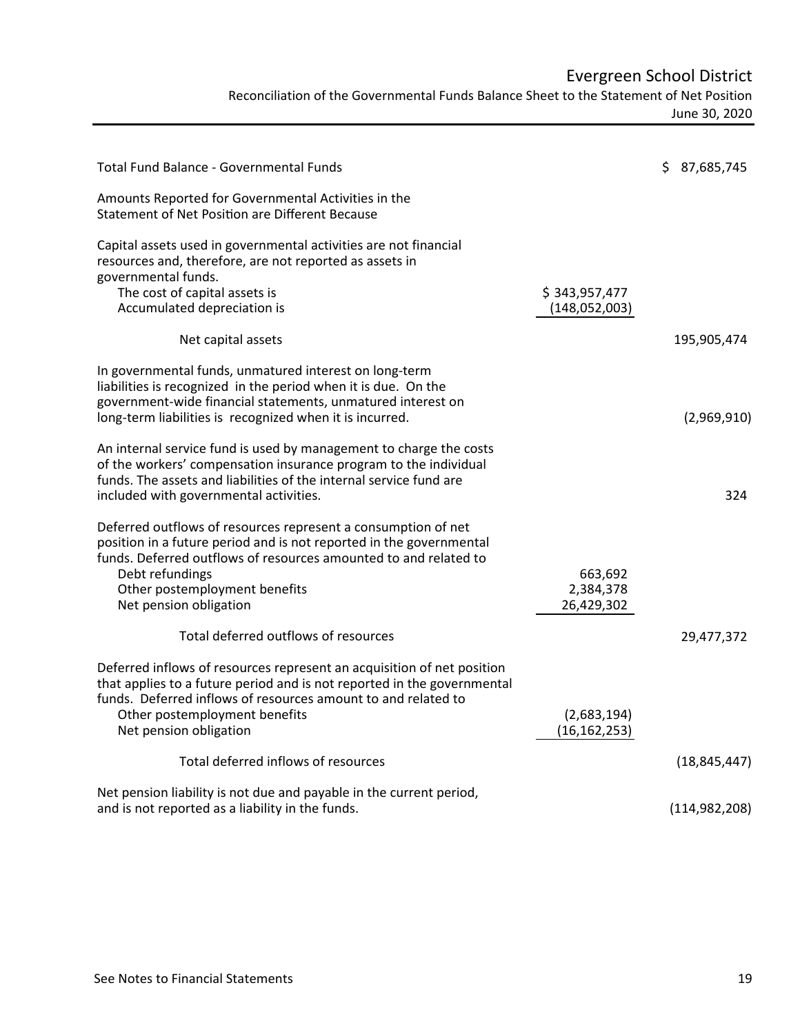# Evergreen School District

## Reconciliation of the Governmental Funds Balance Sheet to the Statement of Net Position

June 30, 2020

| | | |
|---|---|---|
| Total Fund Balance - Governmental Funds | | $ 87,685,745 |
| Amounts Reported for Governmental Activities in the Statement of Net Position are Different Because | | |
| Capital assets used in governmental activities are not financial resources and, therefore, are not reported as assets in governmental funds. | | |
| The cost of capital assets is | $ 343,957,477 | |
| Accumulated depreciation is | (148,052,003) | |
| Net capital assets | | 195,905,474 |
| In governmental funds, unmatured interest on long-term liabilities is recognized in the period when it is due. On the government-wide financial statements, unmatured interest on long-term liabilities is recognized when it is incurred. | | (2,969,910) |
| An internal service fund is used by management to charge the costs of the workers' compensation insurance program to the individual funds. The assets and liabilities of the internal service fund are included with governmental activities. | | 324 |
| Deferred outflows of resources represent a consumption of net position in a future period and is not reported in the governmental funds. Deferred outflows of resources amounted to and related to | | |
| Debt refundings | 663,692 | |
| Other postemployment benefits | 2,384,378 | |
| Net pension obligation | 26,429,302 | |
| Total deferred outflows of resources | | 29,477,372 |
| Deferred inflows of resources represent an acquisition of net position that applies to a future period and is not reported in the governmental funds. Deferred inflows of resources amount to and related to | | |
| Other postemployment benefits | (2,683,194) | |
| Net pension obligation | (16,162,253) | |
| Total deferred inflows of resources | | (18,845,447) |
| Net pension liability is not due and payable in the current period, and is not reported as a liability in the funds. | | (114,982,208) |

See Notes to Financial Statements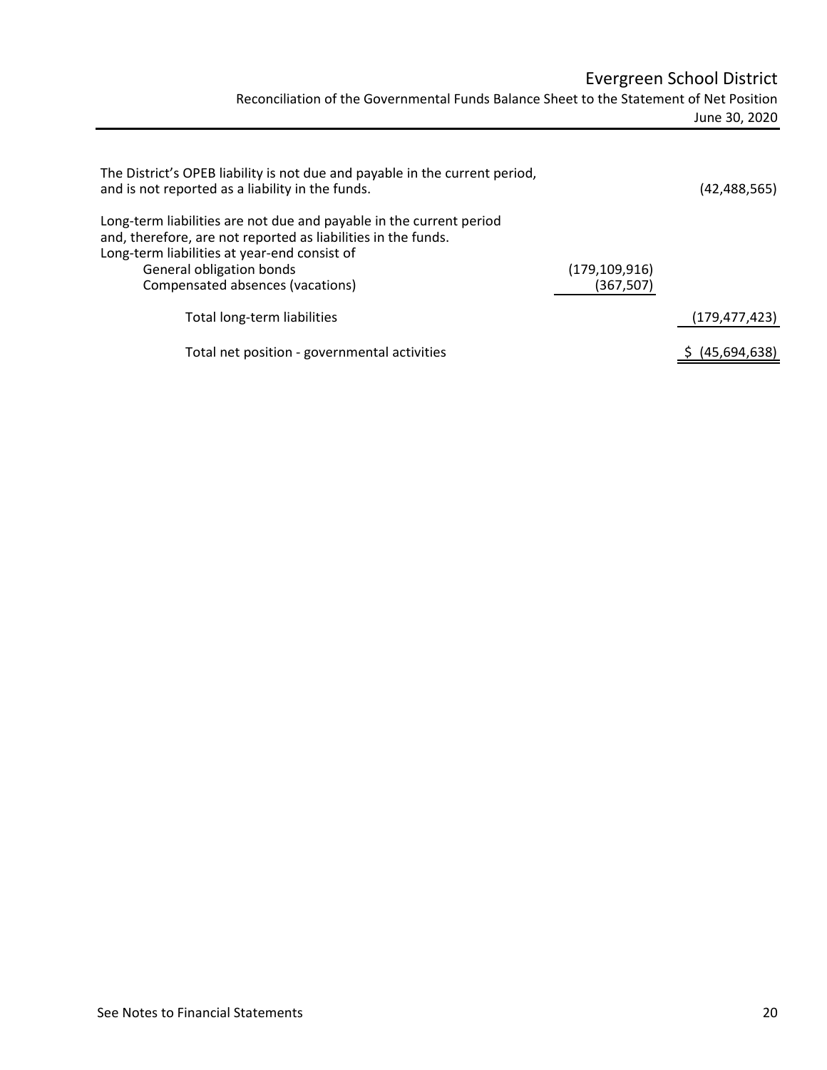# Evergreen School District

Reconciliation of the Governmental Funds Balance Sheet to the Statement of Net Position

June 30, 2020

| | | |
|---|---|---|
| The District's OPEB liability is not due and payable in the current period, and is not reported as a liability in the funds. | | (42,488,565) |
| Long-term liabilities are not due and payable in the current period and, therefore, are not reported as liabilities in the funds. Long-term liabilities at year-end consist of | | |
| General obligation bonds | (179,109,916) | |
| Compensated absences (vacations) | (367,507) | |
| Total long-term liabilities | | (179,477,423) |
| Total net position - governmental activities | | $ (45,694,638) |

See Notes to Financial Statements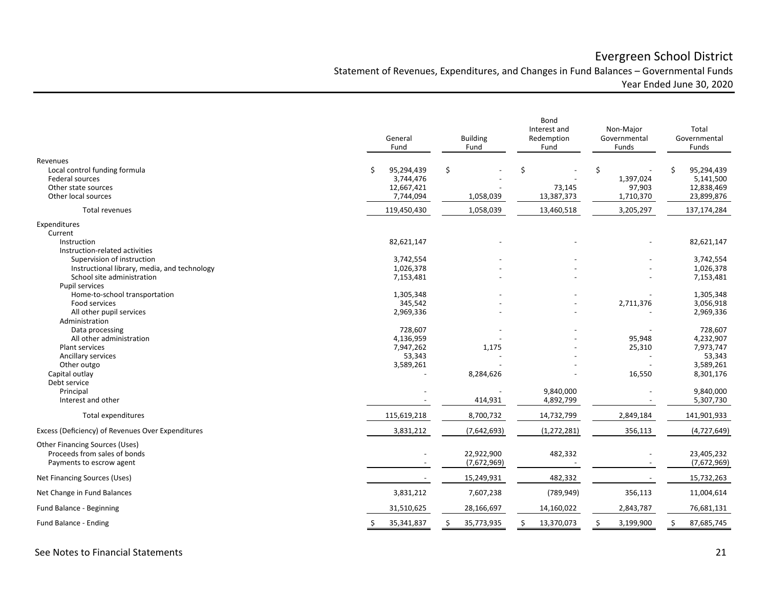# Evergreen School District

## Statement of Revenues, Expenditures, and Changes in Fund Balances – Governmental Funds

### Year Ended June 30, 2020

| | General Fund | Building Fund | Bond Interest and Redemption Fund | Non-Major Governmental Funds | Total Governmental Funds |
|---|---|---|---|---|---|
| **Revenues** | | | | | |
| Local control funding formula | $ 95,294,439 | $ - | $ - | $ - | $ 95,294,439 |
| Federal sources | 3,744,476 | - | - | 1,397,024 | 5,141,500 |
| Other state sources | 12,667,421 | - | 73,145 | 97,903 | 12,838,469 |
| Other local sources | 7,744,094 | 1,058,039 | 13,387,373 | 1,710,370 | 23,899,876 |
| Total revenues | 119,450,430 | 1,058,039 | 13,460,518 | 3,205,297 | 137,174,284 |
| **Expenditures** | | | | | |
| Current | | | | | |
| Instruction | 82,621,147 | - | - | - | 82,621,147 |
| Instruction-related activities | | | | | |
| Supervision of instruction | 3,742,554 | - | - | - | 3,742,554 |
| Instructional library, media, and technology | 1,026,378 | - | - | - | 1,026,378 |
| School site administration | 7,153,481 | - | - | - | 7,153,481 |
| Pupil services | | | | | |
| Home-to-school transportation | 1,305,348 | - | - | - | 1,305,348 |
| Food services | 345,542 | - | - | 2,711,376 | 3,056,918 |
| All other pupil services | 2,969,336 | - | - | - | 2,969,336 |
| Administration | | | | | |
| Data processing | 728,607 | - | - | - | 728,607 |
| All other administration | 4,136,959 | - | - | 95,948 | 4,232,907 |
| Plant services | 7,947,262 | 1,175 | - | 25,310 | 7,973,747 |
| Ancillary services | 53,343 | - | - | - | 53,343 |
| Other outgo | 3,589,261 | - | - | - | 3,589,261 |
| Capital outlay | - | 8,284,626 | - | 16,550 | 8,301,176 |
| Debt service | | | | | |
| Principal | - | - | 9,840,000 | - | 9,840,000 |
| Interest and other | - | 414,931 | 4,892,799 | - | 5,307,730 |
| Total expenditures | 115,619,218 | 8,700,732 | 14,732,799 | 2,849,184 | 141,901,933 |
| Excess (Deficiency) of Revenues Over Expenditures | 3,831,212 | (7,642,693) | (1,272,281) | 356,113 | (4,727,649) |
| **Other Financing Sources (Uses)** | | | | | |
| Proceeds from sales of bonds | - | 22,922,900 | 482,332 | - | 23,405,232 |
| Payments to escrow agent | - | (7,672,969) | - | - | (7,672,969) |
| Net Financing Sources (Uses) | - | 15,249,931 | 482,332 | - | 15,732,263 |
| Net Change in Fund Balances | 3,831,212 | 7,607,238 | (789,949) | 356,113 | 11,004,614 |
| Fund Balance - Beginning | 31,510,625 | 28,166,697 | 14,160,022 | 2,843,787 | 76,681,131 |
| Fund Balance - Ending | $ 35,341,837 | $ 35,773,935 | $ 13,370,073 | $ 3,199,900 | $ 87,685,745 |

See Notes to Financial Statements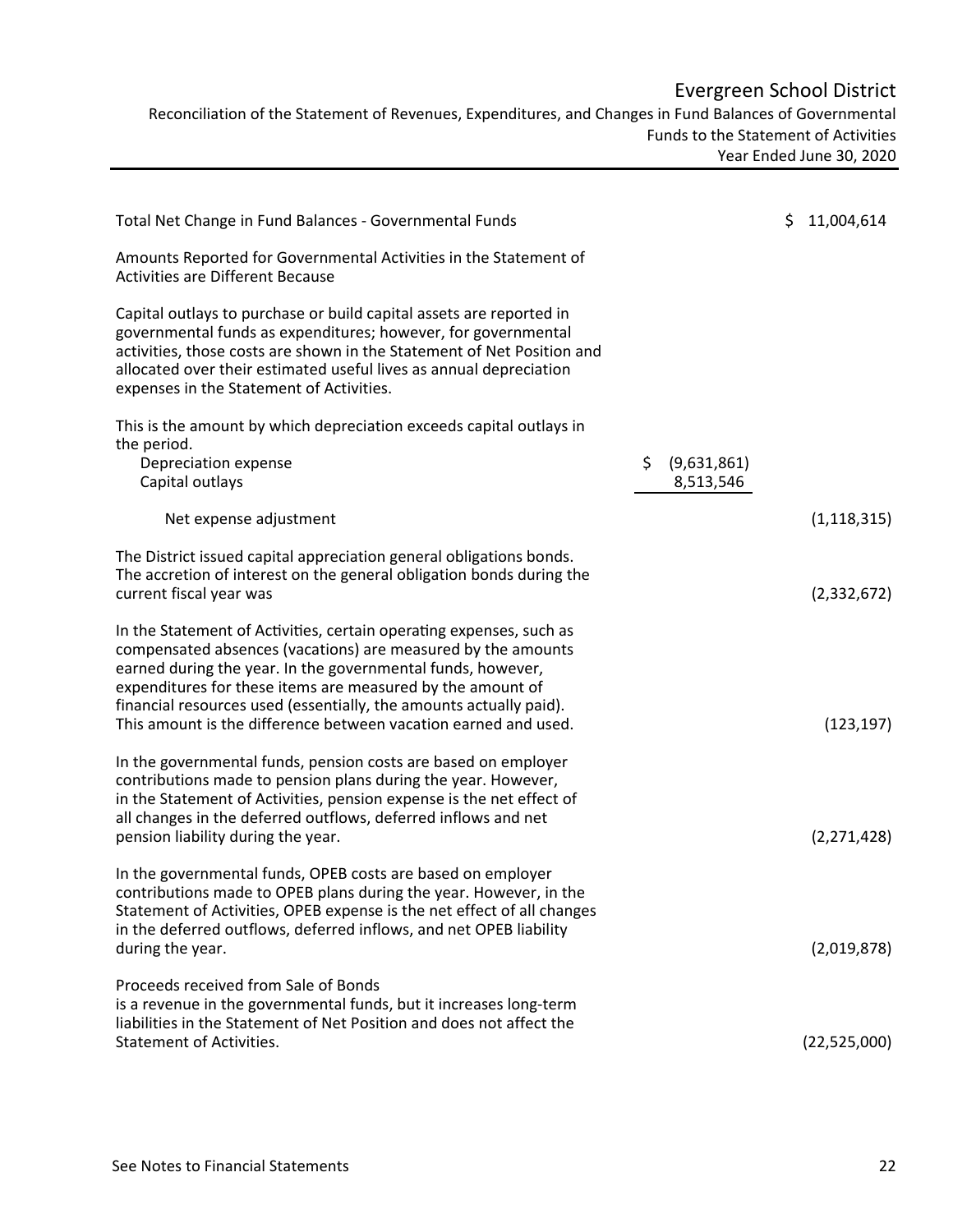# Evergreen School District

## Reconciliation of the Statement of Revenues, Expenditures, and Changes in Fund Balances of Governmental Funds to the Statement of Activities

### Year Ended June 30, 2020

| | | |
|---|---|---|
| Total Net Change in Fund Balances - Governmental Funds | | $ 11,004,614 |
| Amounts Reported for Governmental Activities in the Statement of Activities are Different Because | | |
| Capital outlays to purchase or build capital assets are reported in governmental funds as expenditures; however, for governmental activities, those costs are shown in the Statement of Net Position and allocated over their estimated useful lives as annual depreciation expenses in the Statement of Activities. | | |
| This is the amount by which depreciation exceeds capital outlays in the period. | | |
| Depreciation expense | $ (9,631,861) | |
| Capital outlays | 8,513,546 | |
| Net expense adjustment | | (1,118,315) |
| The District issued capital appreciation general obligations bonds. The accretion of interest on the general obligation bonds during the current fiscal year was | | (2,332,672) |
| In the Statement of Activities, certain operating expenses, such as compensated absences (vacations) are measured by the amounts earned during the year. In the governmental funds, however, expenditures for these items are measured by the amount of financial resources used (essentially, the amounts actually paid). This amount is the difference between vacation earned and used. | | (123,197) |
| In the governmental funds, pension costs are based on employer contributions made to pension plans during the year. However, in the Statement of Activities, pension expense is the net effect of all changes in the deferred outflows, deferred inflows and net pension liability during the year. | | (2,271,428) |
| In the governmental funds, OPEB costs are based on employer contributions made to OPEB plans during the year. However, in the Statement of Activities, OPEB expense is the net effect of all changes in the deferred outflows, deferred inflows, and net OPEB liability during the year. | | (2,019,878) |
| Proceeds received from Sale of Bonds is a revenue in the governmental funds, but it increases long-term liabilities in the Statement of Net Position and does not affect the Statement of Activities. | | (22,525,000) |

See Notes to Financial Statements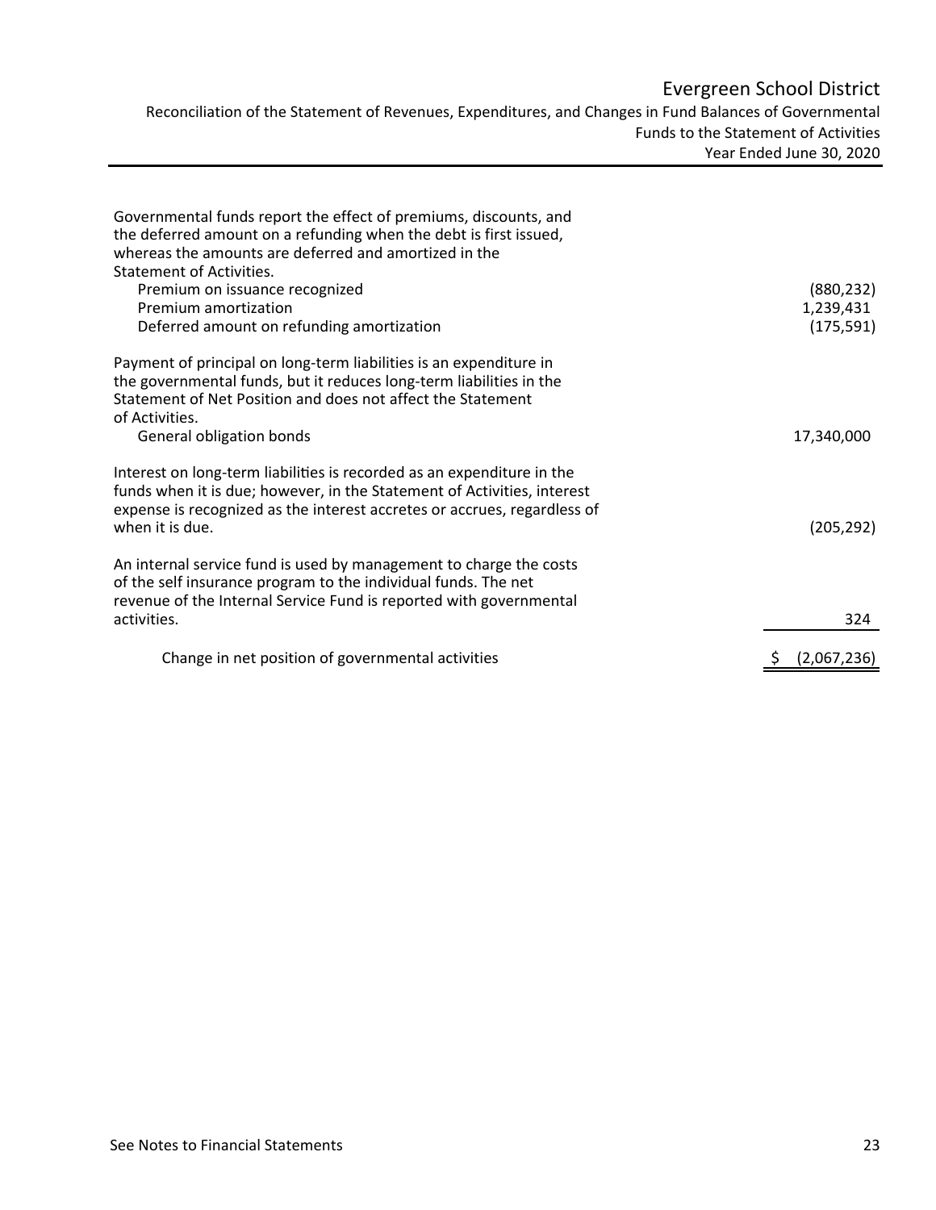# Evergreen School District

Reconciliation of the Statement of Revenues, Expenditures, and Changes in Fund Balances of Governmental Funds to the Statement of Activities

Year Ended June 30, 2020

| | |
|---|---|
| Governmental funds report the effect of premiums, discounts, and the deferred amount on a refunding when the debt is first issued, whereas the amounts are deferred and amortized in the Statement of Activities. | |
| Premium on issuance recognized | (880,232) |
| Premium amortization | 1,239,431 |
| Deferred amount on refunding amortization | (175,591) |
| Payment of principal on long-term liabilities is an expenditure in the governmental funds, but it reduces long-term liabilities in the Statement of Net Position and does not affect the Statement of Activities. | |
| General obligation bonds | 17,340,000 |
| Interest on long-term liabilities is recorded as an expenditure in the funds when it is due; however, in the Statement of Activities, interest expense is recognized as the interest accretes or accrues, regardless of when it is due. | (205,292) |
| An internal service fund is used by management to charge the costs of the self insurance program to the individual funds. The net revenue of the Internal Service Fund is reported with governmental activities. | 324 |
| Change in net position of governmental activities | $ (2,067,236) |

See Notes to Financial Statements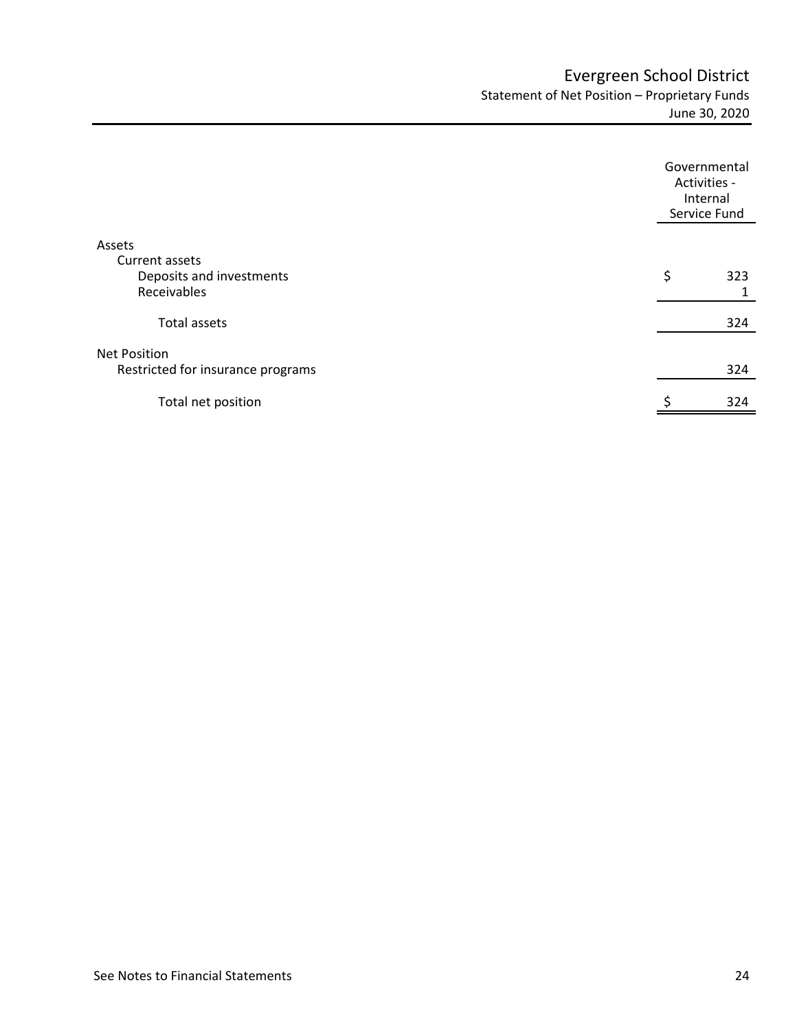# Evergreen School District

## Statement of Net Position – Proprietary Funds

June 30, 2020

| | Governmental Activities - Internal Service Fund |
|---|---|
| **Assets** | |
| Current assets | |
| Deposits and investments | $ 323 |
| Receivables | 1 |
| Total assets | 324 |
| **Net Position** | |
| Restricted for insurance programs | 324 |
| Total net position | $ 324 |

See Notes to Financial Statements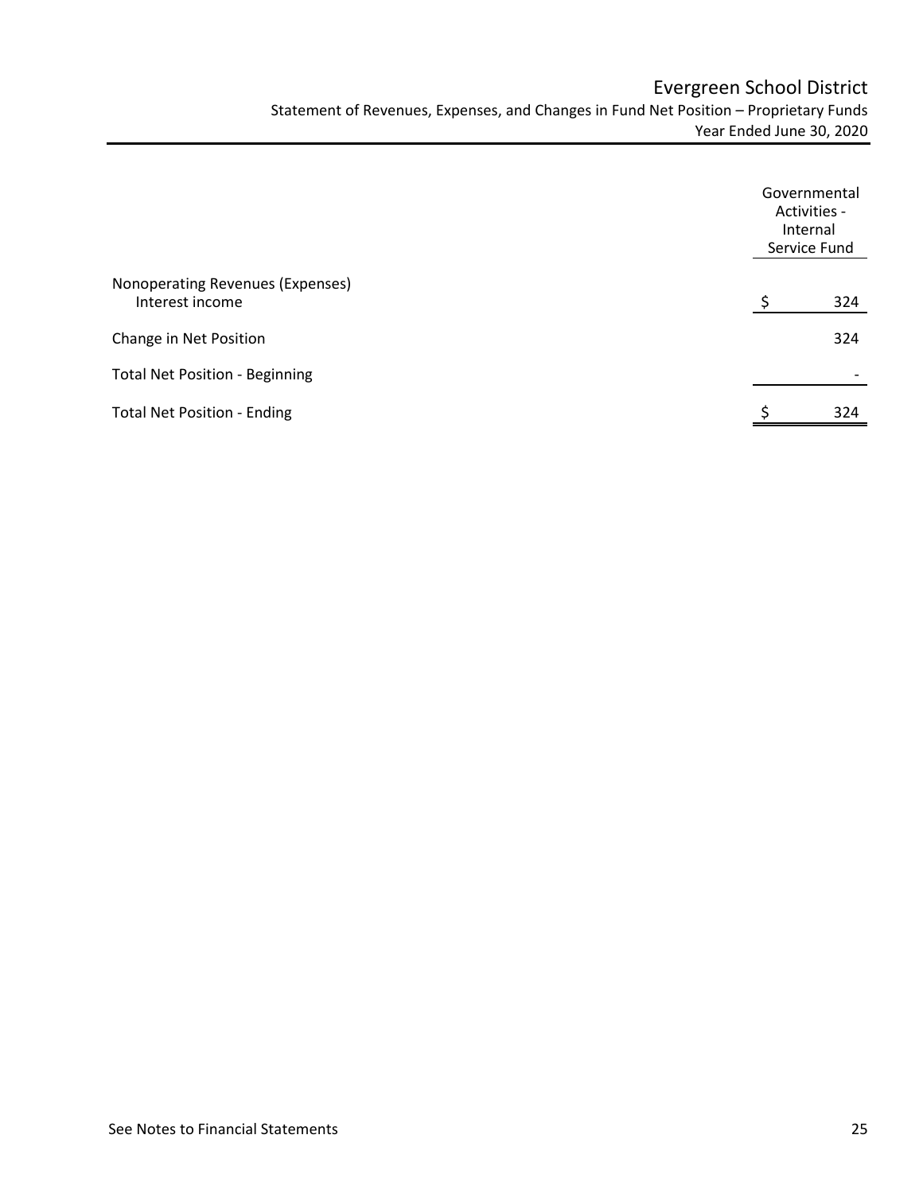# Evergreen School District

## Statement of Revenues, Expenses, and Changes in Fund Net Position – Proprietary Funds

### Year Ended June 30, 2020

| | Governmental Activities - Internal Service Fund |
|---|---|
| **Nonoperating Revenues (Expenses)** | |
| Interest income | $ 324 |
| Change in Net Position | 324 |
| Total Net Position - Beginning | - |
| Total Net Position - Ending | $ 324 |

See Notes to Financial Statements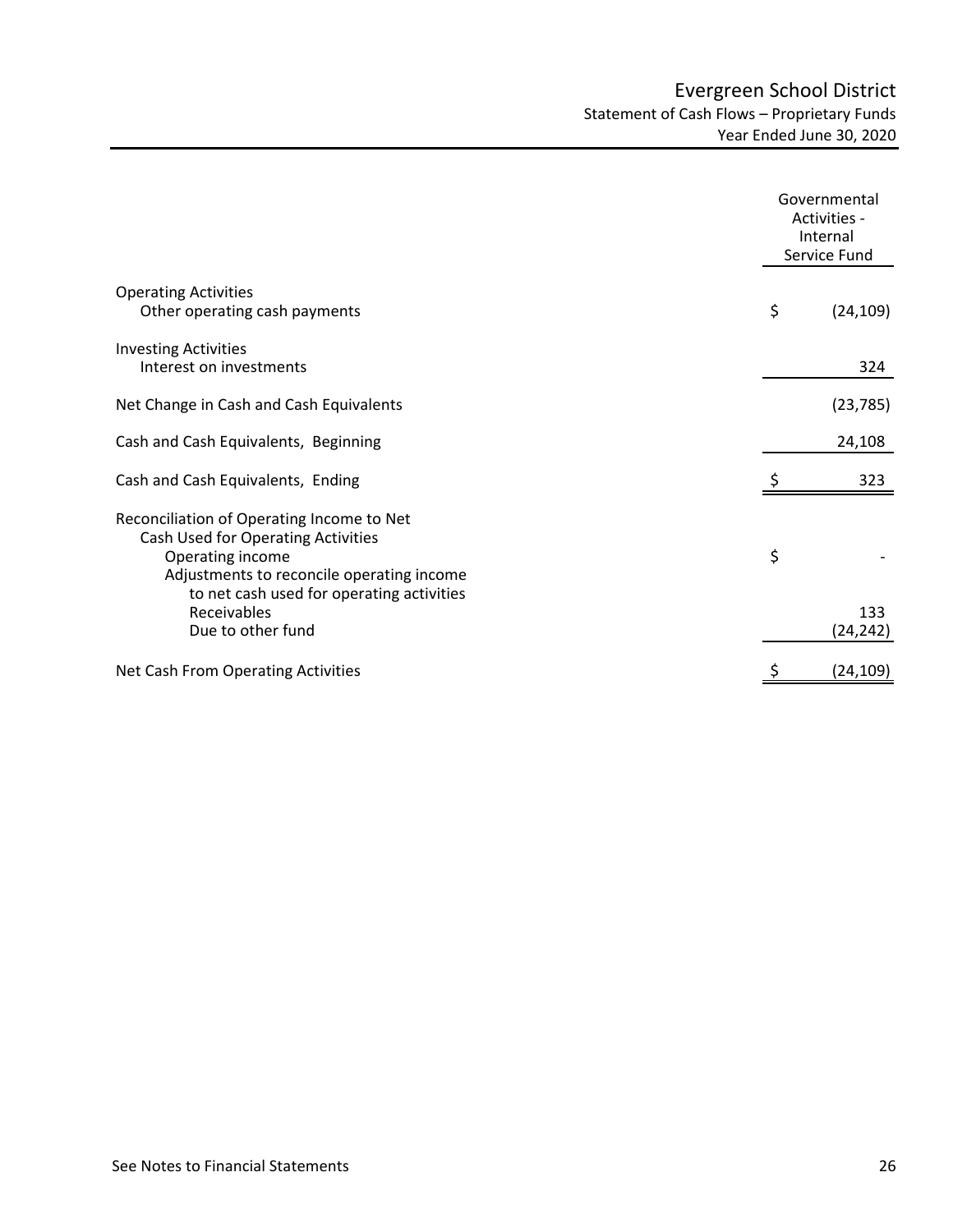# Evergreen School District

## Statement of Cash Flows – Proprietary Funds

### Year Ended June 30, 2020

| | Governmental Activities - Internal Service Fund |
|---|---|
| **Operating Activities** | |
| Other operating cash payments | $ (24,109) |
| **Investing Activities** | |
| Interest on investments | 324 |
| Net Change in Cash and Cash Equivalents | (23,785) |
| Cash and Cash Equivalents, Beginning | 24,108 |
| Cash and Cash Equivalents, Ending | $ 323 |
| **Reconciliation of Operating Income to Net Cash Used for Operating Activities** | |
| Operating income | $ - |
| Adjustments to reconcile operating income to net cash used for operating activities | |
| Receivables | 133 |
| Due to other fund | (24,242) |
| Net Cash From Operating Activities | $ (24,109) |

See Notes to Financial Statements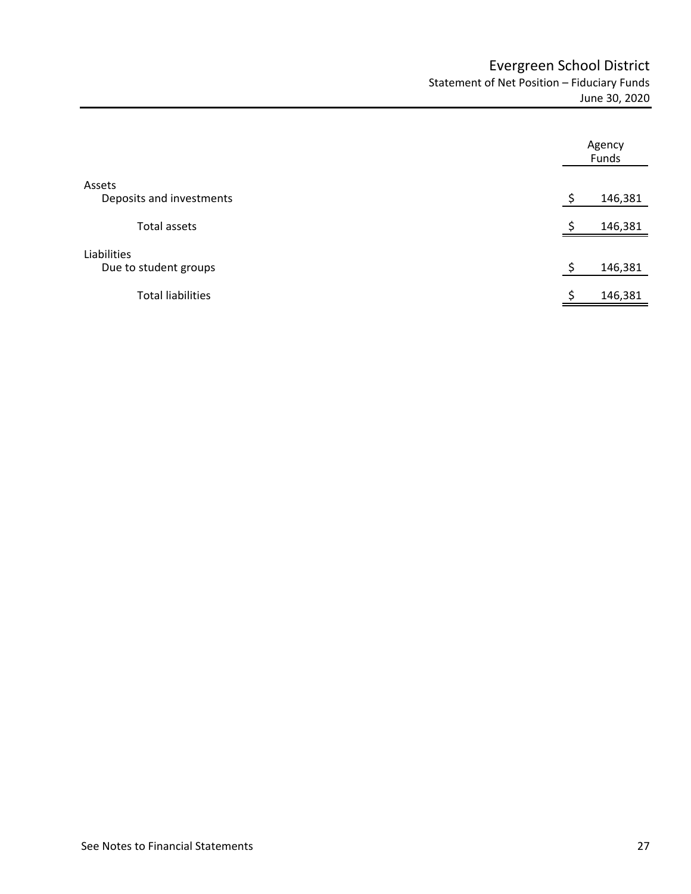# Evergreen School District

## Statement of Net Position – Fiduciary Funds

June 30, 2020

| | Agency Funds |
|---|---|
| **Assets** | |
| Deposits and investments | $ 146,381 |
| Total assets | $ 146,381 |
| **Liabilities** | |
| Due to student groups | $ 146,381 |
| Total liabilities | $ 146,381 |

See Notes to Financial Statements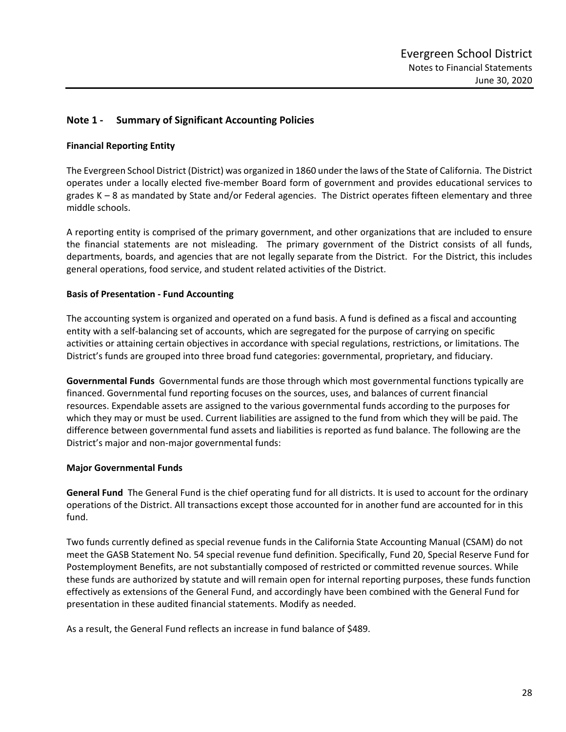## Note 1 - Summary of Significant Accounting Policies

**Financial Reporting Entity**

The Evergreen School District (District) was organized in 1860 under the laws of the State of California. The District operates under a locally elected five-member Board form of government and provides educational services to grades K – 8 as mandated by State and/or Federal agencies. The District operates fifteen elementary and three middle schools.

A reporting entity is comprised of the primary government, and other organizations that are included to ensure the financial statements are not misleading. The primary government of the District consists of all funds, departments, boards, and agencies that are not legally separate from the District. For the District, this includes general operations, food service, and student related activities of the District.

**Basis of Presentation - Fund Accounting**

The accounting system is organized and operated on a fund basis. A fund is defined as a fiscal and accounting entity with a self-balancing set of accounts, which are segregated for the purpose of carrying on specific activities or attaining certain objectives in accordance with special regulations, restrictions, or limitations. The District's funds are grouped into three broad fund categories: governmental, proprietary, and fiduciary.

**Governmental Funds** Governmental funds are those through which most governmental functions typically are financed. Governmental fund reporting focuses on the sources, uses, and balances of current financial resources. Expendable assets are assigned to the various governmental funds according to the purposes for which they may or must be used. Current liabilities are assigned to the fund from which they will be paid. The difference between governmental fund assets and liabilities is reported as fund balance. The following are the District's major and non-major governmental funds:

**Major Governmental Funds**

**General Fund** The General Fund is the chief operating fund for all districts. It is used to account for the ordinary operations of the District. All transactions except those accounted for in another fund are accounted for in this fund.

Two funds currently defined as special revenue funds in the California State Accounting Manual (CSAM) do not meet the GASB Statement No. 54 special revenue fund definition. Specifically, Fund 20, Special Reserve Fund for Postemployment Benefits, are not substantially composed of restricted or committed revenue sources. While these funds are authorized by statute and will remain open for internal reporting purposes, these funds function effectively as extensions of the General Fund, and accordingly have been combined with the General Fund for presentation in these audited financial statements. Modify as needed.

As a result, the General Fund reflects an increase in fund balance of $489.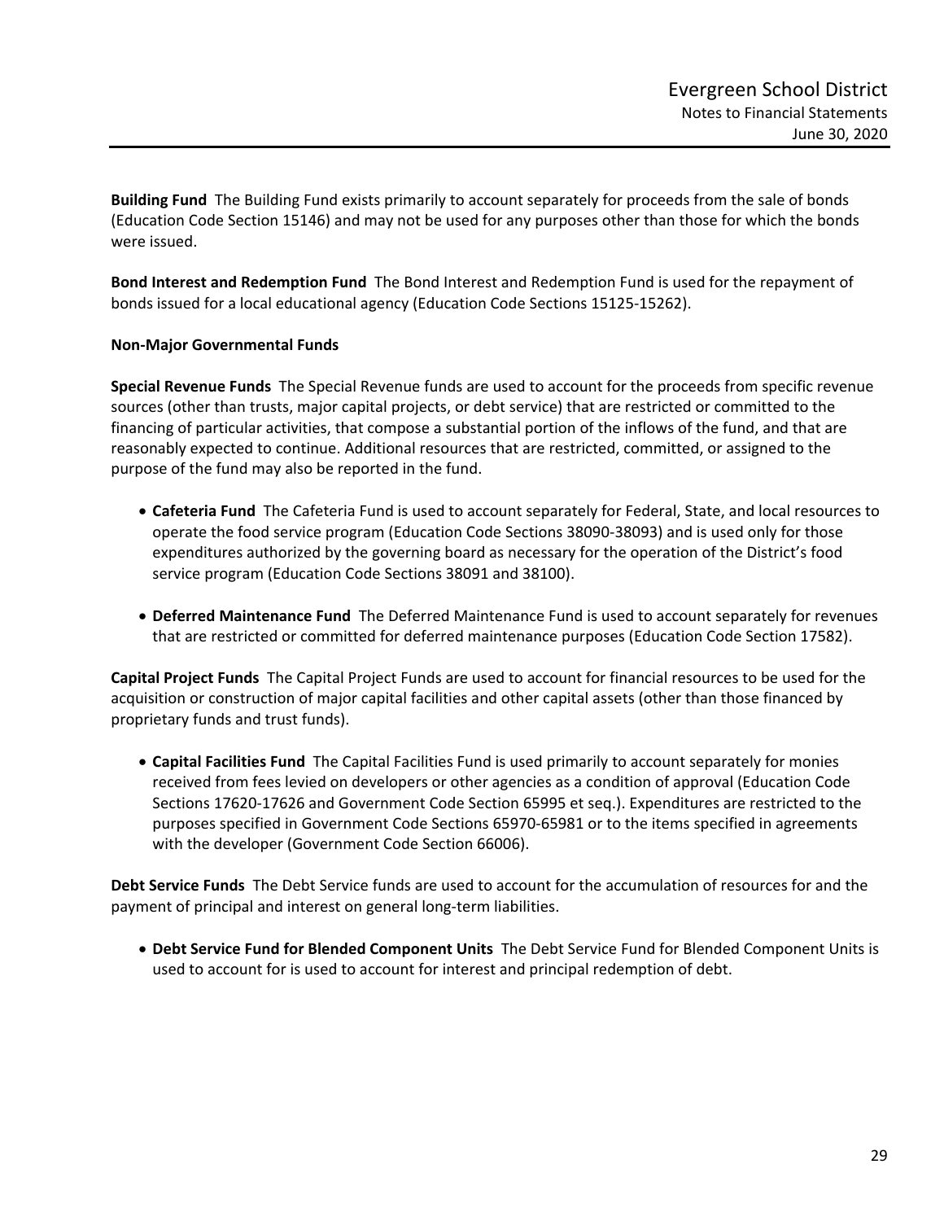**Building Fund** The Building Fund exists primarily to account separately for proceeds from the sale of bonds (Education Code Section 15146) and may not be used for any purposes other than those for which the bonds were issued.

**Bond Interest and Redemption Fund** The Bond Interest and Redemption Fund is used for the repayment of bonds issued for a local educational agency (Education Code Sections 15125-15262).

**Non-Major Governmental Funds**

**Special Revenue Funds** The Special Revenue funds are used to account for the proceeds from specific revenue sources (other than trusts, major capital projects, or debt service) that are restricted or committed to the financing of particular activities, that compose a substantial portion of the inflows of the fund, and that are reasonably expected to continue. Additional resources that are restricted, committed, or assigned to the purpose of the fund may also be reported in the fund.

- **Cafeteria Fund** The Cafeteria Fund is used to account separately for Federal, State, and local resources to operate the food service program (Education Code Sections 38090-38093) and is used only for those expenditures authorized by the governing board as necessary for the operation of the District's food service program (Education Code Sections 38091 and 38100).

- **Deferred Maintenance Fund** The Deferred Maintenance Fund is used to account separately for revenues that are restricted or committed for deferred maintenance purposes (Education Code Section 17582).

**Capital Project Funds** The Capital Project Funds are used to account for financial resources to be used for the acquisition or construction of major capital facilities and other capital assets (other than those financed by proprietary funds and trust funds).

- **Capital Facilities Fund** The Capital Facilities Fund is used primarily to account separately for monies received from fees levied on developers or other agencies as a condition of approval (Education Code Sections 17620-17626 and Government Code Section 65995 et seq.). Expenditures are restricted to the purposes specified in Government Code Sections 65970-65981 or to the items specified in agreements with the developer (Government Code Section 66006).

**Debt Service Funds** The Debt Service funds are used to account for the accumulation of resources for and the payment of principal and interest on general long-term liabilities.

- **Debt Service Fund for Blended Component Units** The Debt Service Fund for Blended Component Units is used to account for is used to account for interest and principal redemption of debt.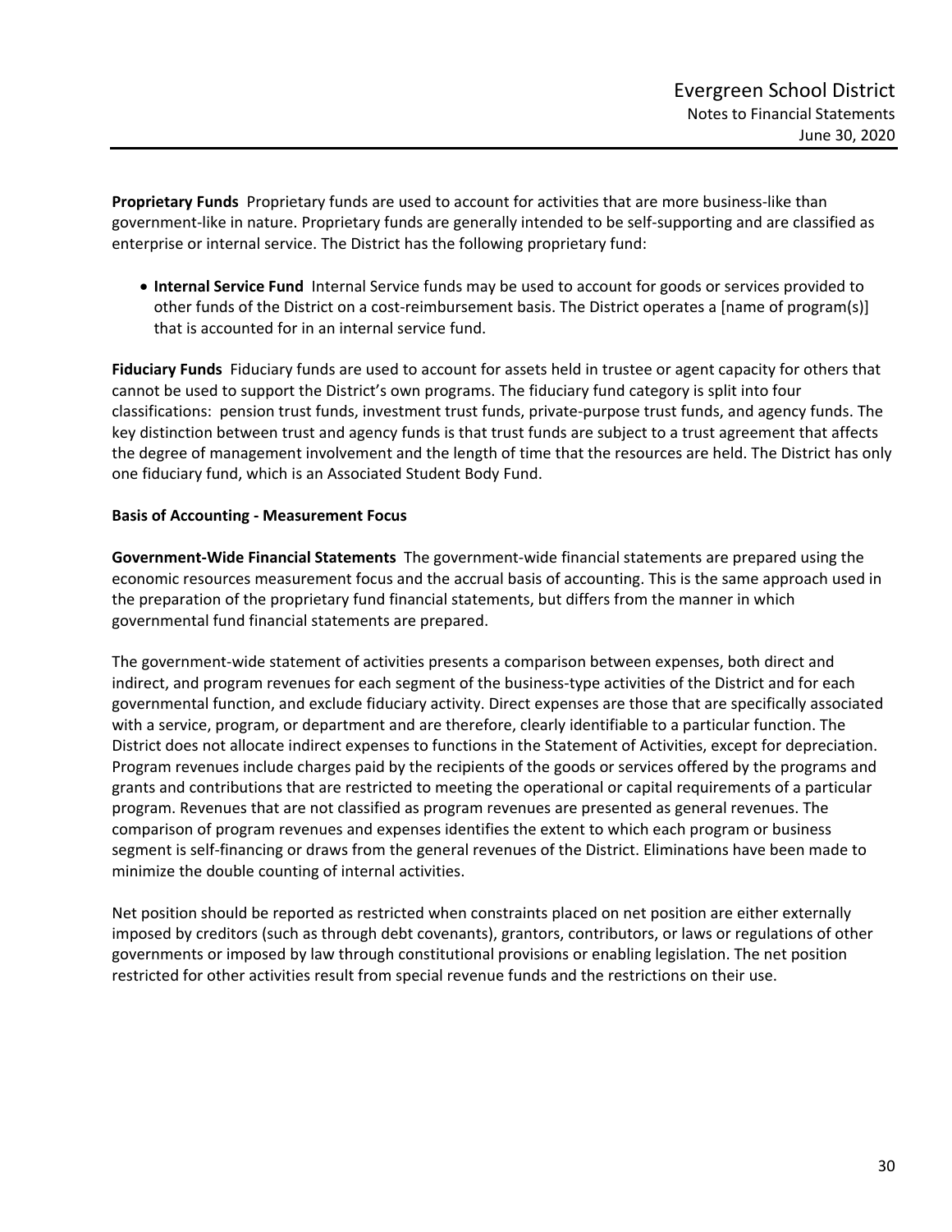**Proprietary Funds** Proprietary funds are used to account for activities that are more business-like than government-like in nature. Proprietary funds are generally intended to be self-supporting and are classified as enterprise or internal service. The District has the following proprietary fund:

- **Internal Service Fund** Internal Service funds may be used to account for goods or services provided to other funds of the District on a cost-reimbursement basis. The District operates a [name of program(s)] that is accounted for in an internal service fund.

**Fiduciary Funds** Fiduciary funds are used to account for assets held in trustee or agent capacity for others that cannot be used to support the District's own programs. The fiduciary fund category is split into four classifications: pension trust funds, investment trust funds, private-purpose trust funds, and agency funds. The key distinction between trust and agency funds is that trust funds are subject to a trust agreement that affects the degree of management involvement and the length of time that the resources are held. The District has only one fiduciary fund, which is an Associated Student Body Fund.

**Basis of Accounting - Measurement Focus**

**Government-Wide Financial Statements** The government-wide financial statements are prepared using the economic resources measurement focus and the accrual basis of accounting. This is the same approach used in the preparation of the proprietary fund financial statements, but differs from the manner in which governmental fund financial statements are prepared.

The government-wide statement of activities presents a comparison between expenses, both direct and indirect, and program revenues for each segment of the business-type activities of the District and for each governmental function, and exclude fiduciary activity. Direct expenses are those that are specifically associated with a service, program, or department and are therefore, clearly identifiable to a particular function. The District does not allocate indirect expenses to functions in the Statement of Activities, except for depreciation. Program revenues include charges paid by the recipients of the goods or services offered by the programs and grants and contributions that are restricted to meeting the operational or capital requirements of a particular program. Revenues that are not classified as program revenues are presented as general revenues. The comparison of program revenues and expenses identifies the extent to which each program or business segment is self-financing or draws from the general revenues of the District. Eliminations have been made to minimize the double counting of internal activities.

Net position should be reported as restricted when constraints placed on net position are either externally imposed by creditors (such as through debt covenants), grantors, contributors, or laws or regulations of other governments or imposed by law through constitutional provisions or enabling legislation. The net position restricted for other activities result from special revenue funds and the restrictions on their use.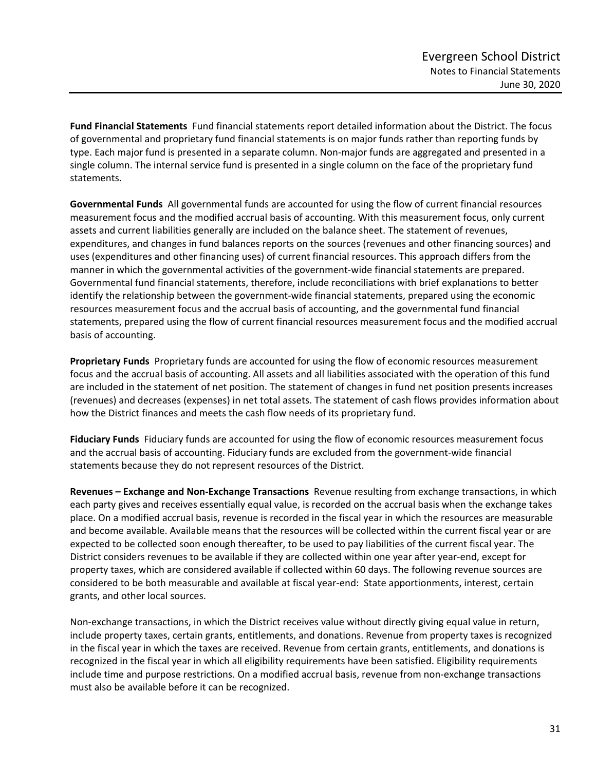**Fund Financial Statements** Fund financial statements report detailed information about the District. The focus of governmental and proprietary fund financial statements is on major funds rather than reporting funds by type. Each major fund is presented in a separate column. Non-major funds are aggregated and presented in a single column. The internal service fund is presented in a single column on the face of the proprietary fund statements.

**Governmental Funds** All governmental funds are accounted for using the flow of current financial resources measurement focus and the modified accrual basis of accounting. With this measurement focus, only current assets and current liabilities generally are included on the balance sheet. The statement of revenues, expenditures, and changes in fund balances reports on the sources (revenues and other financing sources) and uses (expenditures and other financing uses) of current financial resources. This approach differs from the manner in which the governmental activities of the government-wide financial statements are prepared. Governmental fund financial statements, therefore, include reconciliations with brief explanations to better identify the relationship between the government-wide financial statements, prepared using the economic resources measurement focus and the accrual basis of accounting, and the governmental fund financial statements, prepared using the flow of current financial resources measurement focus and the modified accrual basis of accounting.

**Proprietary Funds** Proprietary funds are accounted for using the flow of economic resources measurement focus and the accrual basis of accounting. All assets and all liabilities associated with the operation of this fund are included in the statement of net position. The statement of changes in fund net position presents increases (revenues) and decreases (expenses) in net total assets. The statement of cash flows provides information about how the District finances and meets the cash flow needs of its proprietary fund.

**Fiduciary Funds** Fiduciary funds are accounted for using the flow of economic resources measurement focus and the accrual basis of accounting. Fiduciary funds are excluded from the government-wide financial statements because they do not represent resources of the District.

**Revenues – Exchange and Non-Exchange Transactions** Revenue resulting from exchange transactions, in which each party gives and receives essentially equal value, is recorded on the accrual basis when the exchange takes place. On a modified accrual basis, revenue is recorded in the fiscal year in which the resources are measurable and become available. Available means that the resources will be collected within the current fiscal year or are expected to be collected soon enough thereafter, to be used to pay liabilities of the current fiscal year. The District considers revenues to be available if they are collected within one year after year-end, except for property taxes, which are considered available if collected within 60 days. The following revenue sources are considered to be both measurable and available at fiscal year-end: State apportionments, interest, certain grants, and other local sources.

Non-exchange transactions, in which the District receives value without directly giving equal value in return, include property taxes, certain grants, entitlements, and donations. Revenue from property taxes is recognized in the fiscal year in which the taxes are received. Revenue from certain grants, entitlements, and donations is recognized in the fiscal year in which all eligibility requirements have been satisfied. Eligibility requirements include time and purpose restrictions. On a modified accrual basis, revenue from non-exchange transactions must also be available before it can be recognized.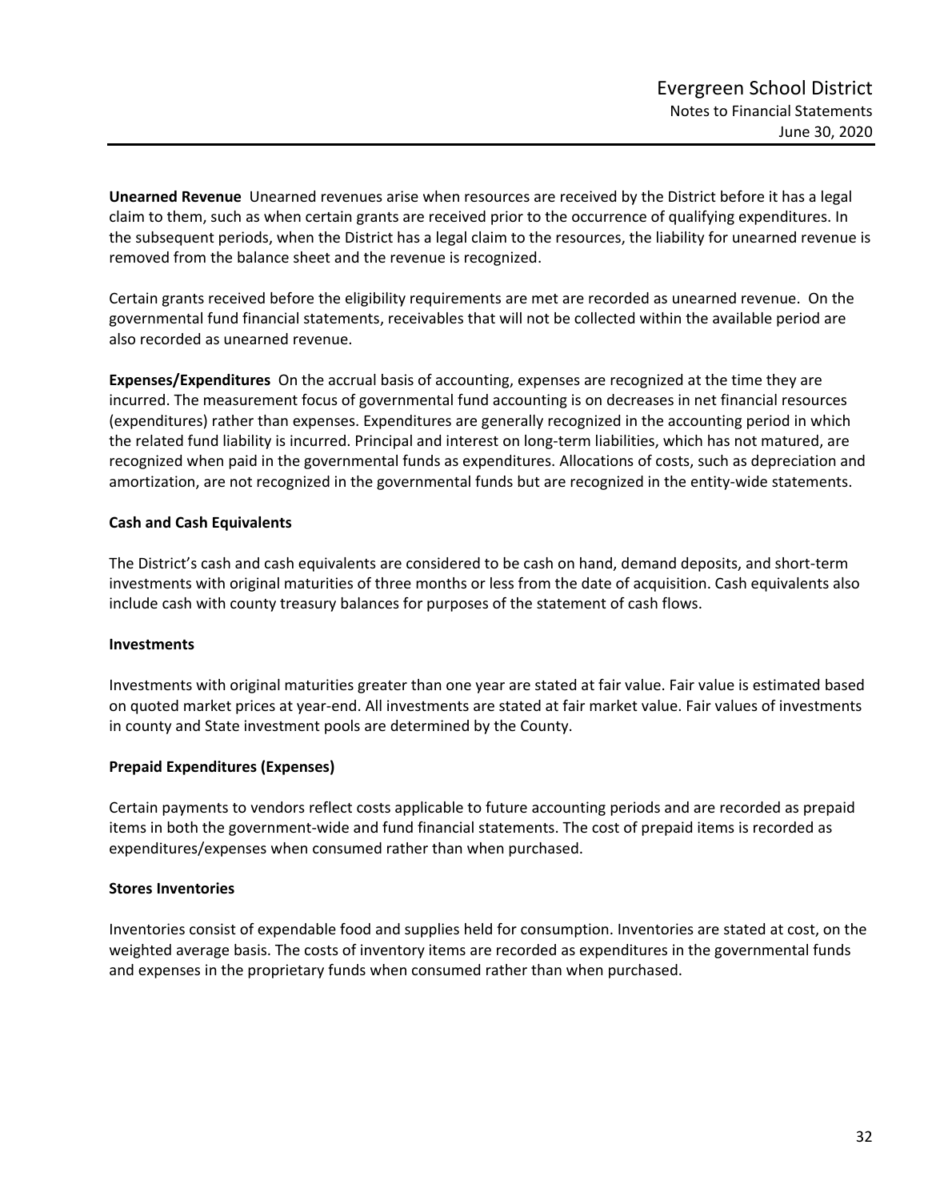**Unearned Revenue** Unearned revenues arise when resources are received by the District before it has a legal claim to them, such as when certain grants are received prior to the occurrence of qualifying expenditures. In the subsequent periods, when the District has a legal claim to the resources, the liability for unearned revenue is removed from the balance sheet and the revenue is recognized.

Certain grants received before the eligibility requirements are met are recorded as unearned revenue. On the governmental fund financial statements, receivables that will not be collected within the available period are also recorded as unearned revenue.

**Expenses/Expenditures** On the accrual basis of accounting, expenses are recognized at the time they are incurred. The measurement focus of governmental fund accounting is on decreases in net financial resources (expenditures) rather than expenses. Expenditures are generally recognized in the accounting period in which the related fund liability is incurred. Principal and interest on long-term liabilities, which has not matured, are recognized when paid in the governmental funds as expenditures. Allocations of costs, such as depreciation and amortization, are not recognized in the governmental funds but are recognized in the entity-wide statements.

**Cash and Cash Equivalents**

The District's cash and cash equivalents are considered to be cash on hand, demand deposits, and short-term investments with original maturities of three months or less from the date of acquisition. Cash equivalents also include cash with county treasury balances for purposes of the statement of cash flows.

**Investments**

Investments with original maturities greater than one year are stated at fair value. Fair value is estimated based on quoted market prices at year-end. All investments are stated at fair market value. Fair values of investments in county and State investment pools are determined by the County.

**Prepaid Expenditures (Expenses)**

Certain payments to vendors reflect costs applicable to future accounting periods and are recorded as prepaid items in both the government-wide and fund financial statements. The cost of prepaid items is recorded as expenditures/expenses when consumed rather than when purchased.

**Stores Inventories**

Inventories consist of expendable food and supplies held for consumption. Inventories are stated at cost, on the weighted average basis. The costs of inventory items are recorded as expenditures in the governmental funds and expenses in the proprietary funds when consumed rather than when purchased.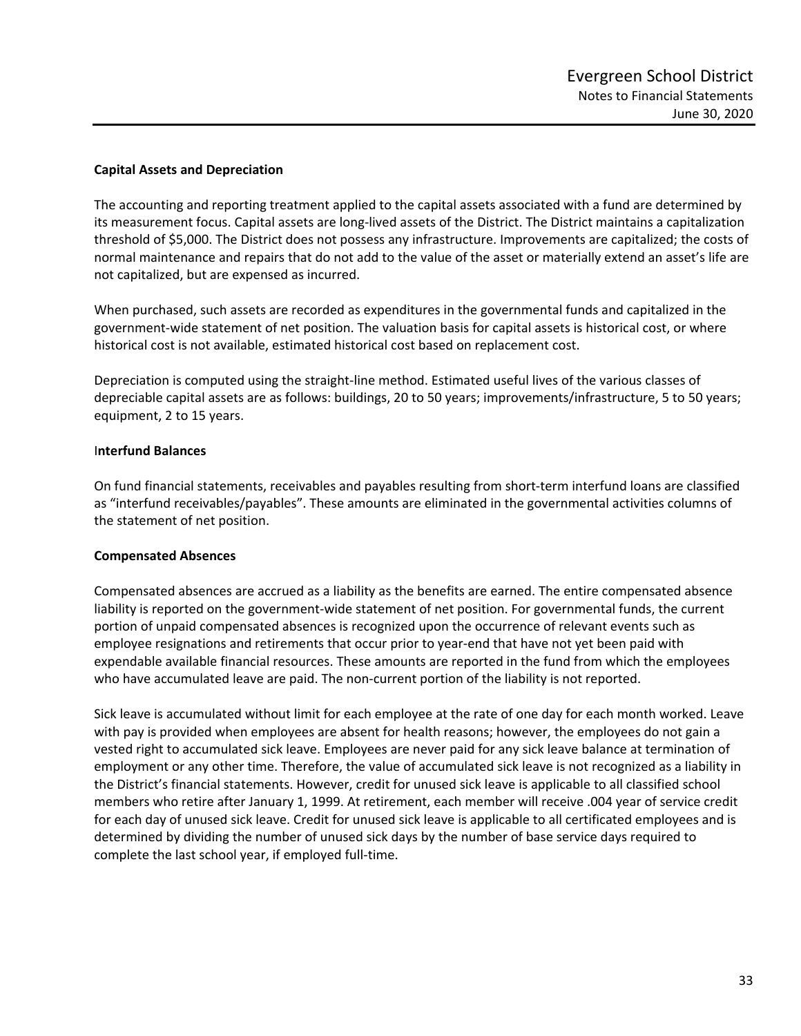### Capital Assets and Depreciation

The accounting and reporting treatment applied to the capital assets associated with a fund are determined by its measurement focus. Capital assets are long-lived assets of the District. The District maintains a capitalization threshold of $5,000. The District does not possess any infrastructure. Improvements are capitalized; the costs of normal maintenance and repairs that do not add to the value of the asset or materially extend an asset's life are not capitalized, but are expensed as incurred.

When purchased, such assets are recorded as expenditures in the governmental funds and capitalized in the government-wide statement of net position. The valuation basis for capital assets is historical cost, or where historical cost is not available, estimated historical cost based on replacement cost.

Depreciation is computed using the straight-line method. Estimated useful lives of the various classes of depreciable capital assets are as follows: buildings, 20 to 50 years; improvements/infrastructure, 5 to 50 years; equipment, 2 to 15 years.

### Interfund Balances

On fund financial statements, receivables and payables resulting from short-term interfund loans are classified as "interfund receivables/payables". These amounts are eliminated in the governmental activities columns of the statement of net position.

### Compensated Absences

Compensated absences are accrued as a liability as the benefits are earned. The entire compensated absence liability is reported on the government-wide statement of net position. For governmental funds, the current portion of unpaid compensated absences is recognized upon the occurrence of relevant events such as employee resignations and retirements that occur prior to year-end that have not yet been paid with expendable available financial resources. These amounts are reported in the fund from which the employees who have accumulated leave are paid. The non-current portion of the liability is not reported.

Sick leave is accumulated without limit for each employee at the rate of one day for each month worked. Leave with pay is provided when employees are absent for health reasons; however, the employees do not gain a vested right to accumulated sick leave. Employees are never paid for any sick leave balance at termination of employment or any other time. Therefore, the value of accumulated sick leave is not recognized as a liability in the District's financial statements. However, credit for unused sick leave is applicable to all classified school members who retire after January 1, 1999. At retirement, each member will receive .004 year of service credit for each day of unused sick leave. Credit for unused sick leave is applicable to all certificated employees and is determined by dividing the number of unused sick days by the number of base service days required to complete the last school year, if employed full-time.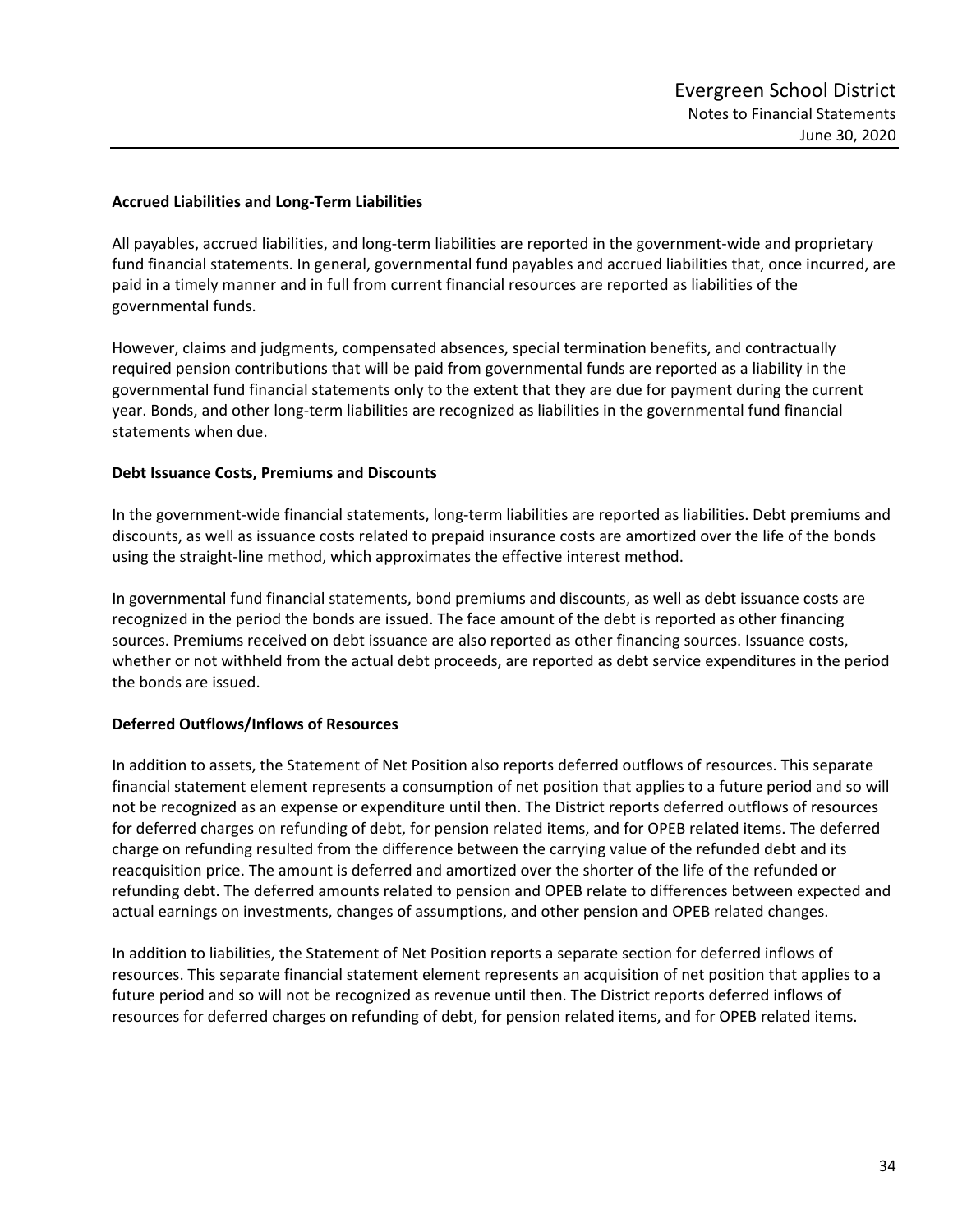**Accrued Liabilities and Long-Term Liabilities**

All payables, accrued liabilities, and long-term liabilities are reported in the government-wide and proprietary fund financial statements. In general, governmental fund payables and accrued liabilities that, once incurred, are paid in a timely manner and in full from current financial resources are reported as liabilities of the governmental funds.

However, claims and judgments, compensated absences, special termination benefits, and contractually required pension contributions that will be paid from governmental funds are reported as a liability in the governmental fund financial statements only to the extent that they are due for payment during the current year. Bonds, and other long-term liabilities are recognized as liabilities in the governmental fund financial statements when due.

**Debt Issuance Costs, Premiums and Discounts**

In the government-wide financial statements, long-term liabilities are reported as liabilities. Debt premiums and discounts, as well as issuance costs related to prepaid insurance costs are amortized over the life of the bonds using the straight-line method, which approximates the effective interest method.

In governmental fund financial statements, bond premiums and discounts, as well as debt issuance costs are recognized in the period the bonds are issued. The face amount of the debt is reported as other financing sources. Premiums received on debt issuance are also reported as other financing sources. Issuance costs, whether or not withheld from the actual debt proceeds, are reported as debt service expenditures in the period the bonds are issued.

**Deferred Outflows/Inflows of Resources**

In addition to assets, the Statement of Net Position also reports deferred outflows of resources. This separate financial statement element represents a consumption of net position that applies to a future period and so will not be recognized as an expense or expenditure until then. The District reports deferred outflows of resources for deferred charges on refunding of debt, for pension related items, and for OPEB related items. The deferred charge on refunding resulted from the difference between the carrying value of the refunded debt and its reacquisition price. The amount is deferred and amortized over the shorter of the life of the refunded or refunding debt. The deferred amounts related to pension and OPEB relate to differences between expected and actual earnings on investments, changes of assumptions, and other pension and OPEB related changes.

In addition to liabilities, the Statement of Net Position reports a separate section for deferred inflows of resources. This separate financial statement element represents an acquisition of net position that applies to a future period and so will not be recognized as revenue until then. The District reports deferred inflows of resources for deferred charges on refunding of debt, for pension related items, and for OPEB related items.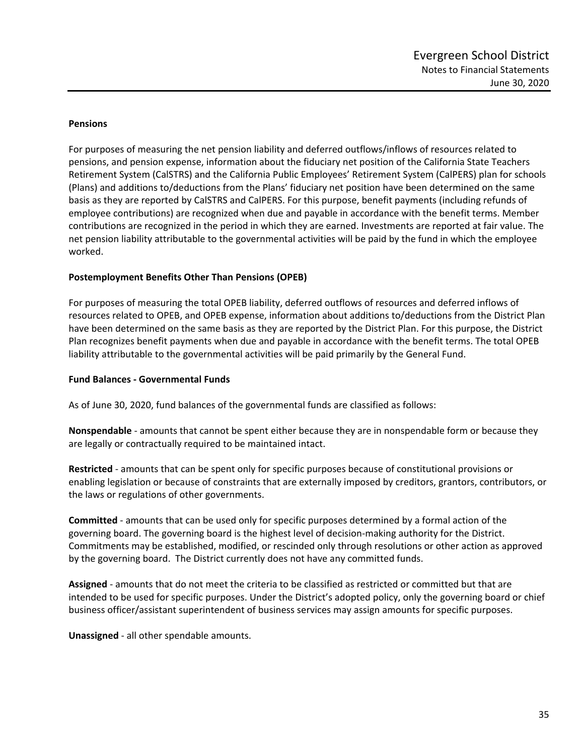**Pensions**

For purposes of measuring the net pension liability and deferred outflows/inflows of resources related to pensions, and pension expense, information about the fiduciary net position of the California State Teachers Retirement System (CalSTRS) and the California Public Employees' Retirement System (CalPERS) plan for schools (Plans) and additions to/deductions from the Plans' fiduciary net position have been determined on the same basis as they are reported by CalSTRS and CalPERS. For this purpose, benefit payments (including refunds of employee contributions) are recognized when due and payable in accordance with the benefit terms. Member contributions are recognized in the period in which they are earned. Investments are reported at fair value. The net pension liability attributable to the governmental activities will be paid by the fund in which the employee worked.

**Postemployment Benefits Other Than Pensions (OPEB)**

For purposes of measuring the total OPEB liability, deferred outflows of resources and deferred inflows of resources related to OPEB, and OPEB expense, information about additions to/deductions from the District Plan have been determined on the same basis as they are reported by the District Plan. For this purpose, the District Plan recognizes benefit payments when due and payable in accordance with the benefit terms. The total OPEB liability attributable to the governmental activities will be paid primarily by the General Fund.

**Fund Balances - Governmental Funds**

As of June 30, 2020, fund balances of the governmental funds are classified as follows:

**Nonspendable** - amounts that cannot be spent either because they are in nonspendable form or because they are legally or contractually required to be maintained intact.

**Restricted** - amounts that can be spent only for specific purposes because of constitutional provisions or enabling legislation or because of constraints that are externally imposed by creditors, grantors, contributors, or the laws or regulations of other governments.

**Committed** - amounts that can be used only for specific purposes determined by a formal action of the governing board. The governing board is the highest level of decision-making authority for the District. Commitments may be established, modified, or rescinded only through resolutions or other action as approved by the governing board. The District currently does not have any committed funds.

**Assigned** - amounts that do not meet the criteria to be classified as restricted or committed but that are intended to be used for specific purposes. Under the District's adopted policy, only the governing board or chief business officer/assistant superintendent of business services may assign amounts for specific purposes.

**Unassigned** - all other spendable amounts.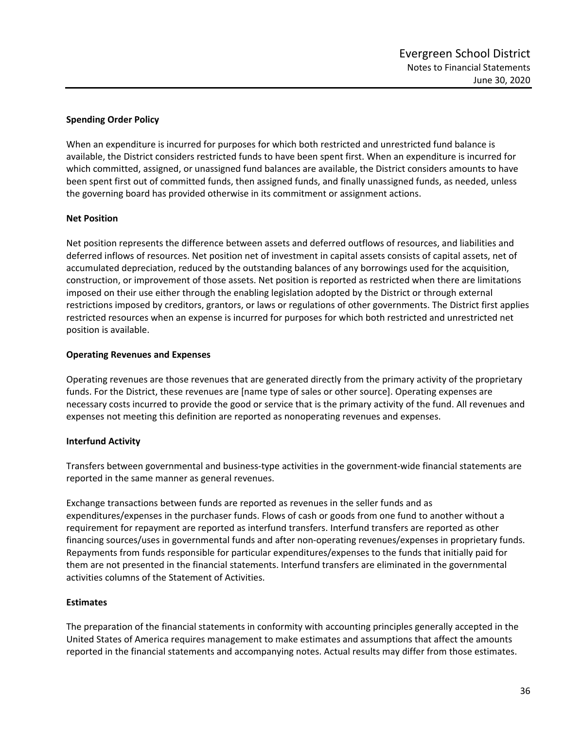### Spending Order Policy

When an expenditure is incurred for purposes for which both restricted and unrestricted fund balance is available, the District considers restricted funds to have been spent first. When an expenditure is incurred for which committed, assigned, or unassigned fund balances are available, the District considers amounts to have been spent first out of committed funds, then assigned funds, and finally unassigned funds, as needed, unless the governing board has provided otherwise in its commitment or assignment actions.

### Net Position

Net position represents the difference between assets and deferred outflows of resources, and liabilities and deferred inflows of resources. Net position net of investment in capital assets consists of capital assets, net of accumulated depreciation, reduced by the outstanding balances of any borrowings used for the acquisition, construction, or improvement of those assets. Net position is reported as restricted when there are limitations imposed on their use either through the enabling legislation adopted by the District or through external restrictions imposed by creditors, grantors, or laws or regulations of other governments. The District first applies restricted resources when an expense is incurred for purposes for which both restricted and unrestricted net position is available.

### Operating Revenues and Expenses

Operating revenues are those revenues that are generated directly from the primary activity of the proprietary funds. For the District, these revenues are [name type of sales or other source]. Operating expenses are necessary costs incurred to provide the good or service that is the primary activity of the fund. All revenues and expenses not meeting this definition are reported as nonoperating revenues and expenses.

### Interfund Activity

Transfers between governmental and business-type activities in the government-wide financial statements are reported in the same manner as general revenues.

Exchange transactions between funds are reported as revenues in the seller funds and as expenditures/expenses in the purchaser funds. Flows of cash or goods from one fund to another without a requirement for repayment are reported as interfund transfers. Interfund transfers are reported as other financing sources/uses in governmental funds and after non-operating revenues/expenses in proprietary funds. Repayments from funds responsible for particular expenditures/expenses to the funds that initially paid for them are not presented in the financial statements. Interfund transfers are eliminated in the governmental activities columns of the Statement of Activities.

### Estimates

The preparation of the financial statements in conformity with accounting principles generally accepted in the United States of America requires management to make estimates and assumptions that affect the amounts reported in the financial statements and accompanying notes. Actual results may differ from those estimates.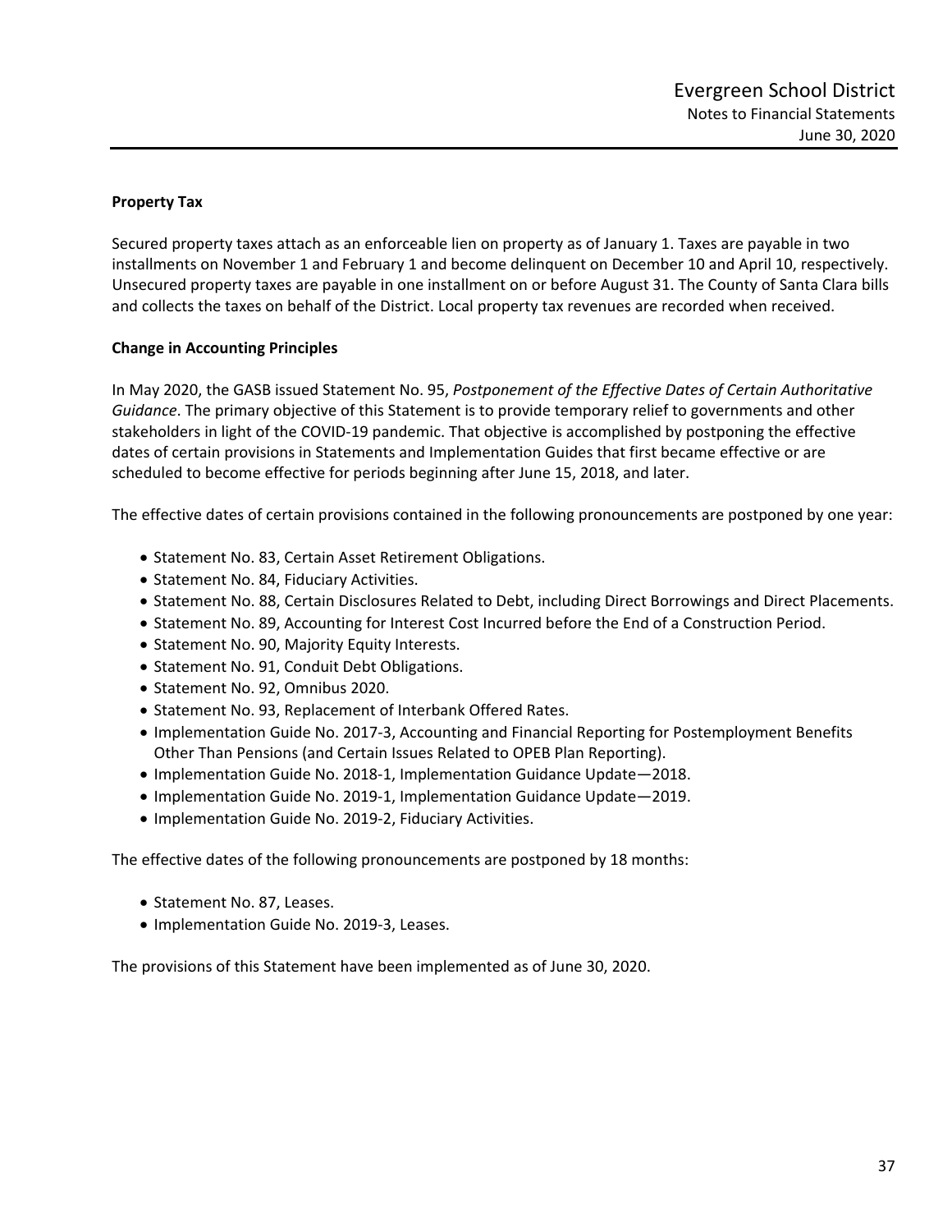**Property Tax**

Secured property taxes attach as an enforceable lien on property as of January 1. Taxes are payable in two installments on November 1 and February 1 and become delinquent on December 10 and April 10, respectively. Unsecured property taxes are payable in one installment on or before August 31. The County of Santa Clara bills and collects the taxes on behalf of the District. Local property tax revenues are recorded when received.

**Change in Accounting Principles**

In May 2020, the GASB issued Statement No. 95, *Postponement of the Effective Dates of Certain Authoritative Guidance*. The primary objective of this Statement is to provide temporary relief to governments and other stakeholders in light of the COVID-19 pandemic. That objective is accomplished by postponing the effective dates of certain provisions in Statements and Implementation Guides that first became effective or are scheduled to become effective for periods beginning after June 15, 2018, and later.

The effective dates of certain provisions contained in the following pronouncements are postponed by one year:

- Statement No. 83, Certain Asset Retirement Obligations.
- Statement No. 84, Fiduciary Activities.
- Statement No. 88, Certain Disclosures Related to Debt, including Direct Borrowings and Direct Placements.
- Statement No. 89, Accounting for Interest Cost Incurred before the End of a Construction Period.
- Statement No. 90, Majority Equity Interests.
- Statement No. 91, Conduit Debt Obligations.
- Statement No. 92, Omnibus 2020.
- Statement No. 93, Replacement of Interbank Offered Rates.
- Implementation Guide No. 2017-3, Accounting and Financial Reporting for Postemployment Benefits Other Than Pensions (and Certain Issues Related to OPEB Plan Reporting).
- Implementation Guide No. 2018-1, Implementation Guidance Update—2018.
- Implementation Guide No. 2019-1, Implementation Guidance Update—2019.
- Implementation Guide No. 2019-2, Fiduciary Activities.

The effective dates of the following pronouncements are postponed by 18 months:

- Statement No. 87, Leases.
- Implementation Guide No. 2019-3, Leases.

The provisions of this Statement have been implemented as of June 30, 2020.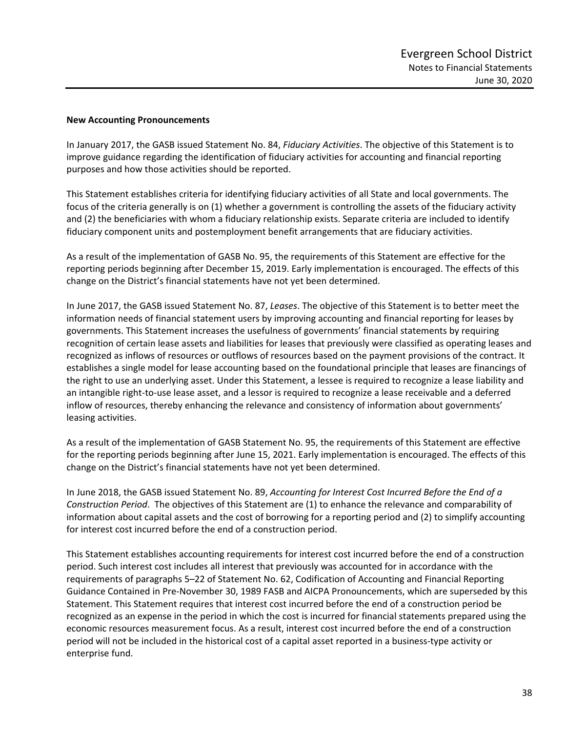**New Accounting Pronouncements**

In January 2017, the GASB issued Statement No. 84, *Fiduciary Activities*. The objective of this Statement is to improve guidance regarding the identification of fiduciary activities for accounting and financial reporting purposes and how those activities should be reported.

This Statement establishes criteria for identifying fiduciary activities of all State and local governments. The focus of the criteria generally is on (1) whether a government is controlling the assets of the fiduciary activity and (2) the beneficiaries with whom a fiduciary relationship exists. Separate criteria are included to identify fiduciary component units and postemployment benefit arrangements that are fiduciary activities.

As a result of the implementation of GASB No. 95, the requirements of this Statement are effective for the reporting periods beginning after December 15, 2019. Early implementation is encouraged. The effects of this change on the District's financial statements have not yet been determined.

In June 2017, the GASB issued Statement No. 87, *Leases*. The objective of this Statement is to better meet the information needs of financial statement users by improving accounting and financial reporting for leases by governments. This Statement increases the usefulness of governments' financial statements by requiring recognition of certain lease assets and liabilities for leases that previously were classified as operating leases and recognized as inflows of resources or outflows of resources based on the payment provisions of the contract. It establishes a single model for lease accounting based on the foundational principle that leases are financings of the right to use an underlying asset. Under this Statement, a lessee is required to recognize a lease liability and an intangible right-to-use lease asset, and a lessor is required to recognize a lease receivable and a deferred inflow of resources, thereby enhancing the relevance and consistency of information about governments' leasing activities.

As a result of the implementation of GASB Statement No. 95, the requirements of this Statement are effective for the reporting periods beginning after June 15, 2021. Early implementation is encouraged. The effects of this change on the District's financial statements have not yet been determined.

In June 2018, the GASB issued Statement No. 89, *Accounting for Interest Cost Incurred Before the End of a Construction Period*. The objectives of this Statement are (1) to enhance the relevance and comparability of information about capital assets and the cost of borrowing for a reporting period and (2) to simplify accounting for interest cost incurred before the end of a construction period.

This Statement establishes accounting requirements for interest cost incurred before the end of a construction period. Such interest cost includes all interest that previously was accounted for in accordance with the requirements of paragraphs 5–22 of Statement No. 62, Codification of Accounting and Financial Reporting Guidance Contained in Pre-November 30, 1989 FASB and AICPA Pronouncements, which are superseded by this Statement. This Statement requires that interest cost incurred before the end of a construction period be recognized as an expense in the period in which the cost is incurred for financial statements prepared using the economic resources measurement focus. As a result, interest cost incurred before the end of a construction period will not be included in the historical cost of a capital asset reported in a business-type activity or enterprise fund.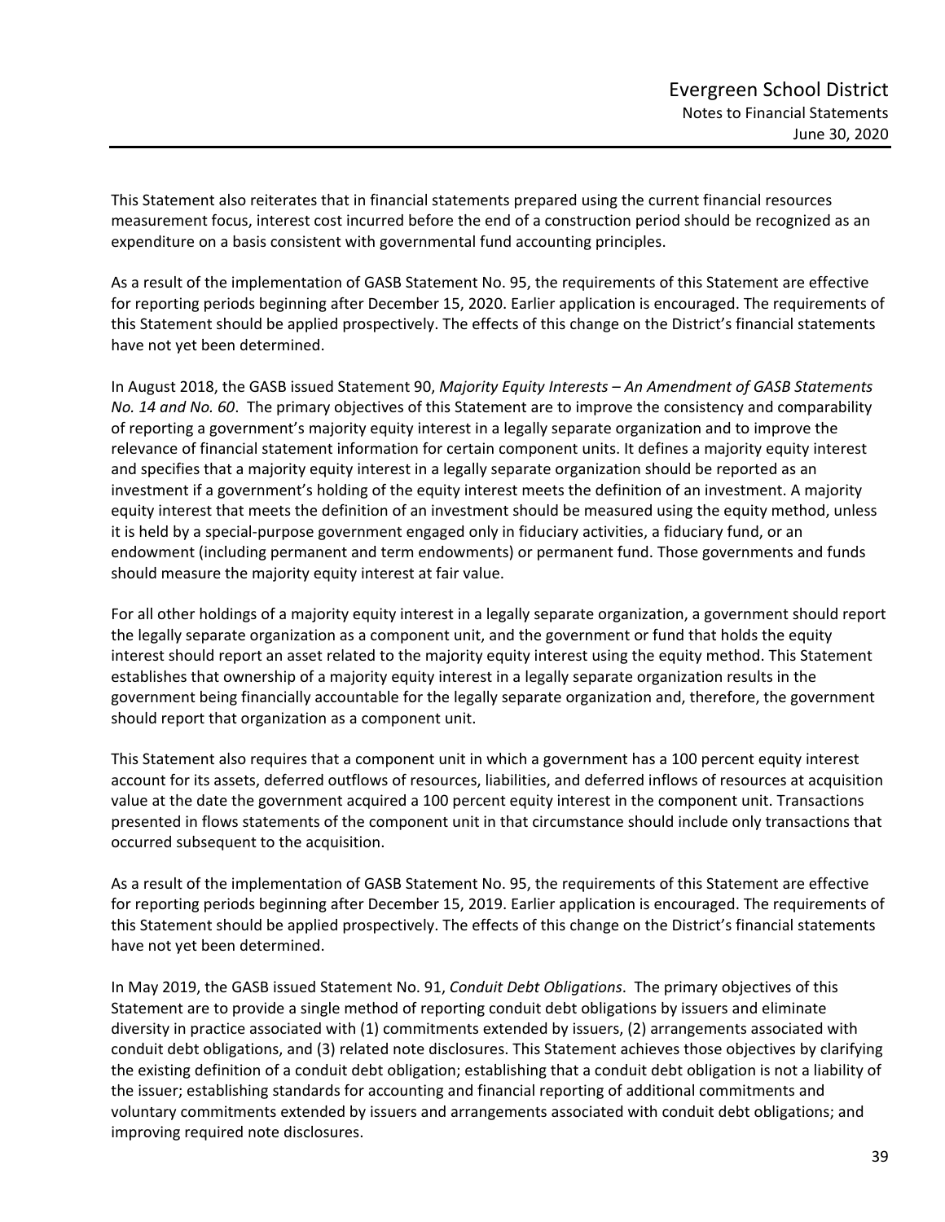This Statement also reiterates that in financial statements prepared using the current financial resources measurement focus, interest cost incurred before the end of a construction period should be recognized as an expenditure on a basis consistent with governmental fund accounting principles.

As a result of the implementation of GASB Statement No. 95, the requirements of this Statement are effective for reporting periods beginning after December 15, 2020. Earlier application is encouraged. The requirements of this Statement should be applied prospectively. The effects of this change on the District's financial statements have not yet been determined.

In August 2018, the GASB issued Statement 90, *Majority Equity Interests – An Amendment of GASB Statements No. 14 and No. 60*. The primary objectives of this Statement are to improve the consistency and comparability of reporting a government's majority equity interest in a legally separate organization and to improve the relevance of financial statement information for certain component units. It defines a majority equity interest and specifies that a majority equity interest in a legally separate organization should be reported as an investment if a government's holding of the equity interest meets the definition of an investment. A majority equity interest that meets the definition of an investment should be measured using the equity method, unless it is held by a special-purpose government engaged only in fiduciary activities, a fiduciary fund, or an endowment (including permanent and term endowments) or permanent fund. Those governments and funds should measure the majority equity interest at fair value.

For all other holdings of a majority equity interest in a legally separate organization, a government should report the legally separate organization as a component unit, and the government or fund that holds the equity interest should report an asset related to the majority equity interest using the equity method. This Statement establishes that ownership of a majority equity interest in a legally separate organization results in the government being financially accountable for the legally separate organization and, therefore, the government should report that organization as a component unit.

This Statement also requires that a component unit in which a government has a 100 percent equity interest account for its assets, deferred outflows of resources, liabilities, and deferred inflows of resources at acquisition value at the date the government acquired a 100 percent equity interest in the component unit. Transactions presented in flows statements of the component unit in that circumstance should include only transactions that occurred subsequent to the acquisition.

As a result of the implementation of GASB Statement No. 95, the requirements of this Statement are effective for reporting periods beginning after December 15, 2019. Earlier application is encouraged. The requirements of this Statement should be applied prospectively. The effects of this change on the District's financial statements have not yet been determined.

In May 2019, the GASB issued Statement No. 91, *Conduit Debt Obligations*. The primary objectives of this Statement are to provide a single method of reporting conduit debt obligations by issuers and eliminate diversity in practice associated with (1) commitments extended by issuers, (2) arrangements associated with conduit debt obligations, and (3) related note disclosures. This Statement achieves those objectives by clarifying the existing definition of a conduit debt obligation; establishing that a conduit debt obligation is not a liability of the issuer; establishing standards for accounting and financial reporting of additional commitments and voluntary commitments extended by issuers and arrangements associated with conduit debt obligations; and improving required note disclosures.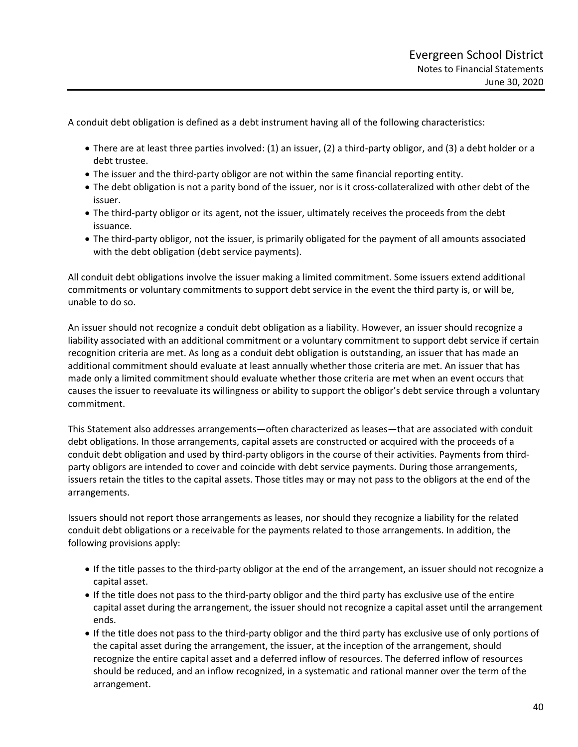A conduit debt obligation is defined as a debt instrument having all of the following characteristics:

- There are at least three parties involved: (1) an issuer, (2) a third-party obligor, and (3) a debt holder or a debt trustee.
- The issuer and the third-party obligor are not within the same financial reporting entity.
- The debt obligation is not a parity bond of the issuer, nor is it cross-collateralized with other debt of the issuer.
- The third-party obligor or its agent, not the issuer, ultimately receives the proceeds from the debt issuance.
- The third-party obligor, not the issuer, is primarily obligated for the payment of all amounts associated with the debt obligation (debt service payments).

All conduit debt obligations involve the issuer making a limited commitment. Some issuers extend additional commitments or voluntary commitments to support debt service in the event the third party is, or will be, unable to do so.

An issuer should not recognize a conduit debt obligation as a liability. However, an issuer should recognize a liability associated with an additional commitment or a voluntary commitment to support debt service if certain recognition criteria are met. As long as a conduit debt obligation is outstanding, an issuer that has made an additional commitment should evaluate at least annually whether those criteria are met. An issuer that has made only a limited commitment should evaluate whether those criteria are met when an event occurs that causes the issuer to reevaluate its willingness or ability to support the obligor's debt service through a voluntary commitment.

This Statement also addresses arrangements—often characterized as leases—that are associated with conduit debt obligations. In those arrangements, capital assets are constructed or acquired with the proceeds of a conduit debt obligation and used by third-party obligors in the course of their activities. Payments from third-party obligors are intended to cover and coincide with debt service payments. During those arrangements, issuers retain the titles to the capital assets. Those titles may or may not pass to the obligors at the end of the arrangements.

Issuers should not report those arrangements as leases, nor should they recognize a liability for the related conduit debt obligations or a receivable for the payments related to those arrangements. In addition, the following provisions apply:

- If the title passes to the third-party obligor at the end of the arrangement, an issuer should not recognize a capital asset.
- If the title does not pass to the third-party obligor and the third party has exclusive use of the entire capital asset during the arrangement, the issuer should not recognize a capital asset until the arrangement ends.
- If the title does not pass to the third-party obligor and the third party has exclusive use of only portions of the capital asset during the arrangement, the issuer, at the inception of the arrangement, should recognize the entire capital asset and a deferred inflow of resources. The deferred inflow of resources should be reduced, and an inflow recognized, in a systematic and rational manner over the term of the arrangement.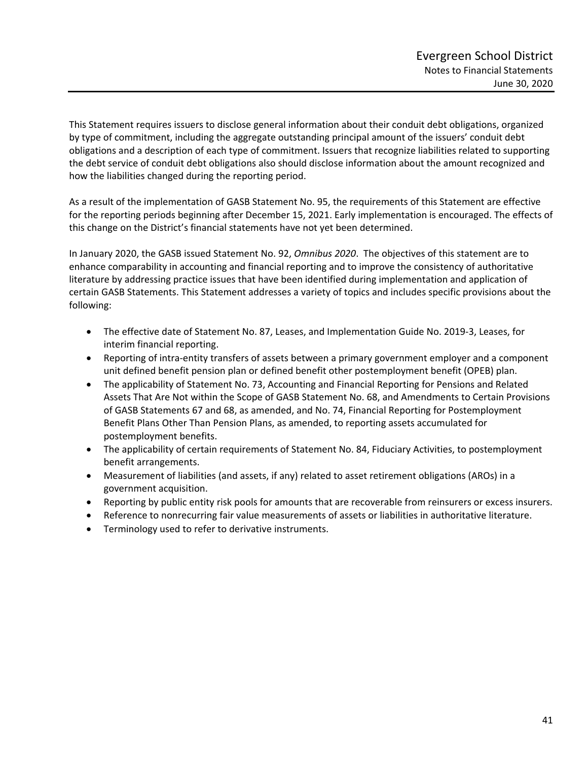This Statement requires issuers to disclose general information about their conduit debt obligations, organized by type of commitment, including the aggregate outstanding principal amount of the issuers' conduit debt obligations and a description of each type of commitment. Issuers that recognize liabilities related to supporting the debt service of conduit debt obligations also should disclose information about the amount recognized and how the liabilities changed during the reporting period.

As a result of the implementation of GASB Statement No. 95, the requirements of this Statement are effective for the reporting periods beginning after December 15, 2021. Early implementation is encouraged. The effects of this change on the District's financial statements have not yet been determined.

In January 2020, the GASB issued Statement No. 92, *Omnibus 2020*. The objectives of this statement are to enhance comparability in accounting and financial reporting and to improve the consistency of authoritative literature by addressing practice issues that have been identified during implementation and application of certain GASB Statements. This Statement addresses a variety of topics and includes specific provisions about the following:

- The effective date of Statement No. 87, Leases, and Implementation Guide No. 2019-3, Leases, for interim financial reporting.
- Reporting of intra-entity transfers of assets between a primary government employer and a component unit defined benefit pension plan or defined benefit other postemployment benefit (OPEB) plan.
- The applicability of Statement No. 73, Accounting and Financial Reporting for Pensions and Related Assets That Are Not within the Scope of GASB Statement No. 68, and Amendments to Certain Provisions of GASB Statements 67 and 68, as amended, and No. 74, Financial Reporting for Postemployment Benefit Plans Other Than Pension Plans, as amended, to reporting assets accumulated for postemployment benefits.
- The applicability of certain requirements of Statement No. 84, Fiduciary Activities, to postemployment benefit arrangements.
- Measurement of liabilities (and assets, if any) related to asset retirement obligations (AROs) in a government acquisition.
- Reporting by public entity risk pools for amounts that are recoverable from reinsurers or excess insurers.
- Reference to nonrecurring fair value measurements of assets or liabilities in authoritative literature.
- Terminology used to refer to derivative instruments.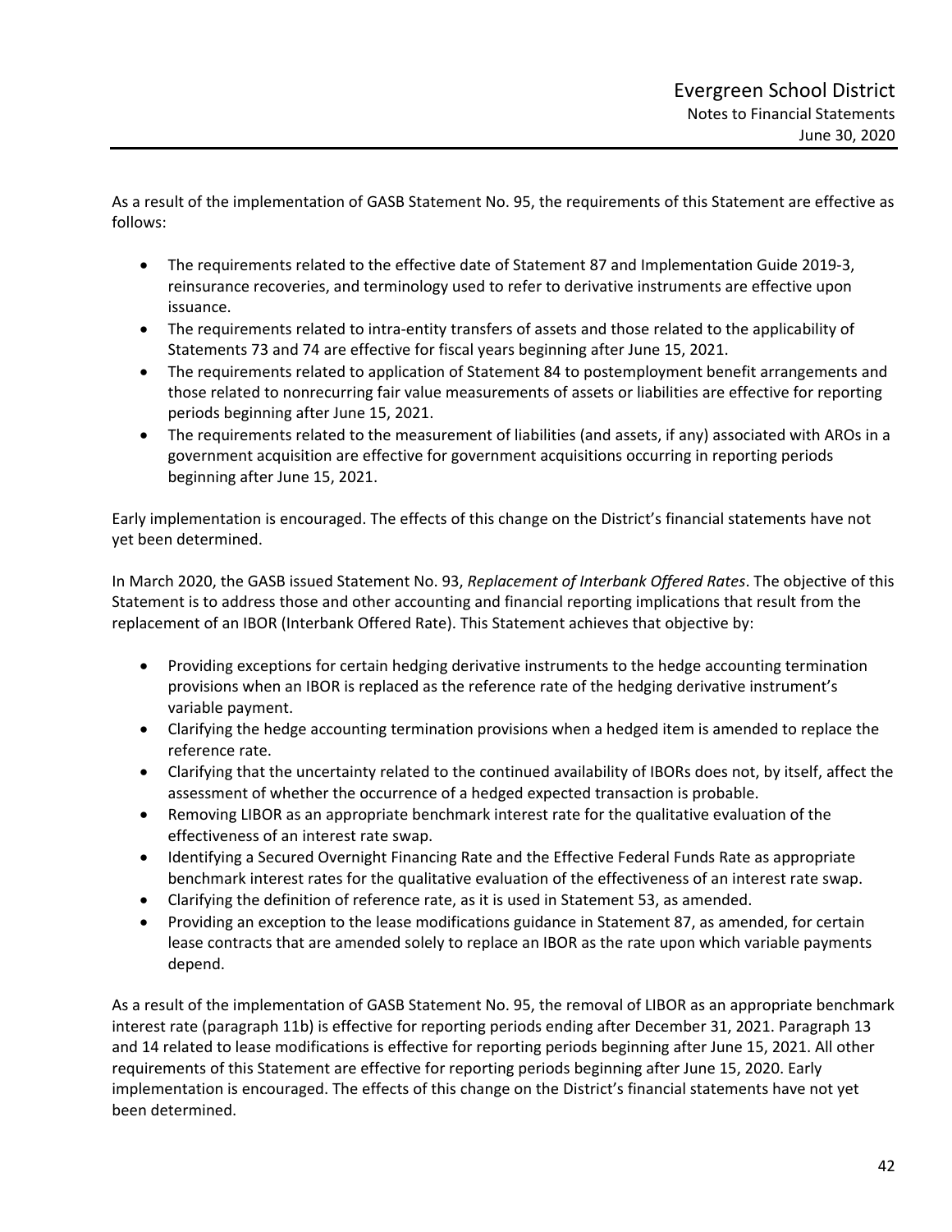As a result of the implementation of GASB Statement No. 95, the requirements of this Statement are effective as follows:

- The requirements related to the effective date of Statement 87 and Implementation Guide 2019-3, reinsurance recoveries, and terminology used to refer to derivative instruments are effective upon issuance.
- The requirements related to intra-entity transfers of assets and those related to the applicability of Statements 73 and 74 are effective for fiscal years beginning after June 15, 2021.
- The requirements related to application of Statement 84 to postemployment benefit arrangements and those related to nonrecurring fair value measurements of assets or liabilities are effective for reporting periods beginning after June 15, 2021.
- The requirements related to the measurement of liabilities (and assets, if any) associated with AROs in a government acquisition are effective for government acquisitions occurring in reporting periods beginning after June 15, 2021.

Early implementation is encouraged. The effects of this change on the District's financial statements have not yet been determined.

In March 2020, the GASB issued Statement No. 93, *Replacement of Interbank Offered Rates*. The objective of this Statement is to address those and other accounting and financial reporting implications that result from the replacement of an IBOR (Interbank Offered Rate). This Statement achieves that objective by:

- Providing exceptions for certain hedging derivative instruments to the hedge accounting termination provisions when an IBOR is replaced as the reference rate of the hedging derivative instrument's variable payment.
- Clarifying the hedge accounting termination provisions when a hedged item is amended to replace the reference rate.
- Clarifying that the uncertainty related to the continued availability of IBORs does not, by itself, affect the assessment of whether the occurrence of a hedged expected transaction is probable.
- Removing LIBOR as an appropriate benchmark interest rate for the qualitative evaluation of the effectiveness of an interest rate swap.
- Identifying a Secured Overnight Financing Rate and the Effective Federal Funds Rate as appropriate benchmark interest rates for the qualitative evaluation of the effectiveness of an interest rate swap.
- Clarifying the definition of reference rate, as it is used in Statement 53, as amended.
- Providing an exception to the lease modifications guidance in Statement 87, as amended, for certain lease contracts that are amended solely to replace an IBOR as the rate upon which variable payments depend.

As a result of the implementation of GASB Statement No. 95, the removal of LIBOR as an appropriate benchmark interest rate (paragraph 11b) is effective for reporting periods ending after December 31, 2021. Paragraph 13 and 14 related to lease modifications is effective for reporting periods beginning after June 15, 2021. All other requirements of this Statement are effective for reporting periods beginning after June 15, 2020. Early implementation is encouraged. The effects of this change on the District's financial statements have not yet been determined.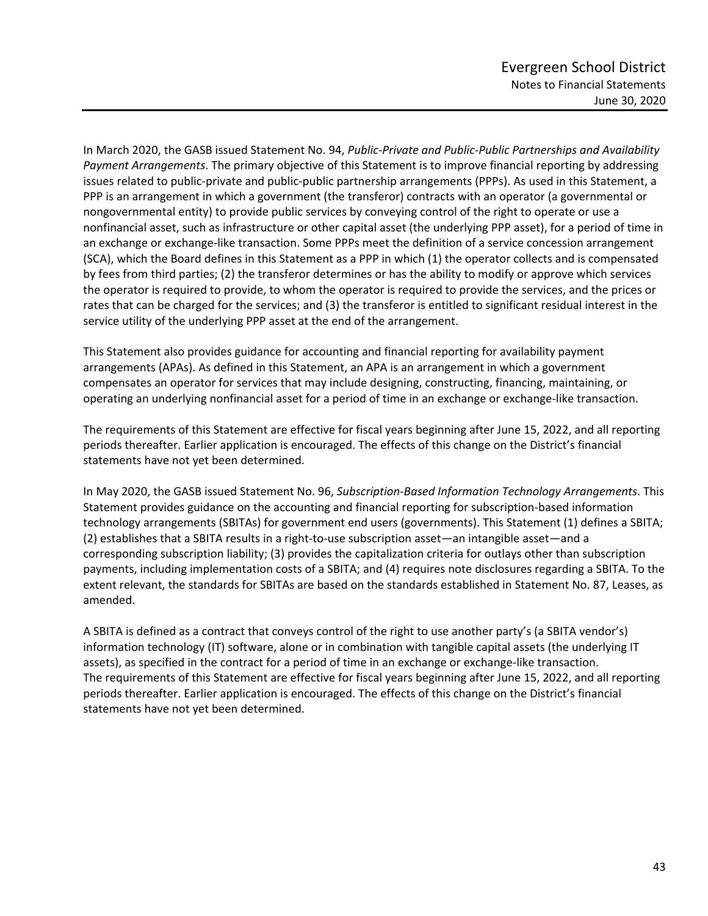In March 2020, the GASB issued Statement No. 94, *Public-Private and Public-Public Partnerships and Availability Payment Arrangements*. The primary objective of this Statement is to improve financial reporting by addressing issues related to public-private and public-public partnership arrangements (PPPs). As used in this Statement, a PPP is an arrangement in which a government (the transferor) contracts with an operator (a governmental or nongovernmental entity) to provide public services by conveying control of the right to operate or use a nonfinancial asset, such as infrastructure or other capital asset (the underlying PPP asset), for a period of time in an exchange or exchange-like transaction. Some PPPs meet the definition of a service concession arrangement (SCA), which the Board defines in this Statement as a PPP in which (1) the operator collects and is compensated by fees from third parties; (2) the transferor determines or has the ability to modify or approve which services the operator is required to provide, to whom the operator is required to provide the services, and the prices or rates that can be charged for the services; and (3) the transferor is entitled to significant residual interest in the service utility of the underlying PPP asset at the end of the arrangement.

This Statement also provides guidance for accounting and financial reporting for availability payment arrangements (APAs). As defined in this Statement, an APA is an arrangement in which a government compensates an operator for services that may include designing, constructing, financing, maintaining, or operating an underlying nonfinancial asset for a period of time in an exchange or exchange-like transaction.

The requirements of this Statement are effective for fiscal years beginning after June 15, 2022, and all reporting periods thereafter. Earlier application is encouraged. The effects of this change on the District's financial statements have not yet been determined.

In May 2020, the GASB issued Statement No. 96, *Subscription-Based Information Technology Arrangements*. This Statement provides guidance on the accounting and financial reporting for subscription-based information technology arrangements (SBITAs) for government end users (governments). This Statement (1) defines a SBITA; (2) establishes that a SBITA results in a right-to-use subscription asset—an intangible asset—and a corresponding subscription liability; (3) provides the capitalization criteria for outlays other than subscription payments, including implementation costs of a SBITA; and (4) requires note disclosures regarding a SBITA. To the extent relevant, the standards for SBITAs are based on the standards established in Statement No. 87, Leases, as amended.

A SBITA is defined as a contract that conveys control of the right to use another party's (a SBITA vendor's) information technology (IT) software, alone or in combination with tangible capital assets (the underlying IT assets), as specified in the contract for a period of time in an exchange or exchange-like transaction. The requirements of this Statement are effective for fiscal years beginning after June 15, 2022, and all reporting periods thereafter. Earlier application is encouraged. The effects of this change on the District's financial statements have not yet been determined.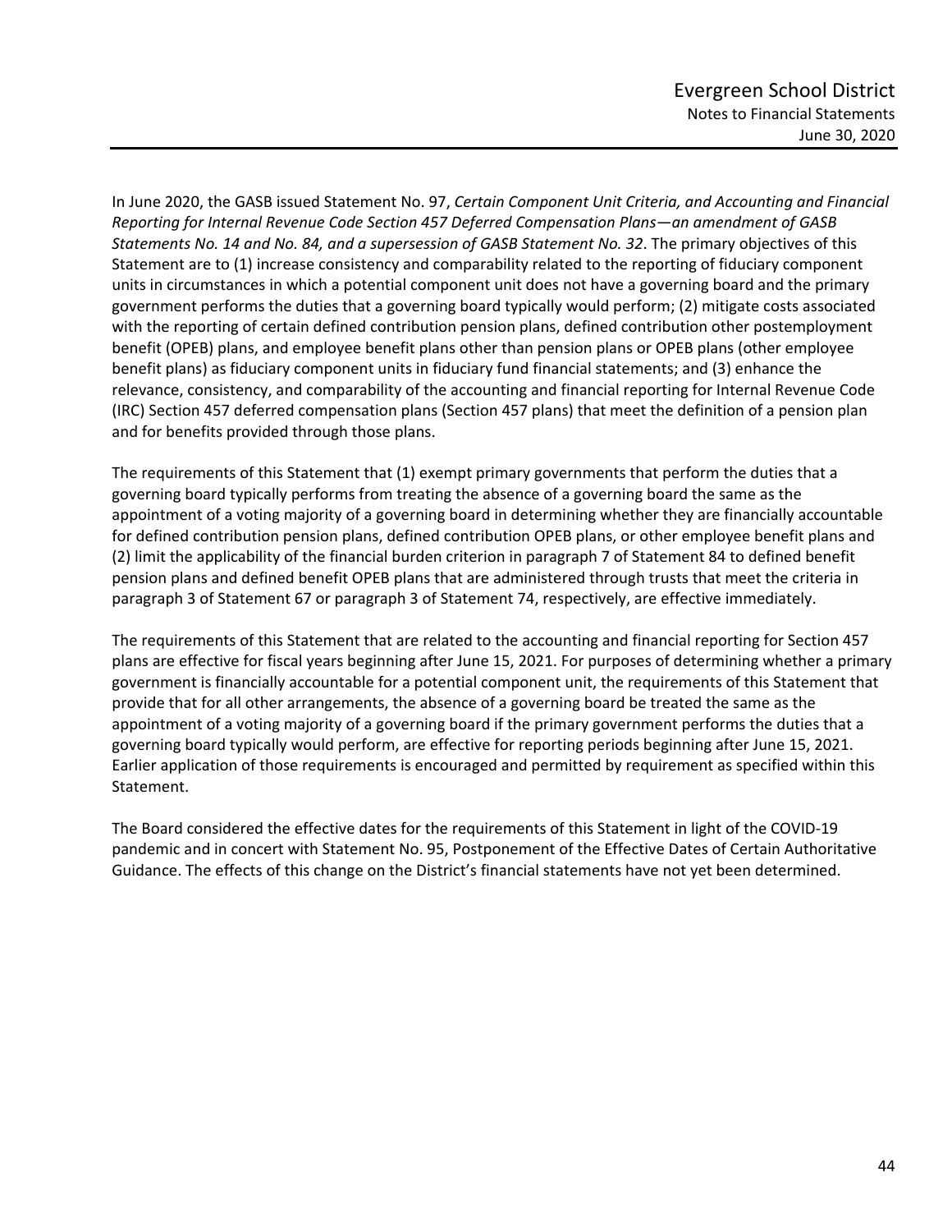In June 2020, the GASB issued Statement No. 97, *Certain Component Unit Criteria, and Accounting and Financial Reporting for Internal Revenue Code Section 457 Deferred Compensation Plans—an amendment of GASB Statements No. 14 and No. 84, and a supersession of GASB Statement No. 32*. The primary objectives of this Statement are to (1) increase consistency and comparability related to the reporting of fiduciary component units in circumstances in which a potential component unit does not have a governing board and the primary government performs the duties that a governing board typically would perform; (2) mitigate costs associated with the reporting of certain defined contribution pension plans, defined contribution other postemployment benefit (OPEB) plans, and employee benefit plans other than pension plans or OPEB plans (other employee benefit plans) as fiduciary component units in fiduciary fund financial statements; and (3) enhance the relevance, consistency, and comparability of the accounting and financial reporting for Internal Revenue Code (IRC) Section 457 deferred compensation plans (Section 457 plans) that meet the definition of a pension plan and for benefits provided through those plans.

The requirements of this Statement that (1) exempt primary governments that perform the duties that a governing board typically performs from treating the absence of a governing board the same as the appointment of a voting majority of a governing board in determining whether they are financially accountable for defined contribution pension plans, defined contribution OPEB plans, or other employee benefit plans and (2) limit the applicability of the financial burden criterion in paragraph 7 of Statement 84 to defined benefit pension plans and defined benefit OPEB plans that are administered through trusts that meet the criteria in paragraph 3 of Statement 67 or paragraph 3 of Statement 74, respectively, are effective immediately.

The requirements of this Statement that are related to the accounting and financial reporting for Section 457 plans are effective for fiscal years beginning after June 15, 2021. For purposes of determining whether a primary government is financially accountable for a potential component unit, the requirements of this Statement that provide that for all other arrangements, the absence of a governing board be treated the same as the appointment of a voting majority of a governing board if the primary government performs the duties that a governing board typically would perform, are effective for reporting periods beginning after June 15, 2021. Earlier application of those requirements is encouraged and permitted by requirement as specified within this Statement.

The Board considered the effective dates for the requirements of this Statement in light of the COVID-19 pandemic and in concert with Statement No. 95, Postponement of the Effective Dates of Certain Authoritative Guidance. The effects of this change on the District's financial statements have not yet been determined.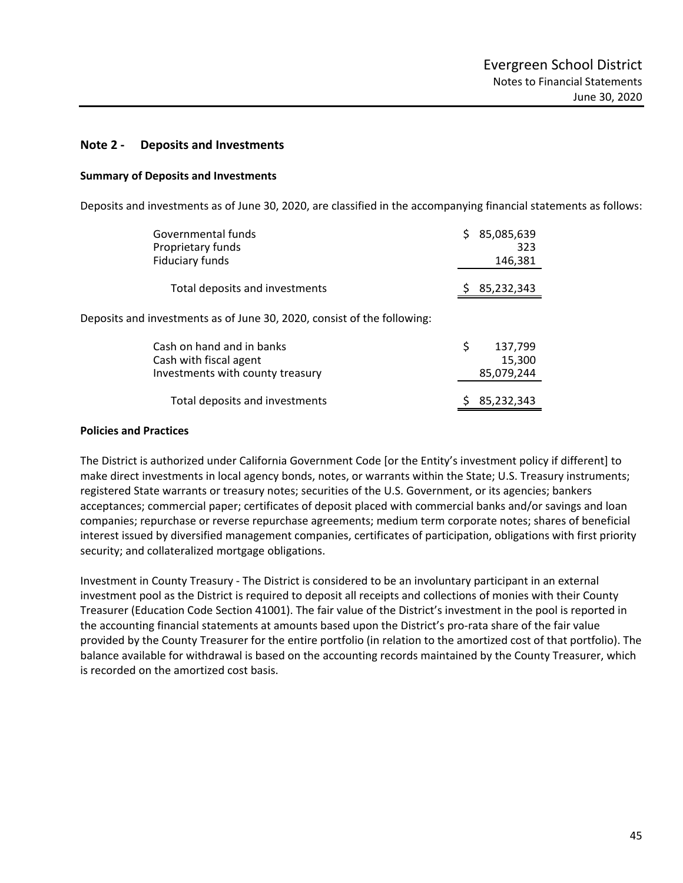## Note 2 - Deposits and Investments

### Summary of Deposits and Investments

Deposits and investments as of June 30, 2020, are classified in the accompanying financial statements as follows:

| | |
|---|---|
| Governmental funds | $ 85,085,639 |
| Proprietary funds | 323 |
| Fiduciary funds | 146,381 |
| Total deposits and investments | $ 85,232,343 |

Deposits and investments as of June 30, 2020, consist of the following:

| | |
|---|---|
| Cash on hand and in banks | $ 137,799 |
| Cash with fiscal agent | 15,300 |
| Investments with county treasury | 85,079,244 |
| Total deposits and investments | $ 85,232,343 |

### Policies and Practices

The District is authorized under California Government Code [or the Entity's investment policy if different] to make direct investments in local agency bonds, notes, or warrants within the State; U.S. Treasury instruments; registered State warrants or treasury notes; securities of the U.S. Government, or its agencies; bankers acceptances; commercial paper; certificates of deposit placed with commercial banks and/or savings and loan companies; repurchase or reverse repurchase agreements; medium term corporate notes; shares of beneficial interest issued by diversified management companies, certificates of participation, obligations with first priority security; and collateralized mortgage obligations.

Investment in County Treasury - The District is considered to be an involuntary participant in an external investment pool as the District is required to deposit all receipts and collections of monies with their County Treasurer (Education Code Section 41001). The fair value of the District's investment in the pool is reported in the accounting financial statements at amounts based upon the District's pro-rata share of the fair value provided by the County Treasurer for the entire portfolio (in relation to the amortized cost of that portfolio). The balance available for withdrawal is based on the accounting records maintained by the County Treasurer, which is recorded on the amortized cost basis.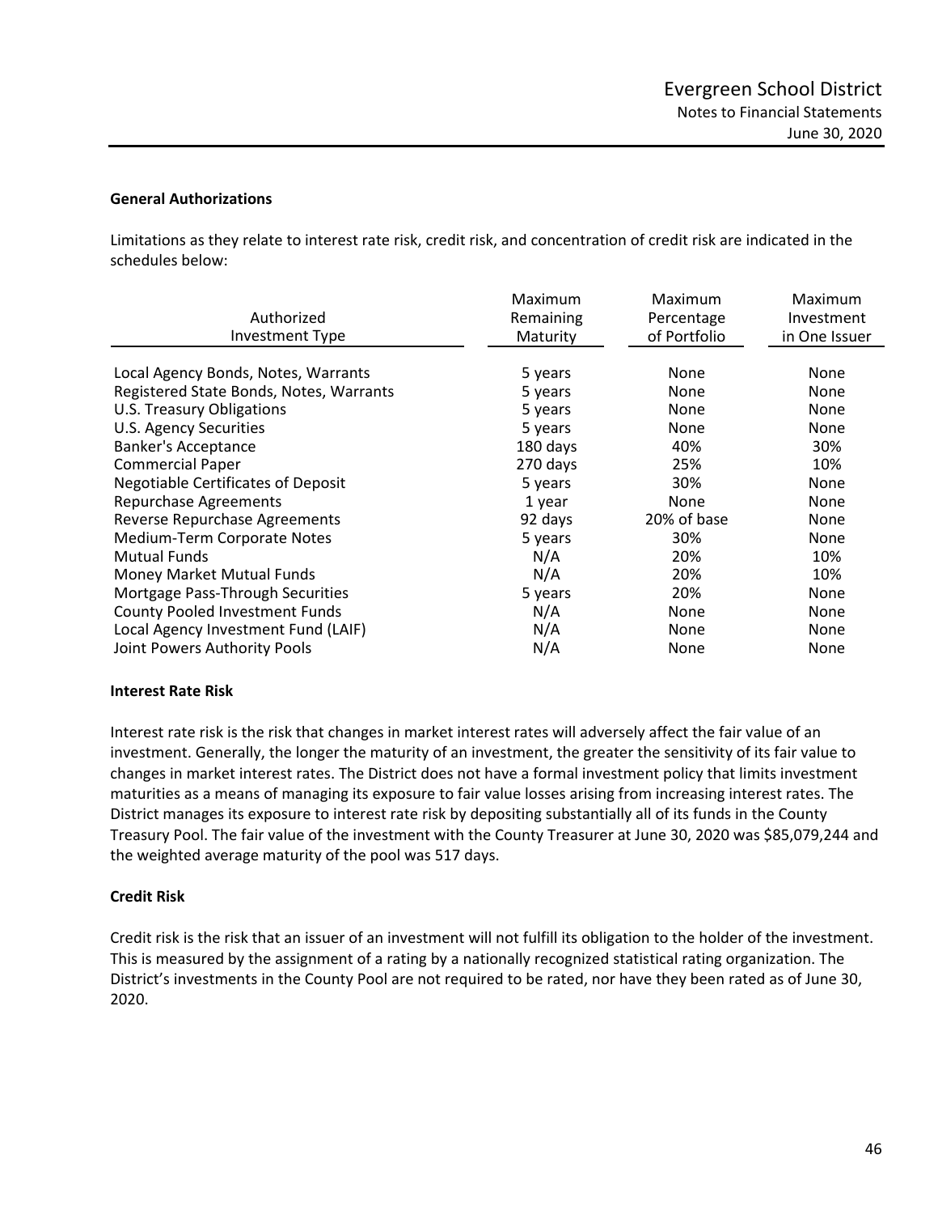### General Authorizations

Limitations as they relate to interest rate risk, credit risk, and concentration of credit risk are indicated in the schedules below:

| Authorized Investment Type | Maximum Remaining Maturity | Maximum Percentage of Portfolio | Maximum Investment in One Issuer |
|---|---|---|---|
| Local Agency Bonds, Notes, Warrants | 5 years | None | None |
| Registered State Bonds, Notes, Warrants | 5 years | None | None |
| U.S. Treasury Obligations | 5 years | None | None |
| U.S. Agency Securities | 5 years | None | None |
| Banker's Acceptance | 180 days | 40% | 30% |
| Commercial Paper | 270 days | 25% | 10% |
| Negotiable Certificates of Deposit | 5 years | 30% | None |
| Repurchase Agreements | 1 year | None | None |
| Reverse Repurchase Agreements | 92 days | 20% of base | None |
| Medium-Term Corporate Notes | 5 years | 30% | None |
| Mutual Funds | N/A | 20% | 10% |
| Money Market Mutual Funds | N/A | 20% | 10% |
| Mortgage Pass-Through Securities | 5 years | 20% | None |
| County Pooled Investment Funds | N/A | None | None |
| Local Agency Investment Fund (LAIF) | N/A | None | None |
| Joint Powers Authority Pools | N/A | None | None |

### Interest Rate Risk

Interest rate risk is the risk that changes in market interest rates will adversely affect the fair value of an investment. Generally, the longer the maturity of an investment, the greater the sensitivity of its fair value to changes in market interest rates. The District does not have a formal investment policy that limits investment maturities as a means of managing its exposure to fair value losses arising from increasing interest rates. The District manages its exposure to interest rate risk by depositing substantially all of its funds in the County Treasury Pool. The fair value of the investment with the County Treasurer at June 30, 2020 was $85,079,244 and the weighted average maturity of the pool was 517 days.

### Credit Risk

Credit risk is the risk that an issuer of an investment will not fulfill its obligation to the holder of the investment. This is measured by the assignment of a rating by a nationally recognized statistical rating organization. The District's investments in the County Pool are not required to be rated, nor have they been rated as of June 30, 2020.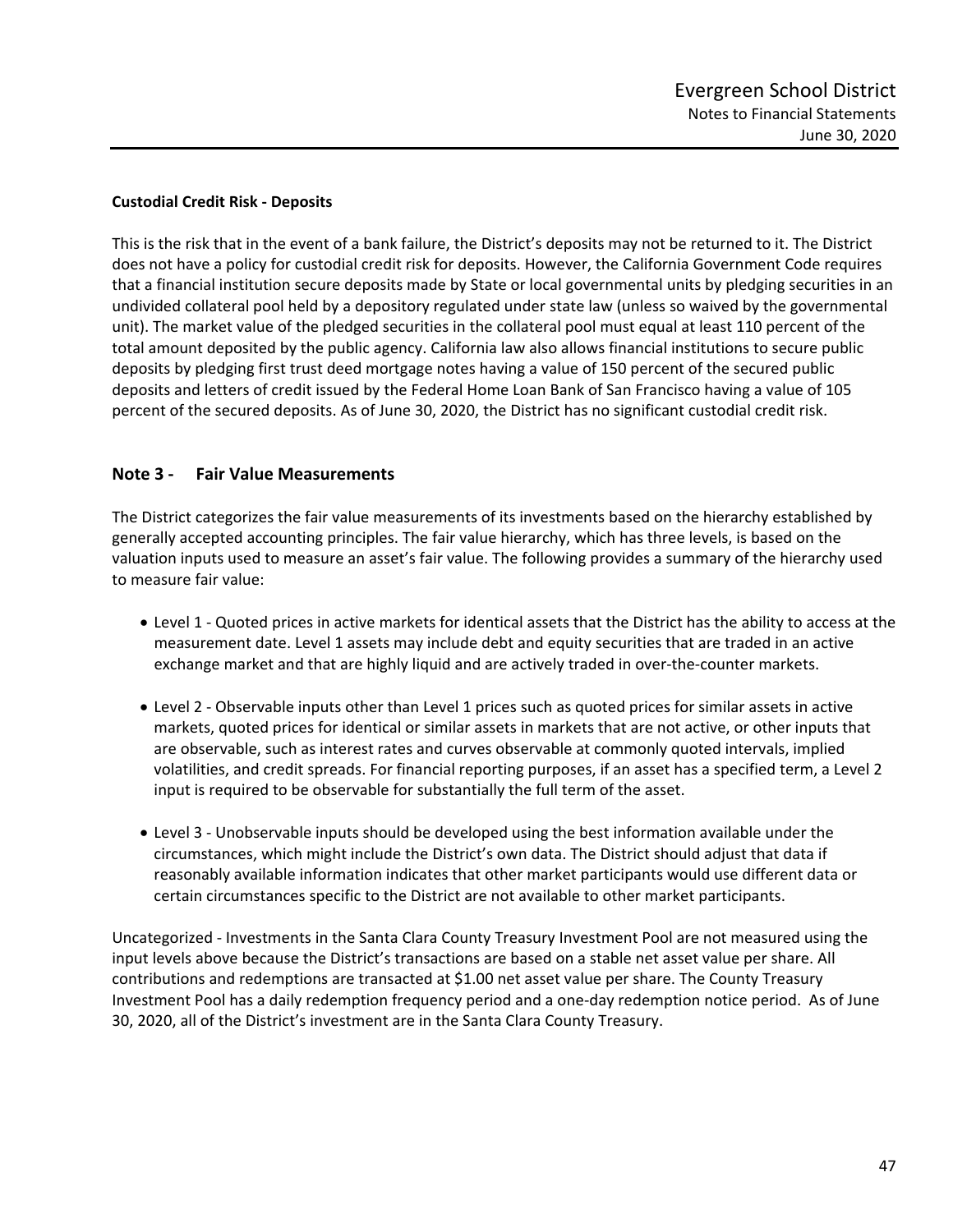**Custodial Credit Risk - Deposits**

This is the risk that in the event of a bank failure, the District's deposits may not be returned to it. The District does not have a policy for custodial credit risk for deposits. However, the California Government Code requires that a financial institution secure deposits made by State or local governmental units by pledging securities in an undivided collateral pool held by a depository regulated under state law (unless so waived by the governmental unit). The market value of the pledged securities in the collateral pool must equal at least 110 percent of the total amount deposited by the public agency. California law also allows financial institutions to secure public deposits by pledging first trust deed mortgage notes having a value of 150 percent of the secured public deposits and letters of credit issued by the Federal Home Loan Bank of San Francisco having a value of 105 percent of the secured deposits. As of June 30, 2020, the District has no significant custodial credit risk.

## Note 3 - Fair Value Measurements

The District categorizes the fair value measurements of its investments based on the hierarchy established by generally accepted accounting principles. The fair value hierarchy, which has three levels, is based on the valuation inputs used to measure an asset's fair value. The following provides a summary of the hierarchy used to measure fair value:

- Level 1 - Quoted prices in active markets for identical assets that the District has the ability to access at the measurement date. Level 1 assets may include debt and equity securities that are traded in an active exchange market and that are highly liquid and are actively traded in over-the-counter markets.

- Level 2 - Observable inputs other than Level 1 prices such as quoted prices for similar assets in active markets, quoted prices for identical or similar assets in markets that are not active, or other inputs that are observable, such as interest rates and curves observable at commonly quoted intervals, implied volatilities, and credit spreads. For financial reporting purposes, if an asset has a specified term, a Level 2 input is required to be observable for substantially the full term of the asset.

- Level 3 - Unobservable inputs should be developed using the best information available under the circumstances, which might include the District's own data. The District should adjust that data if reasonably available information indicates that other market participants would use different data or certain circumstances specific to the District are not available to other market participants.

Uncategorized - Investments in the Santa Clara County Treasury Investment Pool are not measured using the input levels above because the District's transactions are based on a stable net asset value per share. All contributions and redemptions are transacted at $1.00 net asset value per share. The County Treasury Investment Pool has a daily redemption frequency period and a one-day redemption notice period. As of June 30, 2020, all of the District's investment are in the Santa Clara County Treasury.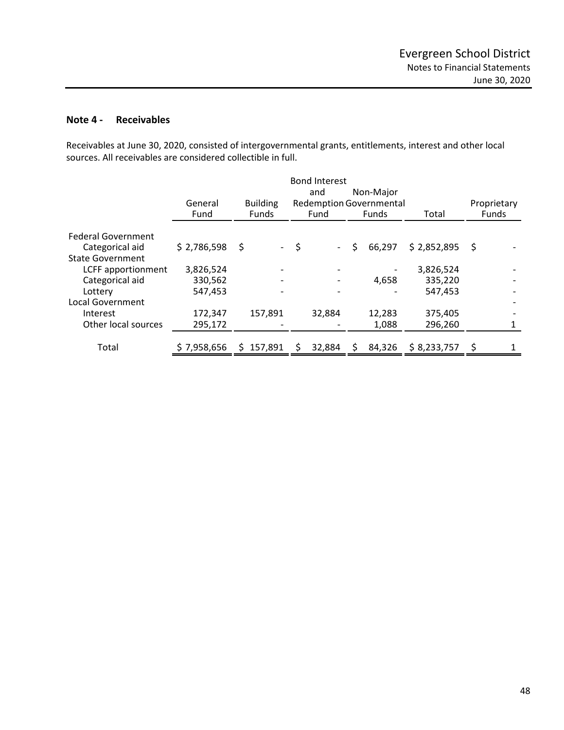## Note 4 - Receivables

Receivables at June 30, 2020, consisted of intergovernmental grants, entitlements, interest and other local sources. All receivables are considered collectible in full.

| | General Fund | Building Funds | Bond Interest and Redemption Fund | Non-Major Governmental Funds | Total | Proprietary Funds |
|---|---|---|---|---|---|---|
| Federal Government | | | | | | |
| Categorical aid | $ 2,786,598 | $ - | $ - | $ 66,297 | $ 2,852,895 | $ - |
| State Government | | | | | | |
| LCFF apportionment | 3,826,524 | - | - | - | 3,826,524 | - |
| Categorical aid | 330,562 | - | - | 4,658 | 335,220 | - |
| Lottery | 547,453 | - | - | - | 547,453 | - |
| Local Government | | | | | | - |
| Interest | 172,347 | 157,891 | 32,884 | 12,283 | 375,405 | - |
| Other local sources | 295,172 | - | - | 1,088 | 296,260 | 1 |
| Total | $ 7,958,656 | $ 157,891 | $ 32,884 | $ 84,326 | $ 8,233,757 | $ 1 |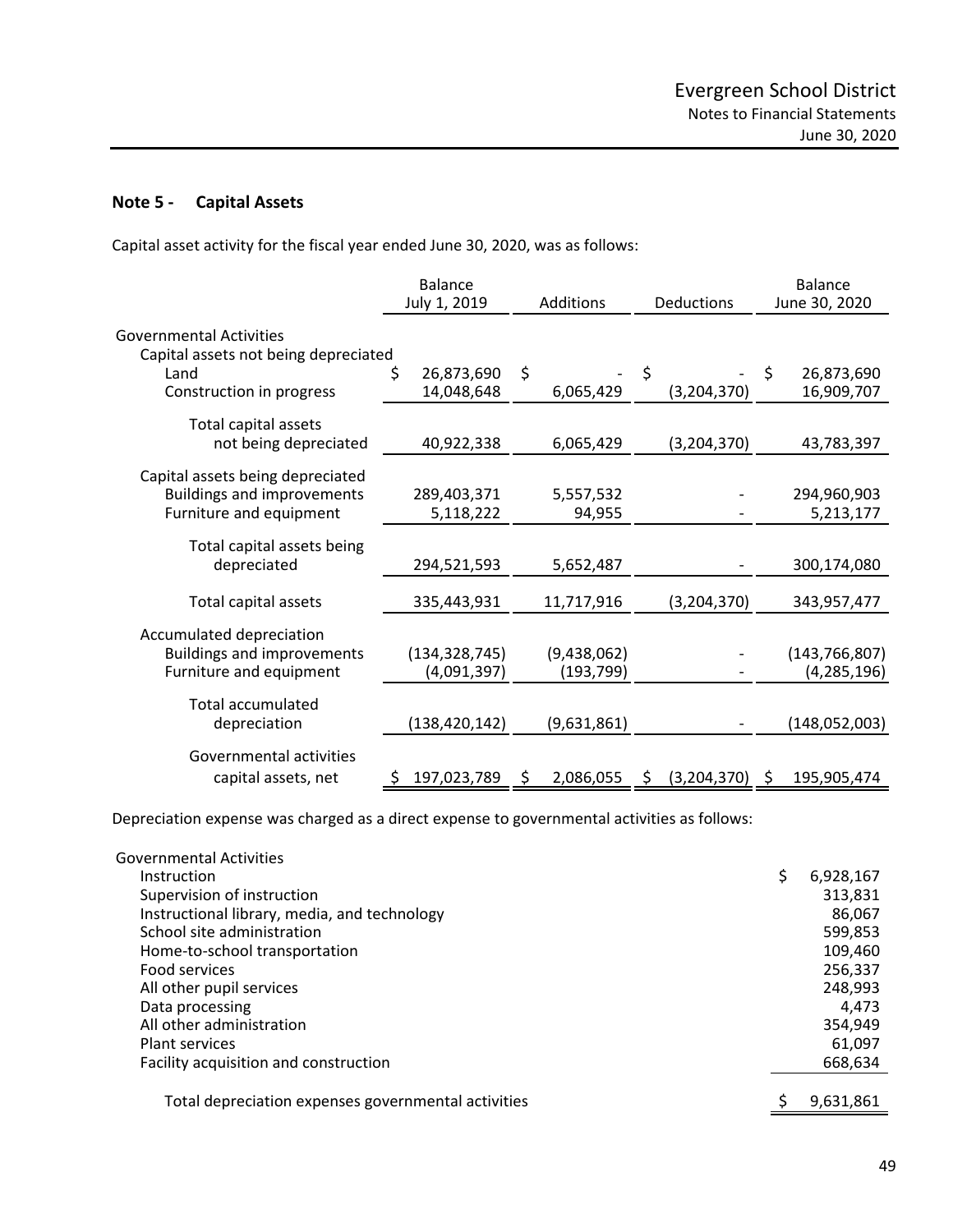## Note 5 - Capital Assets

Capital asset activity for the fiscal year ended June 30, 2020, was as follows:

| | Balance July 1, 2019 | Additions | Deductions | Balance June 30, 2020 |
|---|---|---|---|---|
| Governmental Activities | | | | |
| Capital assets not being depreciated | | | | |
| Land | $ 26,873,690 | $ - | $ - | $ 26,873,690 |
| Construction in progress | 14,048,648 | 6,065,429 | (3,204,370) | 16,909,707 |
| Total capital assets not being depreciated | 40,922,338 | 6,065,429 | (3,204,370) | 43,783,397 |
| Capital assets being depreciated | | | | |
| Buildings and improvements | 289,403,371 | 5,557,532 | - | 294,960,903 |
| Furniture and equipment | 5,118,222 | 94,955 | - | 5,213,177 |
| Total capital assets being depreciated | 294,521,593 | 5,652,487 | - | 300,174,080 |
| Total capital assets | 335,443,931 | 11,717,916 | (3,204,370) | 343,957,477 |
| Accumulated depreciation | | | | |
| Buildings and improvements | (134,328,745) | (9,438,062) | - | (143,766,807) |
| Furniture and equipment | (4,091,397) | (193,799) | - | (4,285,196) |
| Total accumulated depreciation | (138,420,142) | (9,631,861) | - | (148,052,003) |
| Governmental activities capital assets, net | $ 197,023,789 | $ 2,086,055 | $ (3,204,370) | $ 195,905,474 |

Depreciation expense was charged as a direct expense to governmental activities as follows:

| | |
|---|---|
| Governmental Activities | |
| Instruction | $ 6,928,167 |
| Supervision of instruction | 313,831 |
| Instructional library, media, and technology | 86,067 |
| School site administration | 599,853 |
| Home-to-school transportation | 109,460 |
| Food services | 256,337 |
| All other pupil services | 248,993 |
| Data processing | 4,473 |
| All other administration | 354,949 |
| Plant services | 61,097 |
| Facility acquisition and construction | 668,634 |
| Total depreciation expenses governmental activities | $ 9,631,861 |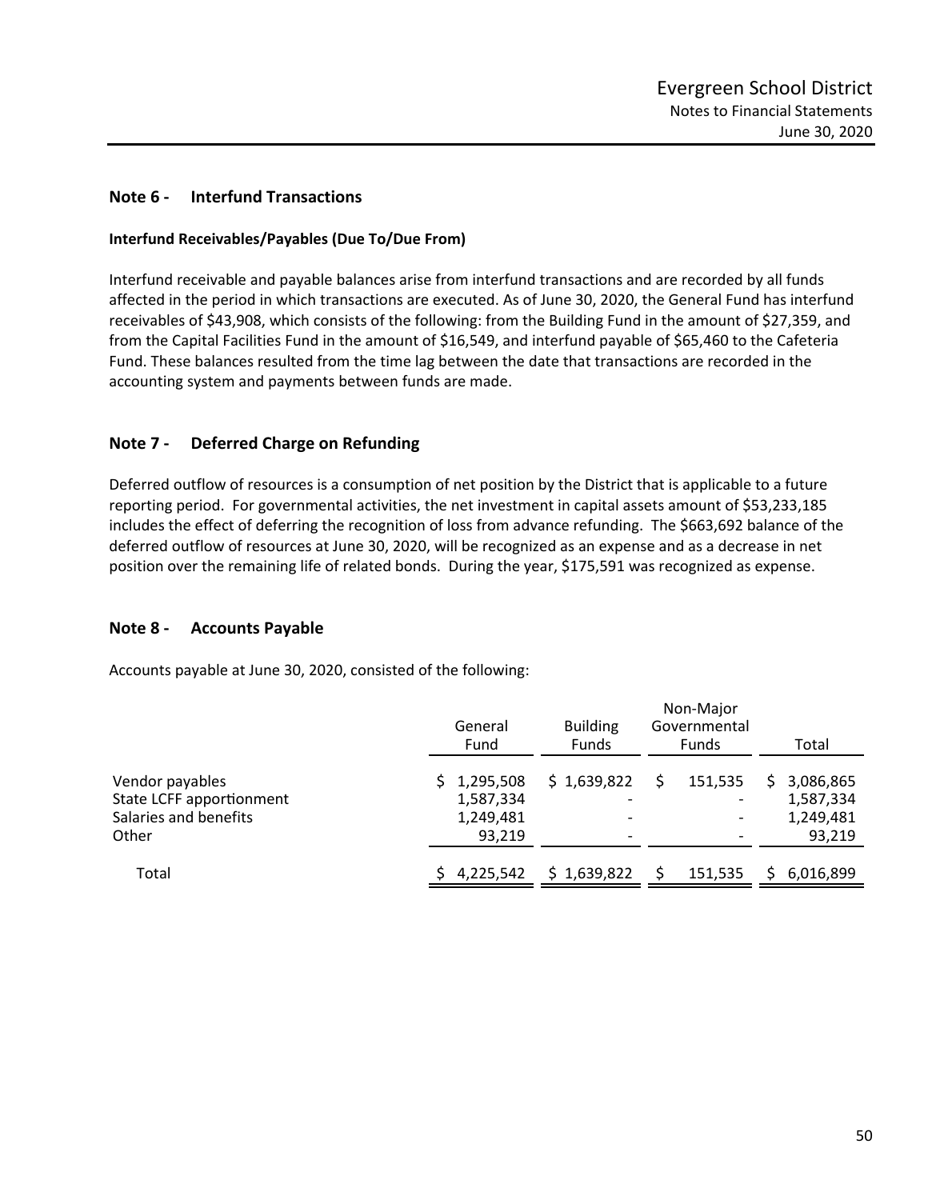## Note 6 - Interfund Transactions

### Interfund Receivables/Payables (Due To/Due From)

Interfund receivable and payable balances arise from interfund transactions and are recorded by all funds affected in the period in which transactions are executed. As of June 30, 2020, the General Fund has interfund receivables of $43,908, which consists of the following: from the Building Fund in the amount of $27,359, and from the Capital Facilities Fund in the amount of $16,549, and interfund payable of $65,460 to the Cafeteria Fund. These balances resulted from the time lag between the date that transactions are recorded in the accounting system and payments between funds are made.

## Note 7 - Deferred Charge on Refunding

Deferred outflow of resources is a consumption of net position by the District that is applicable to a future reporting period. For governmental activities, the net investment in capital assets amount of $53,233,185 includes the effect of deferring the recognition of loss from advance refunding. The $663,692 balance of the deferred outflow of resources at June 30, 2020, will be recognized as an expense and as a decrease in net position over the remaining life of related bonds. During the year, $175,591 was recognized as expense.

## Note 8 - Accounts Payable

Accounts payable at June 30, 2020, consisted of the following:

| | General Fund | Building Funds | Non-Major Governmental Funds | Total |
|---|---|---|---|---|
| Vendor payables | $ 1,295,508 | $ 1,639,822 | $ 151,535 | $ 3,086,865 |
| State LCFF apportionment | 1,587,334 | - | - | 1,587,334 |
| Salaries and benefits | 1,249,481 | - | - | 1,249,481 |
| Other | 93,219 | - | - | 93,219 |
| Total | $ 4,225,542 | $ 1,639,822 | $ 151,535 | $ 6,016,899 |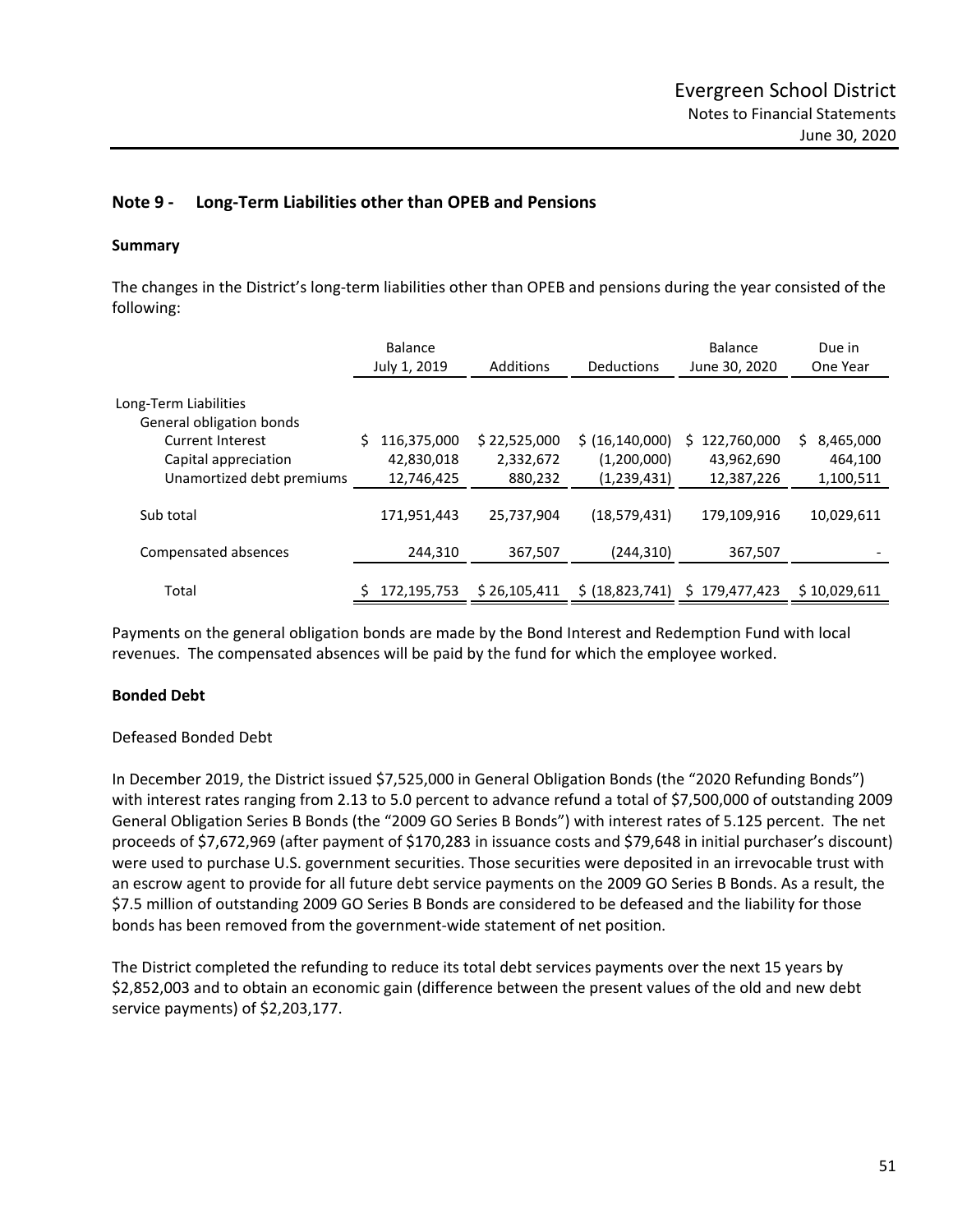## Note 9 - Long-Term Liabilities other than OPEB and Pensions

### Summary

The changes in the District's long-term liabilities other than OPEB and pensions during the year consisted of the following:

| | Balance July 1, 2019 | Additions | Deductions | Balance June 30, 2020 | Due in One Year |
|---|---|---|---|---|---|
| Long-Term Liabilities | | | | | |
| General obligation bonds | | | | | |
| Current Interest | $ 116,375,000 | $ 22,525,000 | $ (16,140,000) | $ 122,760,000 | $ 8,465,000 |
| Capital appreciation | 42,830,018 | 2,332,672 | (1,200,000) | 43,962,690 | 464,100 |
| Unamortized debt premiums | 12,746,425 | 880,232 | (1,239,431) | 12,387,226 | 1,100,511 |
| Sub total | 171,951,443 | 25,737,904 | (18,579,431) | 179,109,916 | 10,029,611 |
| Compensated absences | 244,310 | 367,507 | (244,310) | 367,507 | - |
| Total | $ 172,195,753 | $ 26,105,411 | $ (18,823,741) | $ 179,477,423 | $ 10,029,611 |

Payments on the general obligation bonds are made by the Bond Interest and Redemption Fund with local revenues. The compensated absences will be paid by the fund for which the employee worked.

### Bonded Debt

Defeased Bonded Debt

In December 2019, the District issued $7,525,000 in General Obligation Bonds (the "2020 Refunding Bonds") with interest rates ranging from 2.13 to 5.0 percent to advance refund a total of $7,500,000 of outstanding 2009 General Obligation Series B Bonds (the "2009 GO Series B Bonds") with interest rates of 5.125 percent. The net proceeds of $7,672,969 (after payment of $170,283 in issuance costs and $79,648 in initial purchaser's discount) were used to purchase U.S. government securities. Those securities were deposited in an irrevocable trust with an escrow agent to provide for all future debt service payments on the 2009 GO Series B Bonds. As a result, the $7.5 million of outstanding 2009 GO Series B Bonds are considered to be defeased and the liability for those bonds has been removed from the government-wide statement of net position.

The District completed the refunding to reduce its total debt services payments over the next 15 years by $2,852,003 and to obtain an economic gain (difference between the present values of the old and new debt service payments) of $2,203,177.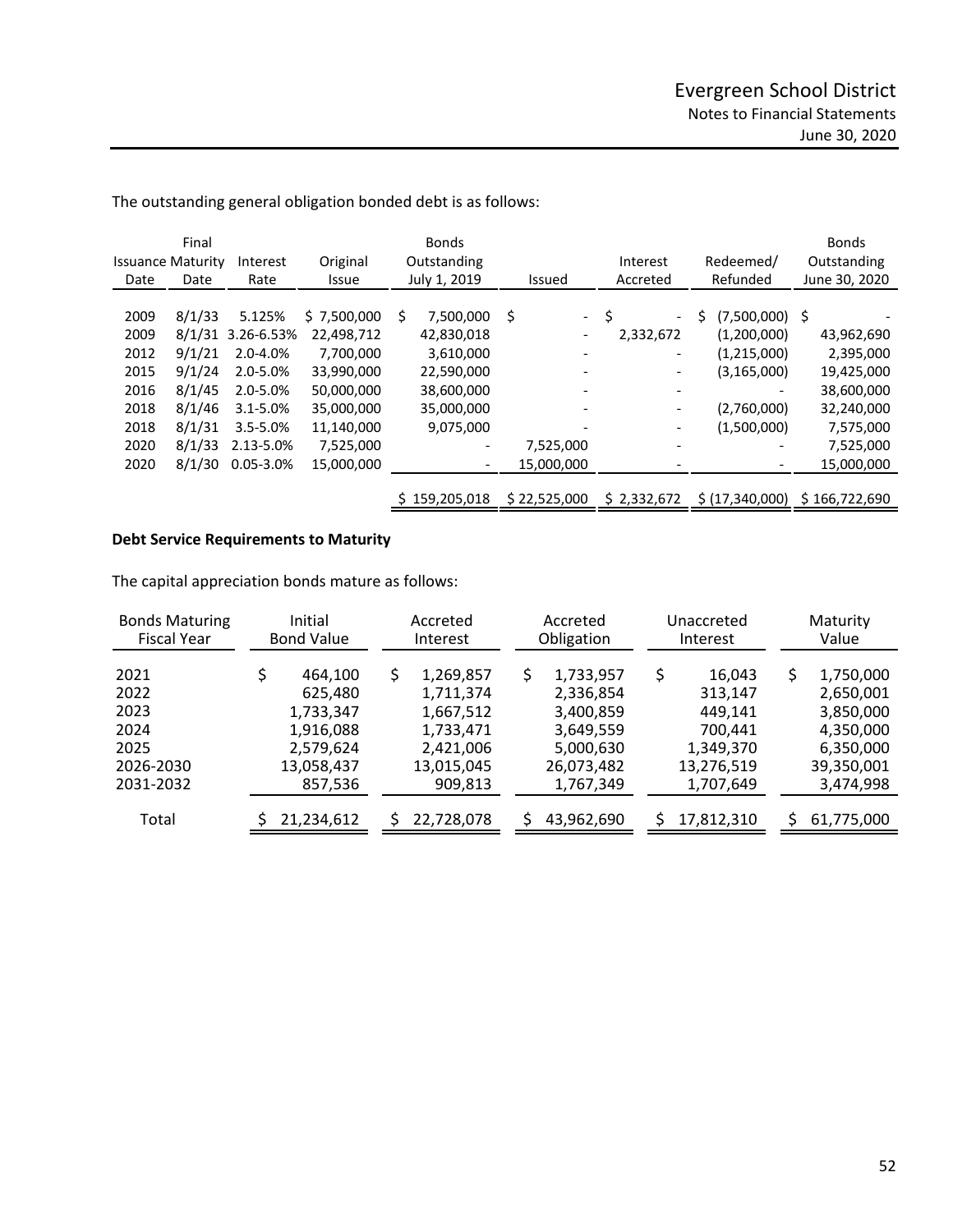The outstanding general obligation bonded debt is as follows:

| Issuance Date | Final Maturity Date | Interest Rate | Original Issue | Bonds Outstanding July 1, 2019 | Issued | Interest Accreted | Redeemed/ Refunded | Bonds Outstanding June 30, 2020 |
|---|---|---|---|---|---|---|---|---|
| 2009 | 8/1/33 | 5.125% | $ 7,500,000 | $ 7,500,000 | $ - | $ - | $ (7,500,000) | $ - |
| 2009 | 8/1/31 | 3.26-6.53% | 22,498,712 | 42,830,018 | - | 2,332,672 | (1,200,000) | 43,962,690 |
| 2012 | 9/1/21 | 2.0-4.0% | 7,700,000 | 3,610,000 | - | - | (1,215,000) | 2,395,000 |
| 2015 | 9/1/24 | 2.0-5.0% | 33,990,000 | 22,590,000 | - | - | (3,165,000) | 19,425,000 |
| 2016 | 8/1/45 | 2.0-5.0% | 50,000,000 | 38,600,000 | - | - | - | 38,600,000 |
| 2018 | 8/1/46 | 3.1-5.0% | 35,000,000 | 35,000,000 | - | - | (2,760,000) | 32,240,000 |
| 2018 | 8/1/31 | 3.5-5.0% | 11,140,000 | 9,075,000 | - | - | (1,500,000) | 7,575,000 |
| 2020 | 8/1/33 | 2.13-5.0% | 7,525,000 | - | 7,525,000 | - | - | 7,525,000 |
| 2020 | 8/1/30 | 0.05-3.0% | 15,000,000 | - | 15,000,000 | - | - | 15,000,000 |
| | | | | $ 159,205,018 | $ 22,525,000 | $ 2,332,672 | $ (17,340,000) | $ 166,722,690 |

**Debt Service Requirements to Maturity**

The capital appreciation bonds mature as follows:

| Bonds Maturing Fiscal Year | Initial Bond Value | Accreted Interest | Accreted Obligation | Unaccreted Interest | Maturity Value |
|---|---|---|---|---|---|
| 2021 | $ 464,100 | $ 1,269,857 | $ 1,733,957 | $ 16,043 | $ 1,750,000 |
| 2022 | 625,480 | 1,711,374 | 2,336,854 | 313,147 | 2,650,001 |
| 2023 | 1,733,347 | 1,667,512 | 3,400,859 | 449,141 | 3,850,000 |
| 2024 | 1,916,088 | 1,733,471 | 3,649,559 | 700,441 | 4,350,000 |
| 2025 | 2,579,624 | 2,421,006 | 5,000,630 | 1,349,370 | 6,350,000 |
| 2026-2030 | 13,058,437 | 13,015,045 | 26,073,482 | 13,276,519 | 39,350,001 |
| 2031-2032 | 857,536 | 909,813 | 1,767,349 | 1,707,649 | 3,474,998 |
| Total | $ 21,234,612 | $ 22,728,078 | $ 43,962,690 | $ 17,812,310 | $ 61,775,000 |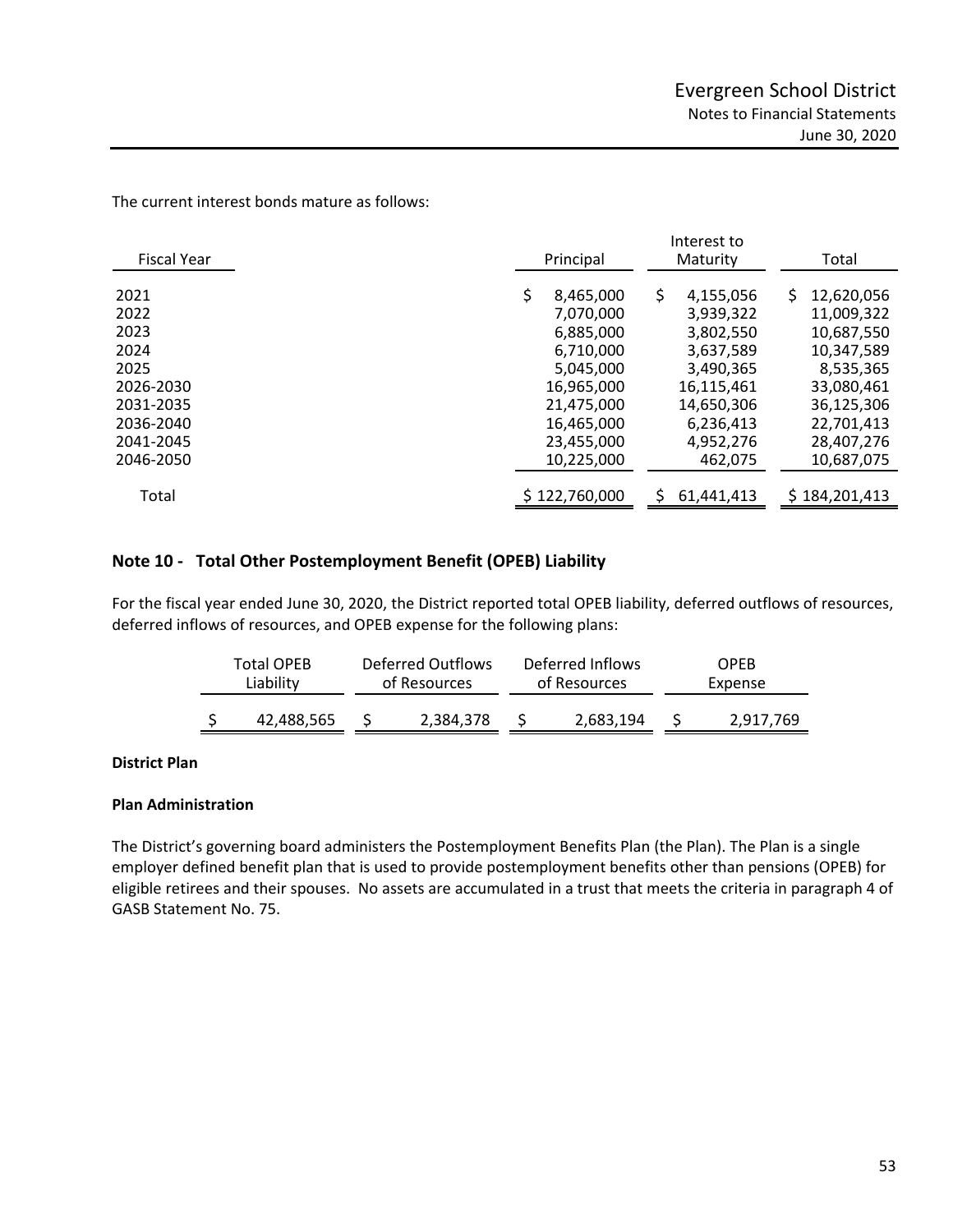The current interest bonds mature as follows:

| Fiscal Year | Principal | Interest to Maturity | Total |
|---|---|---|---|
| 2021 | $ 8,465,000 | $ 4,155,056 | $ 12,620,056 |
| 2022 | 7,070,000 | 3,939,322 | 11,009,322 |
| 2023 | 6,885,000 | 3,802,550 | 10,687,550 |
| 2024 | 6,710,000 | 3,637,589 | 10,347,589 |
| 2025 | 5,045,000 | 3,490,365 | 8,535,365 |
| 2026-2030 | 16,965,000 | 16,115,461 | 33,080,461 |
| 2031-2035 | 21,475,000 | 14,650,306 | 36,125,306 |
| 2036-2040 | 16,465,000 | 6,236,413 | 22,701,413 |
| 2041-2045 | 23,455,000 | 4,952,276 | 28,407,276 |
| 2046-2050 | 10,225,000 | 462,075 | 10,687,075 |
| Total | $ 122,760,000 | $ 61,441,413 | $ 184,201,413 |

## Note 10 - Total Other Postemployment Benefit (OPEB) Liability

For the fiscal year ended June 30, 2020, the District reported total OPEB liability, deferred outflows of resources, deferred inflows of resources, and OPEB expense for the following plans:

| Total OPEB Liability | Deferred Outflows of Resources | Deferred Inflows of Resources | OPEB Expense |
|---|---|---|---|
| $ 42,488,565 | $ 2,384,378 | $ 2,683,194 | $ 2,917,769 |

**District Plan**

**Plan Administration**

The District's governing board administers the Postemployment Benefits Plan (the Plan). The Plan is a single employer defined benefit plan that is used to provide postemployment benefits other than pensions (OPEB) for eligible retirees and their spouses. No assets are accumulated in a trust that meets the criteria in paragraph 4 of GASB Statement No. 75.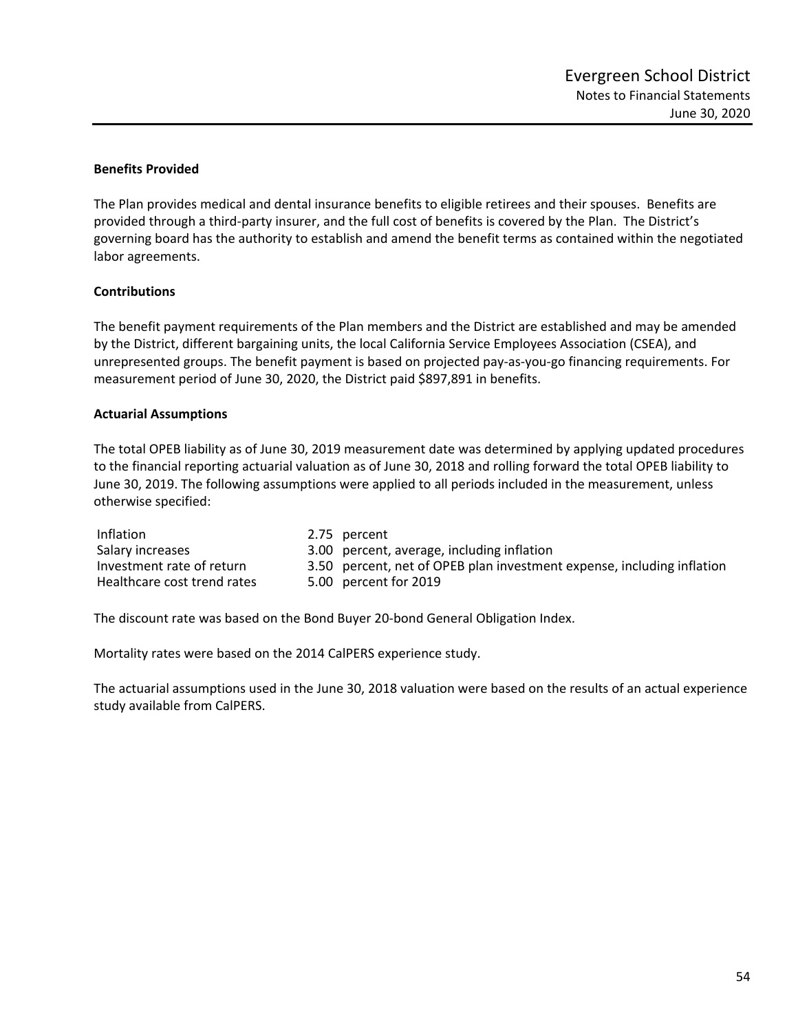### Benefits Provided

The Plan provides medical and dental insurance benefits to eligible retirees and their spouses. Benefits are provided through a third-party insurer, and the full cost of benefits is covered by the Plan. The District's governing board has the authority to establish and amend the benefit terms as contained within the negotiated labor agreements.

### Contributions

The benefit payment requirements of the Plan members and the District are established and may be amended by the District, different bargaining units, the local California Service Employees Association (CSEA), and unrepresented groups. The benefit payment is based on projected pay-as-you-go financing requirements. For measurement period of June 30, 2020, the District paid $897,891 in benefits.

### Actuarial Assumptions

The total OPEB liability as of June 30, 2019 measurement date was determined by applying updated procedures to the financial reporting actuarial valuation as of June 30, 2018 and rolling forward the total OPEB liability to June 30, 2019. The following assumptions were applied to all periods included in the measurement, unless otherwise specified:

| | |
|---|---|
| Inflation | 2.75 percent |
| Salary increases | 3.00 percent, average, including inflation |
| Investment rate of return | 3.50 percent, net of OPEB plan investment expense, including inflation |
| Healthcare cost trend rates | 5.00 percent for 2019 |

The discount rate was based on the Bond Buyer 20-bond General Obligation Index.

Mortality rates were based on the 2014 CalPERS experience study.

The actuarial assumptions used in the June 30, 2018 valuation were based on the results of an actual experience study available from CalPERS.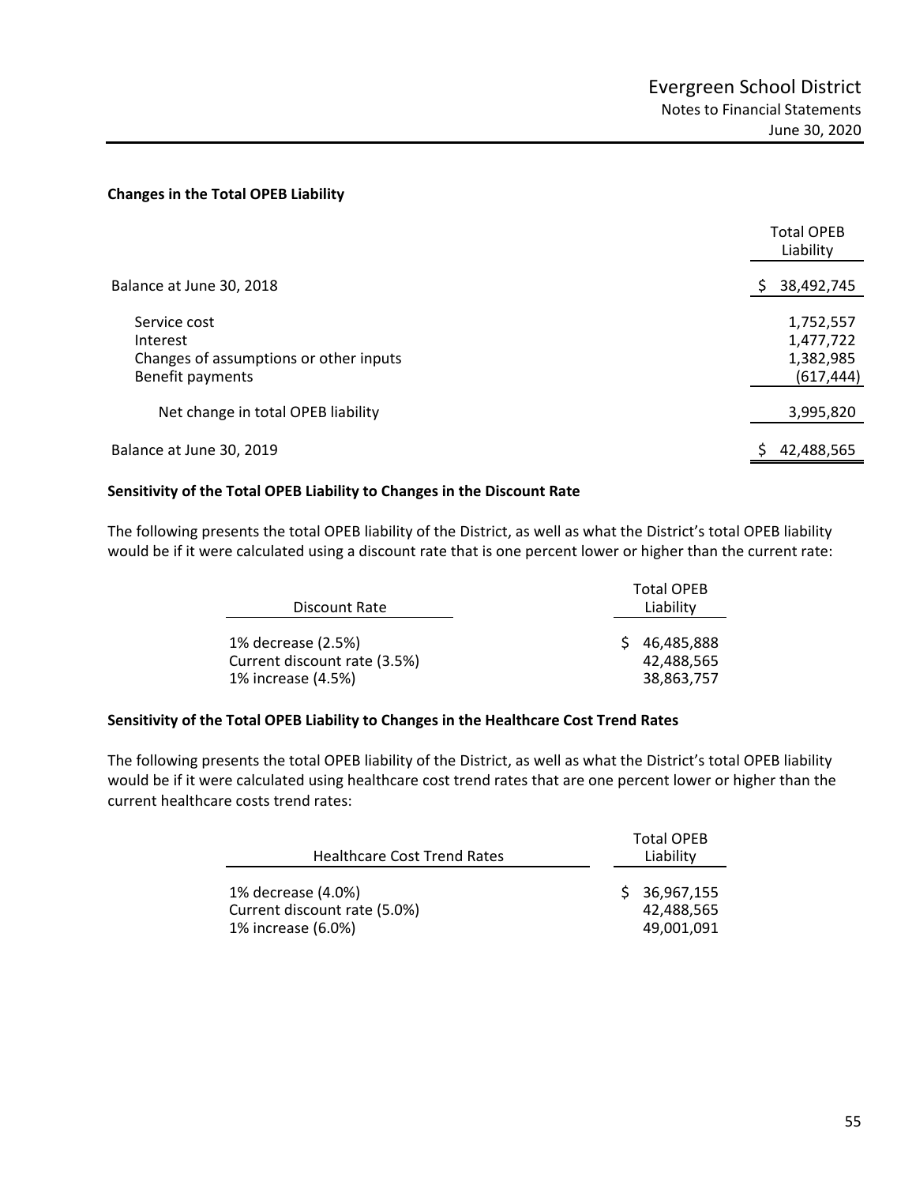**Changes in the Total OPEB Liability**

| | Total OPEB Liability |
|---|---|
| Balance at June 30, 2018 | $ 38,492,745 |
| Service cost | 1,752,557 |
| Interest | 1,477,722 |
| Changes of assumptions or other inputs | 1,382,985 |
| Benefit payments | (617,444) |
| Net change in total OPEB liability | 3,995,820 |
| Balance at June 30, 2019 | $ 42,488,565 |

**Sensitivity of the Total OPEB Liability to Changes in the Discount Rate**

The following presents the total OPEB liability of the District, as well as what the District's total OPEB liability would be if it were calculated using a discount rate that is one percent lower or higher than the current rate:

| Discount Rate | Total OPEB Liability |
|---|---|
| 1% decrease (2.5%) | $ 46,485,888 |
| Current discount rate (3.5%) | 42,488,565 |
| 1% increase (4.5%) | 38,863,757 |

**Sensitivity of the Total OPEB Liability to Changes in the Healthcare Cost Trend Rates**

The following presents the total OPEB liability of the District, as well as what the District's total OPEB liability would be if it were calculated using healthcare cost trend rates that are one percent lower or higher than the current healthcare costs trend rates:

| Healthcare Cost Trend Rates | Total OPEB Liability |
|---|---|
| 1% decrease (4.0%) | $ 36,967,155 |
| Current discount rate (5.0%) | 42,488,565 |
| 1% increase (6.0%) | 49,001,091 |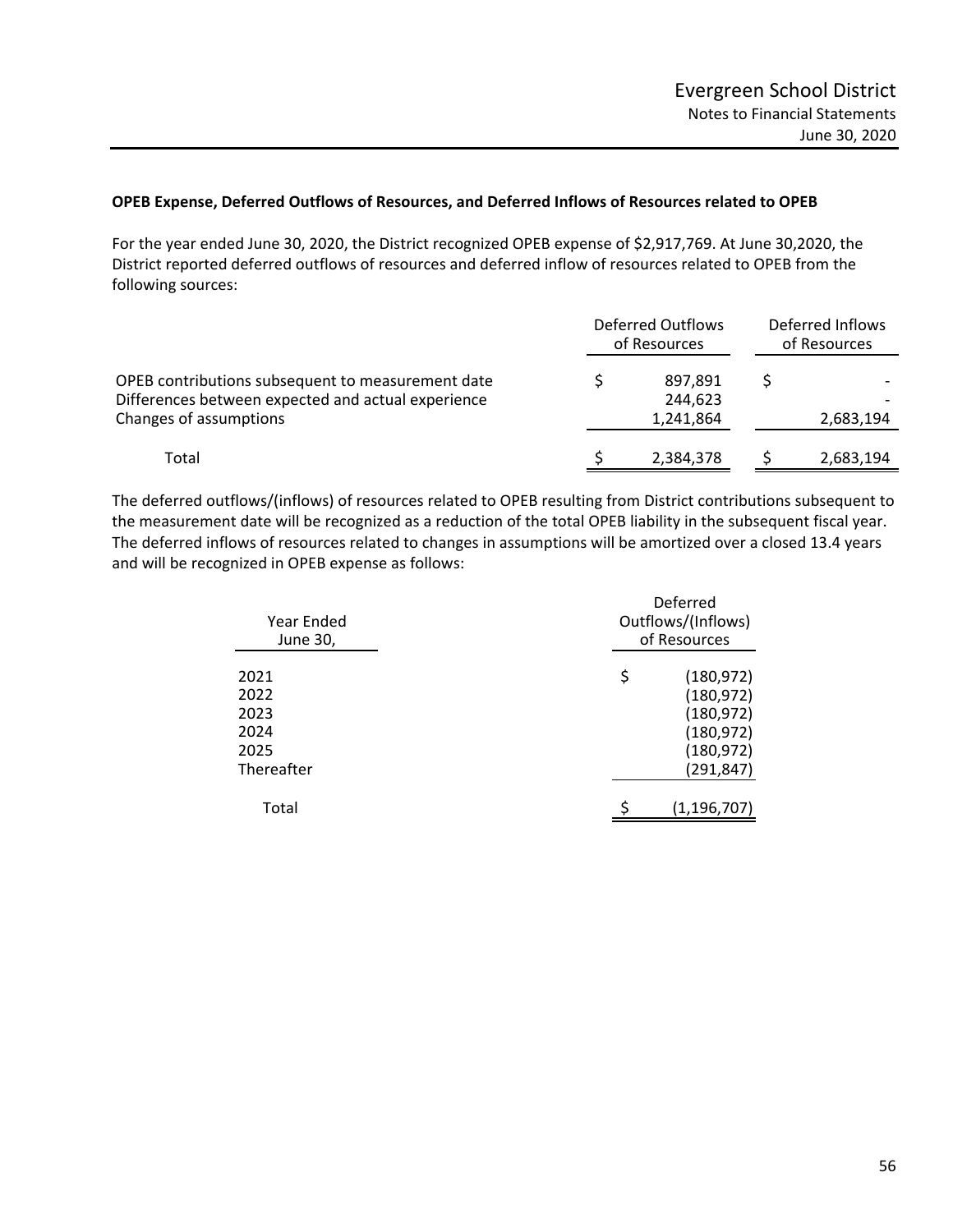**OPEB Expense, Deferred Outflows of Resources, and Deferred Inflows of Resources related to OPEB**

For the year ended June 30, 2020, the District recognized OPEB expense of $2,917,769. At June 30,2020, the District reported deferred outflows of resources and deferred inflow of resources related to OPEB from the following sources:

| | Deferred Outflows of Resources | Deferred Inflows of Resources |
|---|---|---|
| OPEB contributions subsequent to measurement date | $ 897,891 | $ - |
| Differences between expected and actual experience | 244,623 | - |
| Changes of assumptions | 1,241,864 | 2,683,194 |
| Total | $ 2,384,378 | $ 2,683,194 |

The deferred outflows/(inflows) of resources related to OPEB resulting from District contributions subsequent to the measurement date will be recognized as a reduction of the total OPEB liability in the subsequent fiscal year. The deferred inflows of resources related to changes in assumptions will be amortized over a closed 13.4 years and will be recognized in OPEB expense as follows:

| Year Ended June 30, | Deferred Outflows/(Inflows) of Resources |
|---|---|
| 2021 | $ (180,972) |
| 2022 | (180,972) |
| 2023 | (180,972) |
| 2024 | (180,972) |
| 2025 | (180,972) |
| Thereafter | (291,847) |
| Total | $ (1,196,707) |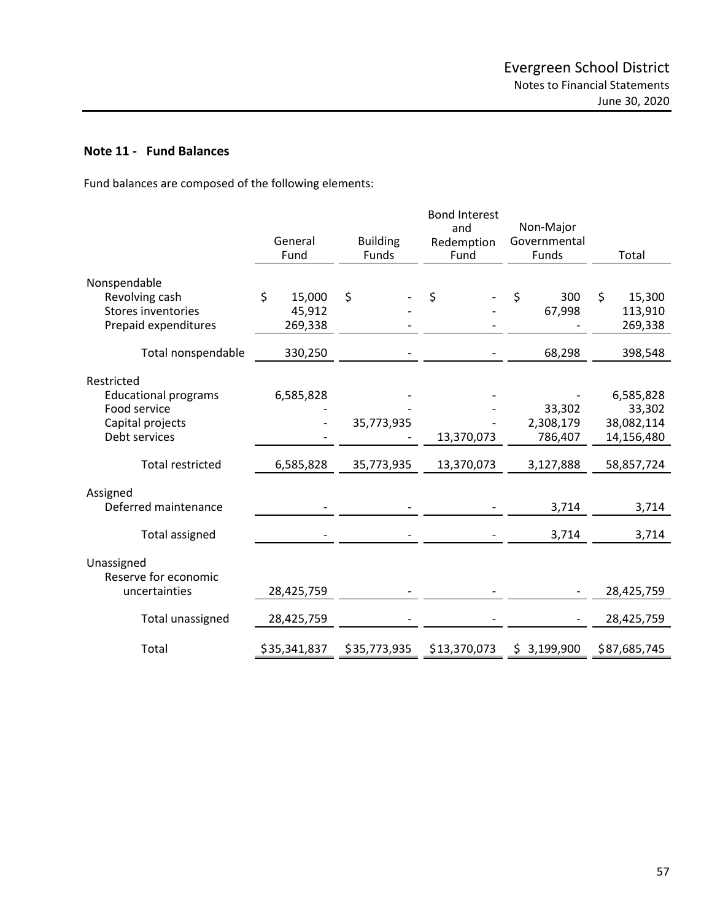## Note 11 - Fund Balances

Fund balances are composed of the following elements:

| | General Fund | Building Funds | Bond Interest and Redemption Fund | Non-Major Governmental Funds | Total |
|---|---|---|---|---|---|
| Nonspendable | | | | | |
| Revolving cash | $ 15,000 | $ - | $ - | $ 300 | $ 15,300 |
| Stores inventories | 45,912 | - | - | 67,998 | 113,910 |
| Prepaid expenditures | 269,338 | - | - | - | 269,338 |
| Total nonspendable | 330,250 | - | - | 68,298 | 398,548 |
| Restricted | | | | | |
| Educational programs | 6,585,828 | - | - | - | 6,585,828 |
| Food service | - | - | - | 33,302 | 33,302 |
| Capital projects | - | 35,773,935 | - | 2,308,179 | 38,082,114 |
| Debt services | - | - | 13,370,073 | 786,407 | 14,156,480 |
| Total restricted | 6,585,828 | 35,773,935 | 13,370,073 | 3,127,888 | 58,857,724 |
| Assigned | | | | | |
| Deferred maintenance | - | - | - | 3,714 | 3,714 |
| Total assigned | - | - | - | 3,714 | 3,714 |
| Unassigned | | | | | |
| Reserve for economic uncertainties | 28,425,759 | - | - | - | 28,425,759 |
| Total unassigned | 28,425,759 | - | - | - | 28,425,759 |
| Total | $35,341,837 | $35,773,935 | $13,370,073 | $ 3,199,900 | $87,685,745 |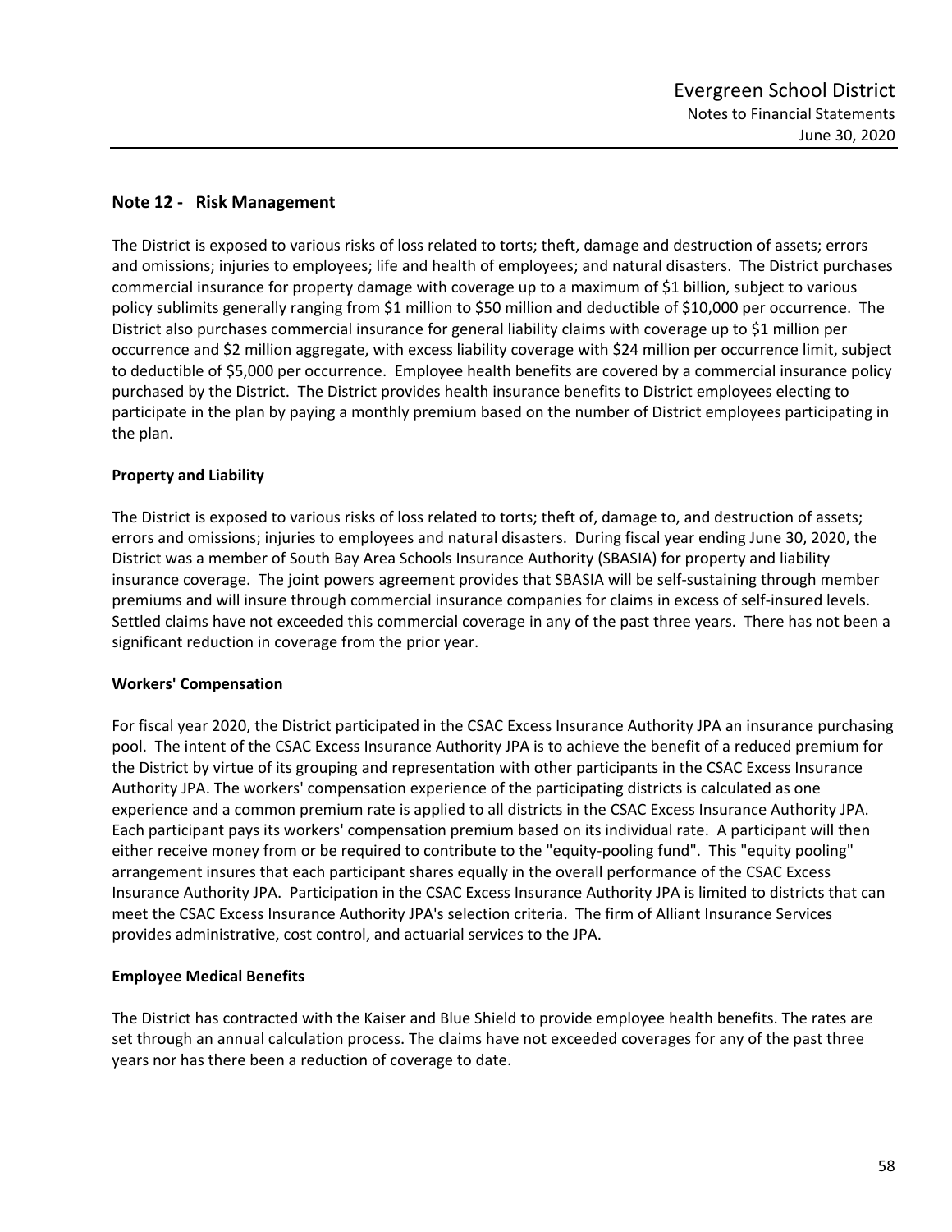## Note 12 - Risk Management

The District is exposed to various risks of loss related to torts; theft, damage and destruction of assets; errors and omissions; injuries to employees; life and health of employees; and natural disasters. The District purchases commercial insurance for property damage with coverage up to a maximum of $1 billion, subject to various policy sublimits generally ranging from $1 million to $50 million and deductible of $10,000 per occurrence. The District also purchases commercial insurance for general liability claims with coverage up to $1 million per occurrence and $2 million aggregate, with excess liability coverage with $24 million per occurrence limit, subject to deductible of $5,000 per occurrence. Employee health benefits are covered by a commercial insurance policy purchased by the District. The District provides health insurance benefits to District employees electing to participate in the plan by paying a monthly premium based on the number of District employees participating in the plan.

### Property and Liability

The District is exposed to various risks of loss related to torts; theft of, damage to, and destruction of assets; errors and omissions; injuries to employees and natural disasters. During fiscal year ending June 30, 2020, the District was a member of South Bay Area Schools Insurance Authority (SBASIA) for property and liability insurance coverage. The joint powers agreement provides that SBASIA will be self-sustaining through member premiums and will insure through commercial insurance companies for claims in excess of self-insured levels. Settled claims have not exceeded this commercial coverage in any of the past three years. There has not been a significant reduction in coverage from the prior year.

### Workers' Compensation

For fiscal year 2020, the District participated in the CSAC Excess Insurance Authority JPA an insurance purchasing pool. The intent of the CSAC Excess Insurance Authority JPA is to achieve the benefit of a reduced premium for the District by virtue of its grouping and representation with other participants in the CSAC Excess Insurance Authority JPA. The workers' compensation experience of the participating districts is calculated as one experience and a common premium rate is applied to all districts in the CSAC Excess Insurance Authority JPA. Each participant pays its workers' compensation premium based on its individual rate. A participant will then either receive money from or be required to contribute to the "equity-pooling fund". This "equity pooling" arrangement insures that each participant shares equally in the overall performance of the CSAC Excess Insurance Authority JPA. Participation in the CSAC Excess Insurance Authority JPA is limited to districts that can meet the CSAC Excess Insurance Authority JPA's selection criteria. The firm of Alliant Insurance Services provides administrative, cost control, and actuarial services to the JPA.

### Employee Medical Benefits

The District has contracted with the Kaiser and Blue Shield to provide employee health benefits. The rates are set through an annual calculation process. The claims have not exceeded coverages for any of the past three years nor has there been a reduction of coverage to date.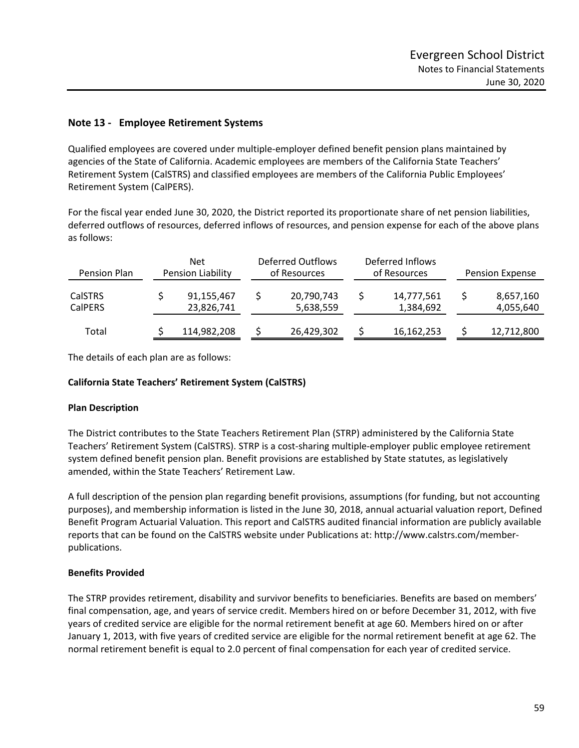## Note 13 - Employee Retirement Systems

Qualified employees are covered under multiple-employer defined benefit pension plans maintained by agencies of the State of California. Academic employees are members of the California State Teachers' Retirement System (CalSTRS) and classified employees are members of the California Public Employees' Retirement System (CalPERS).

For the fiscal year ended June 30, 2020, the District reported its proportionate share of net pension liabilities, deferred outflows of resources, deferred inflows of resources, and pension expense for each of the above plans as follows:

| Pension Plan | Net Pension Liability | Deferred Outflows of Resources | Deferred Inflows of Resources | Pension Expense |
|---|---|---|---|---|
| CalSTRS | $ 91,155,467 | $ 20,790,743 | $ 14,777,561 | $ 8,657,160 |
| CalPERS | 23,826,741 | 5,638,559 | 1,384,692 | 4,055,640 |
| Total | $ 114,982,208 | $ 26,429,302 | $ 16,162,253 | $ 12,712,800 |

The details of each plan are as follows:

**California State Teachers' Retirement System (CalSTRS)**

**Plan Description**

The District contributes to the State Teachers Retirement Plan (STRP) administered by the California State Teachers' Retirement System (CalSTRS). STRP is a cost-sharing multiple-employer public employee retirement system defined benefit pension plan. Benefit provisions are established by State statutes, as legislatively amended, within the State Teachers' Retirement Law.

A full description of the pension plan regarding benefit provisions, assumptions (for funding, but not accounting purposes), and membership information is listed in the June 30, 2018, annual actuarial valuation report, Defined Benefit Program Actuarial Valuation. This report and CalSTRS audited financial information are publicly available reports that can be found on the CalSTRS website under Publications at: http://www.calstrs.com/member-publications.

**Benefits Provided**

The STRP provides retirement, disability and survivor benefits to beneficiaries. Benefits are based on members' final compensation, age, and years of service credit. Members hired on or before December 31, 2012, with five years of credited service are eligible for the normal retirement benefit at age 60. Members hired on or after January 1, 2013, with five years of credited service are eligible for the normal retirement benefit at age 62. The normal retirement benefit is equal to 2.0 percent of final compensation for each year of credited service.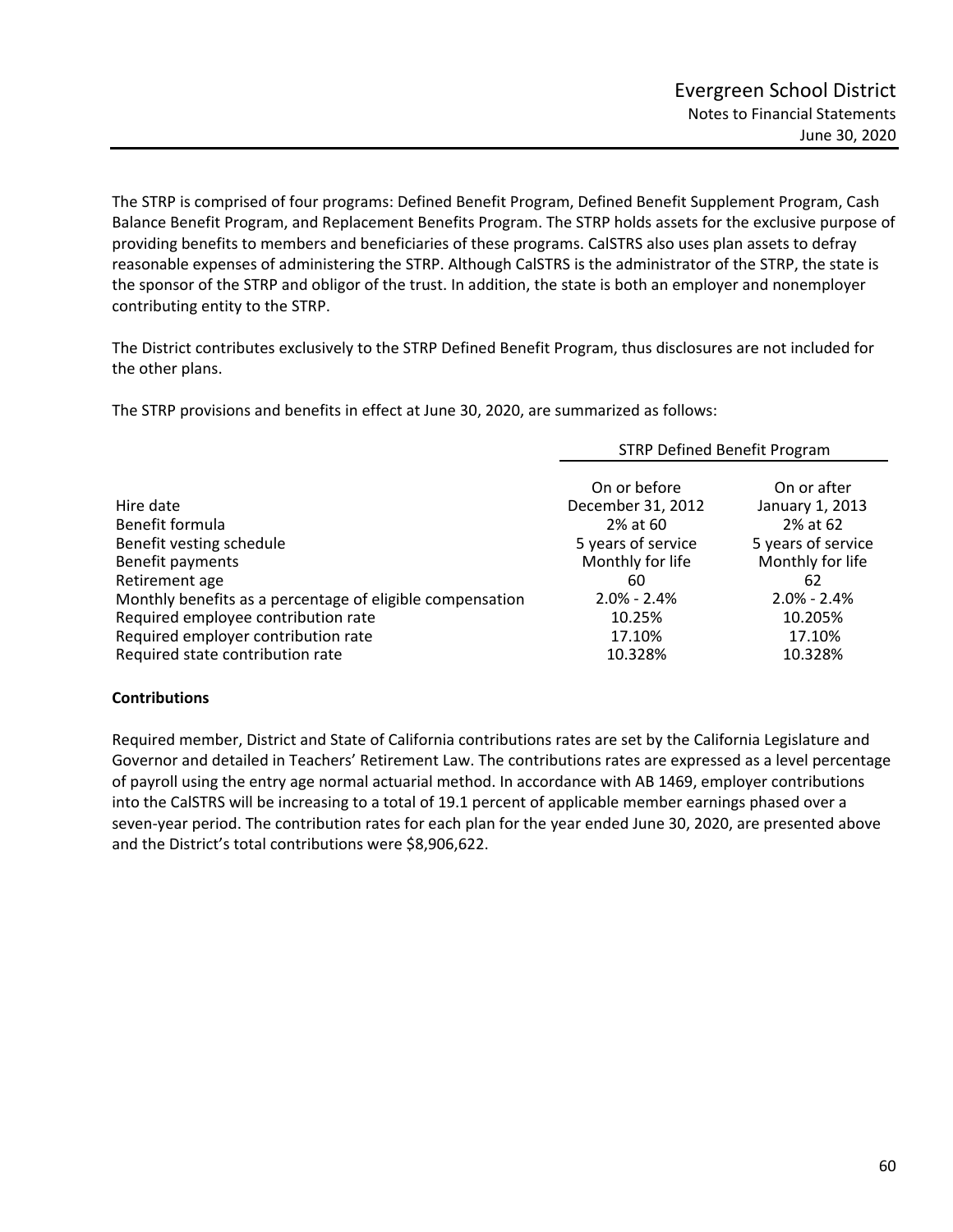The STRP is comprised of four programs: Defined Benefit Program, Defined Benefit Supplement Program, Cash Balance Benefit Program, and Replacement Benefits Program. The STRP holds assets for the exclusive purpose of providing benefits to members and beneficiaries of these programs. CalSTRS also uses plan assets to defray reasonable expenses of administering the STRP. Although CalSTRS is the administrator of the STRP, the state is the sponsor of the STRP and obligor of the trust. In addition, the state is both an employer and nonemployer contributing entity to the STRP.

The District contributes exclusively to the STRP Defined Benefit Program, thus disclosures are not included for the other plans.

The STRP provisions and benefits in effect at June 30, 2020, are summarized as follows:

| | STRP Defined Benefit Program | |
|---|---|---|
| Hire date | On or before December 31, 2012 | On or after January 1, 2013 |
| Benefit formula | 2% at 60 | 2% at 62 |
| Benefit vesting schedule | 5 years of service | 5 years of service |
| Benefit payments | Monthly for life | Monthly for life |
| Retirement age | 60 | 62 |
| Monthly benefits as a percentage of eligible compensation | 2.0% - 2.4% | 2.0% - 2.4% |
| Required employee contribution rate | 10.25% | 10.205% |
| Required employer contribution rate | 17.10% | 17.10% |
| Required state contribution rate | 10.328% | 10.328% |

**Contributions**

Required member, District and State of California contributions rates are set by the California Legislature and Governor and detailed in Teachers' Retirement Law. The contributions rates are expressed as a level percentage of payroll using the entry age normal actuarial method. In accordance with AB 1469, employer contributions into the CalSTRS will be increasing to a total of 19.1 percent of applicable member earnings phased over a seven-year period. The contribution rates for each plan for the year ended June 30, 2020, are presented above and the District's total contributions were $8,906,622.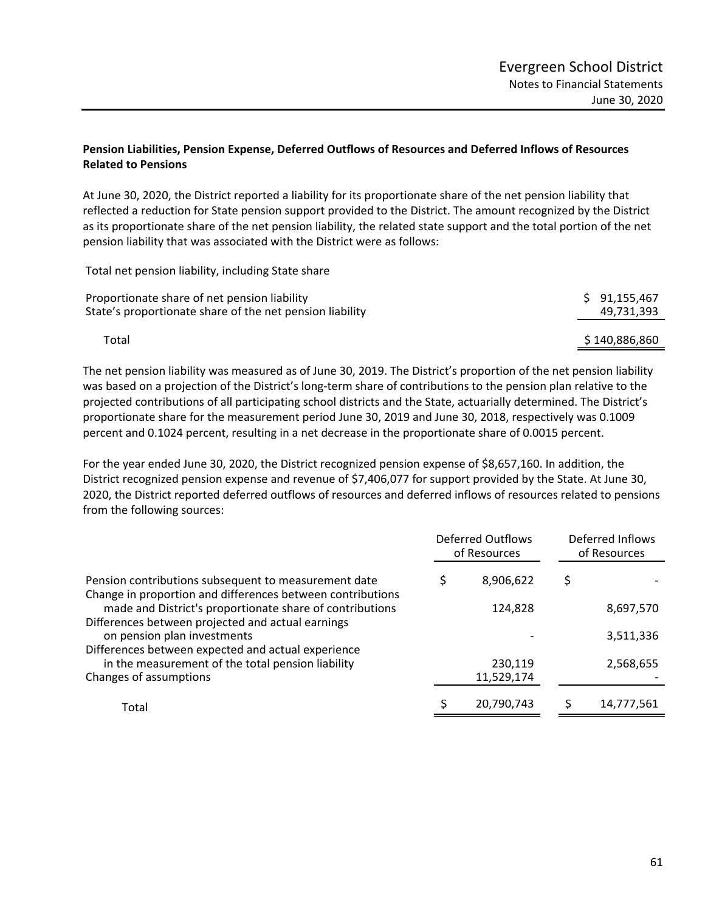**Pension Liabilities, Pension Expense, Deferred Outflows of Resources and Deferred Inflows of Resources Related to Pensions**

At June 30, 2020, the District reported a liability for its proportionate share of the net pension liability that reflected a reduction for State pension support provided to the District. The amount recognized by the District as its proportionate share of the net pension liability, the related state support and the total portion of the net pension liability that was associated with the District were as follows:

| Total net pension liability, including State share | |
|---|---|
| Proportionate share of net pension liability | $ 91,155,467 |
| State's proportionate share of the net pension liability | 49,731,393 |
| Total | $ 140,886,860 |

The net pension liability was measured as of June 30, 2019. The District's proportion of the net pension liability was based on a projection of the District's long-term share of contributions to the pension plan relative to the projected contributions of all participating school districts and the State, actuarially determined. The District's proportionate share for the measurement period June 30, 2019 and June 30, 2018, respectively was 0.1009 percent and 0.1024 percent, resulting in a net decrease in the proportionate share of 0.0015 percent.

For the year ended June 30, 2020, the District recognized pension expense of $8,657,160. In addition, the District recognized pension expense and revenue of $7,406,077 for support provided by the State. At June 30, 2020, the District reported deferred outflows of resources and deferred inflows of resources related to pensions from the following sources:

| | Deferred Outflows of Resources | Deferred Inflows of Resources |
|---|---|---|
| Pension contributions subsequent to measurement date | $ 8,906,622 | $ - |
| Change in proportion and differences between contributions made and District's proportionate share of contributions | 124,828 | 8,697,570 |
| Differences between projected and actual earnings on pension plan investments | - | 3,511,336 |
| Differences between expected and actual experience in the measurement of the total pension liability | 230,119 | 2,568,655 |
| Changes of assumptions | 11,529,174 | - |
| Total | $ 20,790,743 | $ 14,777,561 |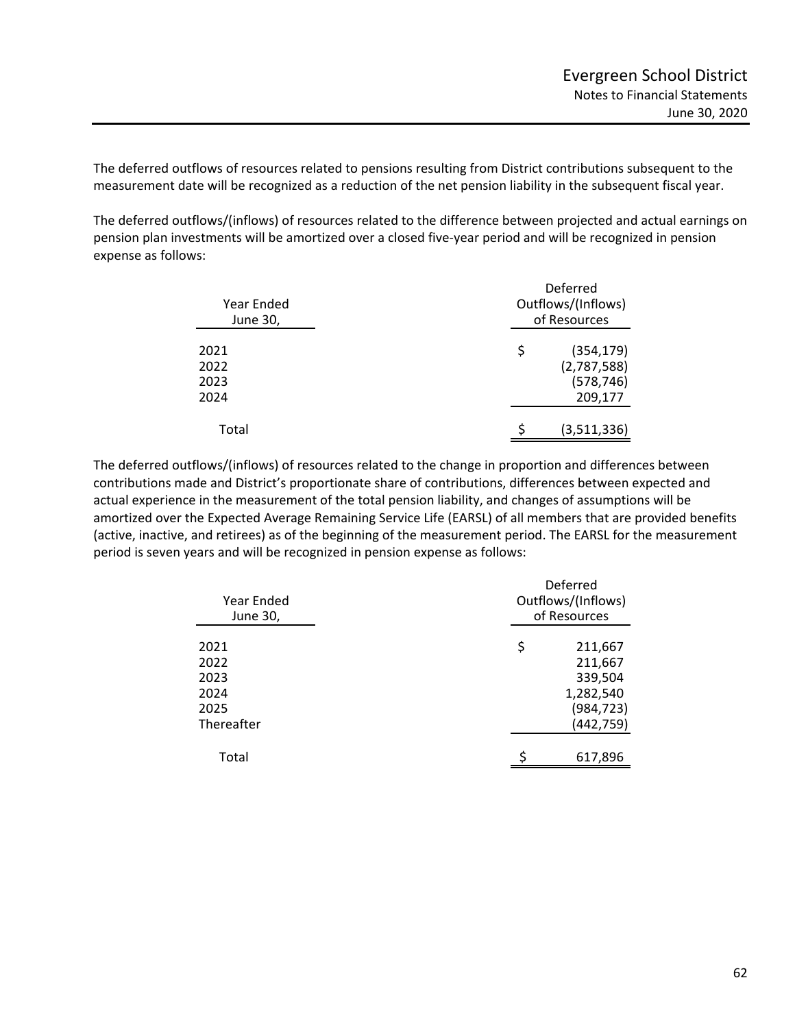The deferred outflows of resources related to pensions resulting from District contributions subsequent to the measurement date will be recognized as a reduction of the net pension liability in the subsequent fiscal year.

The deferred outflows/(inflows) of resources related to the difference between projected and actual earnings on pension plan investments will be amortized over a closed five-year period and will be recognized in pension expense as follows:

| Year Ended June 30, | Deferred Outflows/(Inflows) of Resources |
|---|---|
| 2021 | $ (354,179) |
| 2022 | (2,787,588) |
| 2023 | (578,746) |
| 2024 | 209,177 |
| Total | $ (3,511,336) |

The deferred outflows/(inflows) of resources related to the change in proportion and differences between contributions made and District's proportionate share of contributions, differences between expected and actual experience in the measurement of the total pension liability, and changes of assumptions will be amortized over the Expected Average Remaining Service Life (EARSL) of all members that are provided benefits (active, inactive, and retirees) as of the beginning of the measurement period. The EARSL for the measurement period is seven years and will be recognized in pension expense as follows:

| Year Ended June 30, | Deferred Outflows/(Inflows) of Resources |
|---|---|
| 2021 | $ 211,667 |
| 2022 | 211,667 |
| 2023 | 339,504 |
| 2024 | 1,282,540 |
| 2025 | (984,723) |
| Thereafter | (442,759) |
| Total | $ 617,896 |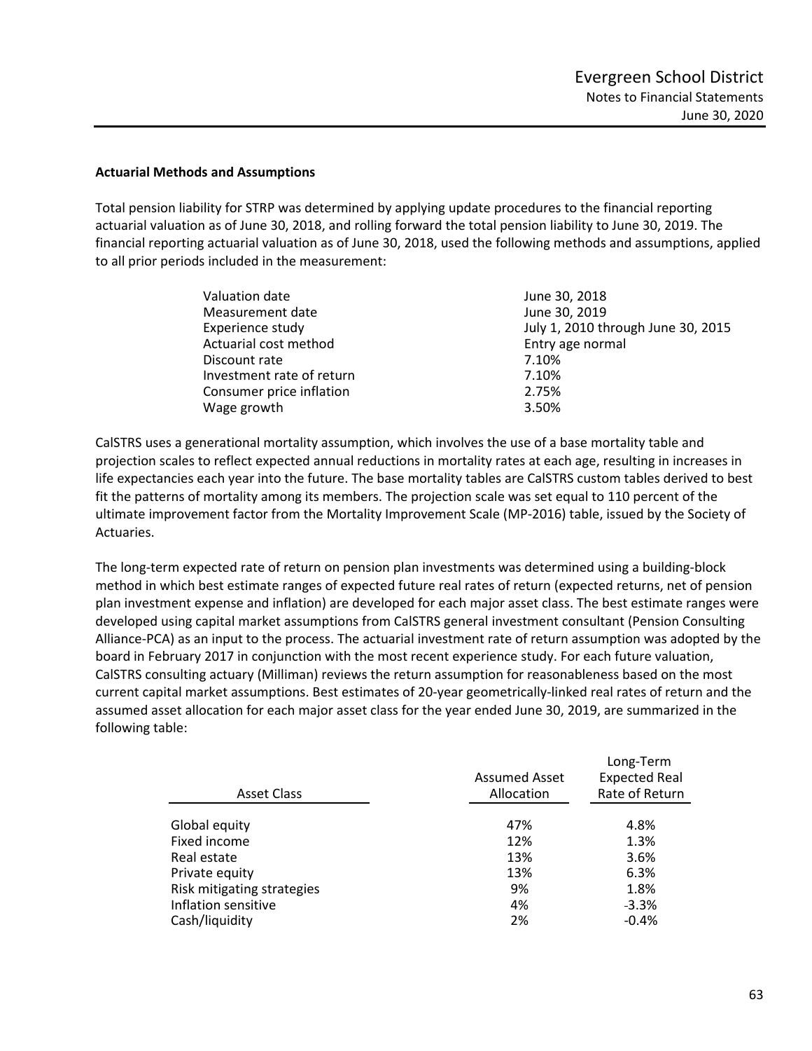### Actuarial Methods and Assumptions

Total pension liability for STRP was determined by applying update procedures to the financial reporting actuarial valuation as of June 30, 2018, and rolling forward the total pension liability to June 30, 2019. The financial reporting actuarial valuation as of June 30, 2018, used the following methods and assumptions, applied to all prior periods included in the measurement:

| | |
|---|---|
| Valuation date | June 30, 2018 |
| Measurement date | June 30, 2019 |
| Experience study | July 1, 2010 through June 30, 2015 |
| Actuarial cost method | Entry age normal |
| Discount rate | 7.10% |
| Investment rate of return | 7.10% |
| Consumer price inflation | 2.75% |
| Wage growth | 3.50% |

CalSTRS uses a generational mortality assumption, which involves the use of a base mortality table and projection scales to reflect expected annual reductions in mortality rates at each age, resulting in increases in life expectancies each year into the future. The base mortality tables are CalSTRS custom tables derived to best fit the patterns of mortality among its members. The projection scale was set equal to 110 percent of the ultimate improvement factor from the Mortality Improvement Scale (MP-2016) table, issued by the Society of Actuaries.

The long-term expected rate of return on pension plan investments was determined using a building-block method in which best estimate ranges of expected future real rates of return (expected returns, net of pension plan investment expense and inflation) are developed for each major asset class. The best estimate ranges were developed using capital market assumptions from CalSTRS general investment consultant (Pension Consulting Alliance-PCA) as an input to the process. The actuarial investment rate of return assumption was adopted by the board in February 2017 in conjunction with the most recent experience study. For each future valuation, CalSTRS consulting actuary (Milliman) reviews the return assumption for reasonableness based on the most current capital market assumptions. Best estimates of 20-year geometrically-linked real rates of return and the assumed asset allocation for each major asset class for the year ended June 30, 2019, are summarized in the following table:

| Asset Class | Assumed Asset Allocation | Long-Term Expected Real Rate of Return |
|---|---|---|
| Global equity | 47% | 4.8% |
| Fixed income | 12% | 1.3% |
| Real estate | 13% | 3.6% |
| Private equity | 13% | 6.3% |
| Risk mitigating strategies | 9% | 1.8% |
| Inflation sensitive | 4% | -3.3% |
| Cash/liquidity | 2% | -0.4% |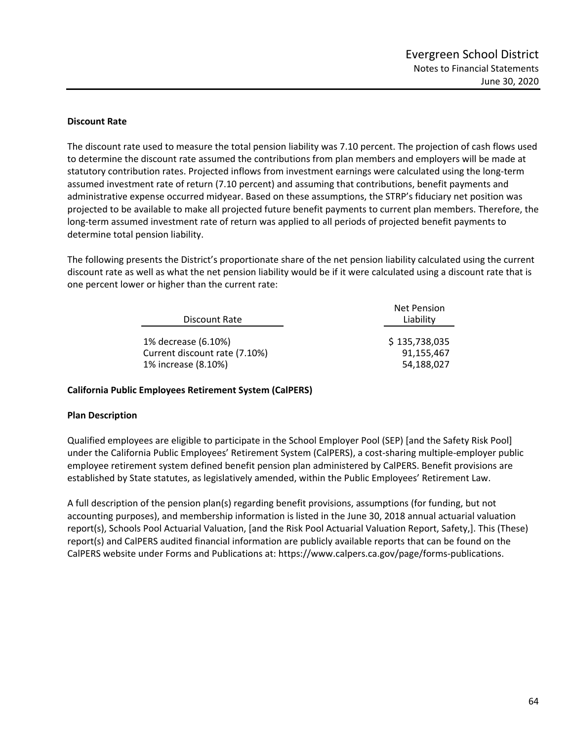**Discount Rate**

The discount rate used to measure the total pension liability was 7.10 percent. The projection of cash flows used to determine the discount rate assumed the contributions from plan members and employers will be made at statutory contribution rates. Projected inflows from investment earnings were calculated using the long-term assumed investment rate of return (7.10 percent) and assuming that contributions, benefit payments and administrative expense occurred midyear. Based on these assumptions, the STRP's fiduciary net position was projected to be available to make all projected future benefit payments to current plan members. Therefore, the long-term assumed investment rate of return was applied to all periods of projected benefit payments to determine total pension liability.

The following presents the District's proportionate share of the net pension liability calculated using the current discount rate as well as what the net pension liability would be if it were calculated using a discount rate that is one percent lower or higher than the current rate:

| Discount Rate | Net Pension Liability |
|---|---|
| 1% decrease (6.10%) | $ 135,738,035 |
| Current discount rate (7.10%) | 91,155,467 |
| 1% increase (8.10%) | 54,188,027 |

**California Public Employees Retirement System (CalPERS)**

**Plan Description**

Qualified employees are eligible to participate in the School Employer Pool (SEP) [and the Safety Risk Pool] under the California Public Employees' Retirement System (CalPERS), a cost-sharing multiple-employer public employee retirement system defined benefit pension plan administered by CalPERS. Benefit provisions are established by State statutes, as legislatively amended, within the Public Employees' Retirement Law.

A full description of the pension plan(s) regarding benefit provisions, assumptions (for funding, but not accounting purposes), and membership information is listed in the June 30, 2018 annual actuarial valuation report(s), Schools Pool Actuarial Valuation, [and the Risk Pool Actuarial Valuation Report, Safety,]. This (These) report(s) and CalPERS audited financial information are publicly available reports that can be found on the CalPERS website under Forms and Publications at: https://www.calpers.ca.gov/page/forms-publications.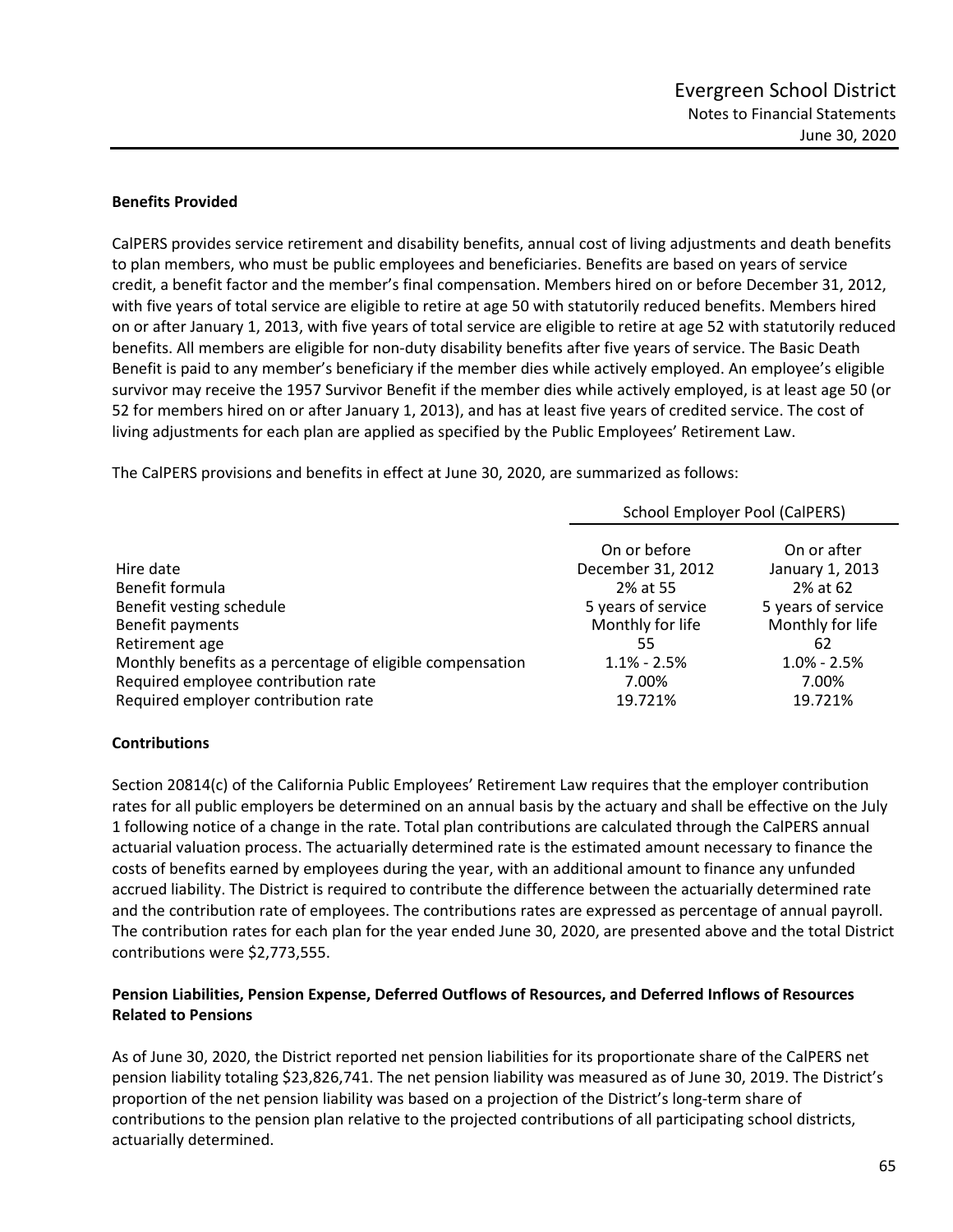### Benefits Provided

CalPERS provides service retirement and disability benefits, annual cost of living adjustments and death benefits to plan members, who must be public employees and beneficiaries. Benefits are based on years of service credit, a benefit factor and the member's final compensation. Members hired on or before December 31, 2012, with five years of total service are eligible to retire at age 50 with statutorily reduced benefits. Members hired on or after January 1, 2013, with five years of total service are eligible to retire at age 52 with statutorily reduced benefits. All members are eligible for non-duty disability benefits after five years of service. The Basic Death Benefit is paid to any member's beneficiary if the member dies while actively employed. An employee's eligible survivor may receive the 1957 Survivor Benefit if the member dies while actively employed, is at least age 50 (or 52 for members hired on or after January 1, 2013), and has at least five years of credited service. The cost of living adjustments for each plan are applied as specified by the Public Employees' Retirement Law.

The CalPERS provisions and benefits in effect at June 30, 2020, are summarized as follows:

| | School Employer Pool (CalPERS) | |
|---|---|---|
| | On or before | On or after |
| Hire date | December 31, 2012 | January 1, 2013 |
| Benefit formula | 2% at 55 | 2% at 62 |
| Benefit vesting schedule | 5 years of service | 5 years of service |
| Benefit payments | Monthly for life | Monthly for life |
| Retirement age | 55 | 62 |
| Monthly benefits as a percentage of eligible compensation | 1.1% - 2.5% | 1.0% - 2.5% |
| Required employee contribution rate | 7.00% | 7.00% |
| Required employer contribution rate | 19.721% | 19.721% |

### Contributions

Section 20814(c) of the California Public Employees' Retirement Law requires that the employer contribution rates for all public employers be determined on an annual basis by the actuary and shall be effective on the July 1 following notice of a change in the rate. Total plan contributions are calculated through the CalPERS annual actuarial valuation process. The actuarially determined rate is the estimated amount necessary to finance the costs of benefits earned by employees during the year, with an additional amount to finance any unfunded accrued liability. The District is required to contribute the difference between the actuarially determined rate and the contribution rate of employees. The contributions rates are expressed as percentage of annual payroll. The contribution rates for each plan for the year ended June 30, 2020, are presented above and the total District contributions were $2,773,555.

### Pension Liabilities, Pension Expense, Deferred Outflows of Resources, and Deferred Inflows of Resources Related to Pensions

As of June 30, 2020, the District reported net pension liabilities for its proportionate share of the CalPERS net pension liability totaling $23,826,741. The net pension liability was measured as of June 30, 2019. The District's proportion of the net pension liability was based on a projection of the District's long-term share of contributions to the pension plan relative to the projected contributions of all participating school districts, actuarially determined.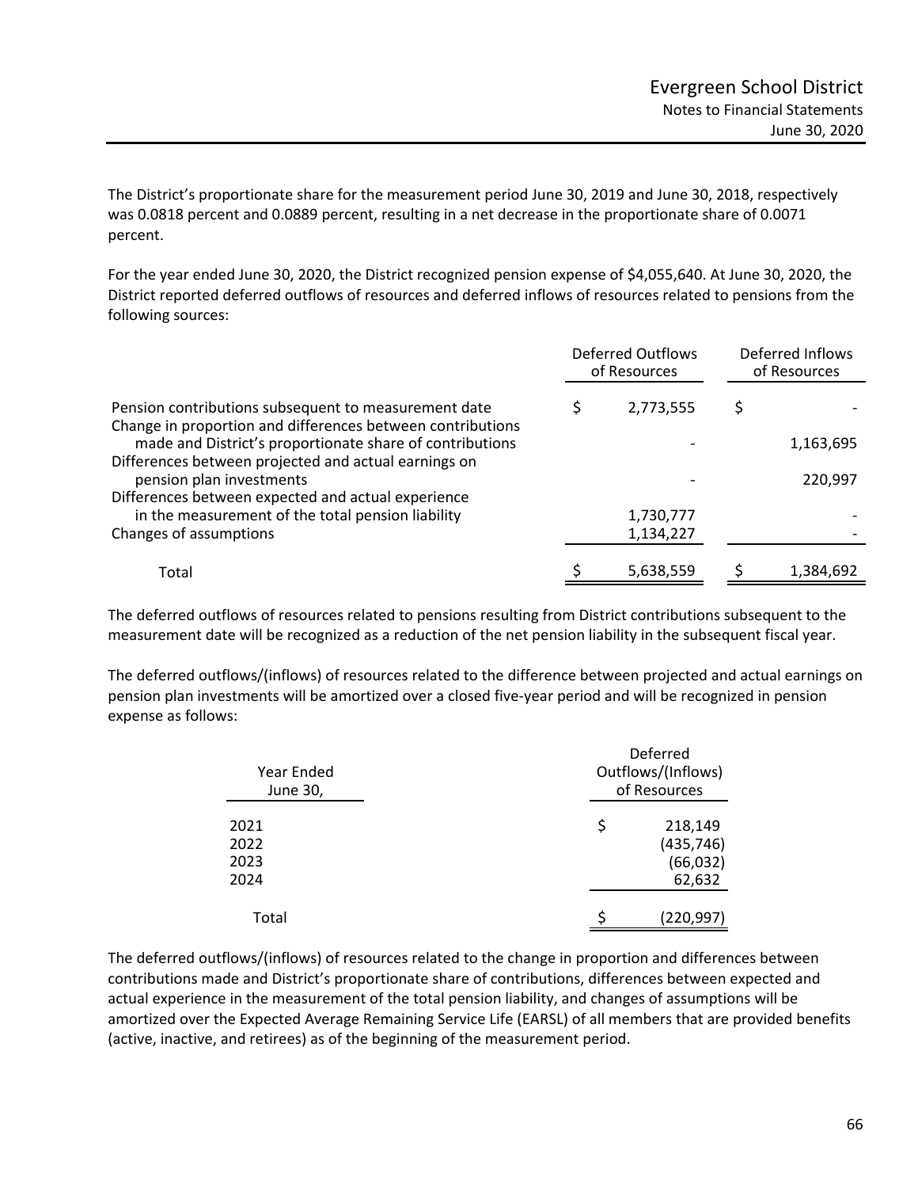The District's proportionate share for the measurement period June 30, 2019 and June 30, 2018, respectively was 0.0818 percent and 0.0889 percent, resulting in a net decrease in the proportionate share of 0.0071 percent.

For the year ended June 30, 2020, the District recognized pension expense of $4,055,640. At June 30, 2020, the District reported deferred outflows of resources and deferred inflows of resources related to pensions from the following sources:

| | Deferred Outflows of Resources | Deferred Inflows of Resources |
|---|---|---|
| Pension contributions subsequent to measurement date | $ 2,773,555 | $ - |
| Change in proportion and differences between contributions made and District's proportionate share of contributions | - | 1,163,695 |
| Differences between projected and actual earnings on pension plan investments | - | 220,997 |
| Differences between expected and actual experience in the measurement of the total pension liability | 1,730,777 | - |
| Changes of assumptions | 1,134,227 | - |
| Total | $ 5,638,559 | $ 1,384,692 |

The deferred outflows of resources related to pensions resulting from District contributions subsequent to the measurement date will be recognized as a reduction of the net pension liability in the subsequent fiscal year.

The deferred outflows/(inflows) of resources related to the difference between projected and actual earnings on pension plan investments will be amortized over a closed five-year period and will be recognized in pension expense as follows:

| Year Ended June 30, | Deferred Outflows/(Inflows) of Resources |
|---|---|
| 2021 | $ 218,149 |
| 2022 | (435,746) |
| 2023 | (66,032) |
| 2024 | 62,632 |
| Total | $ (220,997) |

The deferred outflows/(inflows) of resources related to the change in proportion and differences between contributions made and District's proportionate share of contributions, differences between expected and actual experience in the measurement of the total pension liability, and changes of assumptions will be amortized over the Expected Average Remaining Service Life (EARSL) of all members that are provided benefits (active, inactive, and retirees) as of the beginning of the measurement period.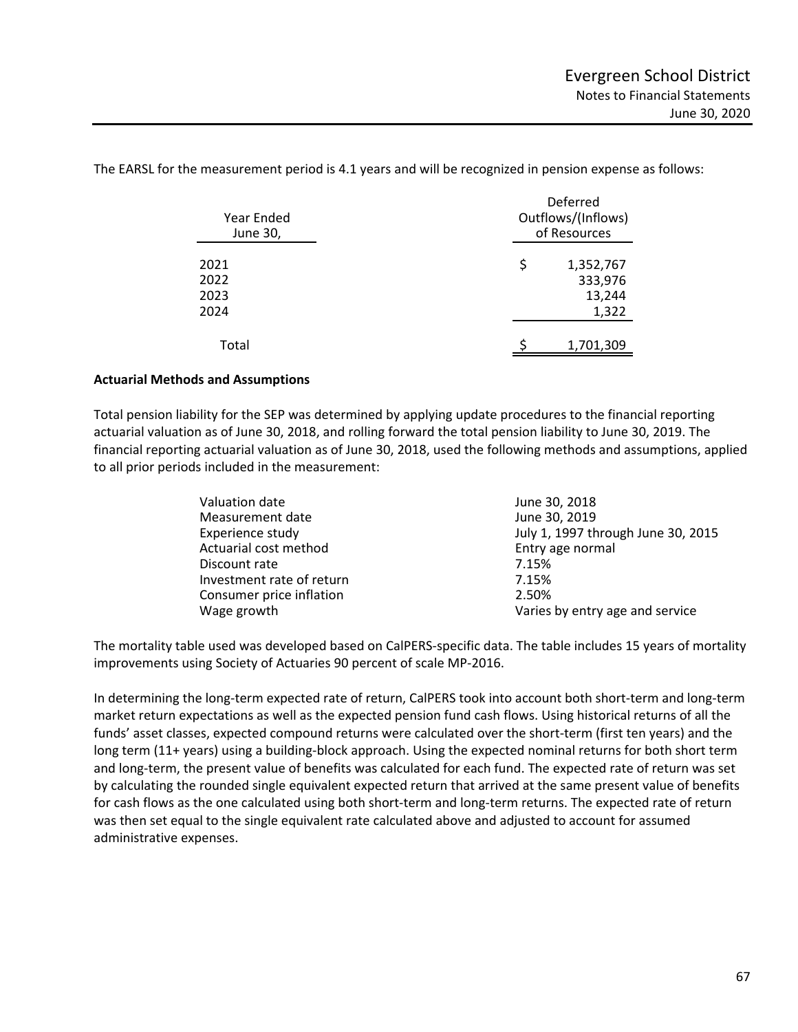The EARSL for the measurement period is 4.1 years and will be recognized in pension expense as follows:

| Year Ended June 30, | Deferred Outflows/(Inflows) of Resources |
|---|---|
| 2021 | $ 1,352,767 |
| 2022 | 333,976 |
| 2023 | 13,244 |
| 2024 | 1,322 |
| Total | $ 1,701,309 |

**Actuarial Methods and Assumptions**

Total pension liability for the SEP was determined by applying update procedures to the financial reporting actuarial valuation as of June 30, 2018, and rolling forward the total pension liability to June 30, 2019. The financial reporting actuarial valuation as of June 30, 2018, used the following methods and assumptions, applied to all prior periods included in the measurement:

| | |
|---|---|
| Valuation date | June 30, 2018 |
| Measurement date | June 30, 2019 |
| Experience study | July 1, 1997 through June 30, 2015 |
| Actuarial cost method | Entry age normal |
| Discount rate | 7.15% |
| Investment rate of return | 7.15% |
| Consumer price inflation | 2.50% |
| Wage growth | Varies by entry age and service |

The mortality table used was developed based on CalPERS-specific data. The table includes 15 years of mortality improvements using Society of Actuaries 90 percent of scale MP-2016.

In determining the long-term expected rate of return, CalPERS took into account both short-term and long-term market return expectations as well as the expected pension fund cash flows. Using historical returns of all the funds' asset classes, expected compound returns were calculated over the short-term (first ten years) and the long term (11+ years) using a building-block approach. Using the expected nominal returns for both short term and long-term, the present value of benefits was calculated for each fund. The expected rate of return was set by calculating the rounded single equivalent expected return that arrived at the same present value of benefits for cash flows as the one calculated using both short-term and long-term returns. The expected rate of return was then set equal to the single equivalent rate calculated above and adjusted to account for assumed administrative expenses.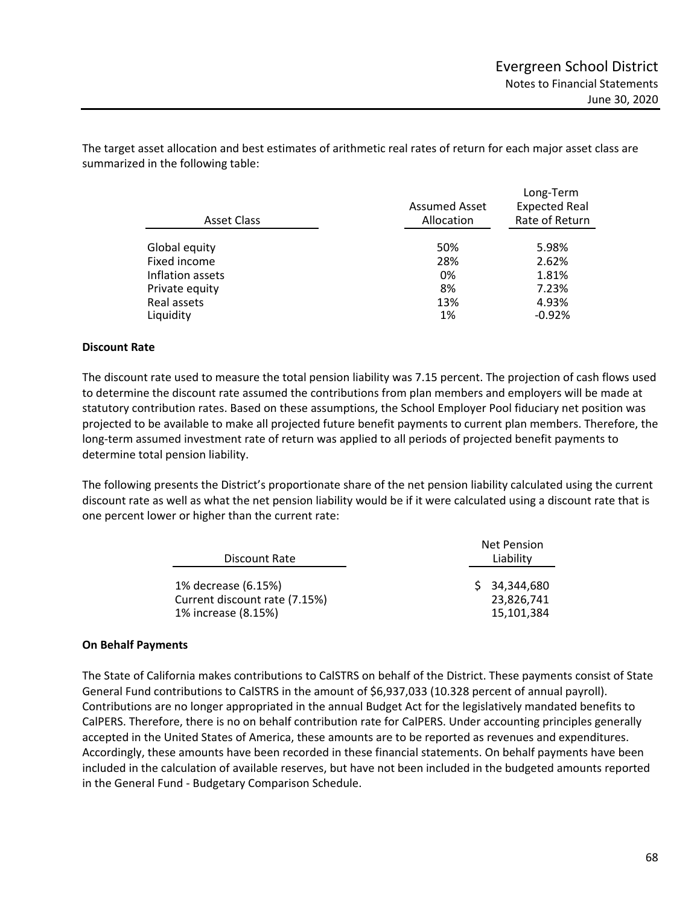The target asset allocation and best estimates of arithmetic real rates of return for each major asset class are summarized in the following table:

| Asset Class | Assumed Asset Allocation | Long-Term Expected Real Rate of Return |
|---|---|---|
| Global equity | 50% | 5.98% |
| Fixed income | 28% | 2.62% |
| Inflation assets | 0% | 1.81% |
| Private equity | 8% | 7.23% |
| Real assets | 13% | 4.93% |
| Liquidity | 1% | -0.92% |

**Discount Rate**

The discount rate used to measure the total pension liability was 7.15 percent. The projection of cash flows used to determine the discount rate assumed the contributions from plan members and employers will be made at statutory contribution rates. Based on these assumptions, the School Employer Pool fiduciary net position was projected to be available to make all projected future benefit payments to current plan members. Therefore, the long-term assumed investment rate of return was applied to all periods of projected benefit payments to determine total pension liability.

The following presents the District's proportionate share of the net pension liability calculated using the current discount rate as well as what the net pension liability would be if it were calculated using a discount rate that is one percent lower or higher than the current rate:

| Discount Rate | Net Pension Liability |
|---|---|
| 1% decrease (6.15%) | $ 34,344,680 |
| Current discount rate (7.15%) | 23,826,741 |
| 1% increase (8.15%) | 15,101,384 |

**On Behalf Payments**

The State of California makes contributions to CalSTRS on behalf of the District. These payments consist of State General Fund contributions to CalSTRS in the amount of $6,937,033 (10.328 percent of annual payroll). Contributions are no longer appropriated in the annual Budget Act for the legislatively mandated benefits to CalPERS. Therefore, there is no on behalf contribution rate for CalPERS. Under accounting principles generally accepted in the United States of America, these amounts are to be reported as revenues and expenditures. Accordingly, these amounts have been recorded in these financial statements. On behalf payments have been included in the calculation of available reserves, but have not been included in the budgeted amounts reported in the General Fund - Budgetary Comparison Schedule.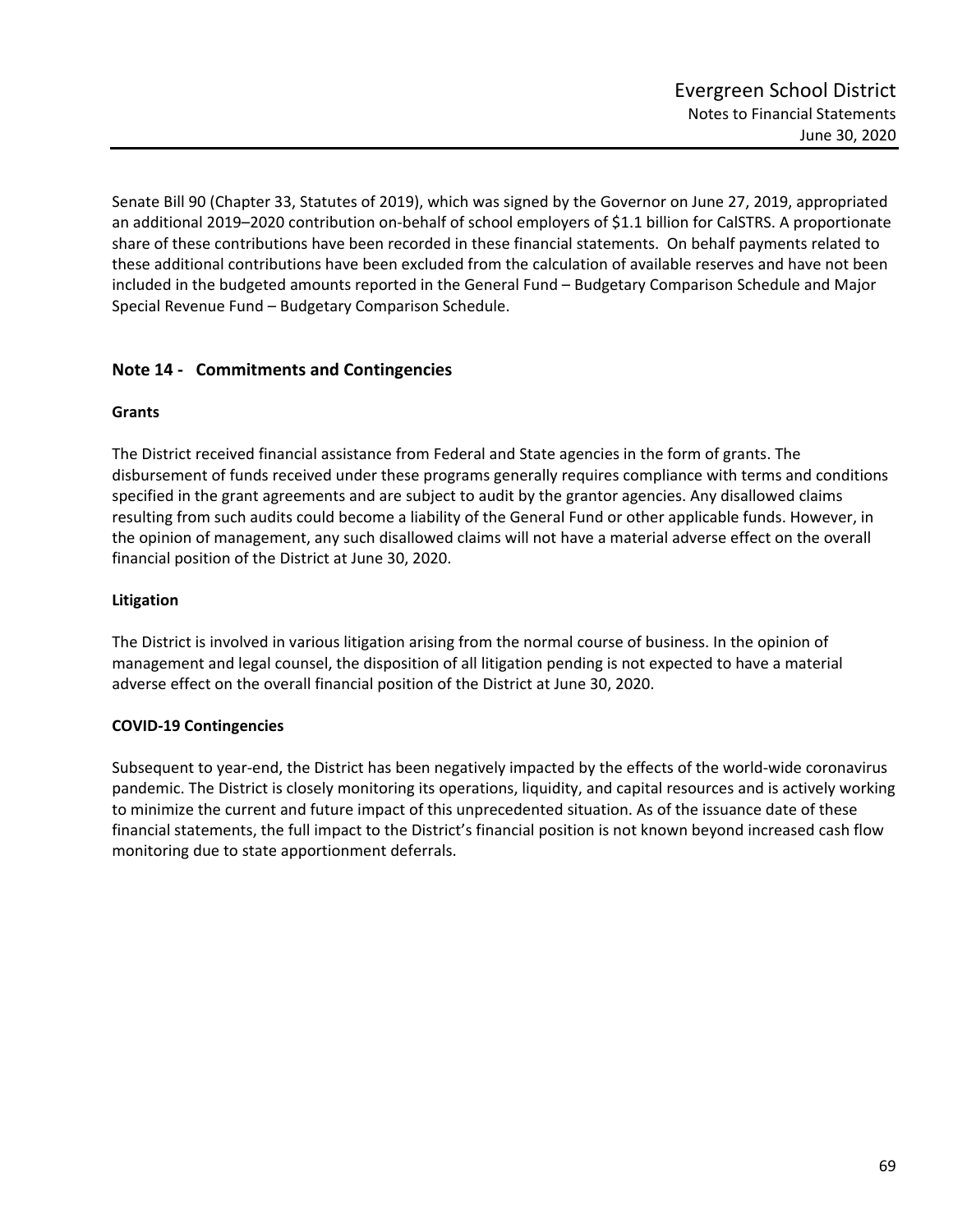Senate Bill 90 (Chapter 33, Statutes of 2019), which was signed by the Governor on June 27, 2019, appropriated an additional 2019–2020 contribution on-behalf of school employers of $1.1 billion for CalSTRS. A proportionate share of these contributions have been recorded in these financial statements. On behalf payments related to these additional contributions have been excluded from the calculation of available reserves and have not been included in the budgeted amounts reported in the General Fund – Budgetary Comparison Schedule and Major Special Revenue Fund – Budgetary Comparison Schedule.

## Note 14 - Commitments and Contingencies

### Grants

The District received financial assistance from Federal and State agencies in the form of grants. The disbursement of funds received under these programs generally requires compliance with terms and conditions specified in the grant agreements and are subject to audit by the grantor agencies. Any disallowed claims resulting from such audits could become a liability of the General Fund or other applicable funds. However, in the opinion of management, any such disallowed claims will not have a material adverse effect on the overall financial position of the District at June 30, 2020.

### Litigation

The District is involved in various litigation arising from the normal course of business. In the opinion of management and legal counsel, the disposition of all litigation pending is not expected to have a material adverse effect on the overall financial position of the District at June 30, 2020.

### COVID-19 Contingencies

Subsequent to year-end, the District has been negatively impacted by the effects of the world-wide coronavirus pandemic. The District is closely monitoring its operations, liquidity, and capital resources and is actively working to minimize the current and future impact of this unprecedented situation. As of the issuance date of these financial statements, the full impact to the District's financial position is not known beyond increased cash flow monitoring due to state apportionment deferrals.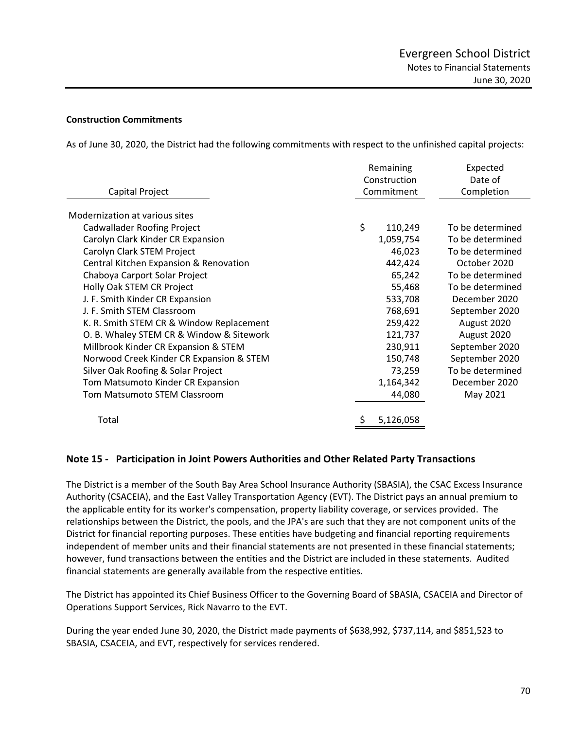### Construction Commitments

As of June 30, 2020, the District had the following commitments with respect to the unfinished capital projects:

| Capital Project | Remaining Construction Commitment | Expected Date of Completion |
|---|---|---|
| Modernization at various sites | | |
| Cadwallader Roofing Project | $ 110,249 | To be determined |
| Carolyn Clark Kinder CR Expansion | 1,059,754 | To be determined |
| Carolyn Clark STEM Project | 46,023 | To be determined |
| Central Kitchen Expansion & Renovation | 442,424 | October 2020 |
| Chaboya Carport Solar Project | 65,242 | To be determined |
| Holly Oak STEM CR Project | 55,468 | To be determined |
| J. F. Smith Kinder CR Expansion | 533,708 | December 2020 |
| J. F. Smith STEM Classroom | 768,691 | September 2020 |
| K. R. Smith STEM CR & Window Replacement | 259,422 | August 2020 |
| O. B. Whaley STEM CR & Window & Sitework | 121,737 | August 2020 |
| Millbrook Kinder CR Expansion & STEM | 230,911 | September 2020 |
| Norwood Creek Kinder CR Expansion & STEM | 150,748 | September 2020 |
| Silver Oak Roofing & Solar Project | 73,259 | To be determined |
| Tom Matsumoto Kinder CR Expansion | 1,164,342 | December 2020 |
| Tom Matsumoto STEM Classroom | 44,080 | May 2021 |
| Total | $ 5,126,058 | |

## Note 15 - Participation in Joint Powers Authorities and Other Related Party Transactions

The District is a member of the South Bay Area School Insurance Authority (SBASIA), the CSAC Excess Insurance Authority (CSACEIA), and the East Valley Transportation Agency (EVT). The District pays an annual premium to the applicable entity for its worker's compensation, property liability coverage, or services provided. The relationships between the District, the pools, and the JPA's are such that they are not component units of the District for financial reporting purposes. These entities have budgeting and financial reporting requirements independent of member units and their financial statements are not presented in these financial statements; however, fund transactions between the entities and the District are included in these statements. Audited financial statements are generally available from the respective entities.

The District has appointed its Chief Business Officer to the Governing Board of SBASIA, CSACEIA and Director of Operations Support Services, Rick Navarro to the EVT.

During the year ended June 30, 2020, the District made payments of $638,992, $737,114, and $851,523 to SBASIA, CSACEIA, and EVT, respectively for services rendered.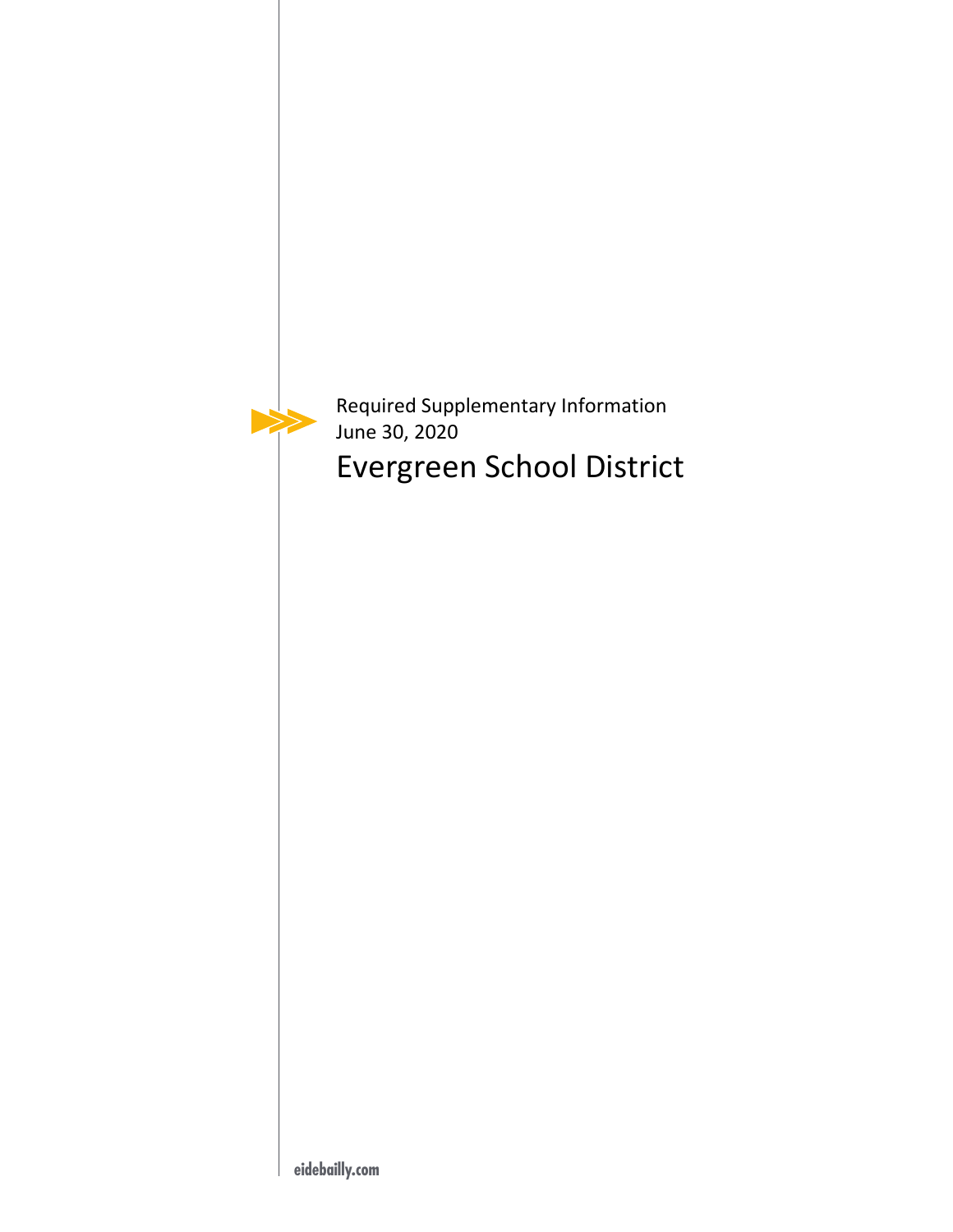Required Supplementary Information
June 30, 2020

# Evergreen School District

eidebailly.com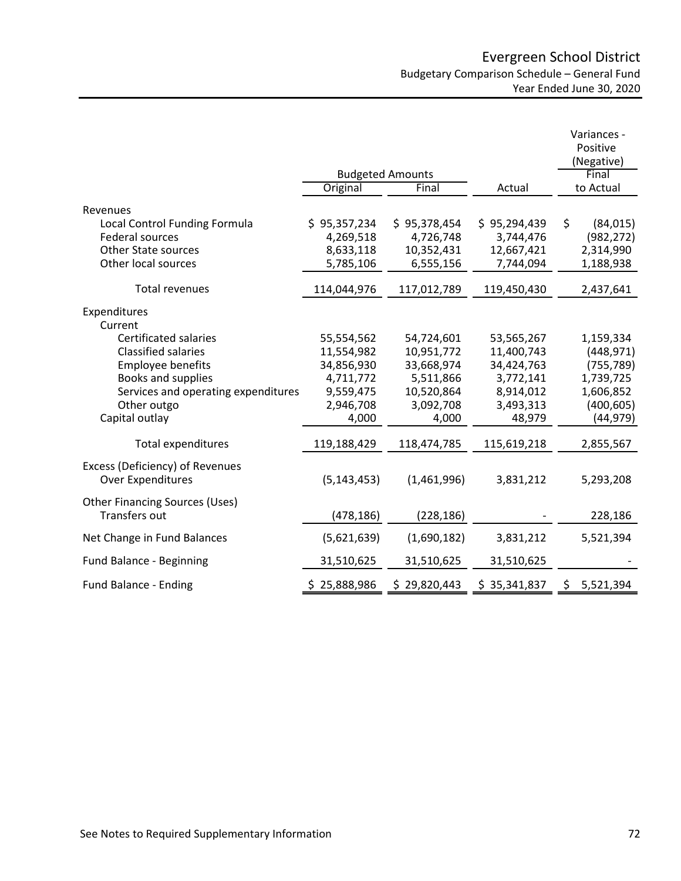# Evergreen School District

## Budgetary Comparison Schedule – General Fund

### Year Ended June 30, 2020

| | Budgeted Amounts | | | Variances - Positive (Negative) |
|---|---|---|---|---|
| | Original | Final | Actual | Final to Actual |
| **Revenues** | | | | |
| Local Control Funding Formula | $ 95,357,234 | $ 95,378,454 | $ 95,294,439 | $ (84,015) |
| Federal sources | 4,269,518 | 4,726,748 | 3,744,476 | (982,272) |
| Other State sources | 8,633,118 | 10,352,431 | 12,667,421 | 2,314,990 |
| Other local sources | 5,785,106 | 6,555,156 | 7,744,094 | 1,188,938 |
| Total revenues | 114,044,976 | 117,012,789 | 119,450,430 | 2,437,641 |
| **Expenditures** | | | | |
| Current | | | | |
| Certificated salaries | 55,554,562 | 54,724,601 | 53,565,267 | 1,159,334 |
| Classified salaries | 11,554,982 | 10,951,772 | 11,400,743 | (448,971) |
| Employee benefits | 34,856,930 | 33,668,974 | 34,424,763 | (755,789) |
| Books and supplies | 4,711,772 | 5,511,866 | 3,772,141 | 1,739,725 |
| Services and operating expenditures | 9,559,475 | 10,520,864 | 8,914,012 | 1,606,852 |
| Other outgo | 2,946,708 | 3,092,708 | 3,493,313 | (400,605) |
| Capital outlay | 4,000 | 4,000 | 48,979 | (44,979) |
| Total expenditures | 119,188,429 | 118,474,785 | 115,619,218 | 2,855,567 |
| Excess (Deficiency) of Revenues Over Expenditures | (5,143,453) | (1,461,996) | 3,831,212 | 5,293,208 |
| **Other Financing Sources (Uses)** | | | | |
| Transfers out | (478,186) | (228,186) | - | 228,186 |
| Net Change in Fund Balances | (5,621,639) | (1,690,182) | 3,831,212 | 5,521,394 |
| Fund Balance - Beginning | 31,510,625 | 31,510,625 | 31,510,625 | - |
| Fund Balance - Ending | $ 25,888,986 | $ 29,820,443 | $ 35,341,837 | $ 5,521,394 |

See Notes to Required Supplementary Information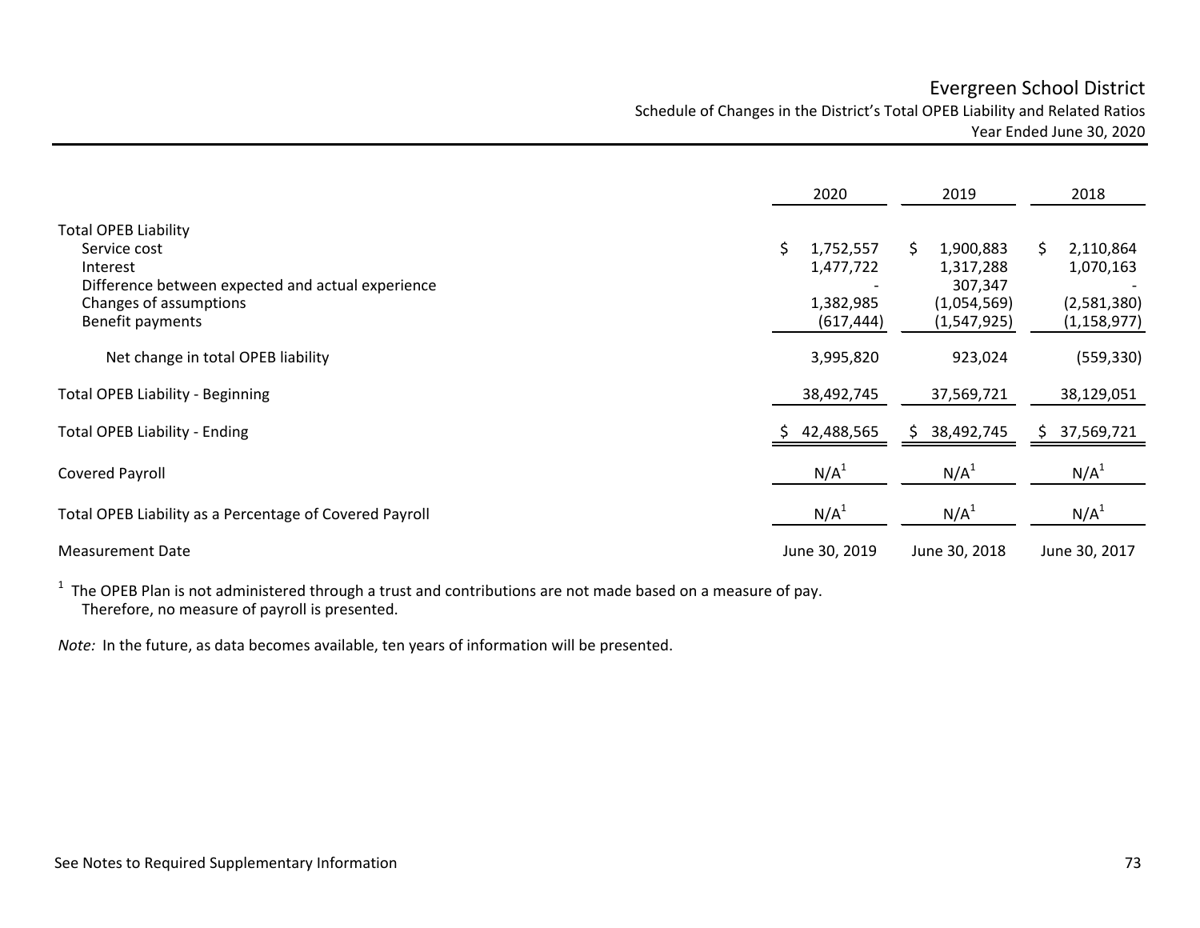# Evergreen School District

## Schedule of Changes in the District's Total OPEB Liability and Related Ratios

### Year Ended June 30, 2020

| | 2020 | 2019 | 2018 |
|---|---|---|---|
| **Total OPEB Liability** | | | |
| Service cost | $ 1,752,557 | $ 1,900,883 | $ 2,110,864 |
| Interest | 1,477,722 | 1,317,288 | 1,070,163 |
| Difference between expected and actual experience | - | 307,347 | - |
| Changes of assumptions | 1,382,985 | (1,054,569) | (2,581,380) |
| Benefit payments | (617,444) | (1,547,925) | (1,158,977) |
| Net change in total OPEB liability | 3,995,820 | 923,024 | (559,330) |
| Total OPEB Liability - Beginning | 38,492,745 | 37,569,721 | 38,129,051 |
| Total OPEB Liability - Ending | $ 42,488,565 | $ 38,492,745 | $ 37,569,721 |
| Covered Payroll | N/A[1] | N/A[1] | N/A[1] |
| Total OPEB Liability as a Percentage of Covered Payroll | N/A[1] | N/A[1] | N/A[1] |
| Measurement Date | June 30, 2019 | June 30, 2018 | June 30, 2017 |

[1] The OPEB Plan is not administered through a trust and contributions are not made based on a measure of pay. Therefore, no measure of payroll is presented.

*Note:* In the future, as data becomes available, ten years of information will be presented.

See Notes to Required Supplementary Information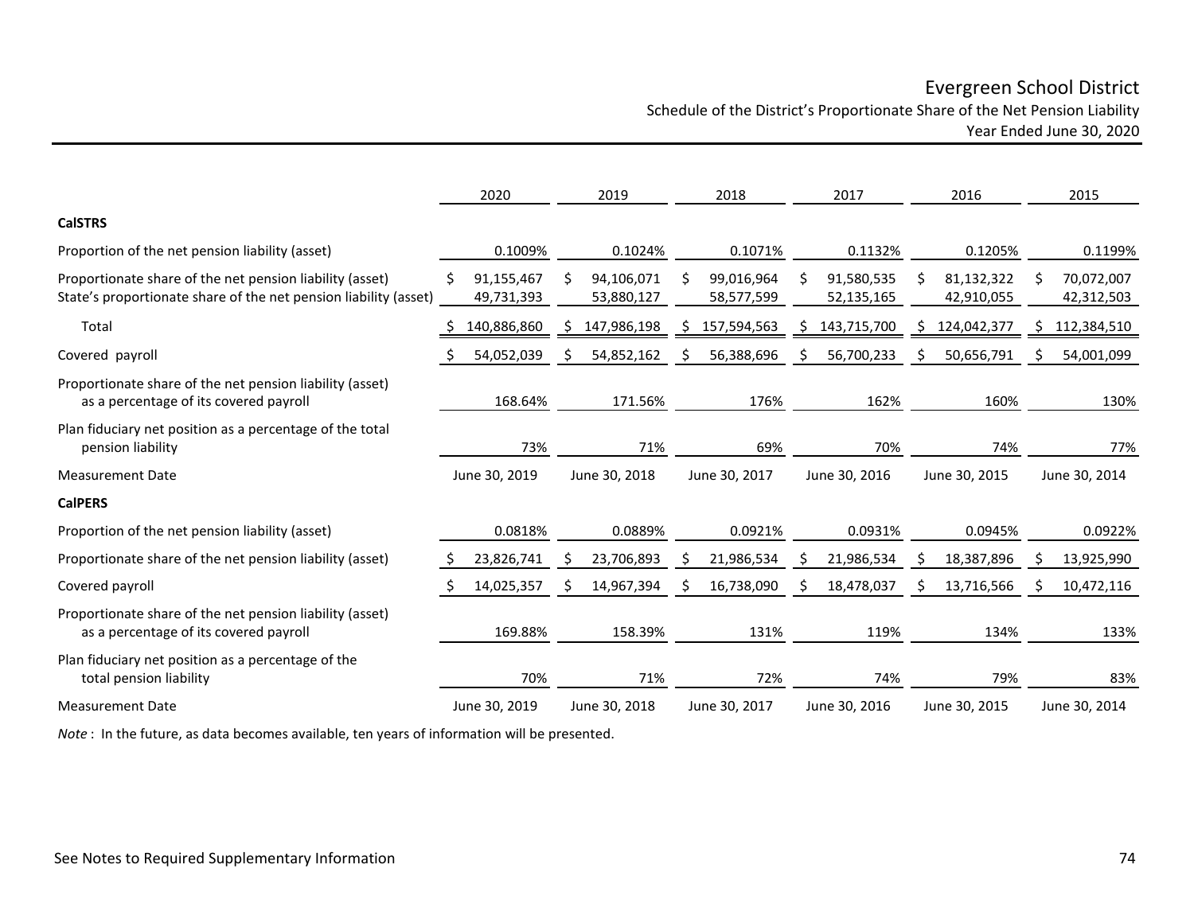# Evergreen School District

## Schedule of the District's Proportionate Share of the Net Pension Liability

### Year Ended June 30, 2020

| | 2020 | 2019 | 2018 | 2017 | 2016 | 2015 |
|---|---|---|---|---|---|---|
| **CalSTRS** | | | | | | |
| Proportion of the net pension liability (asset) | 0.1009% | 0.1024% | 0.1071% | 0.1132% | 0.1205% | 0.1199% |
| Proportionate share of the net pension liability (asset) | $ 91,155,467 | $ 94,106,071 | $ 99,016,964 | $ 91,580,535 | $ 81,132,322 | $ 70,072,007 |
| State's proportionate share of the net pension liability (asset) | 49,731,393 | 53,880,127 | 58,577,599 | 52,135,165 | 42,910,055 | 42,312,503 |
| Total | $ 140,886,860 | $ 147,986,198 | $ 157,594,563 | $ 143,715,700 | $ 124,042,377 | $ 112,384,510 |
| Covered payroll | $ 54,052,039 | $ 54,852,162 | $ 56,388,696 | $ 56,700,233 | $ 50,656,791 | $ 54,001,099 |
| Proportionate share of the net pension liability (asset) as a percentage of its covered payroll | 168.64% | 171.56% | 176% | 162% | 160% | 130% |
| Plan fiduciary net position as a percentage of the total pension liability | 73% | 71% | 69% | 70% | 74% | 77% |
| Measurement Date | June 30, 2019 | June 30, 2018 | June 30, 2017 | June 30, 2016 | June 30, 2015 | June 30, 2014 |
| **CalPERS** | | | | | | |
| Proportion of the net pension liability (asset) | 0.0818% | 0.0889% | 0.0921% | 0.0931% | 0.0945% | 0.0922% |
| Proportionate share of the net pension liability (asset) | $ 23,826,741 | $ 23,706,893 | $ 21,986,534 | $ 21,986,534 | $ 18,387,896 | $ 13,925,990 |
| Covered payroll | $ 14,025,357 | $ 14,967,394 | $ 16,738,090 | $ 18,478,037 | $ 13,716,566 | $ 10,472,116 |
| Proportionate share of the net pension liability (asset) as a percentage of its covered payroll | 169.88% | 158.39% | 131% | 119% | 134% | 133% |
| Plan fiduciary net position as a percentage of the total pension liability | 70% | 71% | 72% | 74% | 79% | 83% |
| Measurement Date | June 30, 2019 | June 30, 2018 | June 30, 2017 | June 30, 2016 | June 30, 2015 | June 30, 2014 |

*Note* : In the future, as data becomes available, ten years of information will be presented.

See Notes to Required Supplementary Information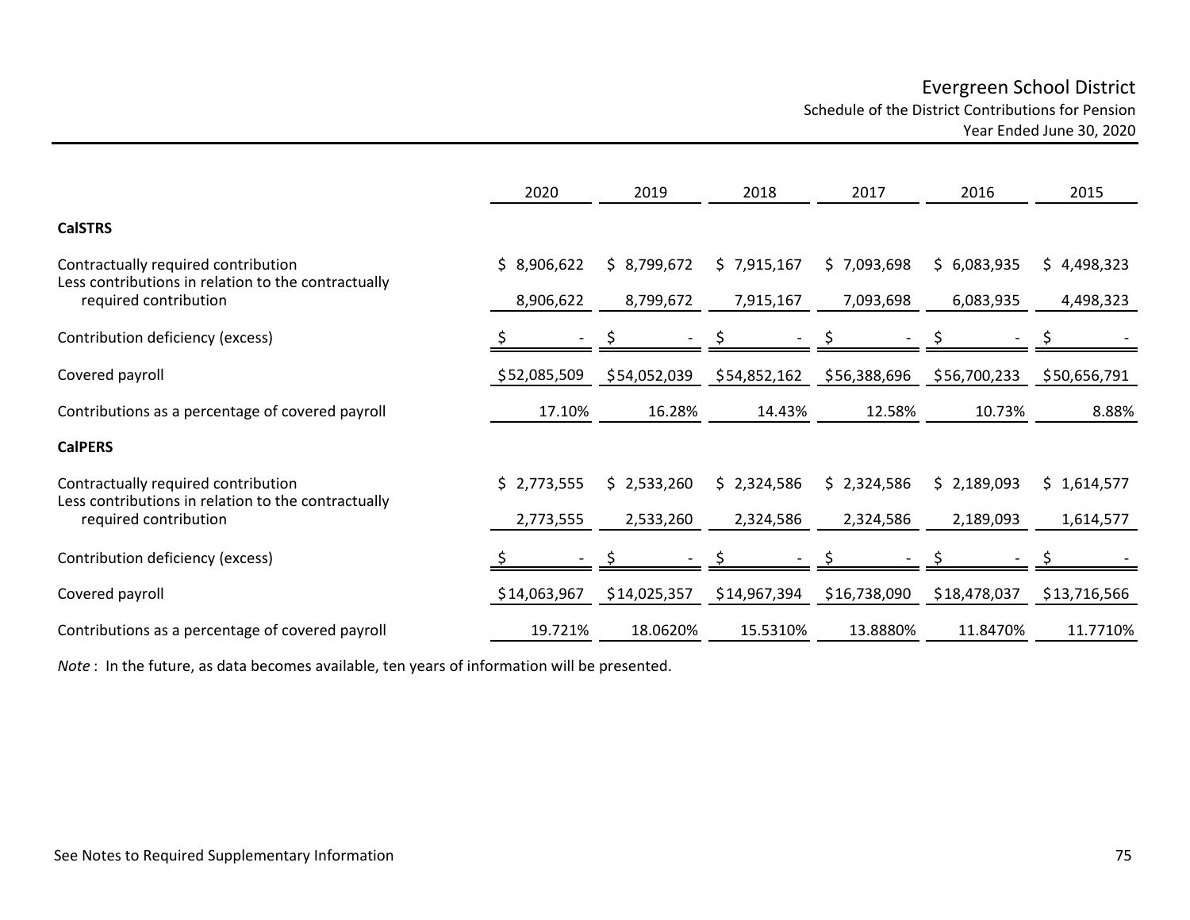# Evergreen School District

## Schedule of the District Contributions for Pension

### Year Ended June 30, 2020

| | 2020 | 2019 | 2018 | 2017 | 2016 | 2015 |
|---|---|---|---|---|---|---|
| **CalSTRS** | | | | | | |
| Contractually required contribution | $ 8,906,622 | $ 8,799,672 | $ 7,915,167 | $ 7,093,698 | $ 6,083,935 | $ 4,498,323 |
| Less contributions in relation to the contractually required contribution | 8,906,622 | 8,799,672 | 7,915,167 | 7,093,698 | 6,083,935 | 4,498,323 |
| Contribution deficiency (excess) | $ - | $ - | $ - | $ - | $ - | $ - |
| Covered payroll | $52,085,509 | $54,052,039 | $54,852,162 | $56,388,696 | $56,700,233 | $50,656,791 |
| Contributions as a percentage of covered payroll | 17.10% | 16.28% | 14.43% | 12.58% | 10.73% | 8.88% |
| **CalPERS** | | | | | | |
| Contractually required contribution | $ 2,773,555 | $ 2,533,260 | $ 2,324,586 | $ 2,324,586 | $ 2,189,093 | $ 1,614,577 |
| Less contributions in relation to the contractually required contribution | 2,773,555 | 2,533,260 | 2,324,586 | 2,324,586 | 2,189,093 | 1,614,577 |
| Contribution deficiency (excess) | $ - | $ - | $ - | $ - | $ - | $ - |
| Covered payroll | $14,063,967 | $14,025,357 | $14,967,394 | $16,738,090 | $18,478,037 | $13,716,566 |
| Contributions as a percentage of covered payroll | 19.721% | 18.0620% | 15.5310% | 13.8880% | 11.8470% | 11.7710% |

*Note* : In the future, as data becomes available, ten years of information will be presented.

See Notes to Required Supplementary Information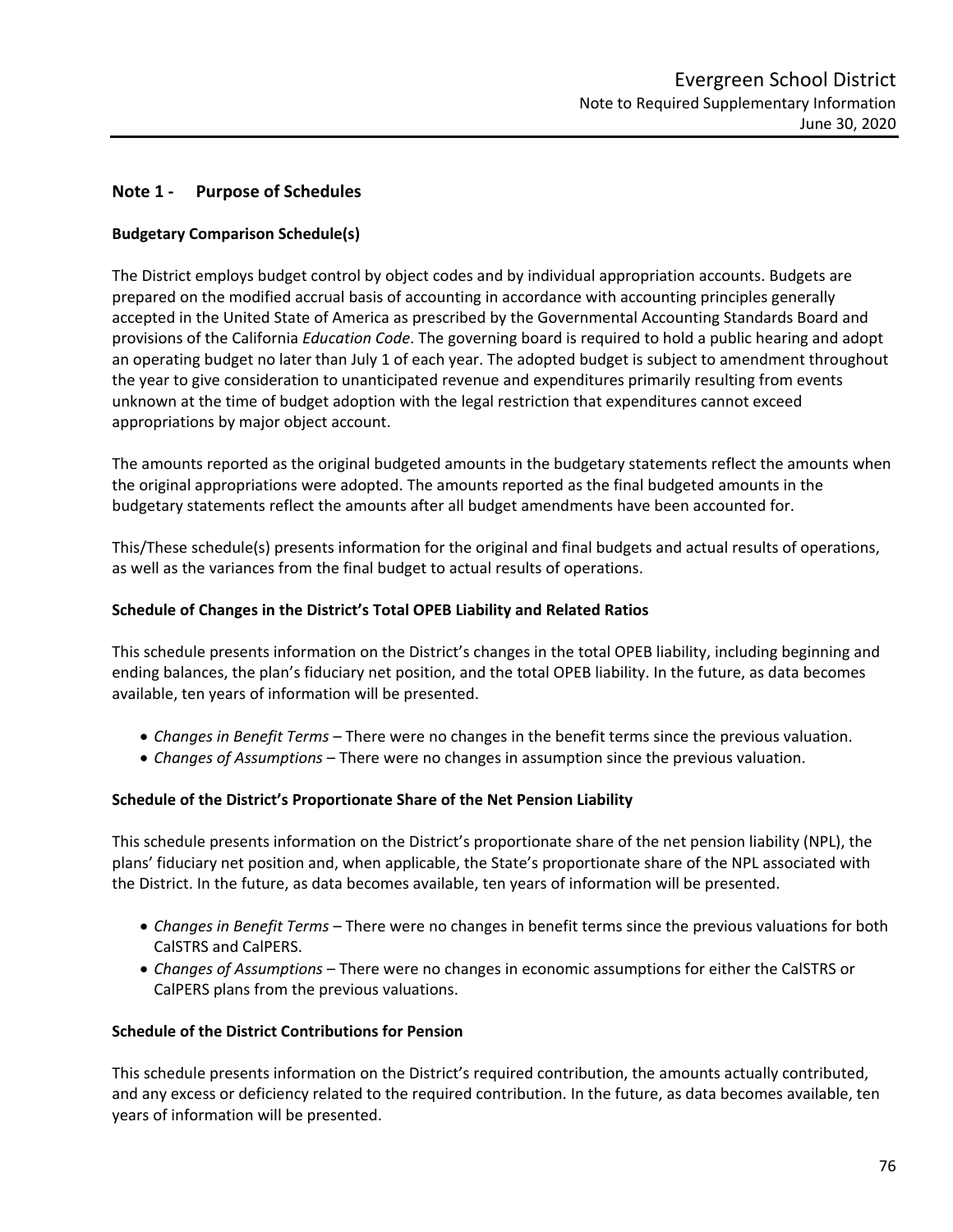## Note 1 - Purpose of Schedules

### Budgetary Comparison Schedule(s)

The District employs budget control by object codes and by individual appropriation accounts. Budgets are prepared on the modified accrual basis of accounting in accordance with accounting principles generally accepted in the United State of America as prescribed by the Governmental Accounting Standards Board and provisions of the California *Education Code*. The governing board is required to hold a public hearing and adopt an operating budget no later than July 1 of each year. The adopted budget is subject to amendment throughout the year to give consideration to unanticipated revenue and expenditures primarily resulting from events unknown at the time of budget adoption with the legal restriction that expenditures cannot exceed appropriations by major object account.

The amounts reported as the original budgeted amounts in the budgetary statements reflect the amounts when the original appropriations were adopted. The amounts reported as the final budgeted amounts in the budgetary statements reflect the amounts after all budget amendments have been accounted for.

This/These schedule(s) presents information for the original and final budgets and actual results of operations, as well as the variances from the final budget to actual results of operations.

### Schedule of Changes in the District's Total OPEB Liability and Related Ratios

This schedule presents information on the District's changes in the total OPEB liability, including beginning and ending balances, the plan's fiduciary net position, and the total OPEB liability. In the future, as data becomes available, ten years of information will be presented.

- *Changes in Benefit Terms* – There were no changes in the benefit terms since the previous valuation.
- *Changes of Assumptions* – There were no changes in assumption since the previous valuation.

### Schedule of the District's Proportionate Share of the Net Pension Liability

This schedule presents information on the District's proportionate share of the net pension liability (NPL), the plans' fiduciary net position and, when applicable, the State's proportionate share of the NPL associated with the District. In the future, as data becomes available, ten years of information will be presented.

- *Changes in Benefit Terms* – There were no changes in benefit terms since the previous valuations for both CalSTRS and CalPERS.
- *Changes of Assumptions* – There were no changes in economic assumptions for either the CalSTRS or CalPERS plans from the previous valuations.

### Schedule of the District Contributions for Pension

This schedule presents information on the District's required contribution, the amounts actually contributed, and any excess or deficiency related to the required contribution. In the future, as data becomes available, ten years of information will be presented.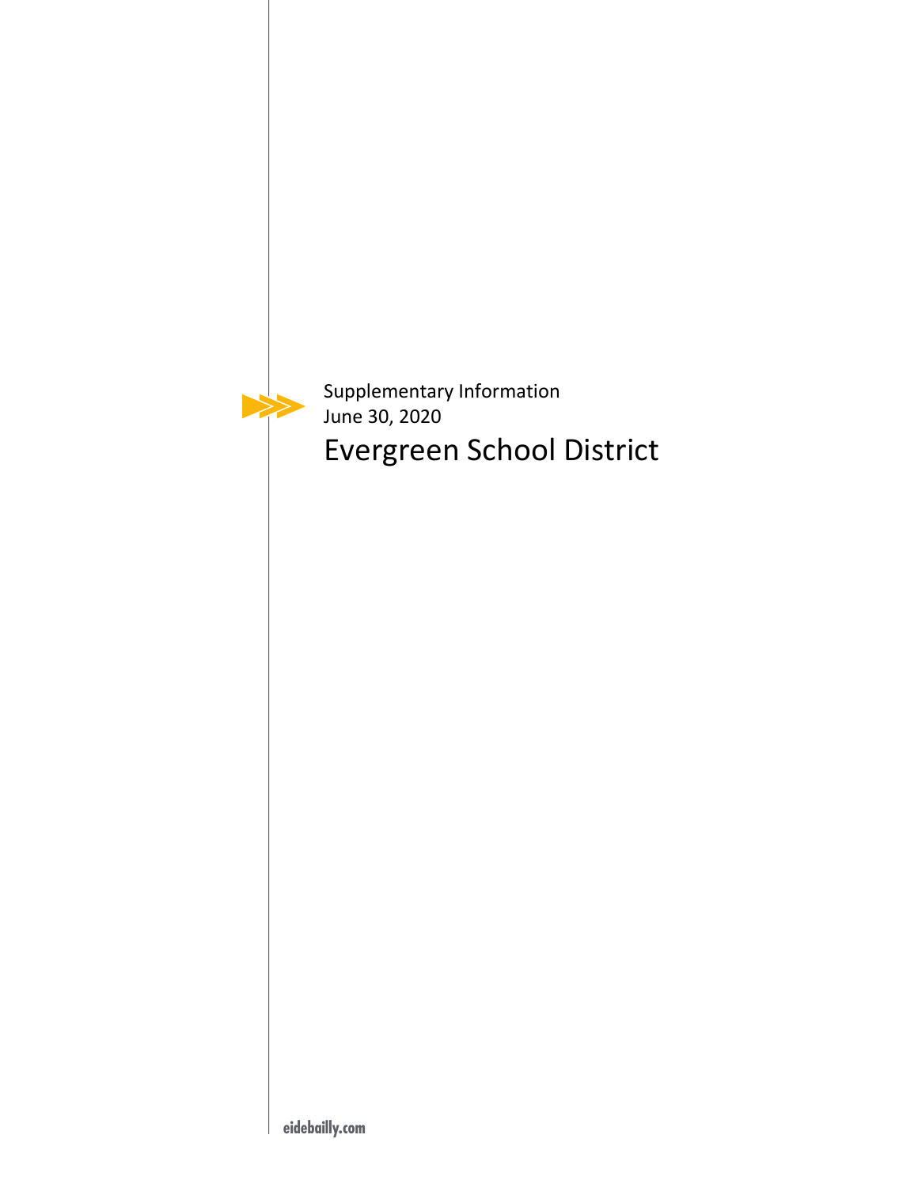Supplementary Information
June 30, 2020

# Evergreen School District

eidebailly.com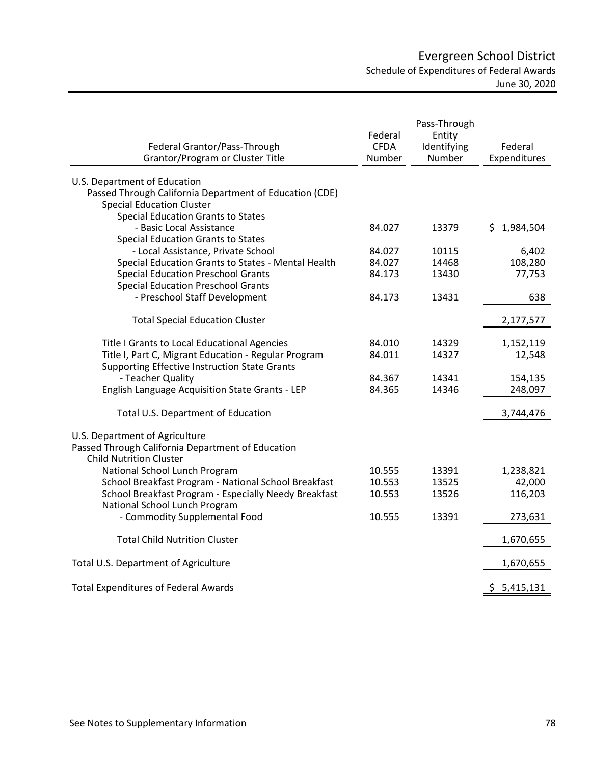# Evergreen School District

## Schedule of Expenditures of Federal Awards

June 30, 2020

| Federal Grantor/Pass-Through Grantor/Program or Cluster Title | Federal CFDA Number | Pass-Through Entity Identifying Number | Federal Expenditures |
|---|---|---|---|
| U.S. Department of Education | | | |
| Passed Through California Department of Education (CDE) | | | |
| Special Education Cluster | | | |
| Special Education Grants to States - Basic Local Assistance | 84.027 | 13379 | $ 1,984,504 |
| Special Education Grants to States - Local Assistance, Private School | 84.027 | 10115 | 6,402 |
| Special Education Grants to States - Mental Health | 84.027 | 14468 | 108,280 |
| Special Education Preschool Grants | 84.173 | 13430 | 77,753 |
| Special Education Preschool Grants - Preschool Staff Development | 84.173 | 13431 | 638 |
| Total Special Education Cluster | | | 2,177,577 |
| Title I Grants to Local Educational Agencies | 84.010 | 14329 | 1,152,119 |
| Title I, Part C, Migrant Education - Regular Program | 84.011 | 14327 | 12,548 |
| Supporting Effective Instruction State Grants - Teacher Quality | 84.367 | 14341 | 154,135 |
| English Language Acquisition State Grants - LEP | 84.365 | 14346 | 248,097 |
| Total U.S. Department of Education | | | 3,744,476 |
| U.S. Department of Agriculture | | | |
| Passed Through California Department of Education | | | |
| Child Nutrition Cluster | | | |
| National School Lunch Program | 10.555 | 13391 | 1,238,821 |
| School Breakfast Program - National School Breakfast | 10.553 | 13525 | 42,000 |
| School Breakfast Program - Especially Needy Breakfast | 10.553 | 13526 | 116,203 |
| National School Lunch Program - Commodity Supplemental Food | 10.555 | 13391 | 273,631 |
| Total Child Nutrition Cluster | | | 1,670,655 |
| Total U.S. Department of Agriculture | | | 1,670,655 |
| Total Expenditures of Federal Awards | | | $ 5,415,131 |

See Notes to Supplementary Information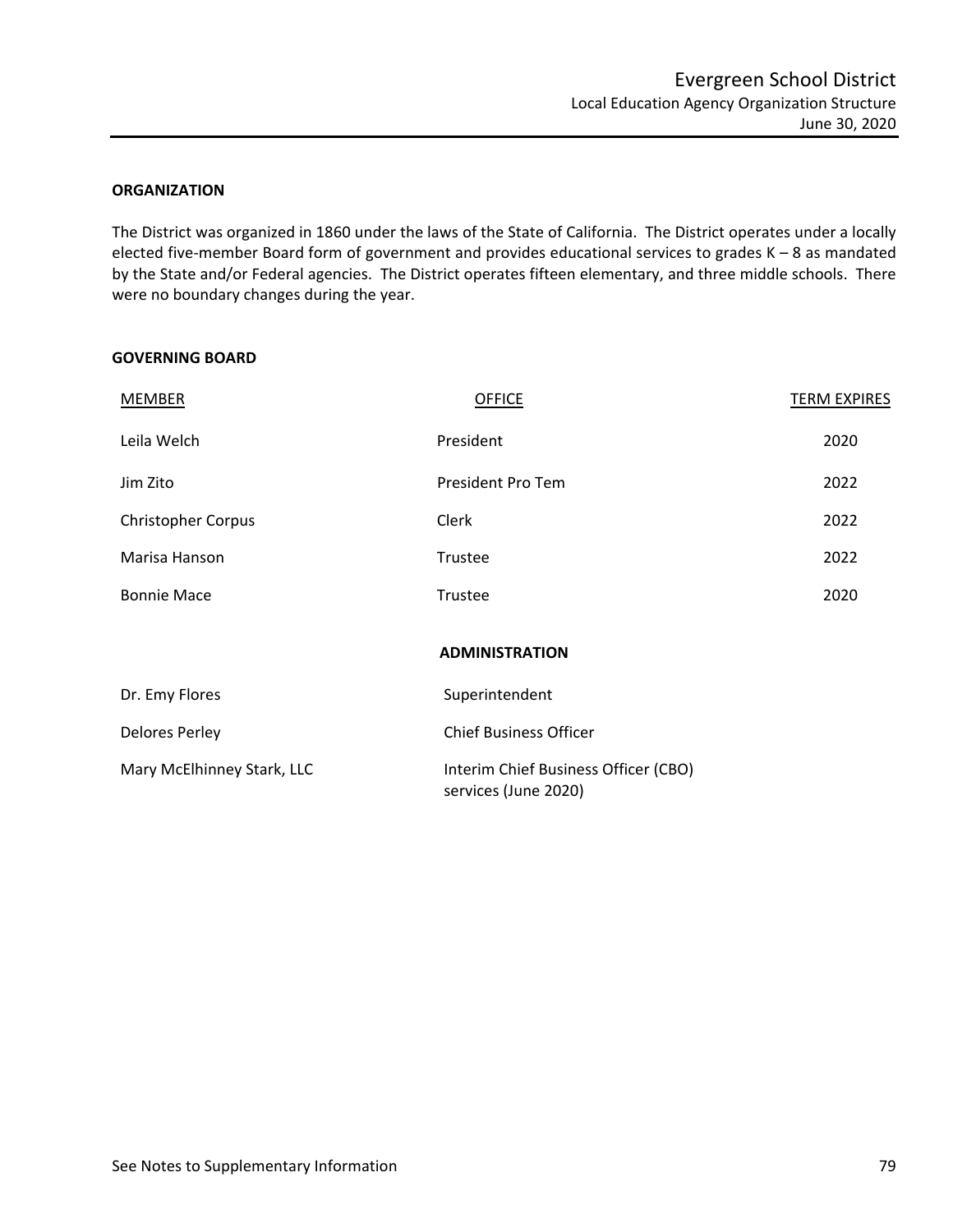## ORGANIZATION

The District was organized in 1860 under the laws of the State of California. The District operates under a locally elected five-member Board form of government and provides educational services to grades K – 8 as mandated by the State and/or Federal agencies. The District operates fifteen elementary, and three middle schools. There were no boundary changes during the year.

## GOVERNING BOARD

| MEMBER | OFFICE | TERM EXPIRES |
|---|---|---|
| Leila Welch | President | 2020 |
| Jim Zito | President Pro Tem | 2022 |
| Christopher Corpus | Clerk | 2022 |
| Marisa Hanson | Trustee | 2022 |
| Bonnie Mace | Trustee | 2020 |

## ADMINISTRATION

| | |
|---|---|
| Dr. Emy Flores | Superintendent |
| Delores Perley | Chief Business Officer |
| Mary McElhinney Stark, LLC | Interim Chief Business Officer (CBO) services (June 2020) |

See Notes to Supplementary Information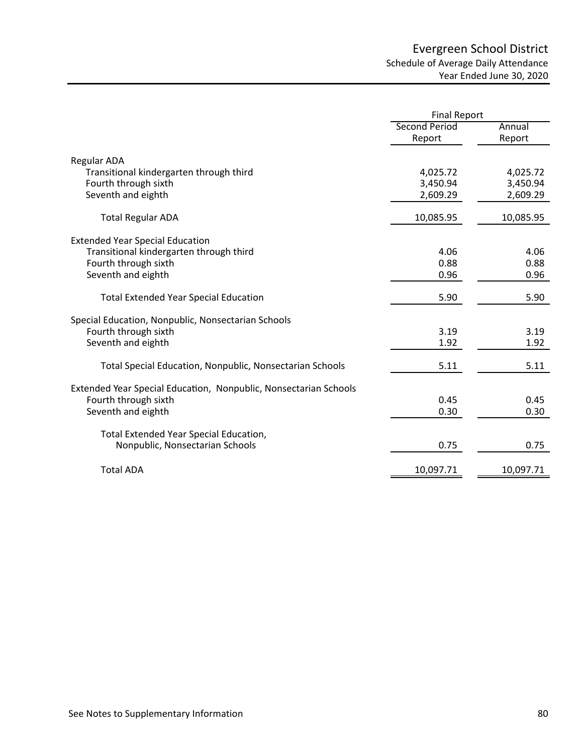# Evergreen School District

## Schedule of Average Daily Attendance

### Year Ended June 30, 2020

| | Final Report | |
|---|---|---|
| | Second Period Report | Annual Report |
| **Regular ADA** | | |
| Transitional kindergarten through third | 4,025.72 | 4,025.72 |
| Fourth through sixth | 3,450.94 | 3,450.94 |
| Seventh and eighth | 2,609.29 | 2,609.29 |
| Total Regular ADA | 10,085.95 | 10,085.95 |
| **Extended Year Special Education** | | |
| Transitional kindergarten through third | 4.06 | 4.06 |
| Fourth through sixth | 0.88 | 0.88 |
| Seventh and eighth | 0.96 | 0.96 |
| Total Extended Year Special Education | 5.90 | 5.90 |
| **Special Education, Nonpublic, Nonsectarian Schools** | | |
| Fourth through sixth | 3.19 | 3.19 |
| Seventh and eighth | 1.92 | 1.92 |
| Total Special Education, Nonpublic, Nonsectarian Schools | 5.11 | 5.11 |
| **Extended Year Special Education, Nonpublic, Nonsectarian Schools** | | |
| Fourth through sixth | 0.45 | 0.45 |
| Seventh and eighth | 0.30 | 0.30 |
| Total Extended Year Special Education, Nonpublic, Nonsectarian Schools | 0.75 | 0.75 |
| Total ADA | 10,097.71 | 10,097.71 |

See Notes to Supplementary Information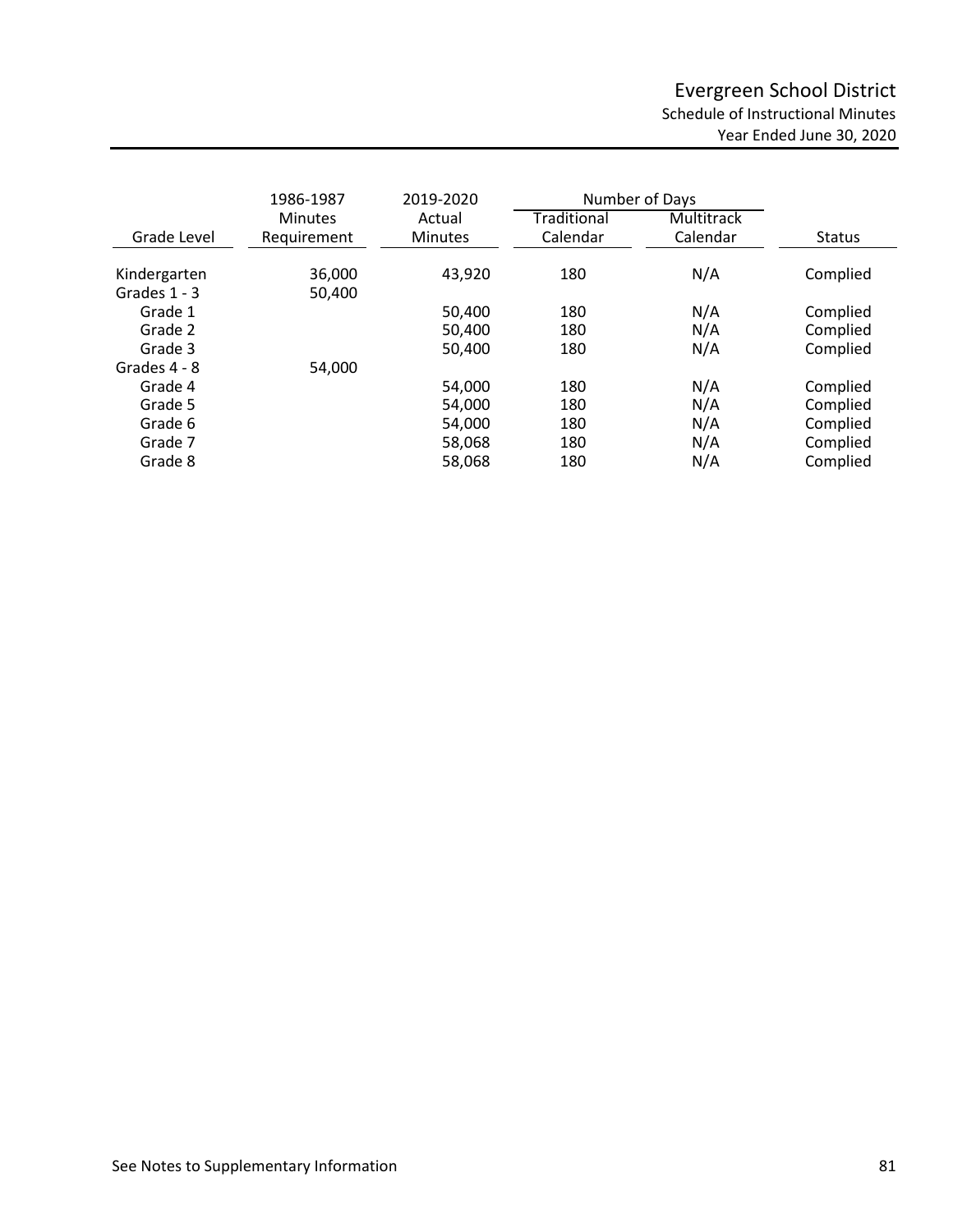# Evergreen School District

## Schedule of Instructional Minutes

### Year Ended June 30, 2020

| Grade Level | 1986-1987 Minutes Requirement | 2019-2020 Actual Minutes | Number of Days Traditional Calendar | Number of Days Multitrack Calendar | Status |
|---|---|---|---|---|---|
| Kindergarten | 36,000 | 43,920 | 180 | N/A | Complied |
| Grades 1 - 3 | 50,400 | | | | |
| Grade 1 | | 50,400 | 180 | N/A | Complied |
| Grade 2 | | 50,400 | 180 | N/A | Complied |
| Grade 3 | | 50,400 | 180 | N/A | Complied |
| Grades 4 - 8 | 54,000 | | | | |
| Grade 4 | | 54,000 | 180 | N/A | Complied |
| Grade 5 | | 54,000 | 180 | N/A | Complied |
| Grade 6 | | 54,000 | 180 | N/A | Complied |
| Grade 7 | | 58,068 | 180 | N/A | Complied |
| Grade 8 | | 58,068 | 180 | N/A | Complied |

See Notes to Supplementary Information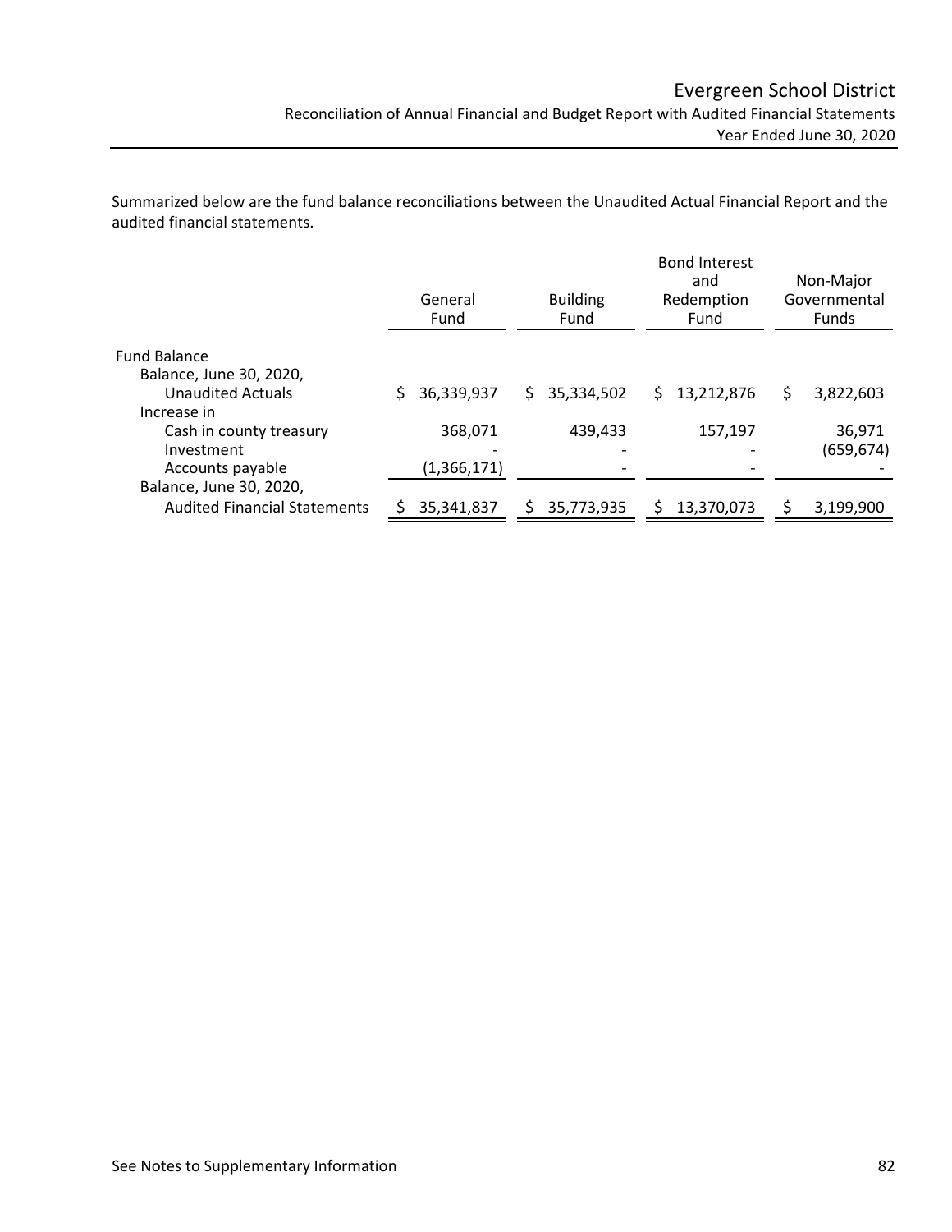# Evergreen School District

## Reconciliation of Annual Financial and Budget Report with Audited Financial Statements

### Year Ended June 30, 2020

Summarized below are the fund balance reconciliations between the Unaudited Actual Financial Report and the audited financial statements.

| | General Fund | Building Fund | Bond Interest and Redemption Fund | Non-Major Governmental Funds |
|---|---|---|---|---|
| Fund Balance | | | | |
| Balance, June 30, 2020, | | | | |
| Unaudited Actuals | $ 36,339,937 | $ 35,334,502 | $ 13,212,876 | $ 3,822,603 |
| Increase in | | | | |
| Cash in county treasury | 368,071 | 439,433 | 157,197 | 36,971 |
| Investment | - | - | - | (659,674) |
| Accounts payable | (1,366,171) | - | - | - |
| Balance, June 30, 2020, | | | | |
| Audited Financial Statements | $ 35,341,837 | $ 35,773,935 | $ 13,370,073 | $ 3,199,900 |

See Notes to Supplementary Information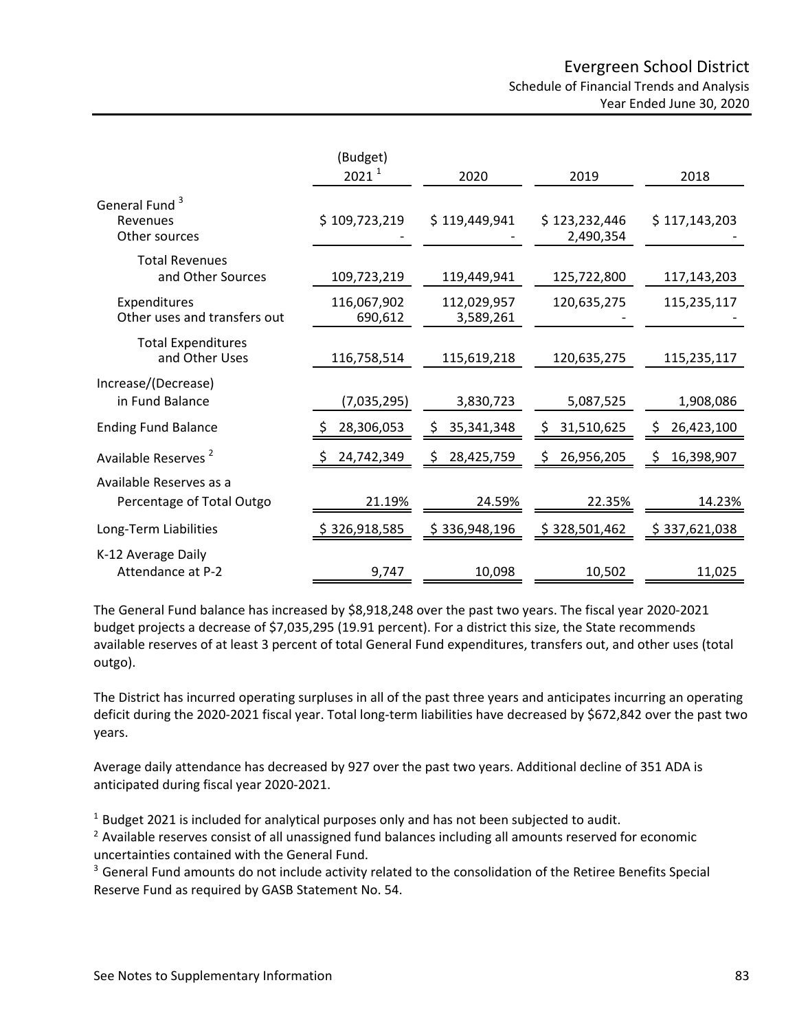# Evergreen School District

## Schedule of Financial Trends and Analysis

### Year Ended June 30, 2020

| | (Budget) 2021 [1] | 2020 | 2019 | 2018 |
|---|---|---|---|---|
| General Fund [3] | | | | |
| Revenues | $ 109,723,219 | $ 119,449,941 | $ 123,232,446 | $ 117,143,203 |
| Other sources | - | - | 2,490,354 | - |
| Total Revenues and Other Sources | 109,723,219 | 119,449,941 | 125,722,800 | 117,143,203 |
| Expenditures | 116,067,902 | 112,029,957 | 120,635,275 | 115,235,117 |
| Other uses and transfers out | 690,612 | 3,589,261 | - | - |
| Total Expenditures and Other Uses | 116,758,514 | 115,619,218 | 120,635,275 | 115,235,117 |
| Increase/(Decrease) in Fund Balance | (7,035,295) | 3,830,723 | 5,087,525 | 1,908,086 |
| Ending Fund Balance | $ 28,306,053 | $ 35,341,348 | $ 31,510,625 | $ 26,423,100 |
| Available Reserves [2] | $ 24,742,349 | $ 28,425,759 | $ 26,956,205 | $ 16,398,907 |
| Available Reserves as a Percentage of Total Outgo | 21.19% | 24.59% | 22.35% | 14.23% |
| Long-Term Liabilities | $ 326,918,585 | $ 336,948,196 | $ 328,501,462 | $ 337,621,038 |
| K-12 Average Daily Attendance at P-2 | 9,747 | 10,098 | 10,502 | 11,025 |

The General Fund balance has increased by $8,918,248 over the past two years. The fiscal year 2020-2021 budget projects a decrease of $7,035,295 (19.91 percent). For a district this size, the State recommends available reserves of at least 3 percent of total General Fund expenditures, transfers out, and other uses (total outgo).

The District has incurred operating surpluses in all of the past three years and anticipates incurring an operating deficit during the 2020-2021 fiscal year. Total long-term liabilities have decreased by $672,842 over the past two years.

Average daily attendance has decreased by 927 over the past two years. Additional decline of 351 ADA is anticipated during fiscal year 2020-2021.

[1] Budget 2021 is included for analytical purposes only and has not been subjected to audit.
[2] Available reserves consist of all unassigned fund balances including all amounts reserved for economic uncertainties contained with the General Fund.
[3] General Fund amounts do not include activity related to the consolidation of the Retiree Benefits Special Reserve Fund as required by GASB Statement No. 54.

See Notes to Supplementary Information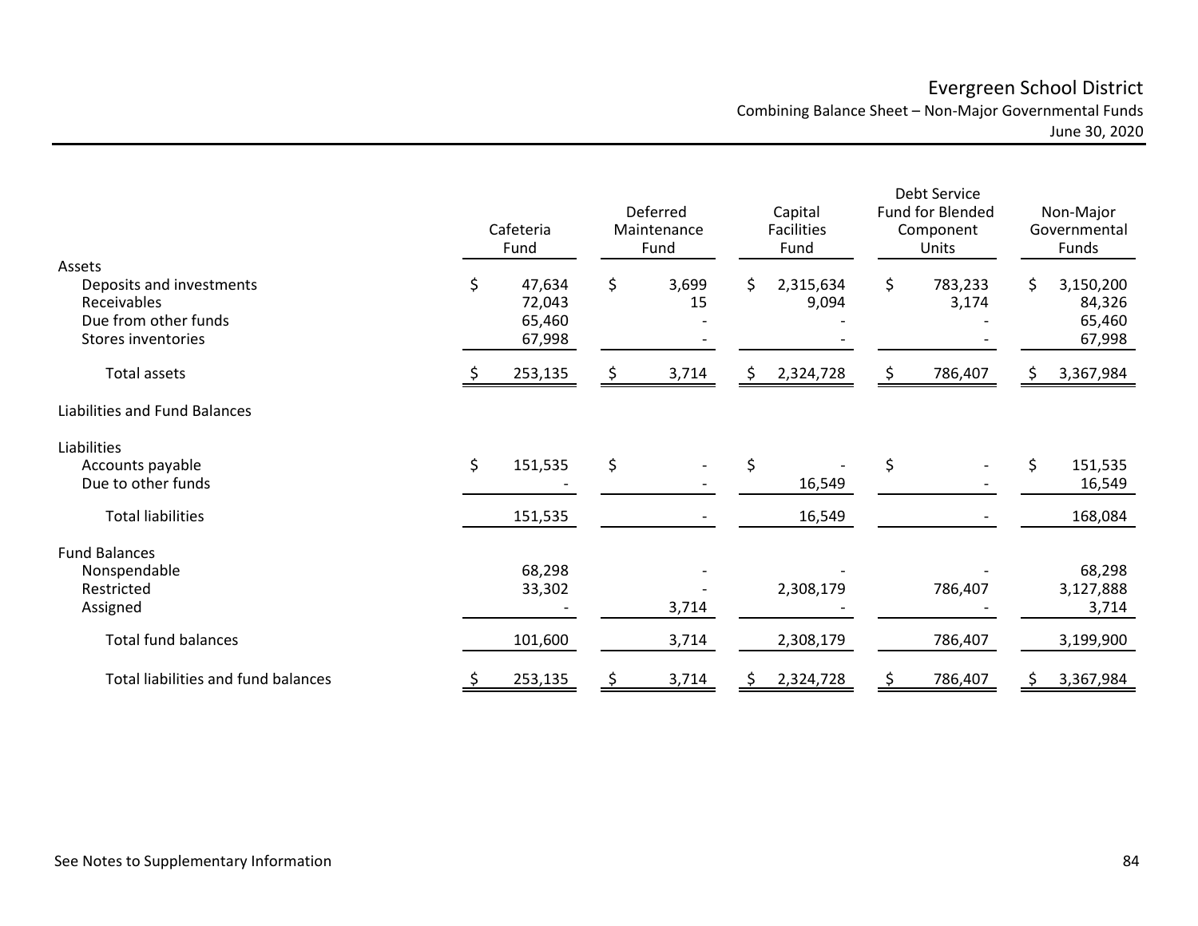# Evergreen School District

## Combining Balance Sheet – Non-Major Governmental Funds

June 30, 2020

| | Cafeteria Fund | Deferred Maintenance Fund | Capital Facilities Fund | Debt Service Fund for Blended Component Units | Non-Major Governmental Funds |
|---|---|---|---|---|---|
| **Assets** | | | | | |
| Deposits and investments | $ 47,634 | $ 3,699 | $ 2,315,634 | $ 783,233 | $ 3,150,200 |
| Receivables | 72,043 | 15 | 9,094 | 3,174 | 84,326 |
| Due from other funds | 65,460 | - | - | - | 65,460 |
| Stores inventories | 67,998 | - | - | - | 67,998 |
| Total assets | $ 253,135 | $ 3,714 | $ 2,324,728 | $ 786,407 | $ 3,367,984 |
| **Liabilities and Fund Balances** | | | | | |
| **Liabilities** | | | | | |
| Accounts payable | $ 151,535 | $ - | $ - | $ - | $ 151,535 |
| Due to other funds | - | - | 16,549 | - | 16,549 |
| Total liabilities | 151,535 | - | 16,549 | - | 168,084 |
| **Fund Balances** | | | | | |
| Nonspendable | 68,298 | - | - | - | 68,298 |
| Restricted | 33,302 | - | 2,308,179 | 786,407 | 3,127,888 |
| Assigned | - | 3,714 | - | - | 3,714 |
| Total fund balances | 101,600 | 3,714 | 2,308,179 | 786,407 | 3,199,900 |
| Total liabilities and fund balances | $ 253,135 | $ 3,714 | $ 2,324,728 | $ 786,407 | $ 3,367,984 |

See Notes to Supplementary Information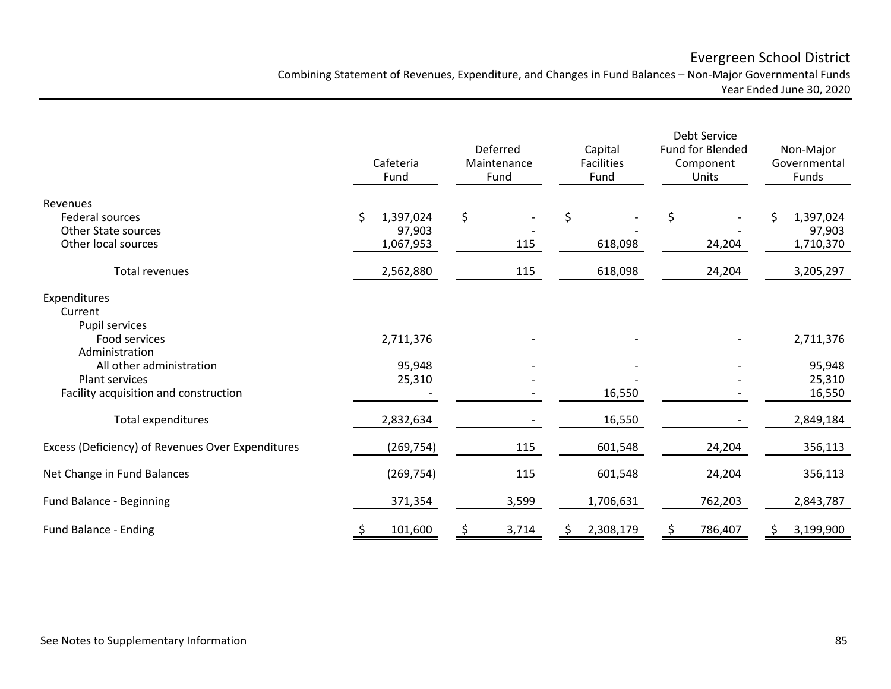# Evergreen School District

Combining Statement of Revenues, Expenditure, and Changes in Fund Balances – Non-Major Governmental Funds

Year Ended June 30, 2020

| | Cafeteria Fund | Deferred Maintenance Fund | Capital Facilities Fund | Debt Service Fund for Blended Component Units | Non-Major Governmental Funds |
|---|---|---|---|---|---|
| **Revenues** | | | | | |
| Federal sources | $ 1,397,024 | $ - | $ - | $ - | $ 1,397,024 |
| Other State sources | 97,903 | - | - | - | 97,903 |
| Other local sources | 1,067,953 | 115 | 618,098 | 24,204 | 1,710,370 |
| Total revenues | 2,562,880 | 115 | 618,098 | 24,204 | 3,205,297 |
| **Expenditures** | | | | | |
| Current | | | | | |
| Pupil services | | | | | |
| Food services | 2,711,376 | - | - | - | 2,711,376 |
| Administration | | | | | |
| All other administration | 95,948 | - | - | - | 95,948 |
| Plant services | 25,310 | - | - | - | 25,310 |
| Facility acquisition and construction | - | - | 16,550 | - | 16,550 |
| Total expenditures | 2,832,634 | - | 16,550 | - | 2,849,184 |
| Excess (Deficiency) of Revenues Over Expenditures | (269,754) | 115 | 601,548 | 24,204 | 356,113 |
| Net Change in Fund Balances | (269,754) | 115 | 601,548 | 24,204 | 356,113 |
| Fund Balance - Beginning | 371,354 | 3,599 | 1,706,631 | 762,203 | 2,843,787 |
| Fund Balance - Ending | $ 101,600 | $ 3,714 | $ 2,308,179 | $ 786,407 | $ 3,199,900 |

See Notes to Supplementary Information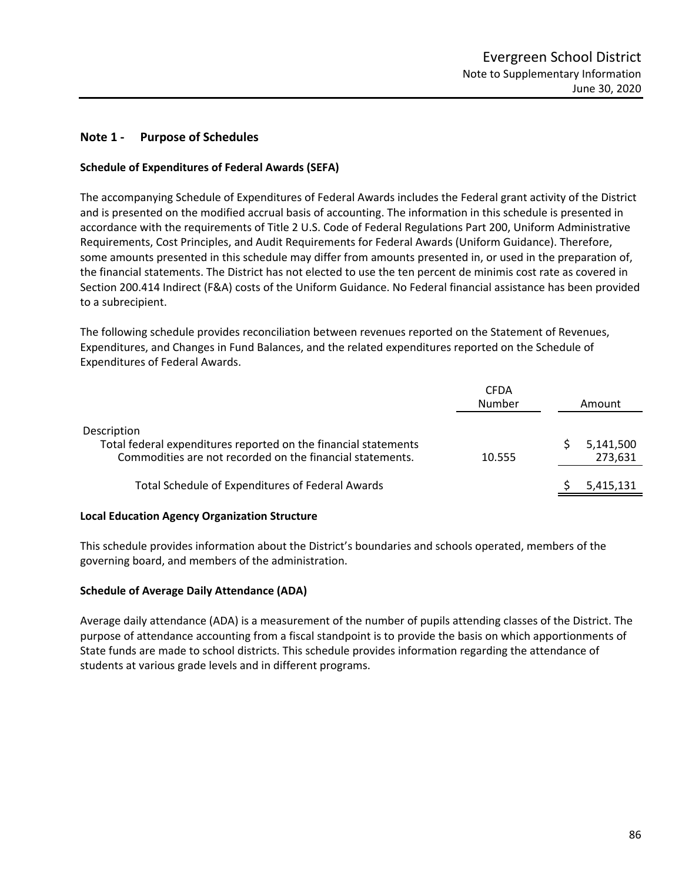# Evergreen School District

## Note to Supplementary Information

## June 30, 2020

## Note 1 - Purpose of Schedules

### Schedule of Expenditures of Federal Awards (SEFA)

The accompanying Schedule of Expenditures of Federal Awards includes the Federal grant activity of the District and is presented on the modified accrual basis of accounting. The information in this schedule is presented in accordance with the requirements of Title 2 U.S. Code of Federal Regulations Part 200, Uniform Administrative Requirements, Cost Principles, and Audit Requirements for Federal Awards (Uniform Guidance). Therefore, some amounts presented in this schedule may differ from amounts presented in, or used in the preparation of, the financial statements. The District has not elected to use the ten percent de minimis cost rate as covered in Section 200.414 Indirect (F&A) costs of the Uniform Guidance. No Federal financial assistance has been provided to a subrecipient.

The following schedule provides reconciliation between revenues reported on the Statement of Revenues, Expenditures, and Changes in Fund Balances, and the related expenditures reported on the Schedule of Expenditures of Federal Awards.

| Description | CFDA Number | Amount |
|---|---|---|
| Total federal expenditures reported on the financial statements | | $ 5,141,500 |
| Commodities are not recorded on the financial statements. | 10.555 | 273,631 |
| Total Schedule of Expenditures of Federal Awards | | $ 5,415,131 |

### Local Education Agency Organization Structure

This schedule provides information about the District's boundaries and schools operated, members of the governing board, and members of the administration.

### Schedule of Average Daily Attendance (ADA)

Average daily attendance (ADA) is a measurement of the number of pupils attending classes of the District. The purpose of attendance accounting from a fiscal standpoint is to provide the basis on which apportionments of State funds are made to school districts. This schedule provides information regarding the attendance of students at various grade levels and in different programs.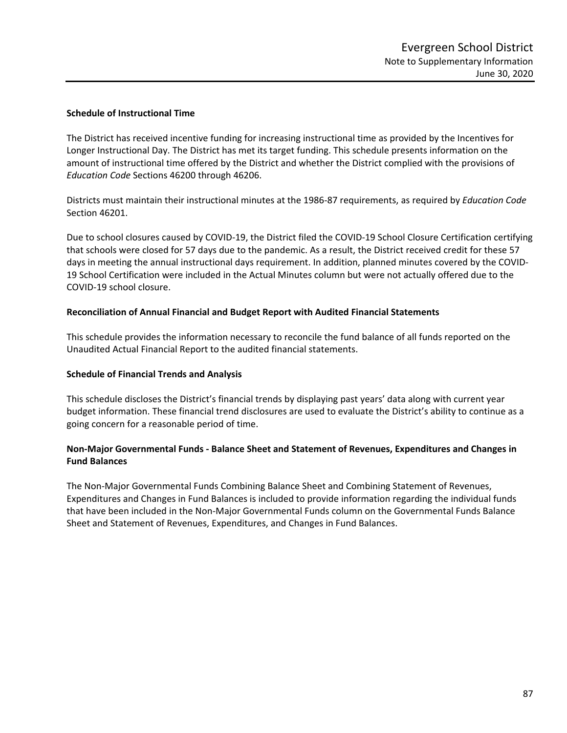### Schedule of Instructional Time

The District has received incentive funding for increasing instructional time as provided by the Incentives for Longer Instructional Day. The District has met its target funding. This schedule presents information on the amount of instructional time offered by the District and whether the District complied with the provisions of *Education Code* Sections 46200 through 46206.

Districts must maintain their instructional minutes at the 1986-87 requirements, as required by *Education Code* Section 46201.

Due to school closures caused by COVID-19, the District filed the COVID-19 School Closure Certification certifying that schools were closed for 57 days due to the pandemic. As a result, the District received credit for these 57 days in meeting the annual instructional days requirement. In addition, planned minutes covered by the COVID-19 School Certification were included in the Actual Minutes column but were not actually offered due to the COVID-19 school closure.

### Reconciliation of Annual Financial and Budget Report with Audited Financial Statements

This schedule provides the information necessary to reconcile the fund balance of all funds reported on the Unaudited Actual Financial Report to the audited financial statements.

### Schedule of Financial Trends and Analysis

This schedule discloses the District's financial trends by displaying past years' data along with current year budget information. These financial trend disclosures are used to evaluate the District's ability to continue as a going concern for a reasonable period of time.

### Non-Major Governmental Funds - Balance Sheet and Statement of Revenues, Expenditures and Changes in Fund Balances

The Non-Major Governmental Funds Combining Balance Sheet and Combining Statement of Revenues, Expenditures and Changes in Fund Balances is included to provide information regarding the individual funds that have been included in the Non-Major Governmental Funds column on the Governmental Funds Balance Sheet and Statement of Revenues, Expenditures, and Changes in Fund Balances.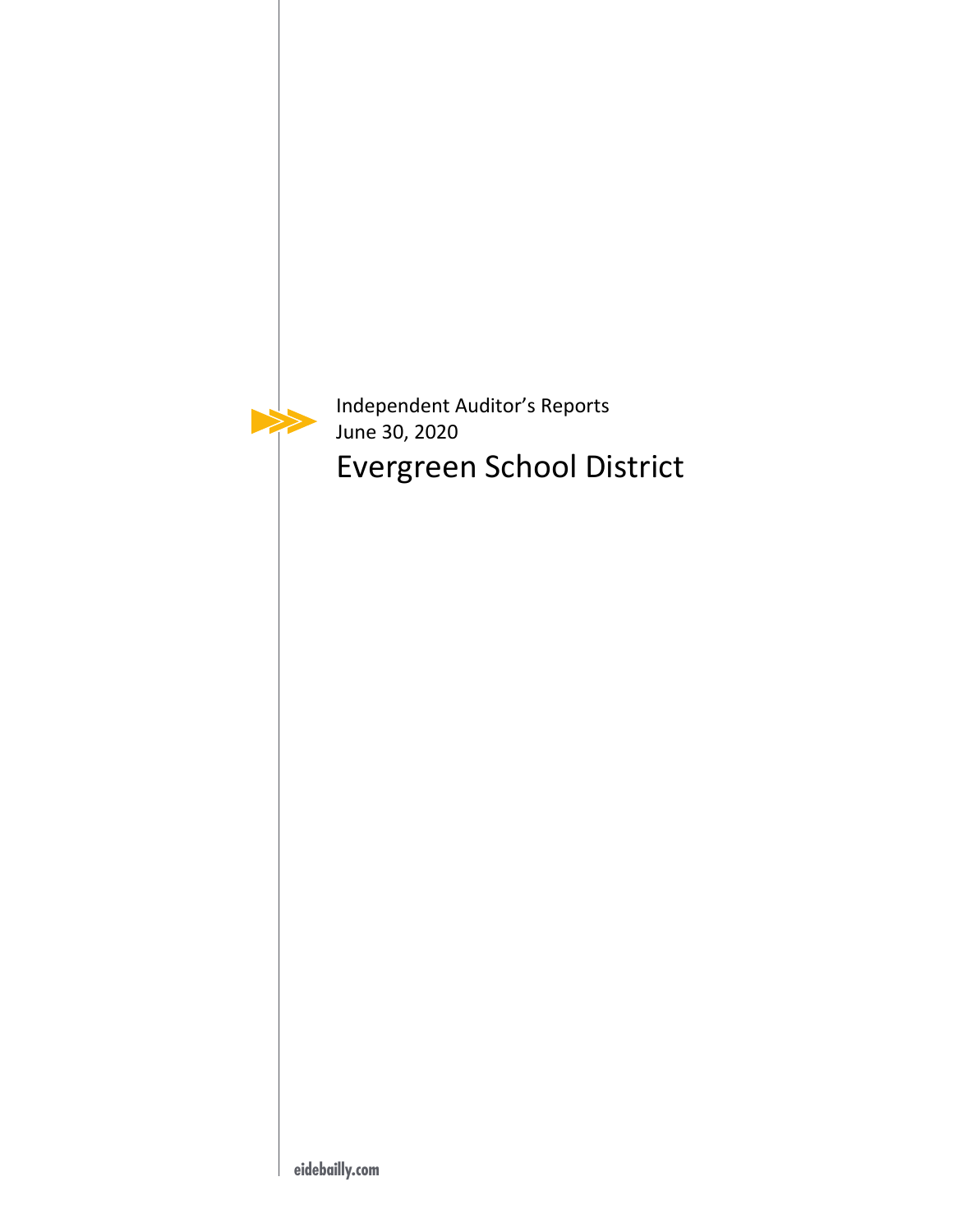Independent Auditor's Reports

June 30, 2020

# Evergreen School District

eidebailly.com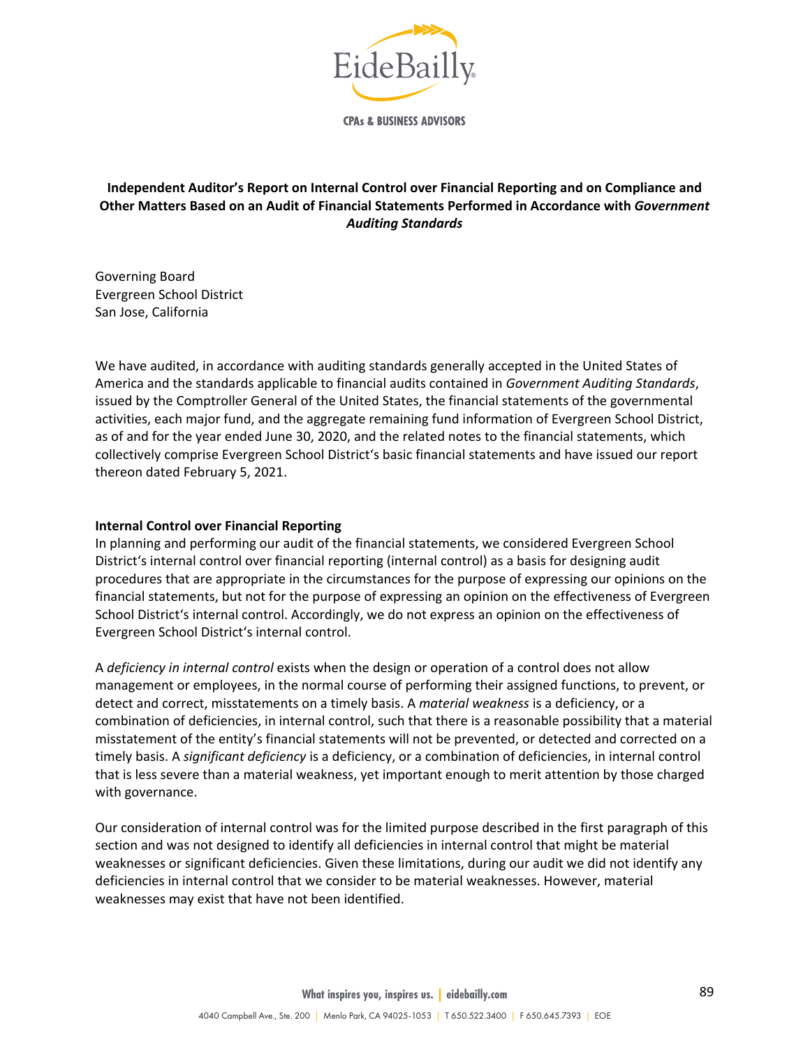**Independent Auditor's Report on Internal Control over Financial Reporting and on Compliance and Other Matters Based on an Audit of Financial Statements Performed in Accordance with *Government Auditing Standards***

Governing Board
Evergreen School District
San Jose, California

We have audited, in accordance with auditing standards generally accepted in the United States of America and the standards applicable to financial audits contained in *Government Auditing Standards*, issued by the Comptroller General of the United States, the financial statements of the governmental activities, each major fund, and the aggregate remaining fund information of Evergreen School District, as of and for the year ended June 30, 2020, and the related notes to the financial statements, which collectively comprise Evergreen School District's basic financial statements and have issued our report thereon dated February 5, 2021.

**Internal Control over Financial Reporting**

In planning and performing our audit of the financial statements, we considered Evergreen School District's internal control over financial reporting (internal control) as a basis for designing audit procedures that are appropriate in the circumstances for the purpose of expressing our opinions on the financial statements, but not for the purpose of expressing an opinion on the effectiveness of Evergreen School District's internal control. Accordingly, we do not express an opinion on the effectiveness of Evergreen School District's internal control.

A *deficiency in internal control* exists when the design or operation of a control does not allow management or employees, in the normal course of performing their assigned functions, to prevent, or detect and correct, misstatements on a timely basis. A *material weakness* is a deficiency, or a combination of deficiencies, in internal control, such that there is a reasonable possibility that a material misstatement of the entity's financial statements will not be prevented, or detected and corrected on a timely basis. A *significant deficiency* is a deficiency, or a combination of deficiencies, in internal control that is less severe than a material weakness, yet important enough to merit attention by those charged with governance.

Our consideration of internal control was for the limited purpose described in the first paragraph of this section and was not designed to identify all deficiencies in internal control that might be material weaknesses or significant deficiencies. Given these limitations, during our audit we did not identify any deficiencies in internal control that we consider to be material weaknesses. However, material weaknesses may exist that have not been identified.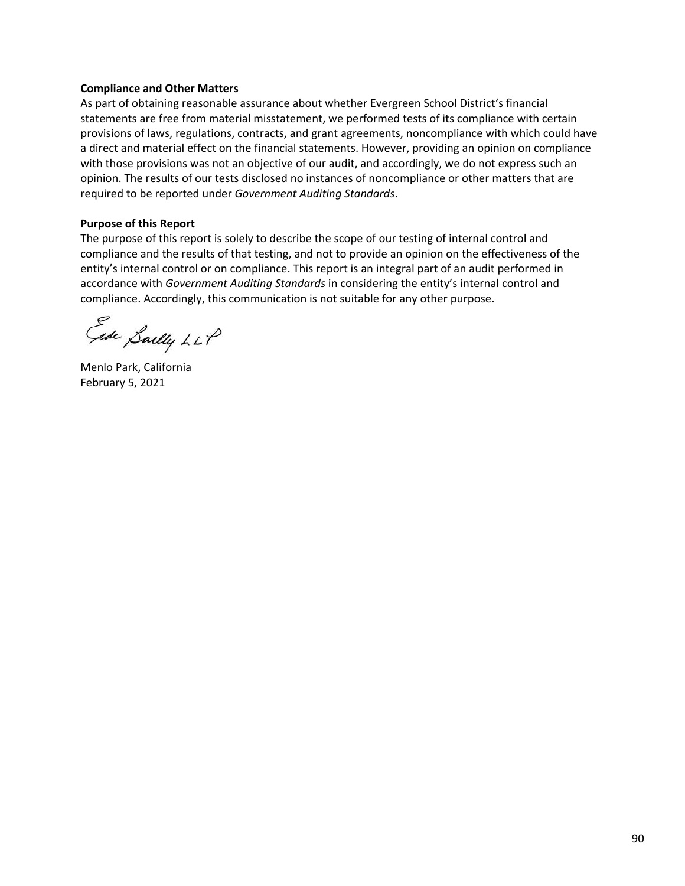**Compliance and Other Matters**

As part of obtaining reasonable assurance about whether Evergreen School District's financial statements are free from material misstatement, we performed tests of its compliance with certain provisions of laws, regulations, contracts, and grant agreements, noncompliance with which could have a direct and material effect on the financial statements. However, providing an opinion on compliance with those provisions was not an objective of our audit, and accordingly, we do not express such an opinion. The results of our tests disclosed no instances of noncompliance or other matters that are required to be reported under *Government Auditing Standards*.

**Purpose of this Report**

The purpose of this report is solely to describe the scope of our testing of internal control and compliance and the results of that testing, and not to provide an opinion on the effectiveness of the entity's internal control or on compliance. This report is an integral part of an audit performed in accordance with *Government Auditing Standards* in considering the entity's internal control and compliance. Accordingly, this communication is not suitable for any other purpose.

Eide Bailly LLP

Menlo Park, California
February 5, 2021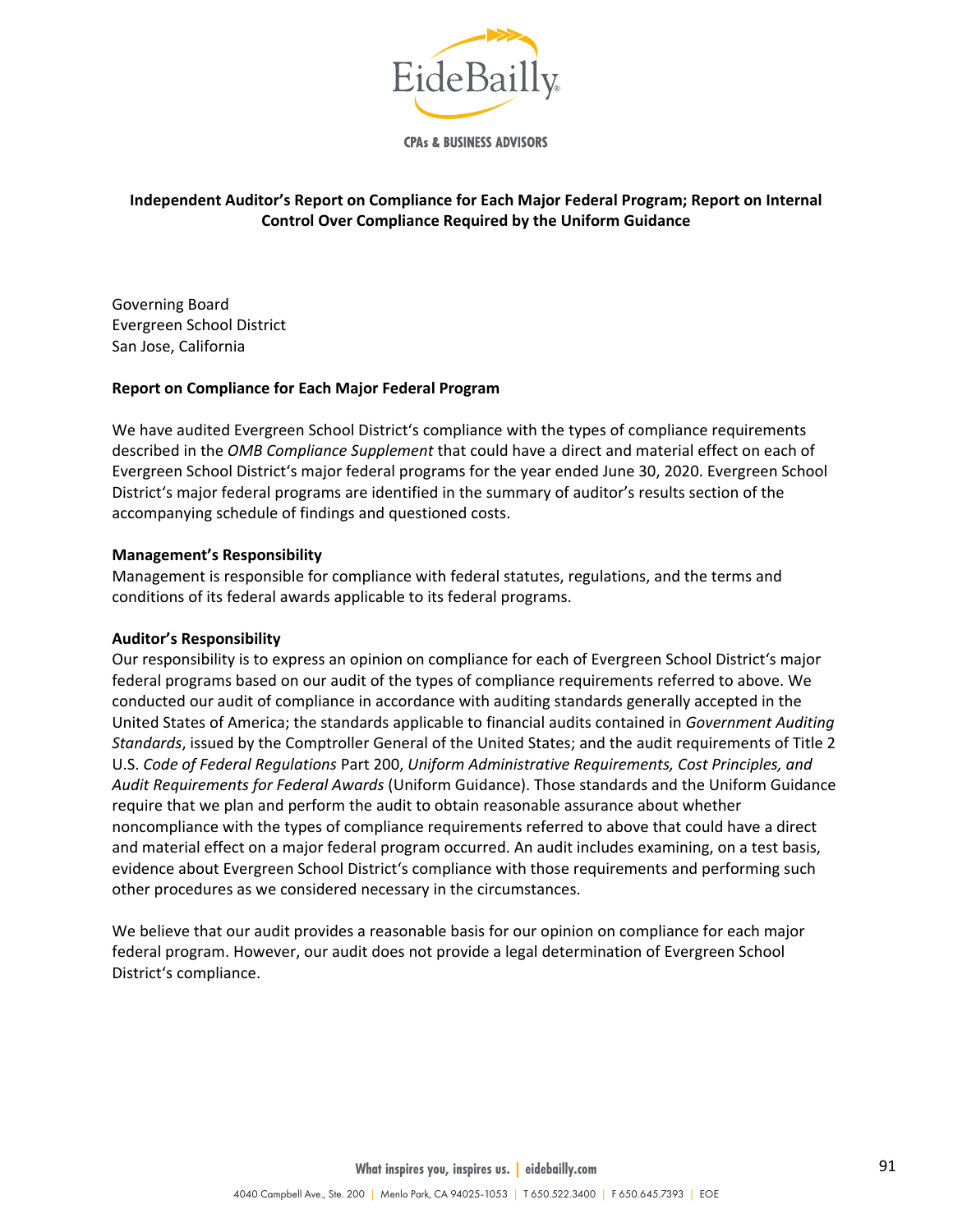## Independent Auditor's Report on Compliance for Each Major Federal Program; Report on Internal Control Over Compliance Required by the Uniform Guidance

Governing Board
Evergreen School District
San Jose, California

### Report on Compliance for Each Major Federal Program

We have audited Evergreen School District's compliance with the types of compliance requirements described in the *OMB Compliance Supplement* that could have a direct and material effect on each of Evergreen School District's major federal programs for the year ended June 30, 2020. Evergreen School District's major federal programs are identified in the summary of auditor's results section of the accompanying schedule of findings and questioned costs.

**Management's Responsibility**
Management is responsible for compliance with federal statutes, regulations, and the terms and conditions of its federal awards applicable to its federal programs.

**Auditor's Responsibility**
Our responsibility is to express an opinion on compliance for each of Evergreen School District's major federal programs based on our audit of the types of compliance requirements referred to above. We conducted our audit of compliance in accordance with auditing standards generally accepted in the United States of America; the standards applicable to financial audits contained in *Government Auditing Standards*, issued by the Comptroller General of the United States; and the audit requirements of Title 2 U.S. *Code of Federal Regulations* Part 200, *Uniform Administrative Requirements, Cost Principles, and Audit Requirements for Federal Awards* (Uniform Guidance). Those standards and the Uniform Guidance require that we plan and perform the audit to obtain reasonable assurance about whether noncompliance with the types of compliance requirements referred to above that could have a direct and material effect on a major federal program occurred. An audit includes examining, on a test basis, evidence about Evergreen School District's compliance with those requirements and performing such other procedures as we considered necessary in the circumstances.

We believe that our audit provides a reasonable basis for our opinion on compliance for each major federal program. However, our audit does not provide a legal determination of Evergreen School District's compliance.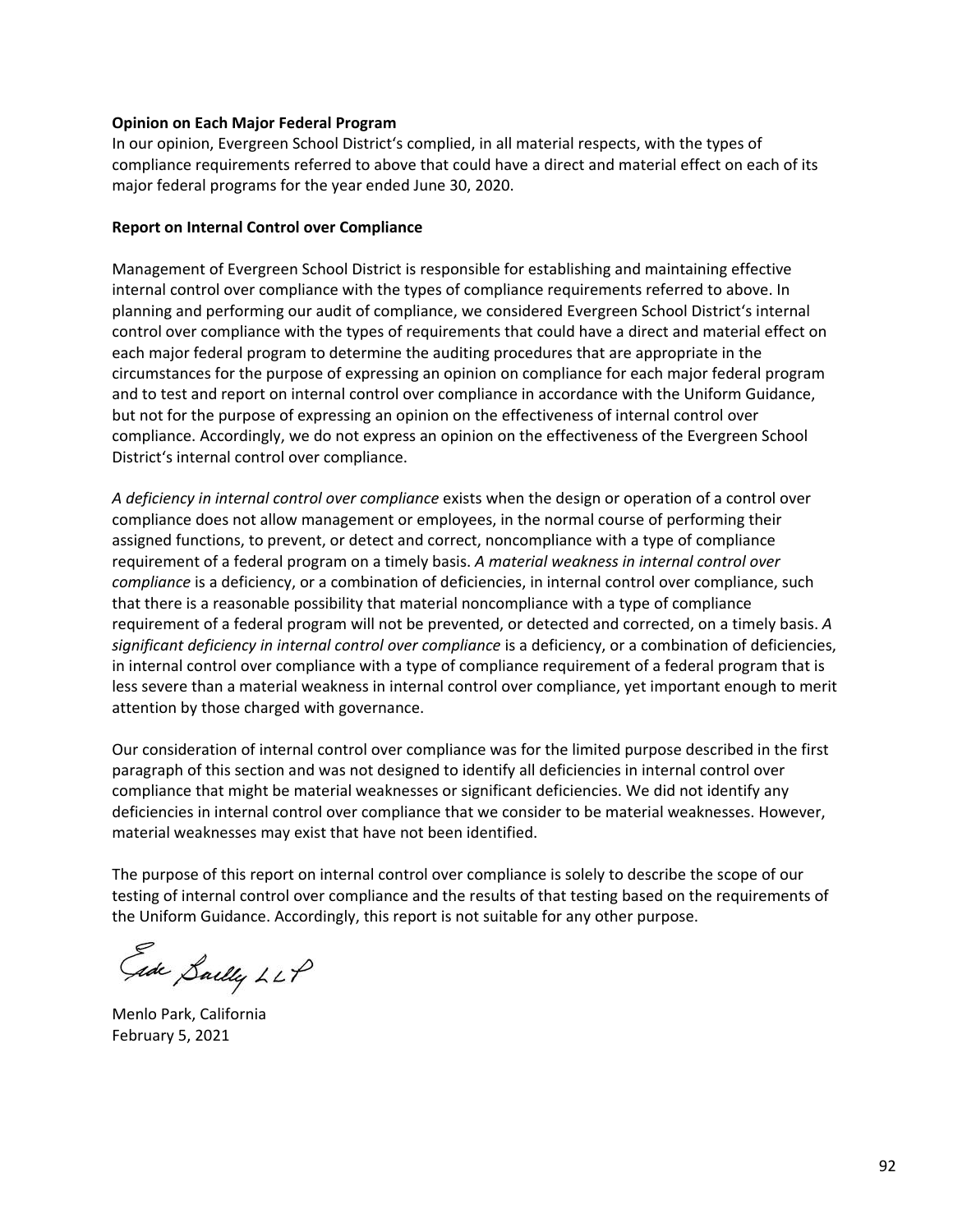**Opinion on Each Major Federal Program**

In our opinion, Evergreen School District's complied, in all material respects, with the types of compliance requirements referred to above that could have a direct and material effect on each of its major federal programs for the year ended June 30, 2020.

**Report on Internal Control over Compliance**

Management of Evergreen School District is responsible for establishing and maintaining effective internal control over compliance with the types of compliance requirements referred to above. In planning and performing our audit of compliance, we considered Evergreen School District's internal control over compliance with the types of requirements that could have a direct and material effect on each major federal program to determine the auditing procedures that are appropriate in the circumstances for the purpose of expressing an opinion on compliance for each major federal program and to test and report on internal control over compliance in accordance with the Uniform Guidance, but not for the purpose of expressing an opinion on the effectiveness of internal control over compliance. Accordingly, we do not express an opinion on the effectiveness of the Evergreen School District's internal control over compliance.

*A deficiency in internal control over compliance* exists when the design or operation of a control over compliance does not allow management or employees, in the normal course of performing their assigned functions, to prevent, or detect and correct, noncompliance with a type of compliance requirement of a federal program on a timely basis. *A material weakness in internal control over compliance* is a deficiency, or a combination of deficiencies, in internal control over compliance, such that there is a reasonable possibility that material noncompliance with a type of compliance requirement of a federal program will not be prevented, or detected and corrected, on a timely basis. *A significant deficiency in internal control over compliance* is a deficiency, or a combination of deficiencies, in internal control over compliance with a type of compliance requirement of a federal program that is less severe than a material weakness in internal control over compliance, yet important enough to merit attention by those charged with governance.

Our consideration of internal control over compliance was for the limited purpose described in the first paragraph of this section and was not designed to identify all deficiencies in internal control over compliance that might be material weaknesses or significant deficiencies. We did not identify any deficiencies in internal control over compliance that we consider to be material weaknesses. However, material weaknesses may exist that have not been identified.

The purpose of this report on internal control over compliance is solely to describe the scope of our testing of internal control over compliance and the results of that testing based on the requirements of the Uniform Guidance. Accordingly, this report is not suitable for any other purpose.

Eide Bailly LLP

Menlo Park, California
February 5, 2021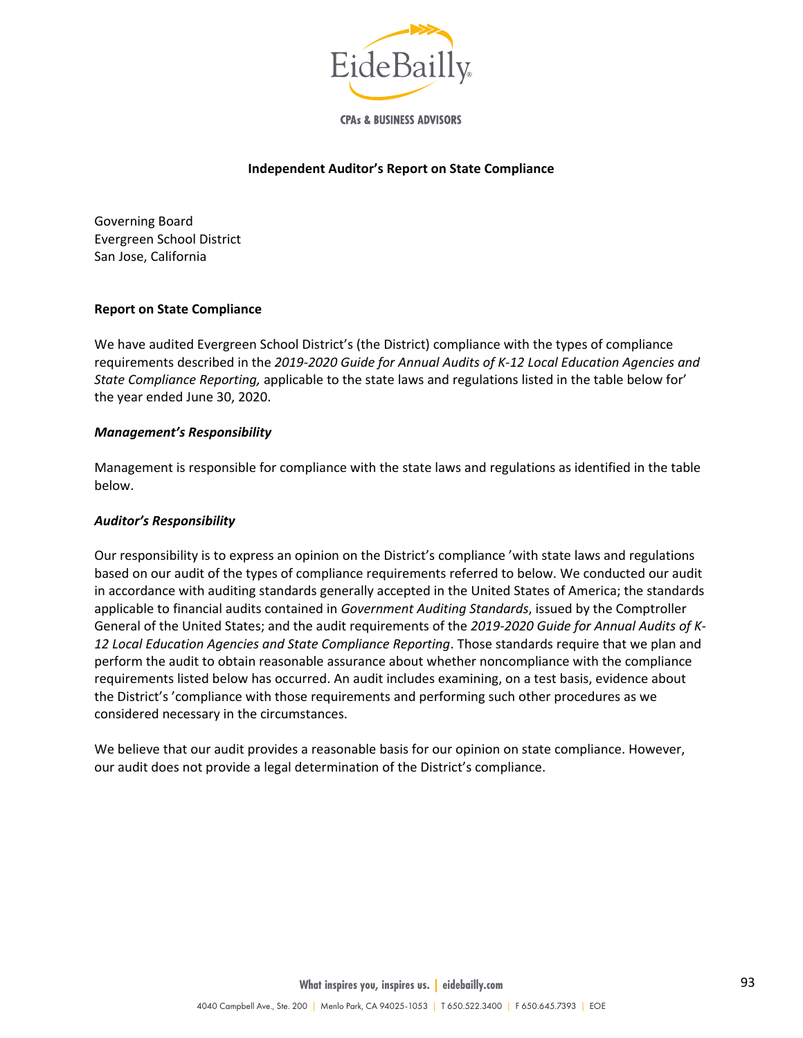**Independent Auditor's Report on State Compliance**

Governing Board
Evergreen School District
San Jose, California

**Report on State Compliance**

We have audited Evergreen School District's (the District) compliance with the types of compliance requirements described in the *2019-2020 Guide for Annual Audits of K-12 Local Education Agencies and State Compliance Reporting,* applicable to the state laws and regulations listed in the table below for' the year ended June 30, 2020.

***Management's Responsibility***

Management is responsible for compliance with the state laws and regulations as identified in the table below.

***Auditor's Responsibility***

Our responsibility is to express an opinion on the District's compliance 'with state laws and regulations based on our audit of the types of compliance requirements referred to below. We conducted our audit in accordance with auditing standards generally accepted in the United States of America; the standards applicable to financial audits contained in *Government Auditing Standards*, issued by the Comptroller General of the United States; and the audit requirements of the *2019-2020 Guide for Annual Audits of K-12 Local Education Agencies and State Compliance Reporting*. Those standards require that we plan and perform the audit to obtain reasonable assurance about whether noncompliance with the compliance requirements listed below has occurred. An audit includes examining, on a test basis, evidence about the District's 'compliance with those requirements and performing such other procedures as we considered necessary in the circumstances.

We believe that our audit provides a reasonable basis for our opinion on state compliance. However, our audit does not provide a legal determination of the District's compliance.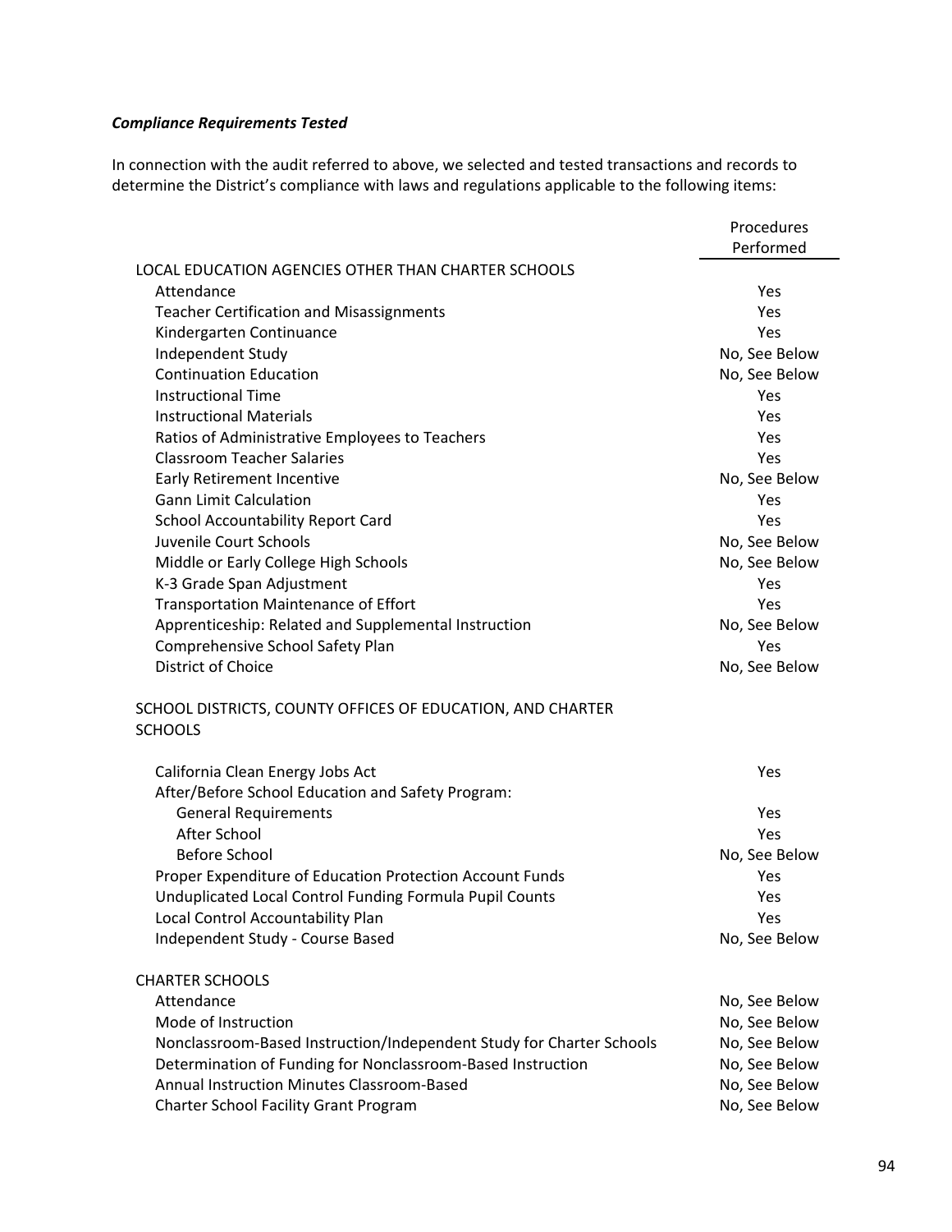***Compliance Requirements Tested***

In connection with the audit referred to above, we selected and tested transactions and records to determine the District's compliance with laws and regulations applicable to the following items:

| | Procedures Performed |
|---|---|
| LOCAL EDUCATION AGENCIES OTHER THAN CHARTER SCHOOLS | |
| Attendance | Yes |
| Teacher Certification and Misassignments | Yes |
| Kindergarten Continuance | Yes |
| Independent Study | No, See Below |
| Continuation Education | No, See Below |
| Instructional Time | Yes |
| Instructional Materials | Yes |
| Ratios of Administrative Employees to Teachers | Yes |
| Classroom Teacher Salaries | Yes |
| Early Retirement Incentive | No, See Below |
| Gann Limit Calculation | Yes |
| School Accountability Report Card | Yes |
| Juvenile Court Schools | No, See Below |
| Middle or Early College High Schools | No, See Below |
| K-3 Grade Span Adjustment | Yes |
| Transportation Maintenance of Effort | Yes |
| Apprenticeship: Related and Supplemental Instruction | No, See Below |
| Comprehensive School Safety Plan | Yes |
| District of Choice | No, See Below |
| SCHOOL DISTRICTS, COUNTY OFFICES OF EDUCATION, AND CHARTER SCHOOLS | |
| California Clean Energy Jobs Act | Yes |
| After/Before School Education and Safety Program: | |
| General Requirements | Yes |
| After School | Yes |
| Before School | No, See Below |
| Proper Expenditure of Education Protection Account Funds | Yes |
| Unduplicated Local Control Funding Formula Pupil Counts | Yes |
| Local Control Accountability Plan | Yes |
| Independent Study - Course Based | No, See Below |
| CHARTER SCHOOLS | |
| Attendance | No, See Below |
| Mode of Instruction | No, See Below |
| Nonclassroom-Based Instruction/Independent Study for Charter Schools | No, See Below |
| Determination of Funding for Nonclassroom-Based Instruction | No, See Below |
| Annual Instruction Minutes Classroom-Based | No, See Below |
| Charter School Facility Grant Program | No, See Below |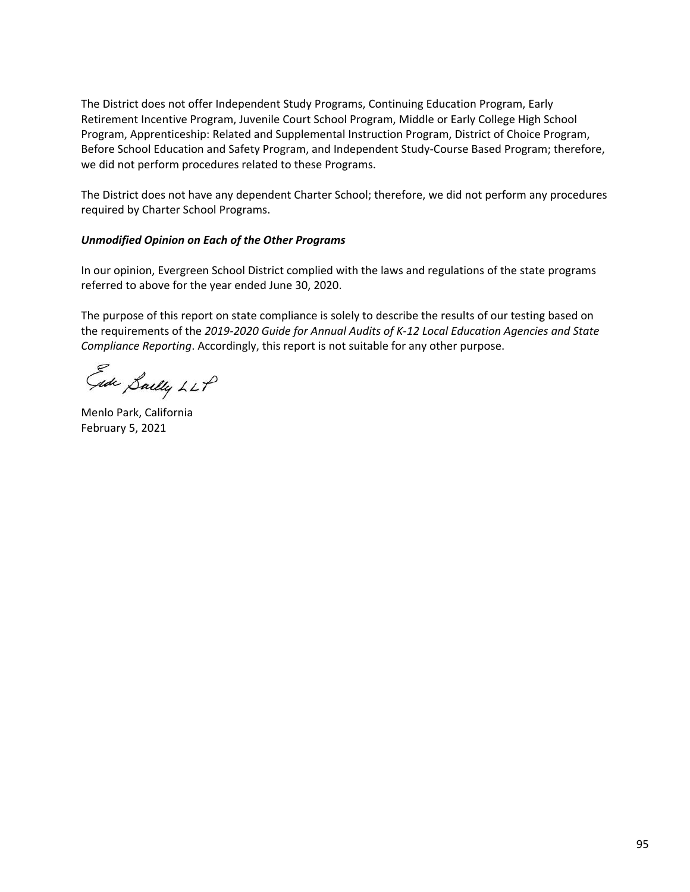The District does not offer Independent Study Programs, Continuing Education Program, Early Retirement Incentive Program, Juvenile Court School Program, Middle or Early College High School Program, Apprenticeship: Related and Supplemental Instruction Program, District of Choice Program, Before School Education and Safety Program, and Independent Study-Course Based Program; therefore, we did not perform procedures related to these Programs.

The District does not have any dependent Charter School; therefore, we did not perform any procedures required by Charter School Programs.

***Unmodified Opinion on Each of the Other Programs***

In our opinion, Evergreen School District complied with the laws and regulations of the state programs referred to above for the year ended June 30, 2020.

The purpose of this report on state compliance is solely to describe the results of our testing based on the requirements of the *2019-2020 Guide for Annual Audits of K-12 Local Education Agencies and State Compliance Reporting*. Accordingly, this report is not suitable for any other purpose.

Eide Bailly LLP

Menlo Park, California
February 5, 2021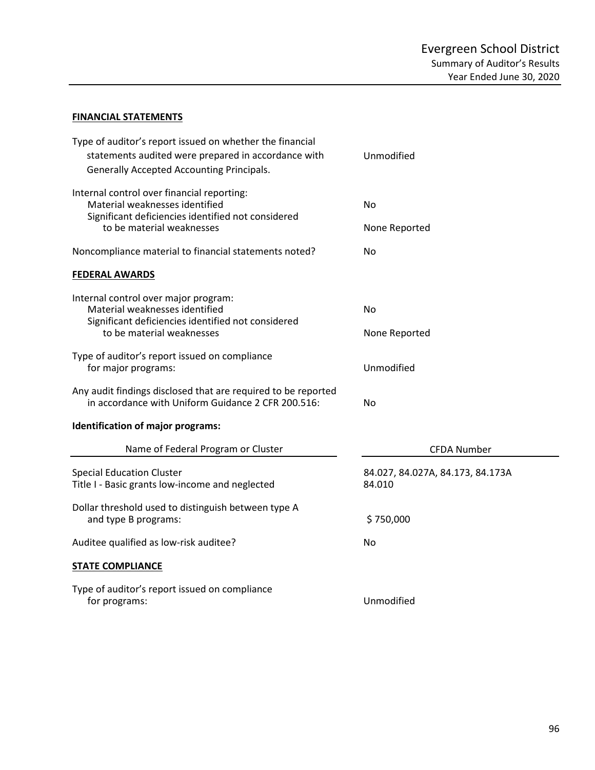# Evergreen School District

## Summary of Auditor's Results

### Year Ended June 30, 2020

**FINANCIAL STATEMENTS**

| | |
|---|---|
| Type of auditor's report issued on whether the financial statements audited were prepared in accordance with Generally Accepted Accounting Principals. | Unmodified |
| Internal control over financial reporting: | |
| Material weaknesses identified | No |
| Significant deficiencies identified not considered to be material weaknesses | None Reported |
| Noncompliance material to financial statements noted? | No |

**FEDERAL AWARDS**

| | |
|---|---|
| Internal control over major program: | |
| Material weaknesses identified | No |
| Significant deficiencies identified not considered to be material weaknesses | None Reported |
| Type of auditor's report issued on compliance for major programs: | Unmodified |
| Any audit findings disclosed that are required to be reported in accordance with Uniform Guidance 2 CFR 200.516: | No |

**Identification of major programs:**

| Name of Federal Program or Cluster | CFDA Number |
|---|---|
| Special Education Cluster | 84.027, 84.027A, 84.173, 84.173A |
| Title I - Basic grants low-income and neglected | 84.010 |

| | |
|---|---|
| Dollar threshold used to distinguish between type A and type B programs: | $ 750,000 |
| Auditee qualified as low-risk auditee? | No |

**STATE COMPLIANCE**

| | |
|---|---|
| Type of auditor's report issued on compliance for programs: | Unmodified |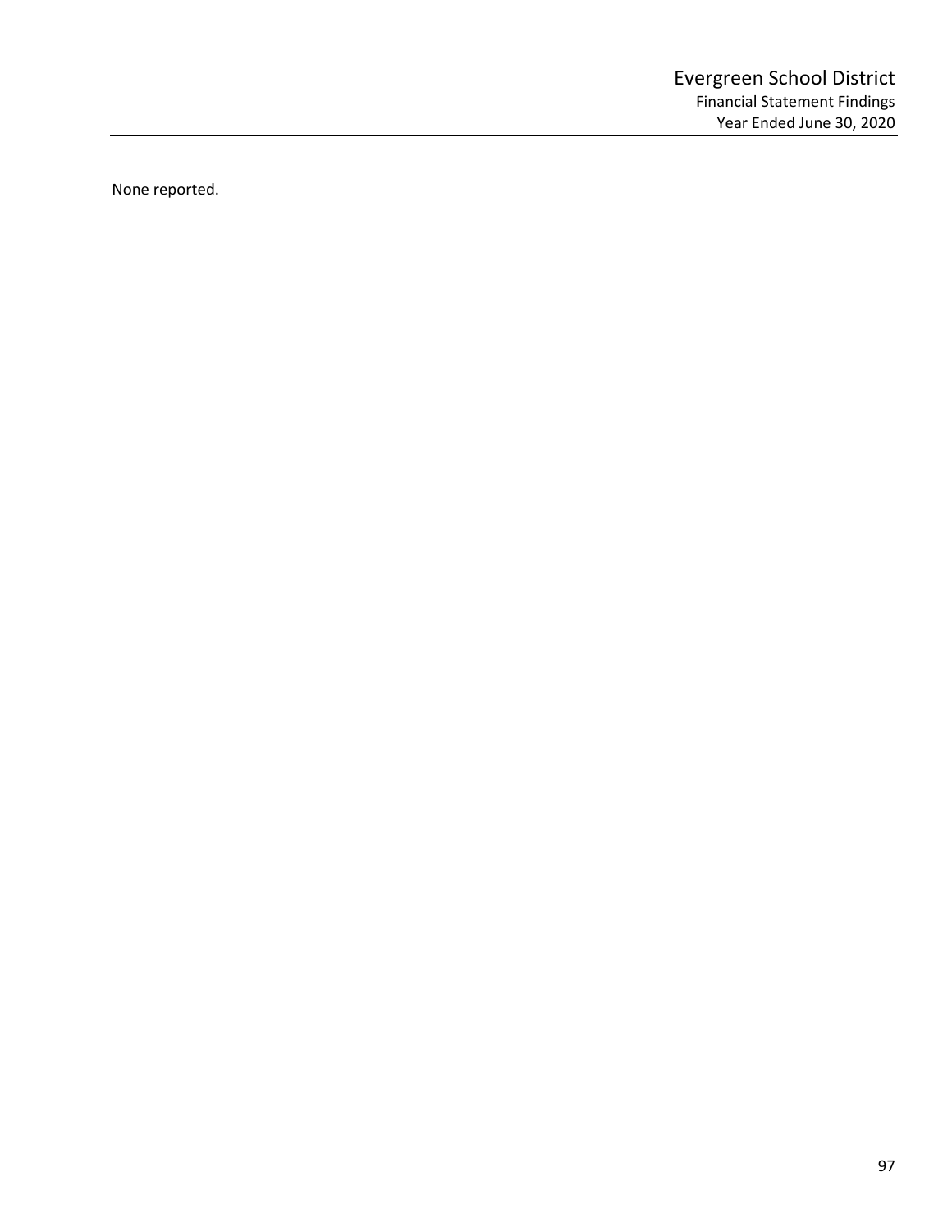None reported.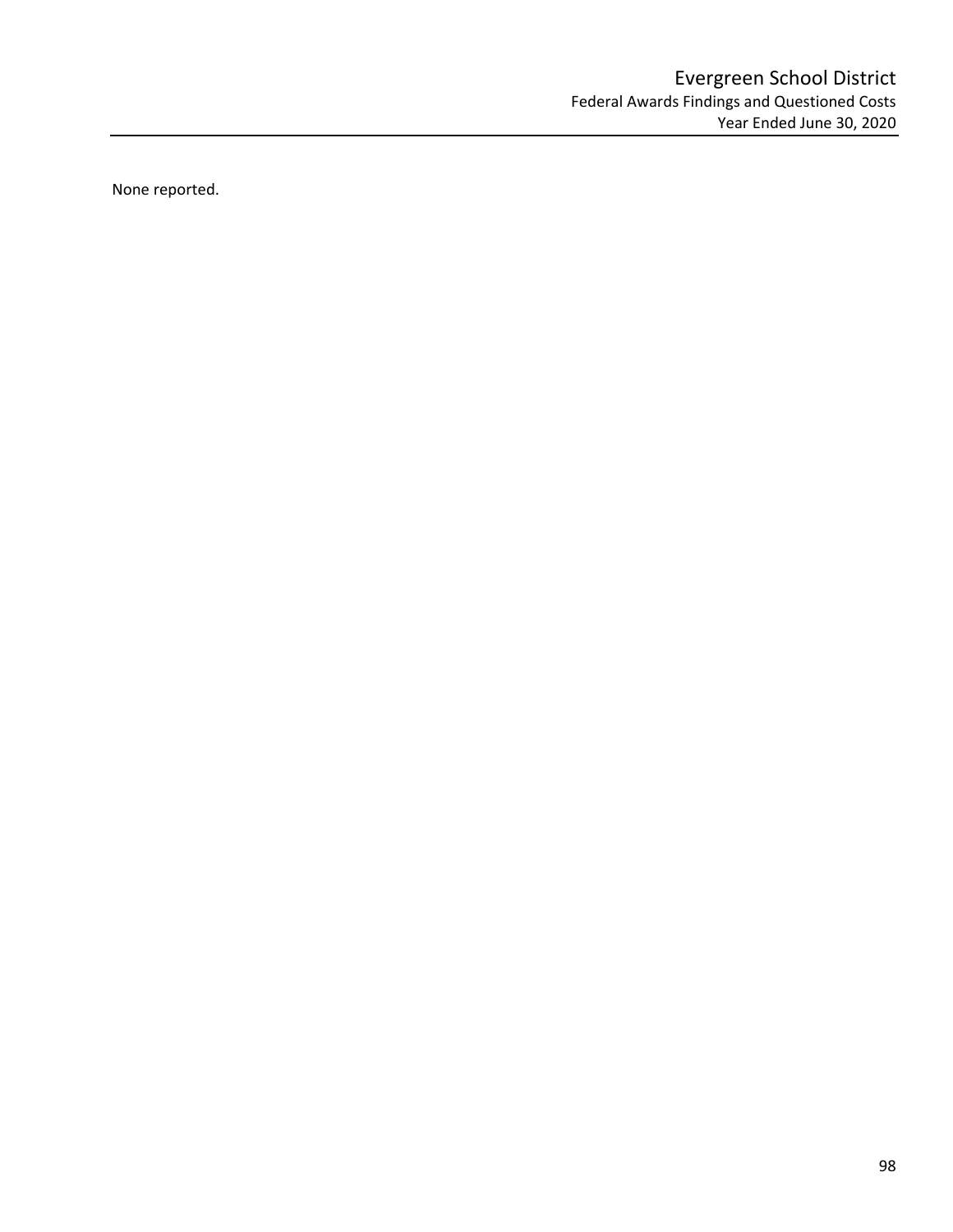# Evergreen School District
## Federal Awards Findings and Questioned Costs
### Year Ended June 30, 2020

None reported.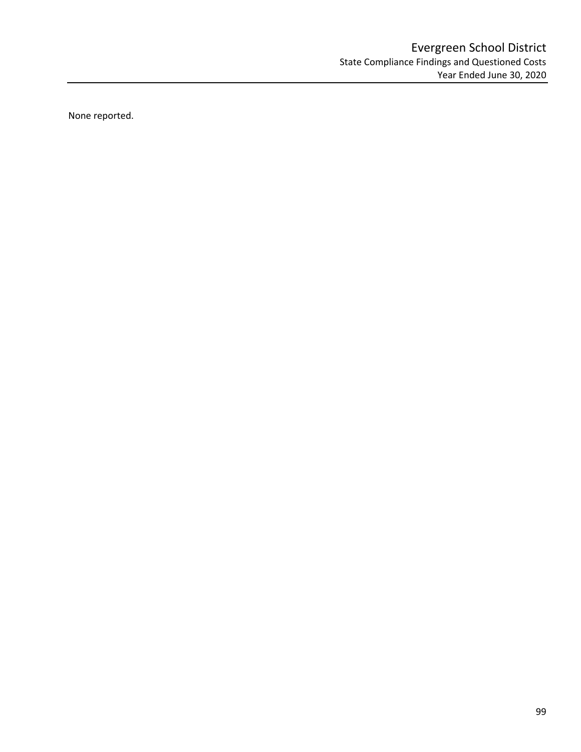# Evergreen School District

## State Compliance Findings and Questioned Costs

### Year Ended June 30, 2020

None reported.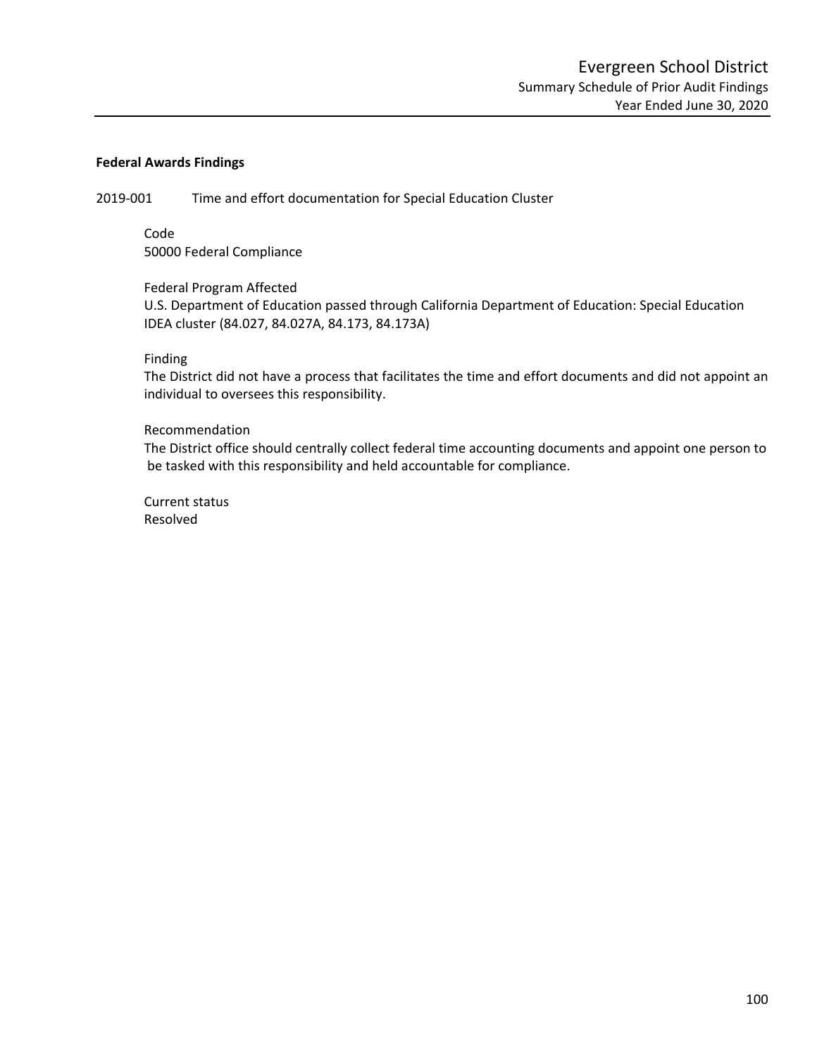**Federal Awards Findings**

2019-001 Time and effort documentation for Special Education Cluster

Code
50000 Federal Compliance

Federal Program Affected
U.S. Department of Education passed through California Department of Education: Special Education IDEA cluster (84.027, 84.027A, 84.173, 84.173A)

Finding
The District did not have a process that facilitates the time and effort documents and did not appoint an individual to oversees this responsibility.

Recommendation
The District office should centrally collect federal time accounting documents and appoint one person to be tasked with this responsibility and held accountable for compliance.

Current status
Resolved